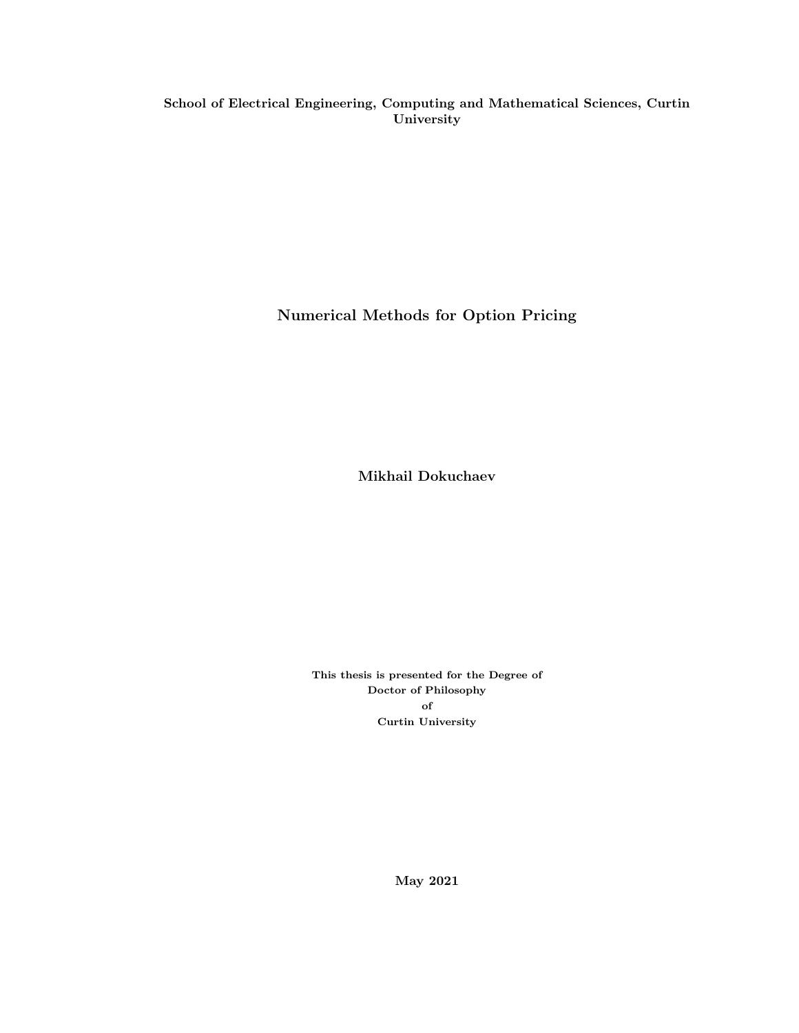**School of Electrical Engineering, Computing and Mathematical Sciences, Curtin University**

# Numerical Methods for Option Pricing

**Mikhail Dokuchaev**

**This thesis is presented for the Degree of**
**Doctor of Philosophy**
**of**
**Curtin University**

**May 2021**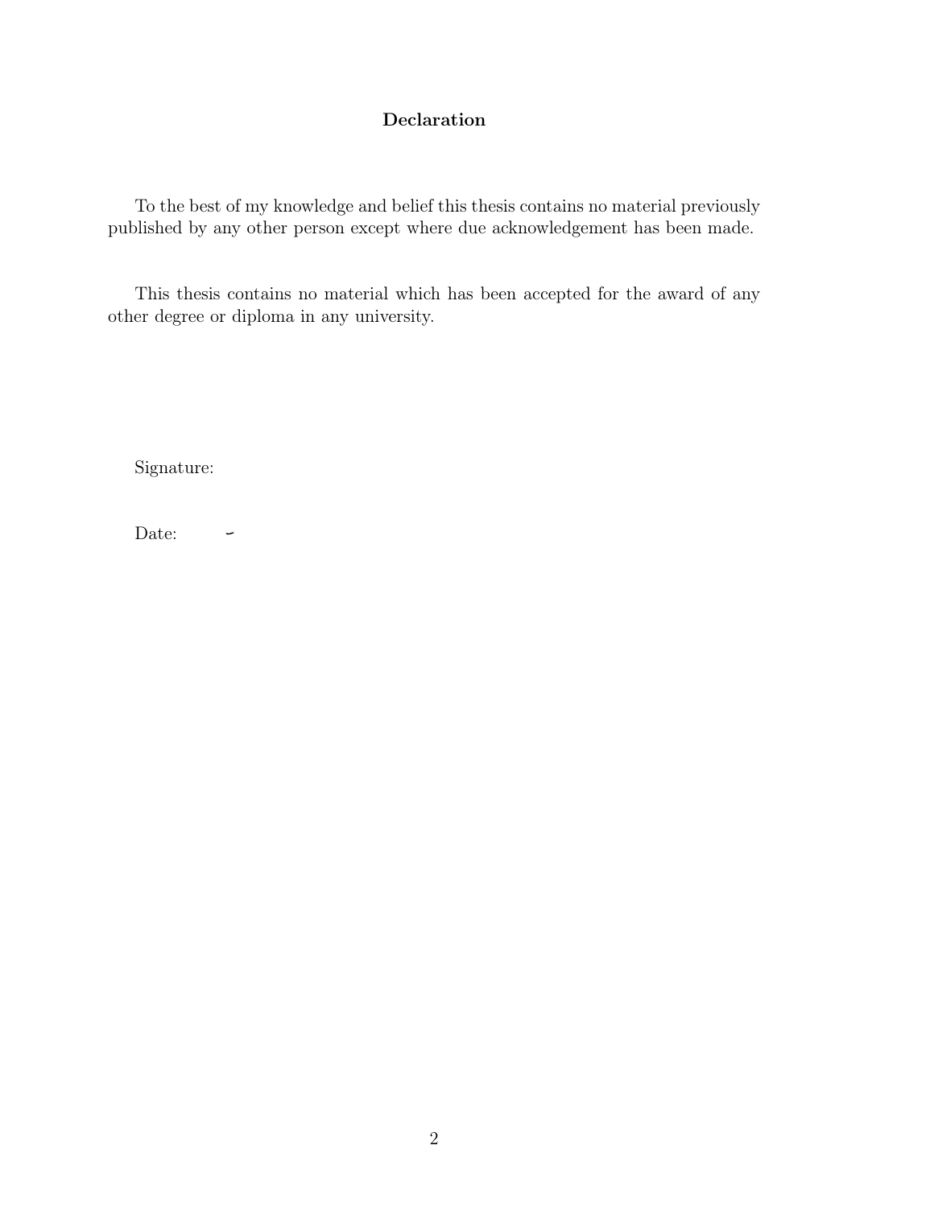# Declaration

To the best of my knowledge and belief this thesis contains no material previously published by any other person except where due acknowledgement has been made.

This thesis contains no material which has been accepted for the award of any other degree or diploma in any university.

Signature:

Date: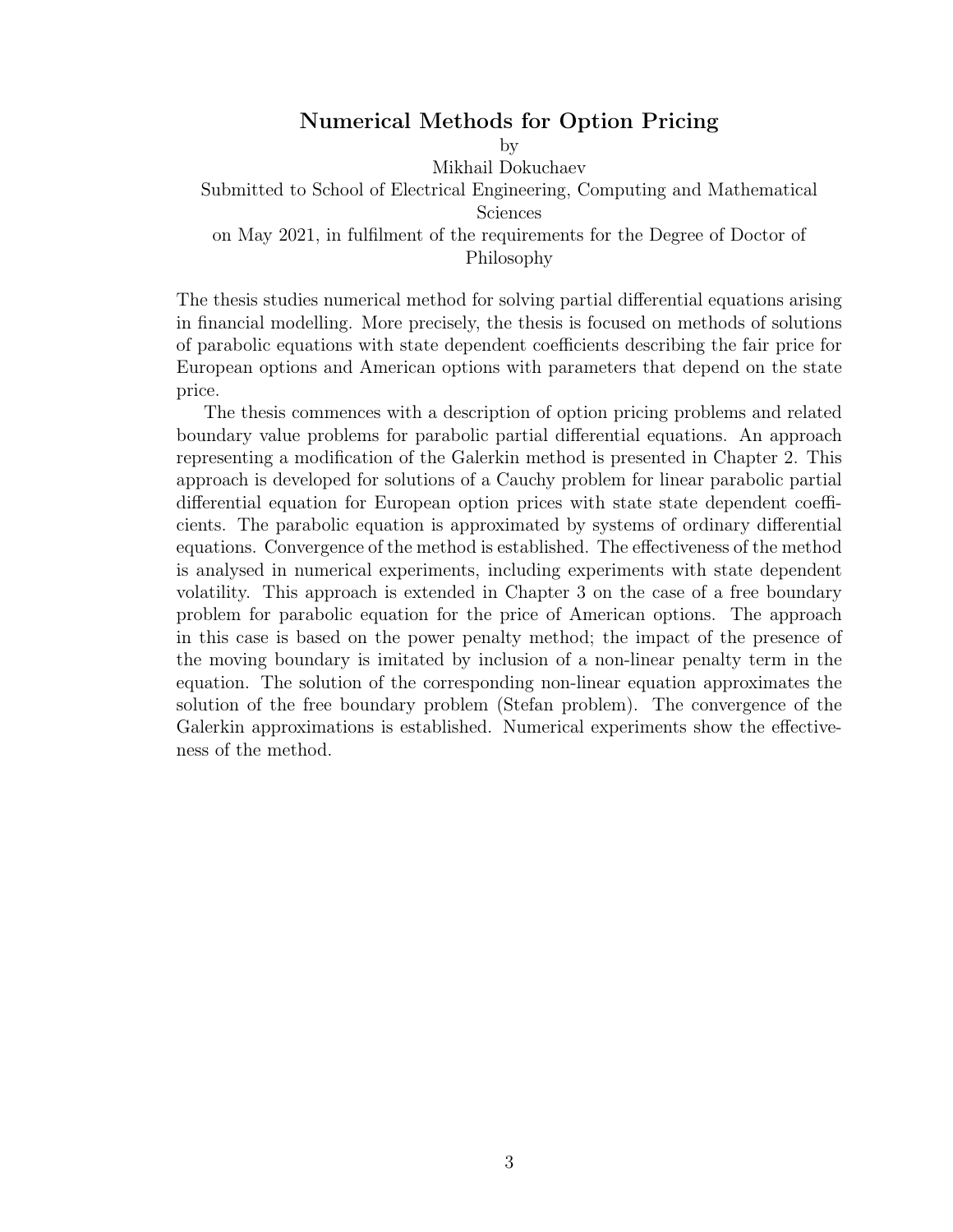## Numerical Methods for Option Pricing

by

Mikhail Dokuchaev

Submitted to School of Electrical Engineering, Computing and Mathematical Sciences

on May 2021, in fulfilment of the requirements for the Degree of Doctor of Philosophy

The thesis studies numerical method for solving partial differential equations arising in financial modelling. More precisely, the thesis is focused on methods of solutions of parabolic equations with state dependent coefficients describing the fair price for European options and American options with parameters that depend on the state price.

The thesis commences with a description of option pricing problems and related boundary value problems for parabolic partial differential equations. An approach representing a modification of the Galerkin method is presented in Chapter 2. This approach is developed for solutions of a Cauchy problem for linear parabolic partial differential equation for European option prices with state state dependent coefficients. The parabolic equation is approximated by systems of ordinary differential equations. Convergence of the method is established. The effectiveness of the method is analysed in numerical experiments, including experiments with state dependent volatility. This approach is extended in Chapter 3 on the case of a free boundary problem for parabolic equation for the price of American options. The approach in this case is based on the power penalty method; the impact of the presence of the moving boundary is imitated by inclusion of a non-linear penalty term in the equation. The solution of the corresponding non-linear equation approximates the solution of the free boundary problem (Stefan problem). The convergence of the Galerkin approximations is established. Numerical experiments show the effectiveness of the method.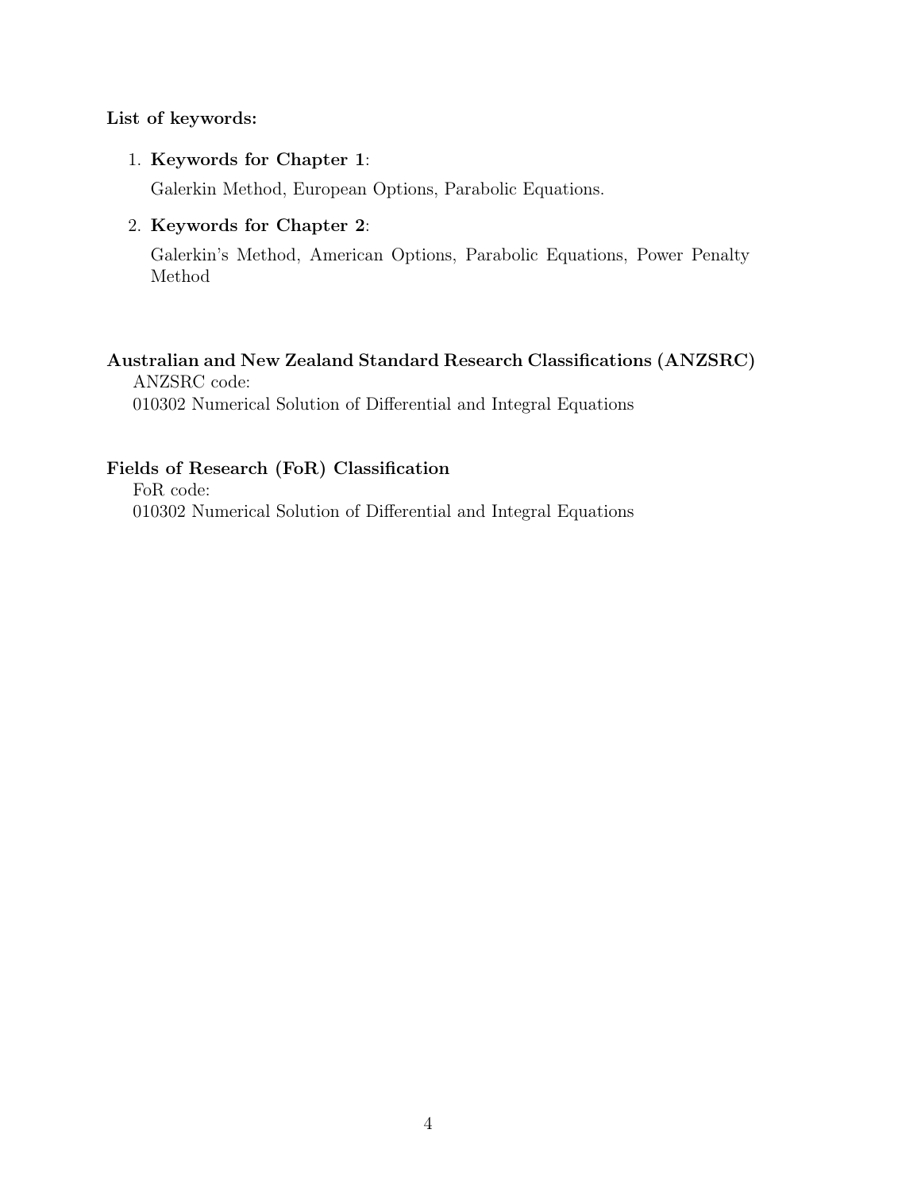**List of keywords:**

1. **Keywords for Chapter 1**:

   Galerkin Method, European Options, Parabolic Equations.

2. **Keywords for Chapter 2**:

   Galerkin's Method, American Options, Parabolic Equations, Power Penalty Method

**Australian and New Zealand Standard Research Classifications (ANZSRC)**

ANZSRC code:
010302 Numerical Solution of Differential and Integral Equations

**Fields of Research (FoR) Classification**

FoR code:
010302 Numerical Solution of Differential and Integral Equations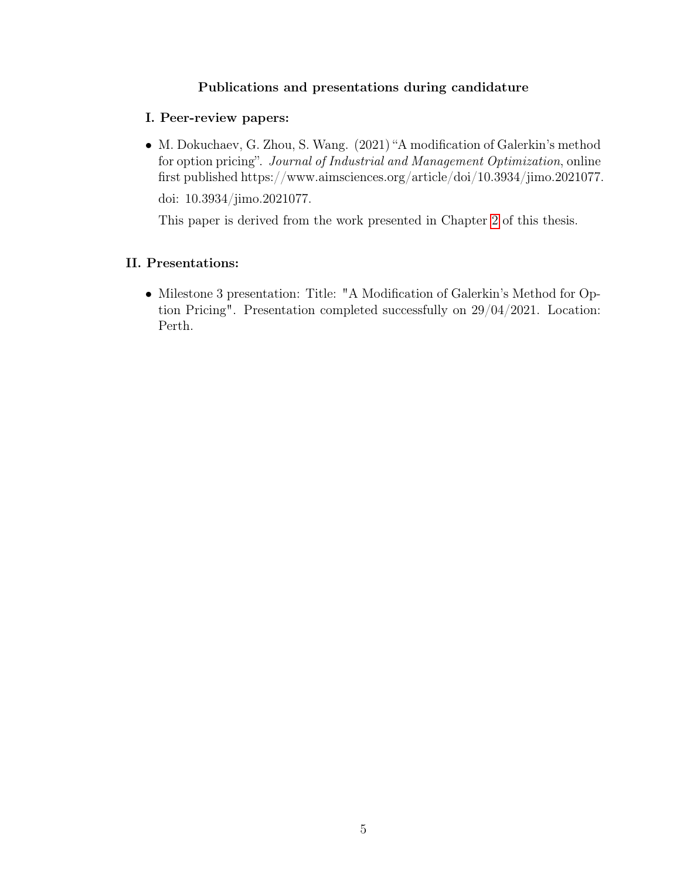**Publications and presentations during candidature**

**I. Peer-review papers:**

- M. Dokuchaev, G. Zhou, S. Wang. (2021) "A modification of Galerkin's method for option pricing". *Journal of Industrial and Management Optimization*, online first published https://www.aimsciences.org/article/doi/10.3934/jimo.2021077.

  doi: 10.3934/jimo.2021077.

  This paper is derived from the work presented in Chapter 2 of this thesis.

**II. Presentations:**

- Milestone 3 presentation: Title: "A Modification of Galerkin's Method for Option Pricing". Presentation completed successfully on 29/04/2021. Location: Perth.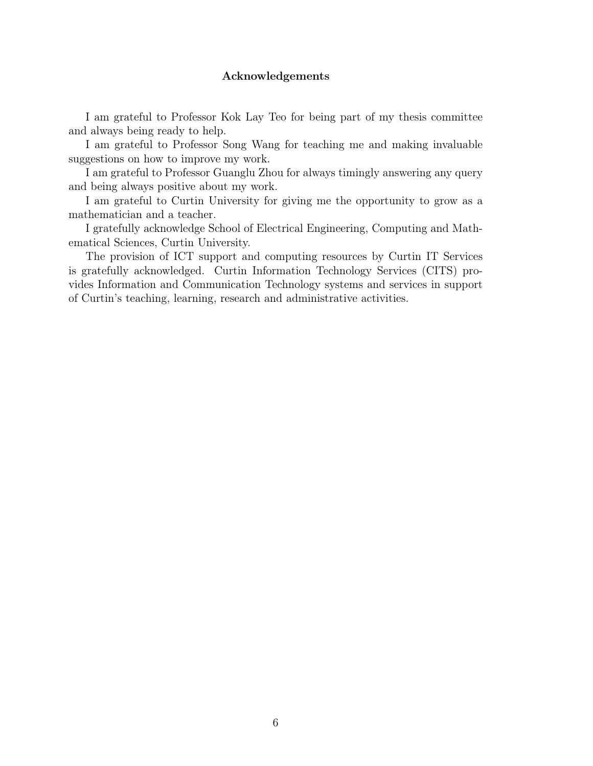# Acknowledgements

I am grateful to Professor Kok Lay Teo for being part of my thesis committee and always being ready to help.

I am grateful to Professor Song Wang for teaching me and making invaluable suggestions on how to improve my work.

I am grateful to Professor Guanglu Zhou for always timingly answering any query and being always positive about my work.

I am grateful to Curtin University for giving me the opportunity to grow as a mathematician and a teacher.

I gratefully acknowledge School of Electrical Engineering, Computing and Mathematical Sciences, Curtin University.

The provision of ICT support and computing resources by Curtin IT Services is gratefully acknowledged. Curtin Information Technology Services (CITS) provides Information and Communication Technology systems and services in support of Curtin's teaching, learning, research and administrative activities.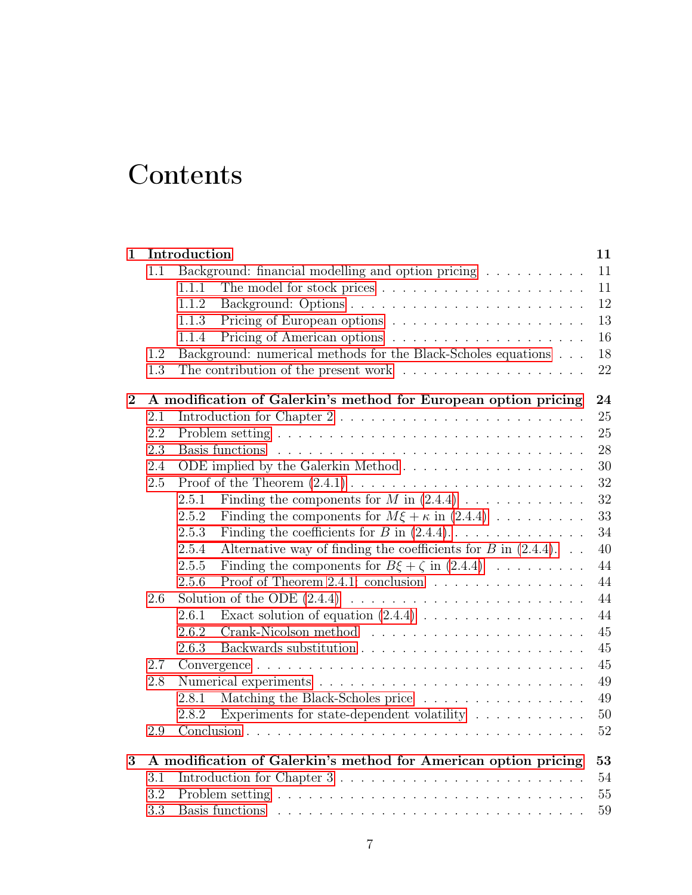# Contents

| | | |
|---|---|---|
| **1** | **Introduction** | **11** |
| 1.1 | Background: financial modelling and option pricing | 11 |
| 1.1.1 | The model for stock prices | 11 |
| 1.1.2 | Background: Options | 12 |
| 1.1.3 | Pricing of European options | 13 |
| 1.1.4 | Pricing of American options | 16 |
| 1.2 | Background: numerical methods for the Black-Scholes equations | 18 |
| 1.3 | The contribution of the present work | 22 |
| **2** | **A modification of Galerkin's method for European option pricing** | **24** |
| 2.1 | Introduction for Chapter 2 | 25 |
| 2.2 | Problem setting | 25 |
| 2.3 | Basis functions | 28 |
| 2.4 | ODE implied by the Galerkin Method | 30 |
| 2.5 | Proof of the Theorem (2.4.1) | 32 |
| 2.5.1 | Finding the components for $M$ in (2.4.4) | 32 |
| 2.5.2 | Finding the components for $M\xi + \kappa$ in (2.4.4) | 33 |
| 2.5.3 | Finding the coefficients for $B$ in (2.4.4). | 34 |
| 2.5.4 | Alternative way of finding the coefficients for $B$ in (2.4.4). | 40 |
| 2.5.5 | Finding the components for $B\xi + \zeta$ in (2.4.4) | 44 |
| 2.5.6 | Proof of Theorem 2.4.1: conclusion | 44 |
| 2.6 | Solution of the ODE (2.4.4) | 44 |
| 2.6.1 | Exact solution of equation (2.4.4) | 44 |
| 2.6.2 | Crank-Nicolson method | 45 |
| 2.6.3 | Backwards substitution | 45 |
| 2.7 | Convergence | 45 |
| 2.8 | Numerical experiments | 49 |
| 2.8.1 | Matching the Black-Scholes price | 49 |
| 2.8.2 | Experiments for state-dependent volatility | 50 |
| 2.9 | Conclusion | 52 |
| **3** | **A modification of Galerkin's method for American option pricing** | **53** |
| 3.1 | Introduction for Chapter 3 | 54 |
| 3.2 | Problem setting | 55 |
| 3.3 | Basis functions | 59 |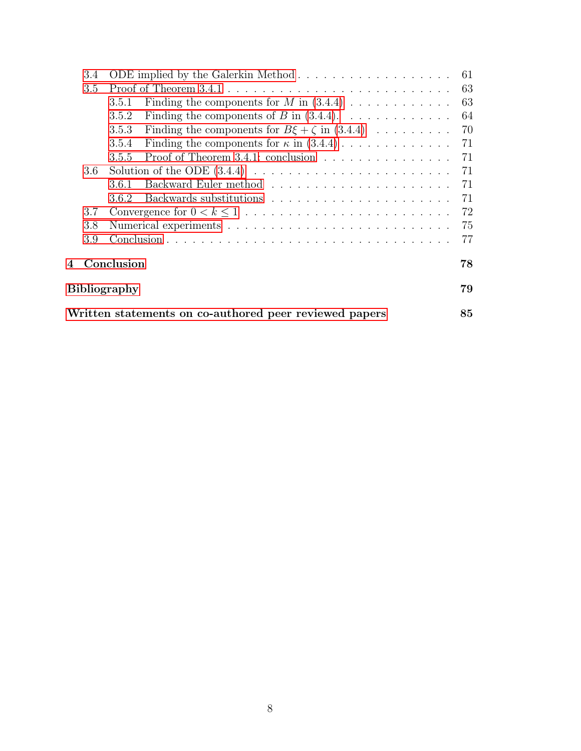- 3.4 ODE implied by the Galerkin Method . . . . . 61
- 3.5 Proof of Theorem 3.4.1 . . . . . 63
  - 3.5.1 Finding the components for $M$ in (3.4.4) . . . . . 63
  - 3.5.2 Finding the components of $B$ in (3.4.4). . . . . 64
  - 3.5.3 Finding the components for $B\xi + \zeta$ in (3.4.4) . . . . . 70
  - 3.5.4 Finding the components for $\kappa$ in (3.4.4) . . . . . 71
  - 3.5.5 Proof of Theorem 3.4.1: conclusion . . . . . 71
- 3.6 Solution of the ODE (3.4.4) . . . . . 71
  - 3.6.1 Backward Euler method . . . . . 71
  - 3.6.2 Backwards substitutions . . . . . 71
- 3.7 Convergence for $0 < k \leq 1$ . . . . . 72
- 3.8 Numerical experiments . . . . . 75
- 3.9 Conclusion . . . . . 77

**4 Conclusion** **78**

**Bibliography** **79**

**Written statements on co-authored peer reviewed papers** **85**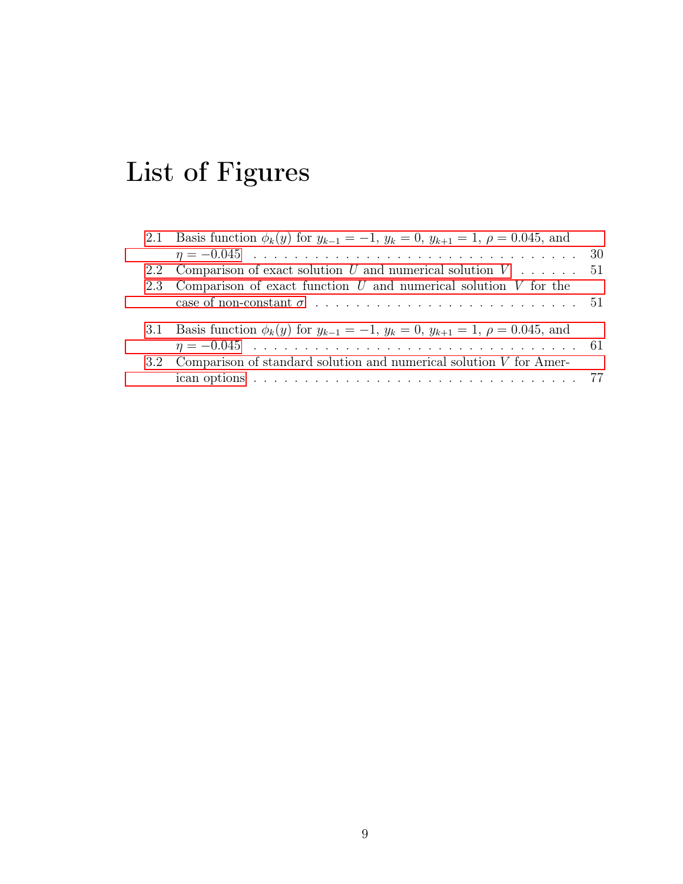# List of Figures

- 2.1 Basis function $\phi_k(y)$ for $y_{k-1} = -1$, $y_k = 0$, $y_{k+1} = 1$, $\rho = 0.045$, and $\eta = -0.045$ . . . . . 30
- 2.2 Comparison of exact solution $U$ and numerical solution $V$ . . . . . 51
- 2.3 Comparison of exact function $U$ and numerical solution $V$ for the case of non-constant $\sigma$ . . . . . 51

- 3.1 Basis function $\phi_k(y)$ for $y_{k-1} = -1$, $y_k = 0$, $y_{k+1} = 1$, $\rho = 0.045$, and $\eta = -0.045$ . . . . . 61
- 3.2 Comparison of standard solution and numerical solution $V$ for American options . . . . . 77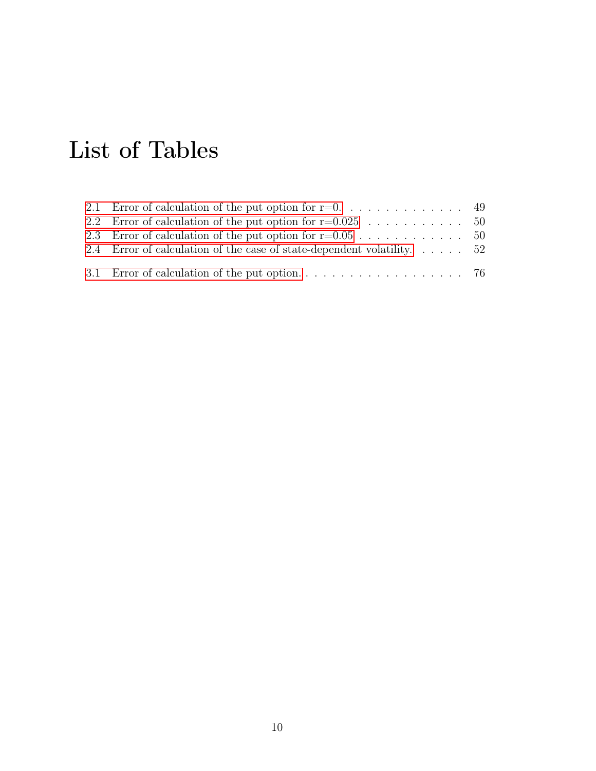# List of Tables

2.1 Error of calculation of the put option for r=0. . . . . . . . . . . . . . . 49
2.2 Error of calculation of the put option for r=0.025 . . . . . . . . . . . . 50
2.3 Error of calculation of the put option for r=0.05 . . . . . . . . . . . . . 50
2.4 Error of calculation of the case of state-dependent volatility. . . . . . . 52

3.1 Error of calculation of the put option. . . . . . . . . . . . . . . . . . . . 76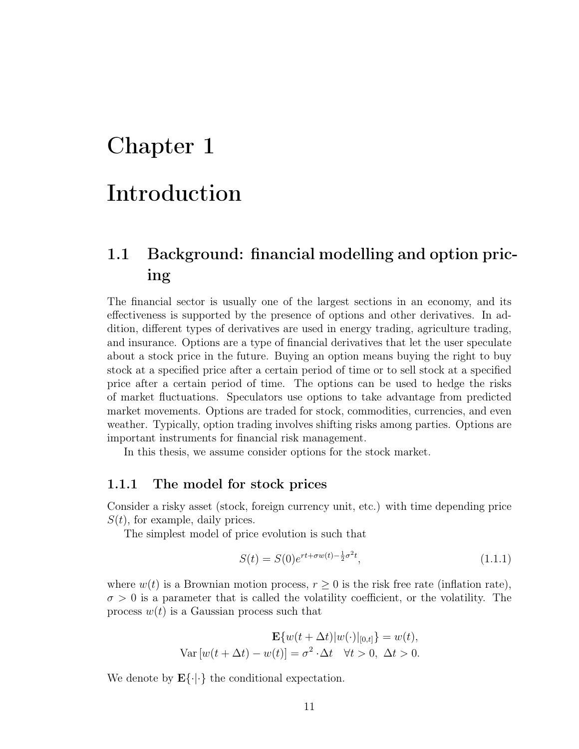# Chapter 1

# Introduction

## 1.1 Background: financial modelling and option pricing

The financial sector is usually one of the largest sections in an economy, and its effectiveness is supported by the presence of options and other derivatives. In addition, different types of derivatives are used in energy trading, agriculture trading, and insurance. Options are a type of financial derivatives that let the user speculate about a stock price in the future. Buying an option means buying the right to buy stock at a specified price after a certain period of time or to sell stock at a specified price after a certain period of time. The options can be used to hedge the risks of market fluctuations. Speculators use options to take advantage from predicted market movements. Options are traded for stock, commodities, currencies, and even weather. Typically, option trading involves shifting risks among parties. Options are important instruments for financial risk management.

In this thesis, we assume consider options for the stock market.

### 1.1.1 The model for stock prices

Consider a risky asset (stock, foreign currency unit, etc.) with time depending price $S(t)$, for example, daily prices.

The simplest model of price evolution is such that

$$S(t) = S(0)e^{rt+\sigma w(t)-\frac{1}{2}\sigma^2 t}, \tag{1.1.1}$$

where $w(t)$ is a Brownian motion process, $r \geq 0$ is the risk free rate (inflation rate), $\sigma > 0$ is a parameter that is called the volatility coefficient, or the volatility. The process $w(t)$ is a Gaussian process such that

$$\mathbf{E}\{w(t+\Delta t)|w(\cdot)|_{[0,t]}\} = w(t),$$
$$\text{Var}\left[w(t+\Delta t) - w(t)\right] = \sigma^2 \cdot \Delta t \quad \forall t > 0,\ \Delta t > 0.$$

We denote by $\mathbf{E}\{\cdot|\cdot\}$ the conditional expectation.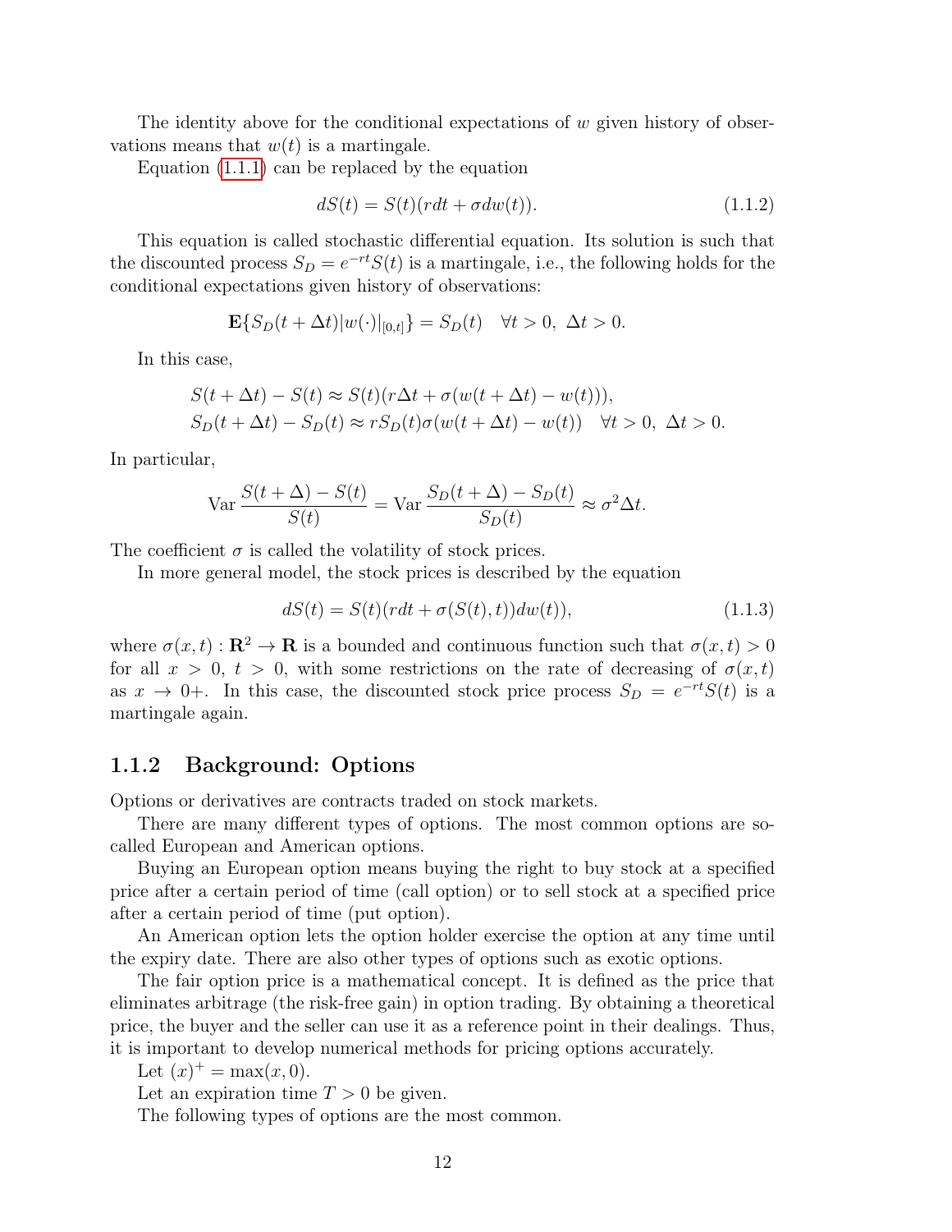The identity above for the conditional expectations of $w$ given history of observations means that $w(t)$ is a martingale.

Equation (1.1.1) can be replaced by the equation

$$dS(t) = S(t)(rdt + \sigma dw(t)). \tag{1.1.2}$$

This equation is called stochastic differential equation. Its solution is such that the discounted process $S_D = e^{-rt}S(t)$ is a martingale, i.e., the following holds for the conditional expectations given history of observations:

$$\mathbf{E}\{S_D(t+\Delta t)|w(\cdot)|_{[0,t]}\} = S_D(t) \quad \forall t > 0,\ \Delta t > 0.$$

In this case,

$$\begin{aligned}
&S(t+\Delta t) - S(t) \approx S(t)(r\Delta t + \sigma(w(t+\Delta t) - w(t))),\\
&S_D(t+\Delta t) - S_D(t) \approx rS_D(t)\sigma(w(t+\Delta t) - w(t)) \quad \forall t > 0,\ \Delta t > 0.
\end{aligned}$$

In particular,

$$\operatorname{Var}\frac{S(t+\Delta) - S(t)}{S(t)} = \operatorname{Var}\frac{S_D(t+\Delta) - S_D(t)}{S_D(t)} \approx \sigma^2 \Delta t.$$

The coefficient $\sigma$ is called the volatility of stock prices.

In more general model, the stock prices is described by the equation

$$dS(t) = S(t)(rdt + \sigma(S(t),t))dw(t)), \tag{1.1.3}$$

where $\sigma(x,t) : \mathbf{R}^2 \to \mathbf{R}$ is a bounded and continuous function such that $\sigma(x,t) > 0$ for all $x > 0$, $t > 0$, with some restrictions on the rate of decreasing of $\sigma(x,t)$ as $x \to 0+$. In this case, the discounted stock price process $S_D = e^{-rt}S(t)$ is a martingale again.

### 1.1.2 Background: Options

Options or derivatives are contracts traded on stock markets.

There are many different types of options. The most common options are so-called European and American options.

Buying an European option means buying the right to buy stock at a specified price after a certain period of time (call option) or to sell stock at a specified price after a certain period of time (put option).

An American option lets the option holder exercise the option at any time until the expiry date. There are also other types of options such as exotic options.

The fair option price is a mathematical concept. It is defined as the price that eliminates arbitrage (the risk-free gain) in option trading. By obtaining a theoretical price, the buyer and the seller can use it as a reference point in their dealings. Thus, it is important to develop numerical methods for pricing options accurately.

Let $(x)^+ = \max(x, 0)$.

Let an expiration time $T > 0$ be given.

The following types of options are the most common.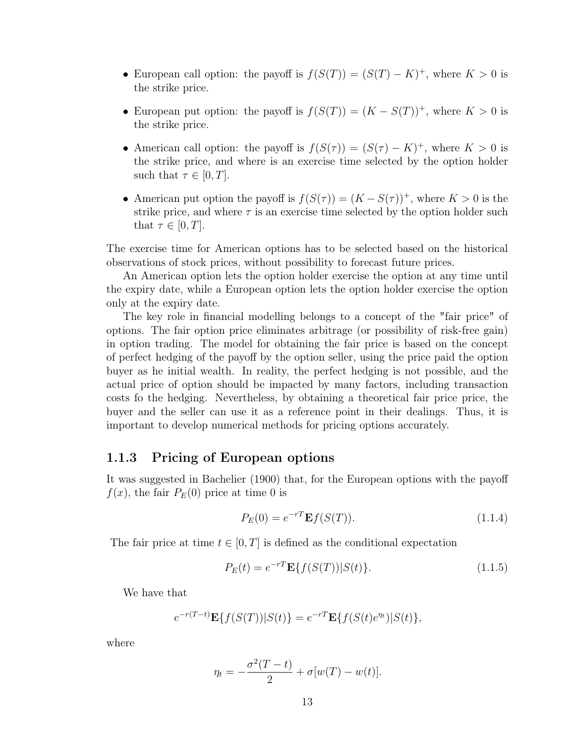- European call option: the payoff is $f(S(T)) = (S(T) - K)^+$, where $K > 0$ is the strike price.
- European put option: the payoff is $f(S(T)) = (K - S(T))^+$, where $K > 0$ is the strike price.
- American call option: the payoff is $f(S(\tau)) = (S(\tau) - K)^+$, where $K > 0$ is the strike price, and where is an exercise time selected by the option holder such that $\tau \in [0, T]$.
- American put option the payoff is $f(S(\tau)) = (K - S(\tau))^+$, where $K > 0$ is the strike price, and where $\tau$ is an exercise time selected by the option holder such that $\tau \in [0, T]$.

The exercise time for American options has to be selected based on the historical observations of stock prices, without possibility to forecast future prices.

An American option lets the option holder exercise the option at any time until the expiry date, while a European option lets the option holder exercise the option only at the expiry date.

The key role in financial modelling belongs to a concept of the "fair price" of options. The fair option price eliminates arbitrage (or possibility of risk-free gain) in option trading. The model for obtaining the fair price is based on the concept of perfect hedging of the payoff by the option seller, using the price paid the option buyer as he initial wealth. In reality, the perfect hedging is not possible, and the actual price of option should be impacted by many factors, including transaction costs fo the hedging. Nevertheless, by obtaining a theoretical fair price price, the buyer and the seller can use it as a reference point in their dealings. Thus, it is important to develop numerical methods for pricing options accurately.

### 1.1.3 Pricing of European options

It was suggested in Bachelier (1900) that, for the European options with the payoff $f(x)$, the fair $P_E(0)$ price at time 0 is

$$P_E(0) = e^{-rT}\mathbf{E}f(S(T)). \tag{1.1.4}$$

The fair price at time $t \in [0, T]$ is defined as the conditional expectation

$$P_E(t) = e^{-rT}\mathbf{E}\{f(S(T))|S(t)\}. \tag{1.1.5}$$

We have that

$$e^{-r(T-t)}\mathbf{E}\{f(S(T))|S(t)\} = e^{-rT}\mathbf{E}\{f(S(t)e^{\eta_t})|S(t)\},$$

where

$$\eta_t = -\frac{\sigma^2(T-t)}{2} + \sigma[w(T) - w(t)].$$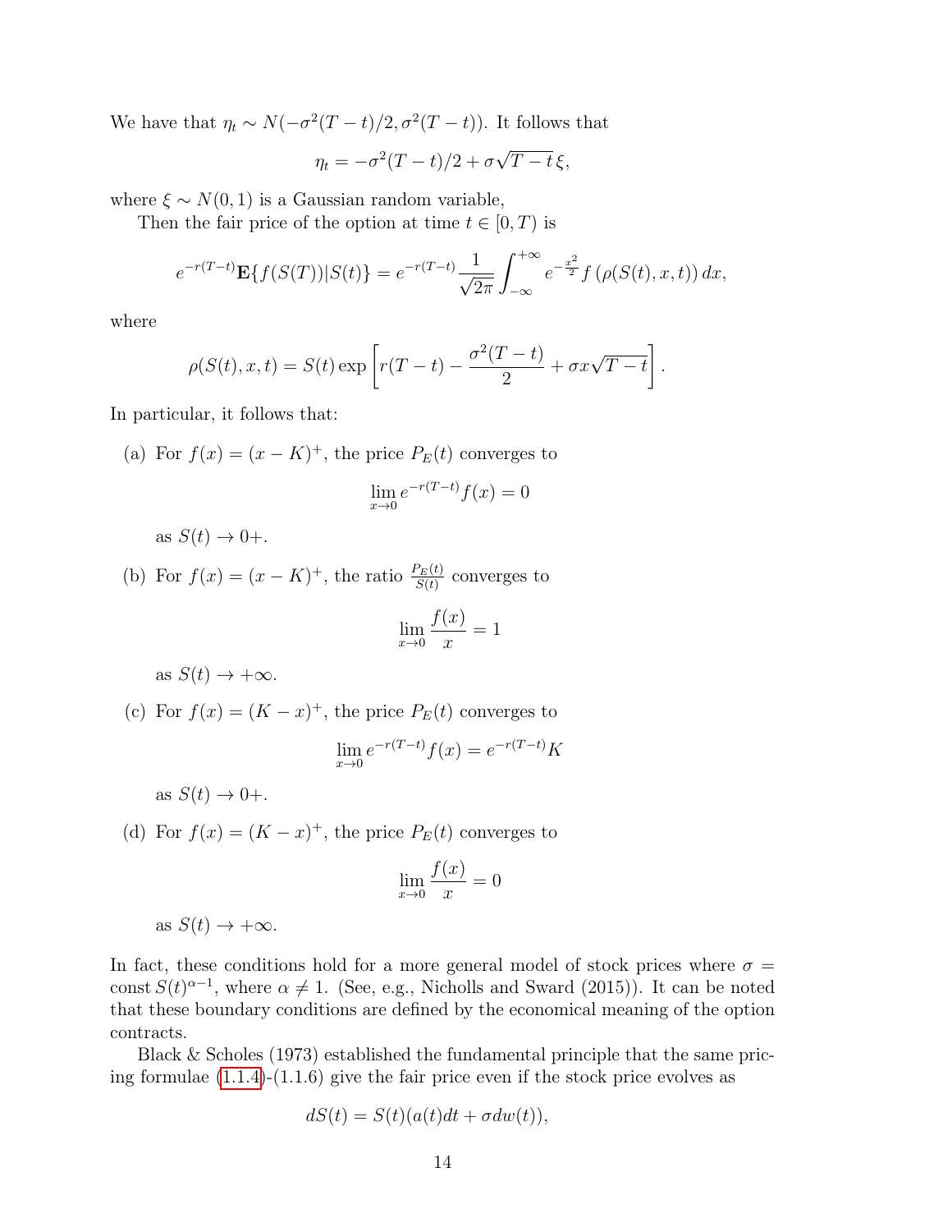We have that $\eta_t \sim N(-\sigma^2(T-t)/2, \sigma^2(T-t))$. It follows that

$$\eta_t = -\sigma^2(T-t)/2 + \sigma\sqrt{T-t}\,\xi,$$

where $\xi \sim N(0,1)$ is a Gaussian random variable,

Then the fair price of the option at time $t \in [0,T)$ is

$$e^{-r(T-t)}\mathbf{E}\{f(S(T))|S(t)\} = e^{-r(T-t)}\frac{1}{\sqrt{2\pi}}\int_{-\infty}^{+\infty} e^{-\frac{x^2}{2}} f\left(\rho(S(t),x,t)\right)dx,$$

where

$$\rho(S(t),x,t) = S(t)\exp\left[r(T-t) - \frac{\sigma^2(T-t)}{2} + \sigma x\sqrt{T-t}\right].$$

In particular, it follows that:

(a) For $f(x) = (x-K)^+$, the price $P_E(t)$ converges to

$$\lim_{x\to 0} e^{-r(T-t)}f(x) = 0$$

as $S(t) \to 0+$.

(b) For $f(x) = (x-K)^+$, the ratio $\frac{P_E(t)}{S(t)}$ converges to

$$\lim_{x\to 0}\frac{f(x)}{x} = 1$$

as $S(t) \to +\infty$.

(c) For $f(x) = (K-x)^+$, the price $P_E(t)$ converges to

$$\lim_{x\to 0} e^{-r(T-t)}f(x) = e^{-r(T-t)}K$$

as $S(t) \to 0+$.

(d) For $f(x) = (K-x)^+$, the price $P_E(t)$ converges to

$$\lim_{x\to 0}\frac{f(x)}{x} = 0$$

as $S(t) \to +\infty$.

In fact, these conditions hold for a more general model of stock prices where $\sigma = \text{const}\, S(t)^{\alpha-1}$, where $\alpha \neq 1$. (See, e.g., Nicholls and Sward (2015)). It can be noted that these boundary conditions are defined by the economical meaning of the option contracts.

Black & Scholes (1973) established the fundamental principle that the same pricing formulae (1.1.4)-(1.1.6) give the fair price even if the stock price evolves as

$$dS(t) = S(t)(a(t)dt + \sigma dw(t)),$$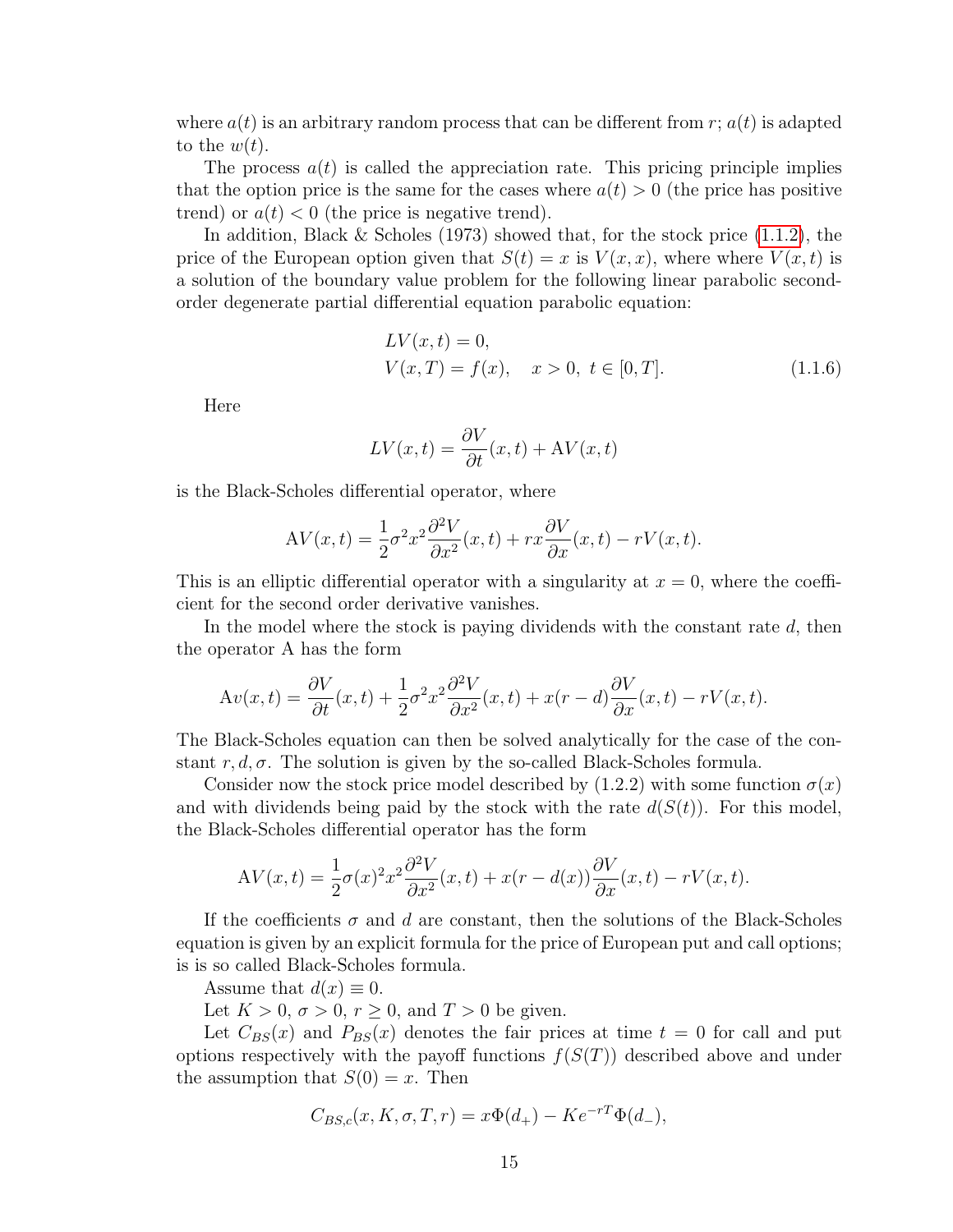where $a(t)$ is an arbitrary random process that can be different from $r$; $a(t)$ is adapted to the $w(t)$.

The process $a(t)$ is called the appreciation rate. This pricing principle implies that the option price is the same for the cases where $a(t) > 0$ (the price has positive trend) or $a(t) < 0$ (the price is negative trend).

In addition, Black & Scholes (1973) showed that, for the stock price (1.1.2), the price of the European option given that $S(t) = x$ is $V(x, x)$, where where $V(x, t)$ is a solution of the boundary value problem for the following linear parabolic second-order degenerate partial differential equation parabolic equation:

$$
\begin{aligned}
&LV(x,t) = 0, \\
&V(x,T) = f(x), \quad x > 0, \ t \in [0,T].
\end{aligned} \tag{1.1.6}
$$

Here

$$
LV(x,t) = \frac{\partial V}{\partial t}(x,t) + \mathrm{A}V(x,t)
$$

is the Black-Scholes differential operator, where

$$
\mathrm{A}V(x,t) = \frac{1}{2}\sigma^2 x^2 \frac{\partial^2 V}{\partial x^2}(x,t) + rx\frac{\partial V}{\partial x}(x,t) - rV(x,t).
$$

This is an elliptic differential operator with a singularity at $x = 0$, where the coefficient for the second order derivative vanishes.

In the model where the stock is paying dividends with the constant rate $d$, then the operator A has the form

$$
\mathrm{A}v(x,t) = \frac{\partial V}{\partial t}(x,t) + \frac{1}{2}\sigma^2 x^2 \frac{\partial^2 V}{\partial x^2}(x,t) + x(r-d)\frac{\partial V}{\partial x}(x,t) - rV(x,t).
$$

The Black-Scholes equation can then be solved analytically for the case of the constant $r, d, \sigma$. The solution is given by the so-called Black-Scholes formula.

Consider now the stock price model described by (1.2.2) with some function $\sigma(x)$ and with dividends being paid by the stock with the rate $d(S(t))$. For this model, the Black-Scholes differential operator has the form

$$
\mathrm{A}V(x,t) = \frac{1}{2}\sigma(x)^2 x^2 \frac{\partial^2 V}{\partial x^2}(x,t) + x(r-d(x))\frac{\partial V}{\partial x}(x,t) - rV(x,t).
$$

If the coefficients $\sigma$ and $d$ are constant, then the solutions of the Black-Scholes equation is given by an explicit formula for the price of European put and call options; is is so called Black-Scholes formula.

Assume that $d(x) \equiv 0$.

Let $K > 0$, $\sigma > 0$, $r \geq 0$, and $T > 0$ be given.

Let $C_{BS}(x)$ and $P_{BS}(x)$ denotes the fair prices at time $t = 0$ for call and put options respectively with the payoff functions $f(S(T))$ described above and under the assumption that $S(0) = x$. Then

$$
C_{BS,c}(x, K, \sigma, T, r) = x\Phi(d_+) - Ke^{-rT}\Phi(d_-),
$$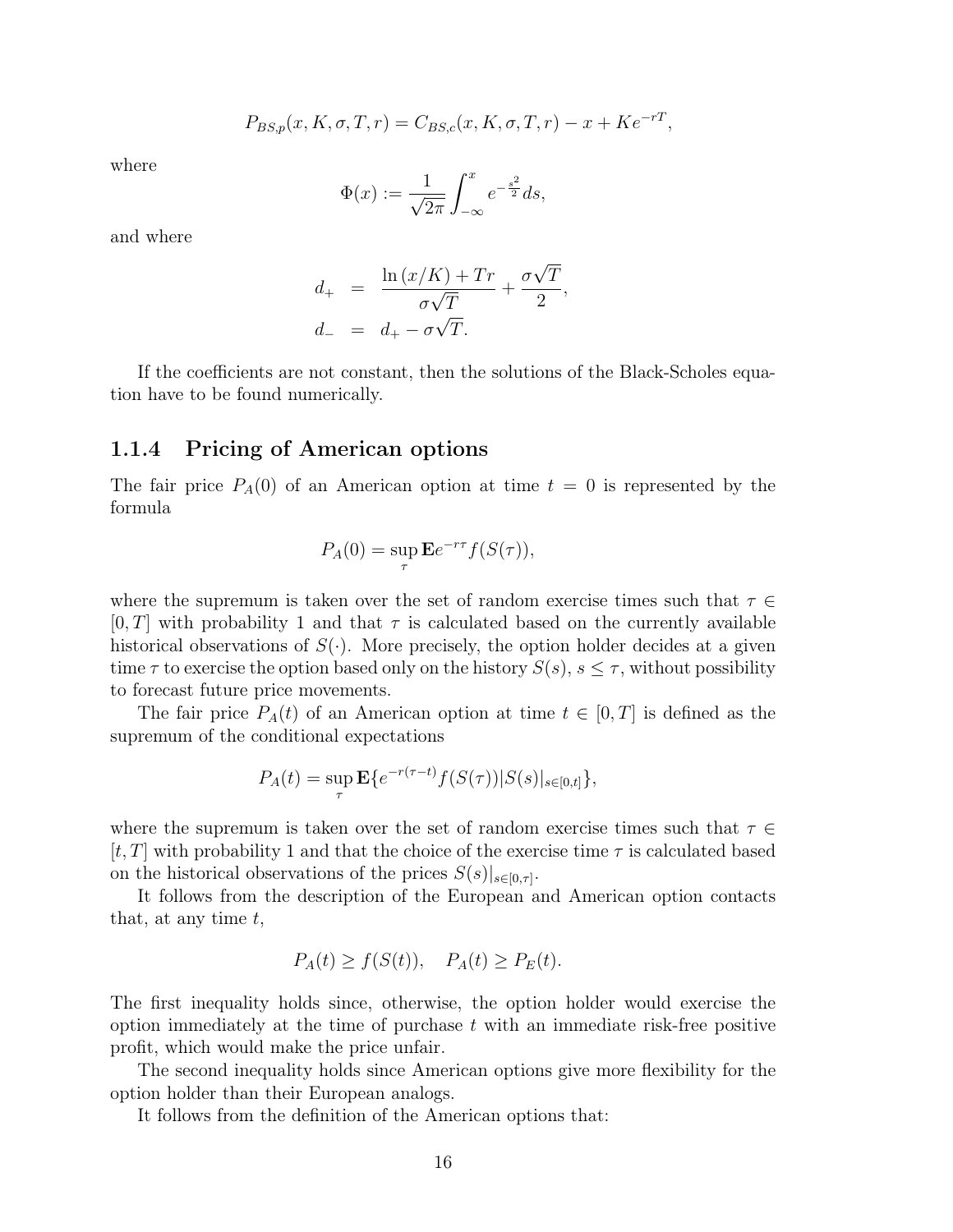$$P_{BS,p}(x, K, \sigma, T, r) = C_{BS,c}(x, K, \sigma, T, r) - x + Ke^{-rT},$$

where

$$\Phi(x) := \frac{1}{\sqrt{2\pi}} \int_{-\infty}^{x} e^{-\frac{s^2}{2}} ds,$$

and where

$$\begin{aligned} d_+ &= \frac{\ln(x/K) + Tr}{\sigma\sqrt{T}} + \frac{\sigma\sqrt{T}}{2}, \\ d_- &= d_+ - \sigma\sqrt{T}. \end{aligned}$$

If the coefficients are not constant, then the solutions of the Black-Scholes equation have to be found numerically.

### 1.1.4 Pricing of American options

The fair price $P_A(0)$ of an American option at time $t = 0$ is represented by the formula

$$P_A(0) = \sup_{\tau} \mathbf{E} e^{-r\tau} f(S(\tau)),$$

where the supremum is taken over the set of random exercise times such that $\tau \in [0, T]$ with probability 1 and that $\tau$ is calculated based on the currently available historical observations of $S(\cdot)$. More precisely, the option holder decides at a given time $\tau$ to exercise the option based only on the history $S(s)$, $s \leq \tau$, without possibility to forecast future price movements.

The fair price $P_A(t)$ of an American option at time $t \in [0, T]$ is defined as the supremum of the conditional expectations

$$P_A(t) = \sup_{\tau} \mathbf{E}\{e^{-r(\tau - t)} f(S(\tau)) | S(s)|_{s \in [0,t]}\},$$

where the supremum is taken over the set of random exercise times such that $\tau \in [t, T]$ with probability 1 and that the choice of the exercise time $\tau$ is calculated based on the historical observations of the prices $S(s)|_{s \in [0,\tau]}$.

It follows from the description of the European and American option contacts that, at any time $t$,

$$P_A(t) \geq f(S(t)), \quad P_A(t) \geq P_E(t).$$

The first inequality holds since, otherwise, the option holder would exercise the option immediately at the time of purchase $t$ with an immediate risk-free positive profit, which would make the price unfair.

The second inequality holds since American options give more flexibility for the option holder than their European analogs.

It follows from the definition of the American options that: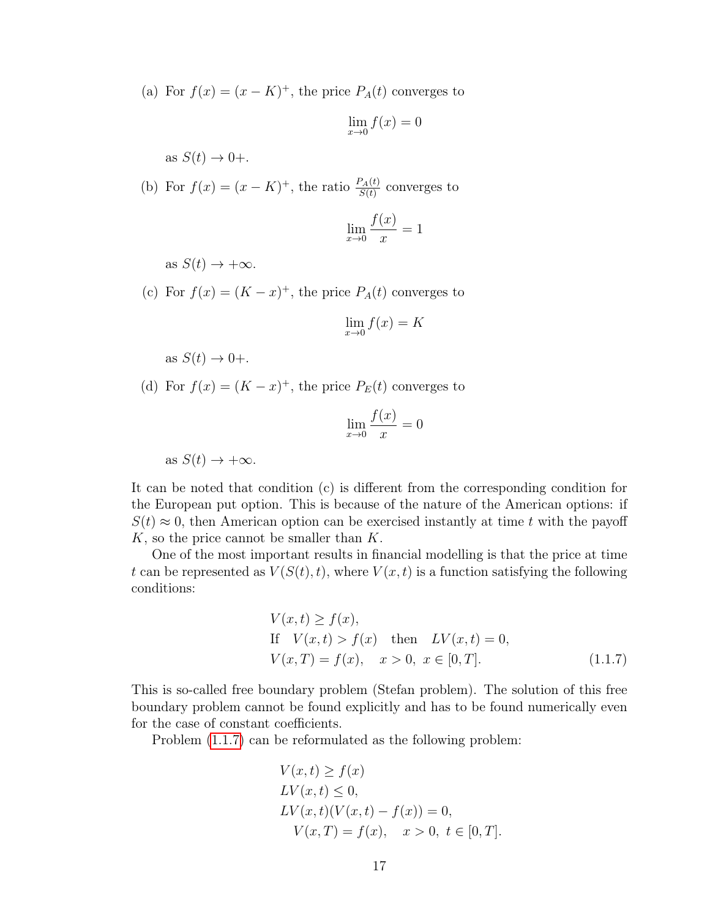(a) For $f(x) = (x-K)^+$, the price $P_A(t)$ converges to

$$\lim_{x\to 0} f(x) = 0$$

as $S(t) \to 0+$.

(b) For $f(x) = (x-K)^+$, the ratio $\frac{P_A(t)}{S(t)}$ converges to

$$\lim_{x\to 0} \frac{f(x)}{x} = 1$$

as $S(t) \to +\infty$.

(c) For $f(x) = (K-x)^+$, the price $P_A(t)$ converges to

$$\lim_{x\to 0} f(x) = K$$

as $S(t) \to 0+$.

(d) For $f(x) = (K-x)^+$, the price $P_E(t)$ converges to

$$\lim_{x\to 0} \frac{f(x)}{x} = 0$$

as $S(t) \to +\infty$.

It can be noted that condition (c) is different from the corresponding condition for the European put option. This is because of the nature of the American options: if $S(t) \approx 0$, then American option can be exercised instantly at time $t$ with the payoff $K$, so the price cannot be smaller than $K$.

One of the most important results in financial modelling is that the price at time $t$ can be represented as $V(S(t), t)$, where $V(x,t)$ is a function satisfying the following conditions:

$$\begin{aligned}
&V(x,t) \geq f(x), \\
&\text{If} \quad V(x,t) > f(x) \quad \text{then} \quad LV(x,t) = 0, \\
&V(x,T) = f(x), \quad x > 0, \ x \in [0,T].
\end{aligned} \tag{1.1.7}$$

This is so-called free boundary problem (Stefan problem). The solution of this free boundary problem cannot be found explicitly and has to be found numerically even for the case of constant coefficients.

Problem (1.1.7) can be reformulated as the following problem:

$$\begin{aligned}
&V(x,t) \geq f(x) \\
&LV(x,t) \leq 0, \\
&LV(x,t)(V(x,t) - f(x)) = 0, \\
&\quad V(x,T) = f(x), \quad x > 0, \ t \in [0,T].
\end{aligned}$$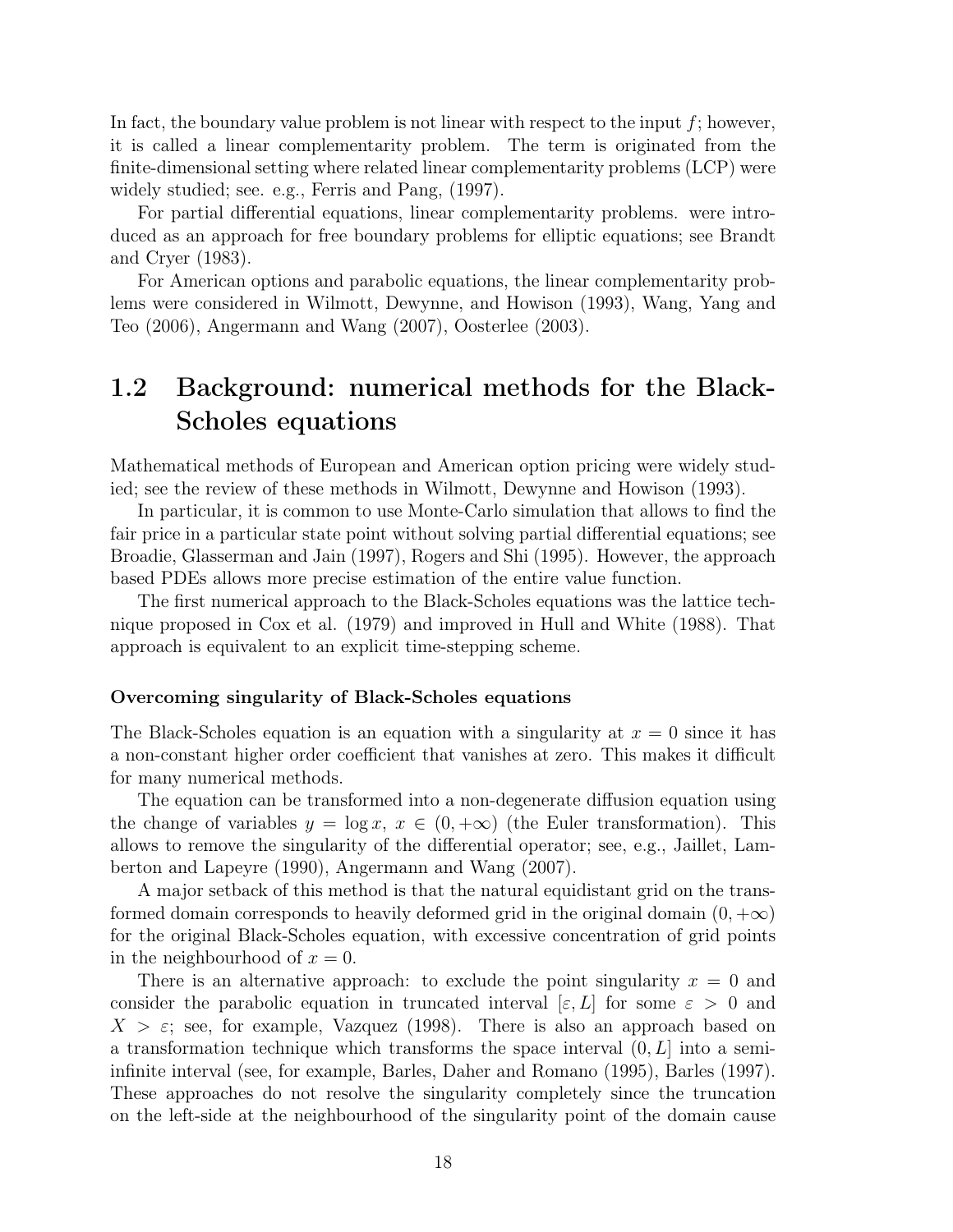In fact, the boundary value problem is not linear with respect to the input $f$; however, it is called a linear complementarity problem. The term is originated from the finite-dimensional setting where related linear complementarity problems (LCP) were widely studied; see. e.g., Ferris and Pang, (1997).

For partial differential equations, linear complementarity problems. were introduced as an approach for free boundary problems for elliptic equations; see Brandt and Cryer (1983).

For American options and parabolic equations, the linear complementarity problems were considered in Wilmott, Dewynne, and Howison (1993), Wang, Yang and Teo (2006), Angermann and Wang (2007), Oosterlee (2003).

## 1.2 Background: numerical methods for the Black-Scholes equations

Mathematical methods of European and American option pricing were widely studied; see the review of these methods in Wilmott, Dewynne and Howison (1993).

In particular, it is common to use Monte-Carlo simulation that allows to find the fair price in a particular state point without solving partial differential equations; see Broadie, Glasserman and Jain (1997), Rogers and Shi (1995). However, the approach based PDEs allows more precise estimation of the entire value function.

The first numerical approach to the Black-Scholes equations was the lattice technique proposed in Cox et al. (1979) and improved in Hull and White (1988). That approach is equivalent to an explicit time-stepping scheme.

#### Overcoming singularity of Black-Scholes equations

The Black-Scholes equation is an equation with a singularity at $x = 0$ since it has a non-constant higher order coefficient that vanishes at zero. This makes it difficult for many numerical methods.

The equation can be transformed into a non-degenerate diffusion equation using the change of variables $y = \log x$, $x \in (0, +\infty)$ (the Euler transformation). This allows to remove the singularity of the differential operator; see, e.g., Jaillet, Lamberton and Lapeyre (1990), Angermann and Wang (2007).

A major setback of this method is that the natural equidistant grid on the transformed domain corresponds to heavily deformed grid in the original domain $(0, +\infty)$ for the original Black-Scholes equation, with excessive concentration of grid points in the neighbourhood of $x = 0$.

There is an alternative approach: to exclude the point singularity $x = 0$ and consider the parabolic equation in truncated interval $[\varepsilon, L]$ for some $\varepsilon > 0$ and $X > \varepsilon$; see, for example, Vazquez (1998). There is also an approach based on a transformation technique which transforms the space interval $(0, L]$ into a semi-infinite interval (see, for example, Barles, Daher and Romano (1995), Barles (1997). These approaches do not resolve the singularity completely since the truncation on the left-side at the neighbourhood of the singularity point of the domain cause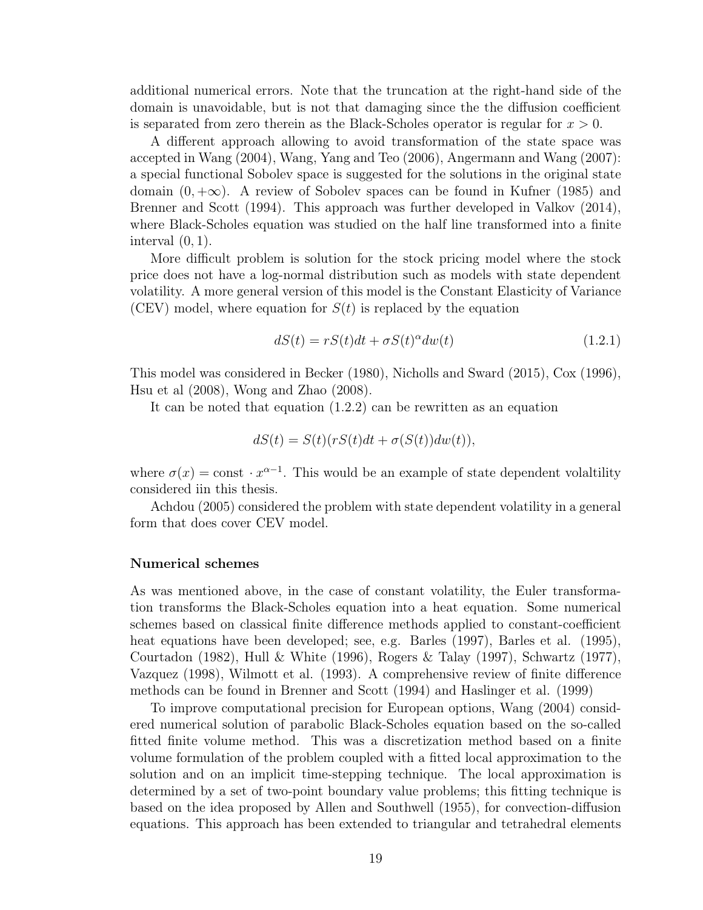additional numerical errors. Note that the truncation at the right-hand side of the domain is unavoidable, but is not that damaging since the the diffusion coefficient is separated from zero therein as the Black-Scholes operator is regular for $x > 0$.

A different approach allowing to avoid transformation of the state space was accepted in Wang (2004), Wang, Yang and Teo (2006), Angermann and Wang (2007): a special functional Sobolev space is suggested for the solutions in the original state domain $(0, +\infty)$. A review of Sobolev spaces can be found in Kufner (1985) and Brenner and Scott (1994). This approach was further developed in Valkov (2014), where Black-Scholes equation was studied on the half line transformed into a finite interval $(0, 1)$.

More difficult problem is solution for the stock pricing model where the stock price does not have a log-normal distribution such as models with state dependent volatility. A more general version of this model is the Constant Elasticity of Variance (CEV) model, where equation for $S(t)$ is replaced by the equation

$$dS(t) = rS(t)dt + \sigma S(t)^{\alpha} dw(t) \tag{1.2.1}$$

This model was considered in Becker (1980), Nicholls and Sward (2015), Cox (1996), Hsu et al (2008), Wong and Zhao (2008).

It can be noted that equation (1.2.2) can be rewritten as an equation

$$dS(t) = S(t)(rS(t)dt + \sigma(S(t))dw(t)),$$

where $\sigma(x) = \text{const} \cdot x^{\alpha-1}$. This would be an example of state dependent volaltility considered iin this thesis.

Achdou (2005) considered the problem with state dependent volatility in a general form that does cover CEV model.

**Numerical schemes**

As was mentioned above, in the case of constant volatility, the Euler transformation transforms the Black-Scholes equation into a heat equation. Some numerical schemes based on classical finite difference methods applied to constant-coefficient heat equations have been developed; see, e.g. Barles (1997), Barles et al. (1995), Courtadon (1982), Hull & White (1996), Rogers & Talay (1997), Schwartz (1977), Vazquez (1998), Wilmott et al. (1993). A comprehensive review of finite difference methods can be found in Brenner and Scott (1994) and Haslinger et al. (1999)

To improve computational precision for European options, Wang (2004) considered numerical solution of parabolic Black-Scholes equation based on the so-called fitted finite volume method. This was a discretization method based on a finite volume formulation of the problem coupled with a fitted local approximation to the solution and on an implicit time-stepping technique. The local approximation is determined by a set of two-point boundary value problems; this fitting technique is based on the idea proposed by Allen and Southwell (1955), for convection-diffusion equations. This approach has been extended to triangular and tetrahedral elements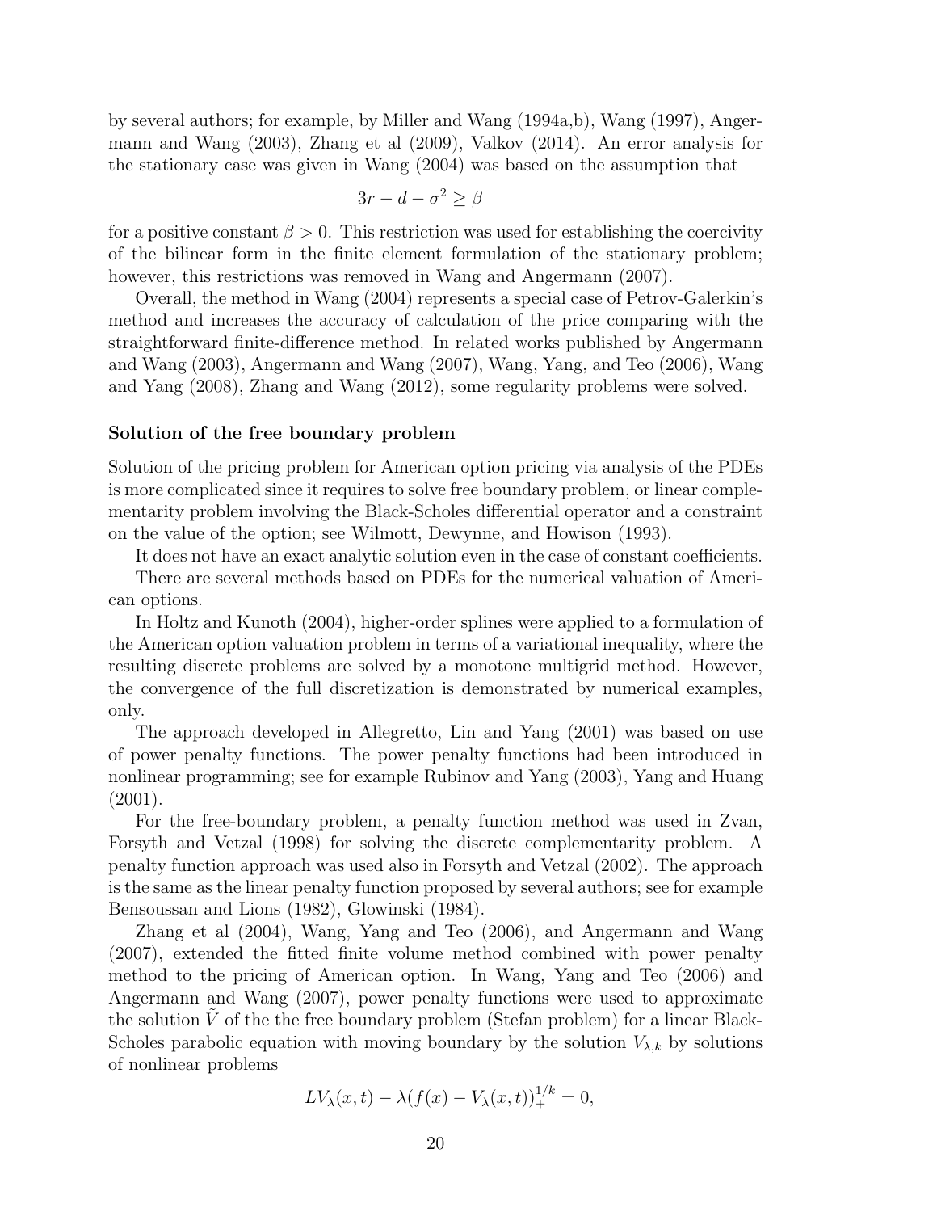by several authors; for example, by Miller and Wang (1994a,b), Wang (1997), Angermann and Wang (2003), Zhang et al (2009), Valkov (2014). An error analysis for the stationary case was given in Wang (2004) was based on the assumption that

$$3r - d - \sigma^2 \geq \beta$$

for a positive constant $\beta > 0$. This restriction was used for establishing the coercivity of the bilinear form in the finite element formulation of the stationary problem; however, this restrictions was removed in Wang and Angermann (2007).

Overall, the method in Wang (2004) represents a special case of Petrov-Galerkin's method and increases the accuracy of calculation of the price comparing with the straightforward finite-difference method. In related works published by Angermann and Wang (2003), Angermann and Wang (2007), Wang, Yang, and Teo (2006), Wang and Yang (2008), Zhang and Wang (2012), some regularity problems were solved.

**Solution of the free boundary problem**

Solution of the pricing problem for American option pricing via analysis of the PDEs is more complicated since it requires to solve free boundary problem, or linear complementarity problem involving the Black-Scholes differential operator and a constraint on the value of the option; see Wilmott, Dewynne, and Howison (1993).

It does not have an exact analytic solution even in the case of constant coefficients.

There are several methods based on PDEs for the numerical valuation of American options.

In Holtz and Kunoth (2004), higher-order splines were applied to a formulation of the American option valuation problem in terms of a variational inequality, where the resulting discrete problems are solved by a monotone multigrid method. However, the convergence of the full discretization is demonstrated by numerical examples, only.

The approach developed in Allegretto, Lin and Yang (2001) was based on use of power penalty functions. The power penalty functions had been introduced in nonlinear programming; see for example Rubinov and Yang (2003), Yang and Huang (2001).

For the free-boundary problem, a penalty function method was used in Zvan, Forsyth and Vetzal (1998) for solving the discrete complementarity problem. A penalty function approach was used also in Forsyth and Vetzal (2002). The approach is the same as the linear penalty function proposed by several authors; see for example Bensoussan and Lions (1982), Glowinski (1984).

Zhang et al (2004), Wang, Yang and Teo (2006), and Angermann and Wang (2007), extended the fitted finite volume method combined with power penalty method to the pricing of American option. In Wang, Yang and Teo (2006) and Angermann and Wang (2007), power penalty functions were used to approximate the solution $\tilde{V}$ of the the free boundary problem (Stefan problem) for a linear Black-Scholes parabolic equation with moving boundary by the solution $V_{\lambda,k}$ by solutions of nonlinear problems

$$LV_{\lambda}(x,t) - \lambda(f(x) - V_{\lambda}(x,t))_{+}^{1/k} = 0,$$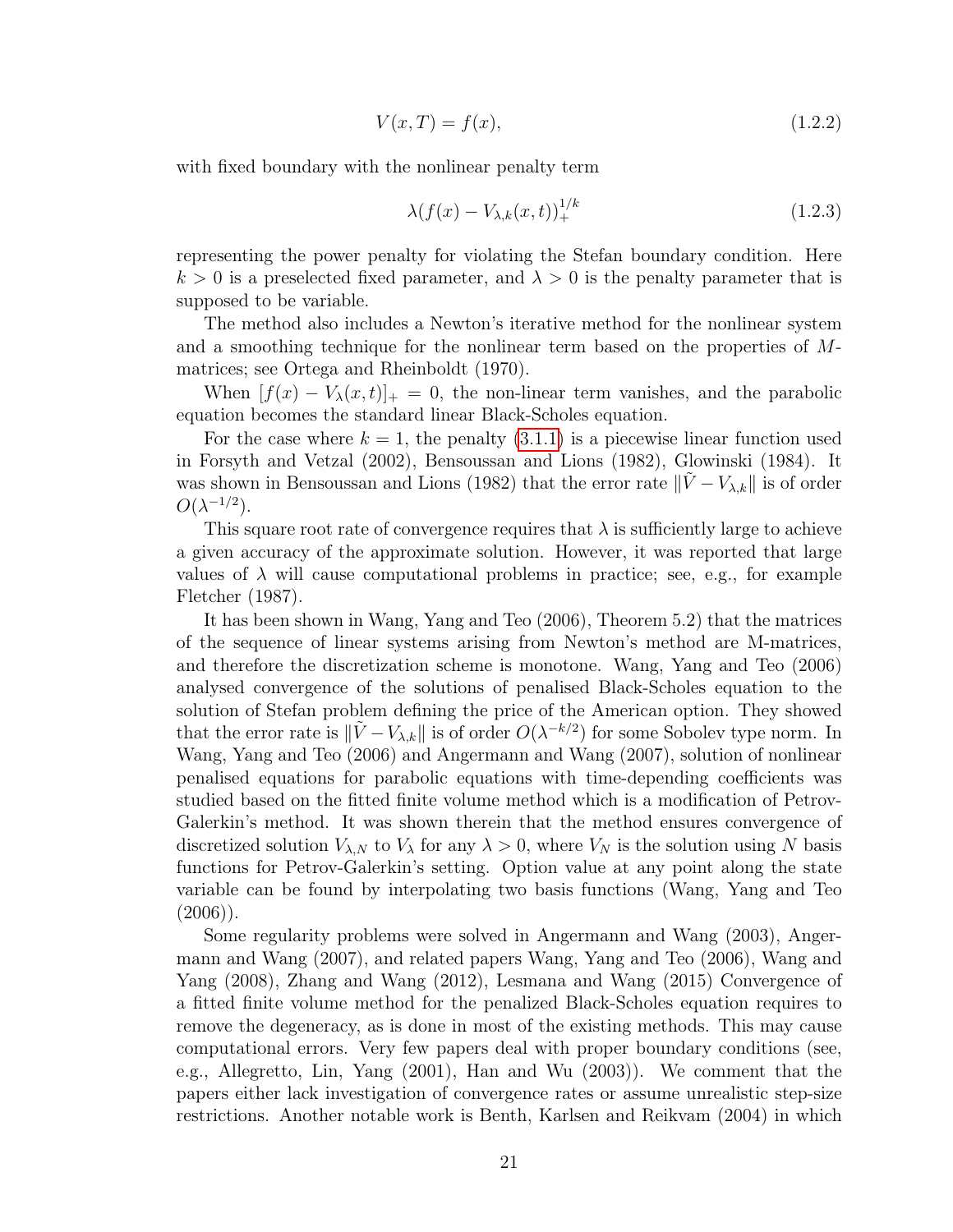$$V(x,T) = f(x), \tag{1.2.2}$$

with fixed boundary with the nonlinear penalty term

$$\lambda(f(x) - V_{\lambda,k}(x,t))_{+}^{1/k} \tag{1.2.3}$$

representing the power penalty for violating the Stefan boundary condition. Here $k > 0$ is a preselected fixed parameter, and $\lambda > 0$ is the penalty parameter that is supposed to be variable.

The method also includes a Newton's iterative method for the nonlinear system and a smoothing technique for the nonlinear term based on the properties of $M$-matrices; see Ortega and Rheinboldt (1970).

When $[f(x) - V_\lambda(x,t)]_+ = 0$, the non-linear term vanishes, and the parabolic equation becomes the standard linear Black-Scholes equation.

For the case where $k = 1$, the penalty (3.1.1) is a piecewise linear function used in Forsyth and Vetzal (2002), Bensoussan and Lions (1982), Glowinski (1984). It was shown in Bensoussan and Lions (1982) that the error rate $\|\tilde{V} - V_{\lambda,k}\|$ is of order $O(\lambda^{-1/2})$.

This square root rate of convergence requires that $\lambda$ is sufficiently large to achieve a given accuracy of the approximate solution. However, it was reported that large values of $\lambda$ will cause computational problems in practice; see, e.g., for example Fletcher (1987).

It has been shown in Wang, Yang and Teo (2006), Theorem 5.2) that the matrices of the sequence of linear systems arising from Newton's method are M-matrices, and therefore the discretization scheme is monotone. Wang, Yang and Teo (2006) analysed convergence of the solutions of penalised Black-Scholes equation to the solution of Stefan problem defining the price of the American option. They showed that the error rate is $\|\tilde{V} - V_{\lambda,k}\|$ is of order $O(\lambda^{-k/2})$ for some Sobolev type norm. In Wang, Yang and Teo (2006) and Angermann and Wang (2007), solution of nonlinear penalised equations for parabolic equations with time-depending coefficients was studied based on the fitted finite volume method which is a modification of Petrov-Galerkin's method. It was shown therein that the method ensures convergence of discretized solution $V_{\lambda,N}$ to $V_\lambda$ for any $\lambda > 0$, where $V_N$ is the solution using $N$ basis functions for Petrov-Galerkin's setting. Option value at any point along the state variable can be found by interpolating two basis functions (Wang, Yang and Teo (2006)).

Some regularity problems were solved in Angermann and Wang (2003), Angermann and Wang (2007), and related papers Wang, Yang and Teo (2006), Wang and Yang (2008), Zhang and Wang (2012), Lesmana and Wang (2015) Convergence of a fitted finite volume method for the penalized Black-Scholes equation requires to remove the degeneracy, as is done in most of the existing methods. This may cause computational errors. Very few papers deal with proper boundary conditions (see, e.g., Allegretto, Lin, Yang (2001), Han and Wu (2003)). We comment that the papers either lack investigation of convergence rates or assume unrealistic step-size restrictions. Another notable work is Benth, Karlsen and Reikvam (2004) in which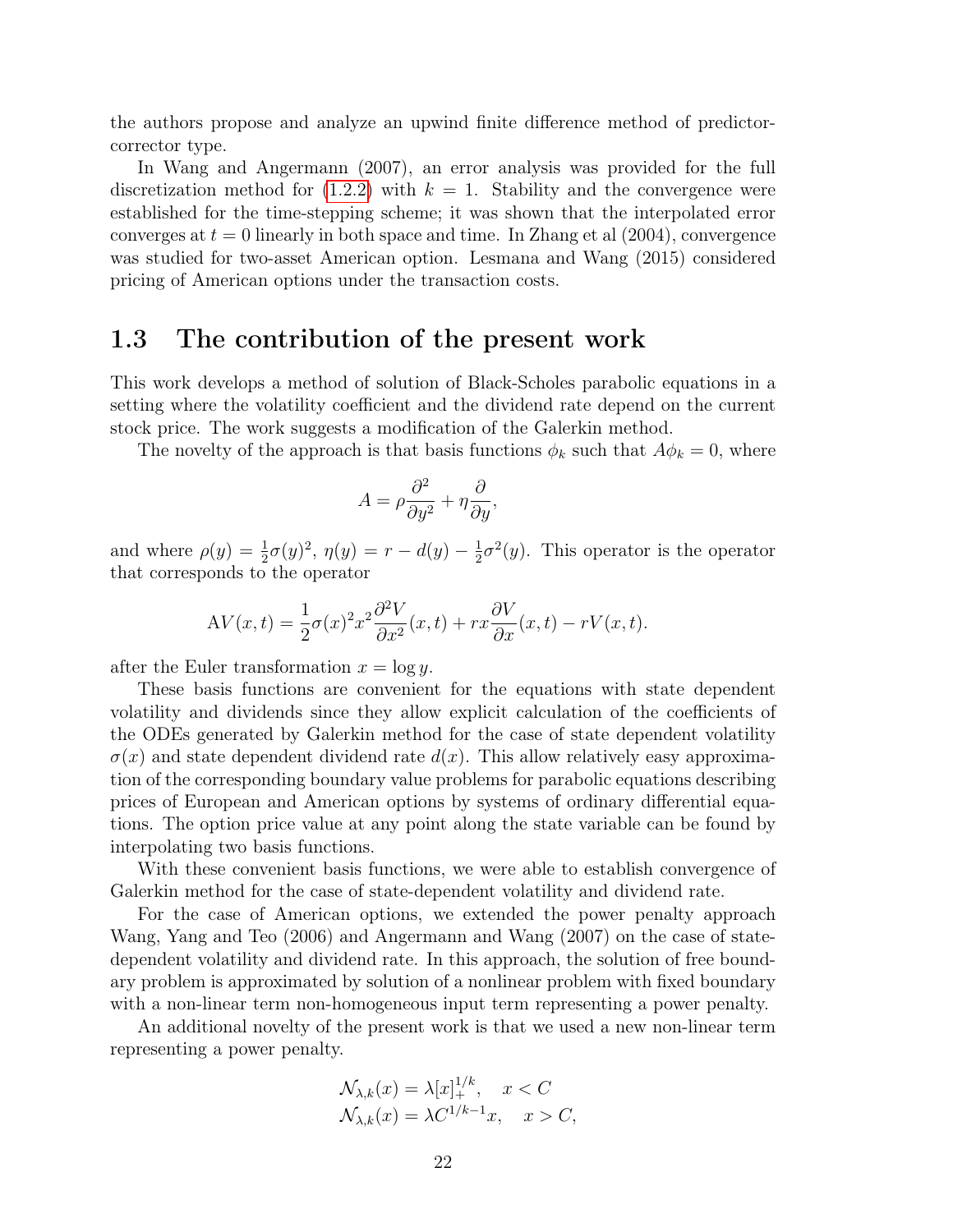the authors propose and analyze an upwind finite difference method of predictor-corrector type.

In Wang and Angermann (2007), an error analysis was provided for the full discretization method for (1.2.2) with $k = 1$. Stability and the convergence were established for the time-stepping scheme; it was shown that the interpolated error converges at $t = 0$ linearly in both space and time. In Zhang et al (2004), convergence was studied for two-asset American option. Lesmana and Wang (2015) considered pricing of American options under the transaction costs.

## 1.3 The contribution of the present work

This work develops a method of solution of Black-Scholes parabolic equations in a setting where the volatility coefficient and the dividend rate depend on the current stock price. The work suggests a modification of the Galerkin method.

The novelty of the approach is that basis functions $\phi_k$ such that $A\phi_k = 0$, where

$$A = \rho\frac{\partial^2}{\partial y^2} + \eta\frac{\partial}{\partial y},$$

and where $\rho(y) = \frac{1}{2}\sigma(y)^2$, $\eta(y) = r - d(y) - \frac{1}{2}\sigma^2(y)$. This operator is the operator that corresponds to the operator

$$\mathrm{A}V(x,t) = \frac{1}{2}\sigma(x)^2 x^2 \frac{\partial^2 V}{\partial x^2}(x,t) + rx\frac{\partial V}{\partial x}(x,t) - rV(x,t).$$

after the Euler transformation $x = \log y$.

These basis functions are convenient for the equations with state dependent volatility and dividends since they allow explicit calculation of the coefficients of the ODEs generated by Galerkin method for the case of state dependent volatility $\sigma(x)$ and state dependent dividend rate $d(x)$. This allow relatively easy approximation of the corresponding boundary value problems for parabolic equations describing prices of European and American options by systems of ordinary differential equations. The option price value at any point along the state variable can be found by interpolating two basis functions.

With these convenient basis functions, we were able to establish convergence of Galerkin method for the case of state-dependent volatility and dividend rate.

For the case of American options, we extended the power penalty approach Wang, Yang and Teo (2006) and Angermann and Wang (2007) on the case of state-dependent volatility and dividend rate. In this approach, the solution of free boundary problem is approximated by solution of a nonlinear problem with fixed boundary with a non-linear term non-homogeneous input term representing a power penalty.

An additional novelty of the present work is that we used a new non-linear term representing a power penalty.

$$\mathcal{N}_{\lambda,k}(x) = \lambda[x]_+^{1/k}, \quad x < C$$
$$\mathcal{N}_{\lambda,k}(x) = \lambda C^{1/k-1}x, \quad x > C,$$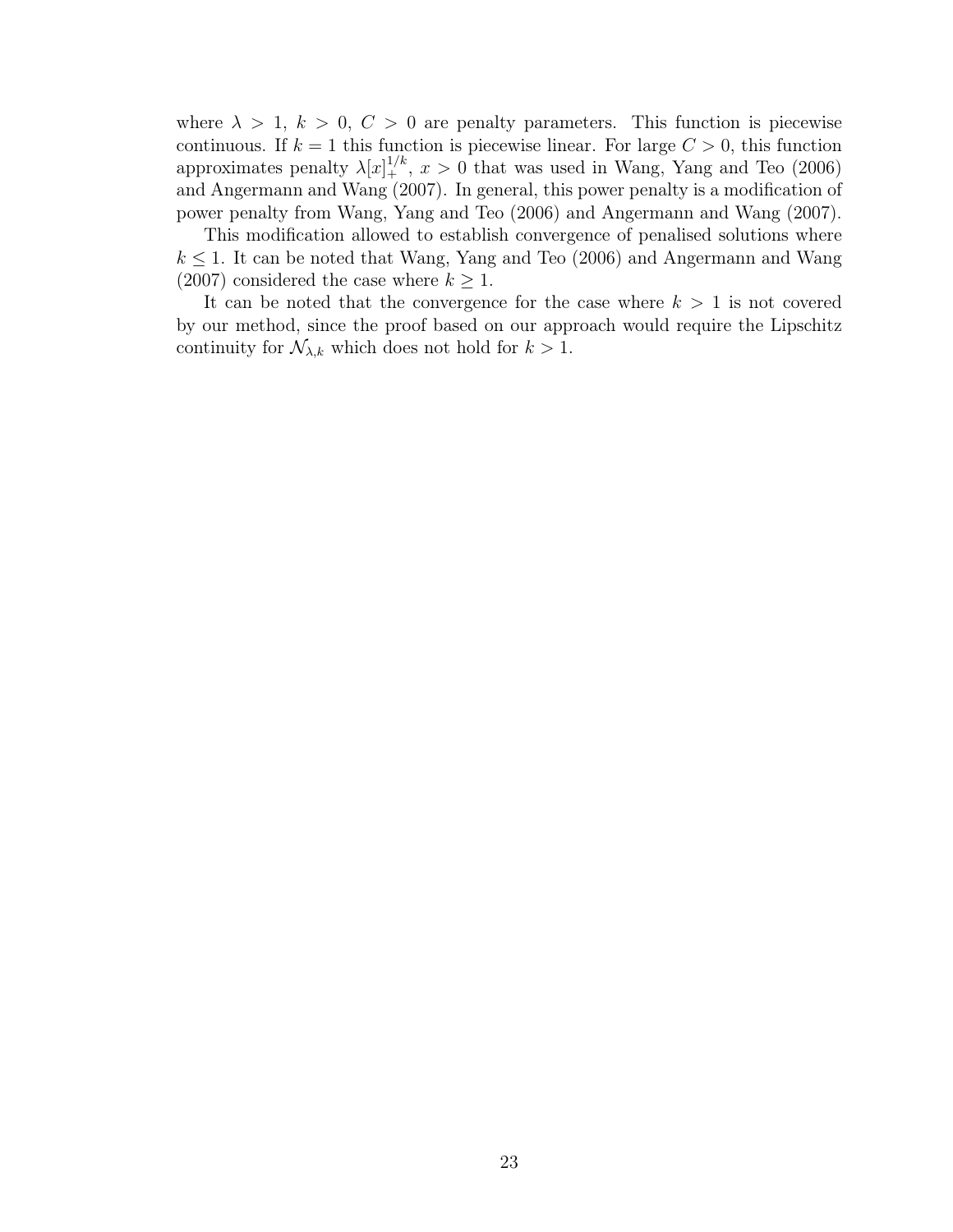where $\lambda > 1$, $k > 0$, $C > 0$ are penalty parameters. This function is piecewise continuous. If $k = 1$ this function is piecewise linear. For large $C > 0$, this function approximates penalty $\lambda [x]_+^{1/k}$, $x > 0$ that was used in Wang, Yang and Teo (2006) and Angermann and Wang (2007). In general, this power penalty is a modification of power penalty from Wang, Yang and Teo (2006) and Angermann and Wang (2007).

This modification allowed to establish convergence of penalised solutions where $k \leq 1$. It can be noted that Wang, Yang and Teo (2006) and Angermann and Wang (2007) considered the case where $k \geq 1$.

It can be noted that the convergence for the case where $k > 1$ is not covered by our method, since the proof based on our approach would require the Lipschitz continuity for $\mathcal{N}_{\lambda,k}$ which does not hold for $k > 1$.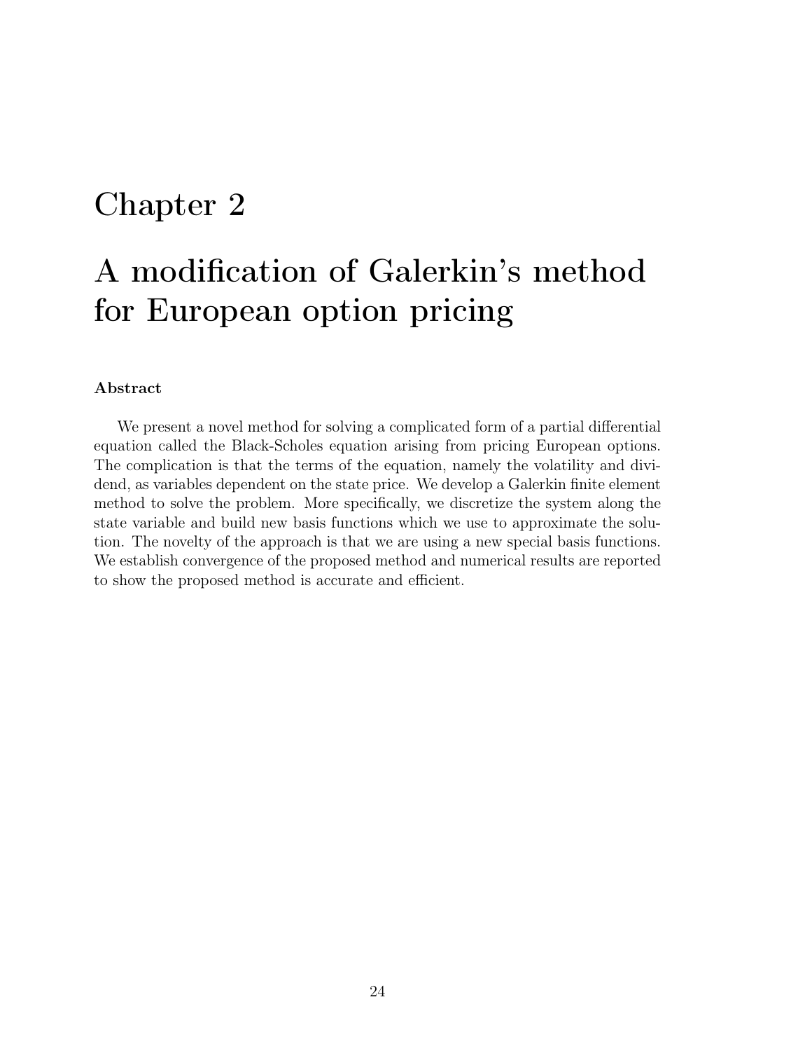# Chapter 2

# A modification of Galerkin's method for European option pricing

### Abstract

We present a novel method for solving a complicated form of a partial differential equation called the Black-Scholes equation arising from pricing European options. The complication is that the terms of the equation, namely the volatility and dividend, as variables dependent on the state price. We develop a Galerkin finite element method to solve the problem. More specifically, we discretize the system along the state variable and build new basis functions which we use to approximate the solution. The novelty of the approach is that we are using a new special basis functions. We establish convergence of the proposed method and numerical results are reported to show the proposed method is accurate and efficient.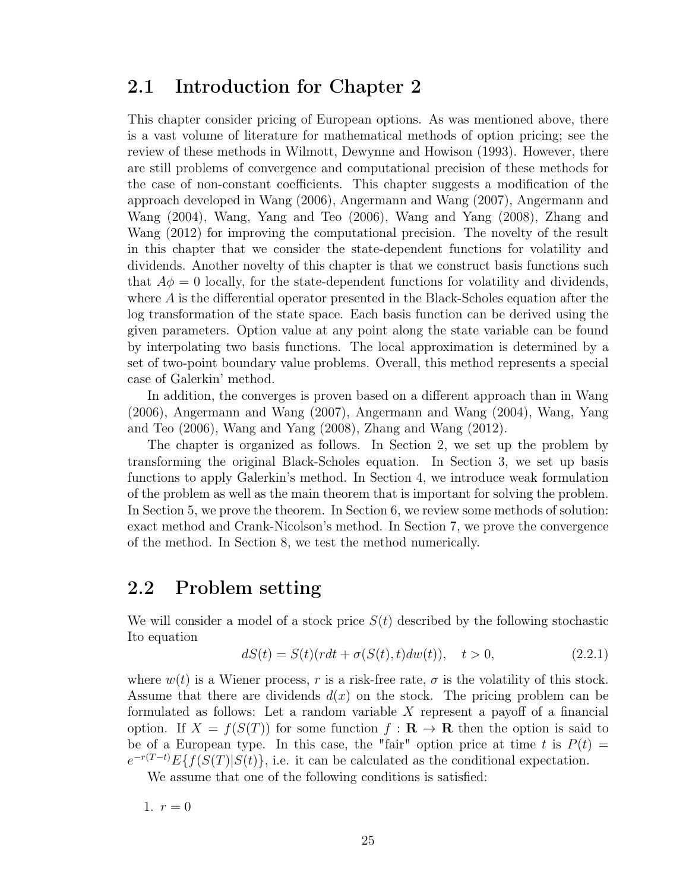## 2.1 Introduction for Chapter 2

This chapter consider pricing of European options. As was mentioned above, there is a vast volume of literature for mathematical methods of option pricing; see the review of these methods in Wilmott, Dewynne and Howison (1993). However, there are still problems of convergence and computational precision of these methods for the case of non-constant coefficients. This chapter suggests a modification of the approach developed in Wang (2006), Angermann and Wang (2007), Angermann and Wang (2004), Wang, Yang and Teo (2006), Wang and Yang (2008), Zhang and Wang (2012) for improving the computational precision. The novelty of the result in this chapter that we consider the state-dependent functions for volatility and dividends. Another novelty of this chapter is that we construct basis functions such that $A\phi = 0$ locally, for the state-dependent functions for volatility and dividends, where $A$ is the differential operator presented in the Black-Scholes equation after the log transformation of the state space. Each basis function can be derived using the given parameters. Option value at any point along the state variable can be found by interpolating two basis functions. The local approximation is determined by a set of two-point boundary value problems. Overall, this method represents a special case of Galerkin' method.

In addition, the converges is proven based on a different approach than in Wang (2006), Angermann and Wang (2007), Angermann and Wang (2004), Wang, Yang and Teo (2006), Wang and Yang (2008), Zhang and Wang (2012).

The chapter is organized as follows. In Section 2, we set up the problem by transforming the original Black-Scholes equation. In Section 3, we set up basis functions to apply Galerkin's method. In Section 4, we introduce weak formulation of the problem as well as the main theorem that is important for solving the problem. In Section 5, we prove the theorem. In Section 6, we review some methods of solution: exact method and Crank-Nicolson's method. In Section 7, we prove the convergence of the method. In Section 8, we test the method numerically.

## 2.2 Problem setting

We will consider a model of a stock price $S(t)$ described by the following stochastic Ito equation

$$dS(t) = S(t)(rdt + \sigma(S(t), t)dw(t)), \quad t > 0, \tag{2.2.1}$$

where $w(t)$ is a Wiener process, $r$ is a risk-free rate, $\sigma$ is the volatility of this stock. Assume that there are dividends $d(x)$ on the stock. The pricing problem can be formulated as follows: Let a random variable $X$ represent a payoff of a financial option. If $X = f(S(T))$ for some function $f : \mathbf{R} \to \mathbf{R}$ then the option is said to be of a European type. In this case, the "fair" option price at time $t$ is $P(t) = e^{-r(T-t)}E\{f(S(T)|S(t)\}$, i.e. it can be calculated as the conditional expectation.

We assume that one of the following conditions is satisfied:

1. $r = 0$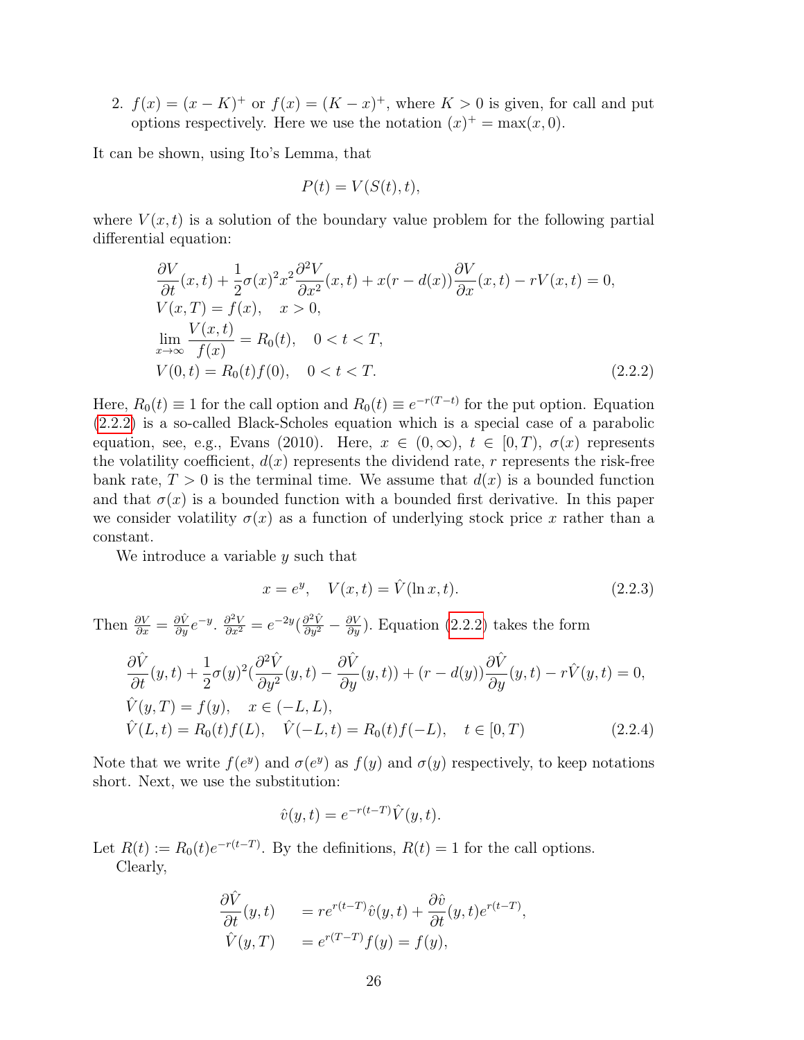2. $f(x) = (x-K)^+$ or $f(x) = (K-x)^+$, where $K > 0$ is given, for call and put options respectively. Here we use the notation $(x)^+ = \max(x, 0)$.

It can be shown, using Ito's Lemma, that

$$P(t) = V(S(t), t),$$

where $V(x,t)$ is a solution of the boundary value problem for the following partial differential equation:

$$
\begin{aligned}
&\frac{\partial V}{\partial t}(x,t) + \frac{1}{2}\sigma(x)^2 x^2 \frac{\partial^2 V}{\partial x^2}(x,t) + x(r - d(x))\frac{\partial V}{\partial x}(x,t) - rV(x,t) = 0, \\
&V(x,T) = f(x), \quad x > 0, \\
&\lim_{x\to\infty} \frac{V(x,t)}{f(x)} = R_0(t), \quad 0 < t < T, \\
&V(0,t) = R_0(t) f(0), \quad 0 < t < T.
\end{aligned}
\tag{2.2.2}
$$

Here, $R_0(t) \equiv 1$ for the call option and $R_0(t) \equiv e^{-r(T-t)}$ for the put option. Equation (2.2.2) is a so-called Black-Scholes equation which is a special case of a parabolic equation, see, e.g., Evans (2010). Here, $x \in (0, \infty)$, $t \in [0, T)$, $\sigma(x)$ represents the volatility coefficient, $d(x)$ represents the dividend rate, $r$ represents the risk-free bank rate, $T > 0$ is the terminal time. We assume that $d(x)$ is a bounded function and that $\sigma(x)$ is a bounded function with a bounded first derivative. In this paper we consider volatility $\sigma(x)$ as a function of underlying stock price $x$ rather than a constant.

We introduce a variable $y$ such that

$$x = e^y, \quad V(x,t) = \hat{V}(\ln x, t). \tag{2.2.3}$$

Then $\frac{\partial V}{\partial x} = \frac{\partial \hat{V}}{\partial y} e^{-y}$. $\frac{\partial^2 V}{\partial x^2} = e^{-2y}(\frac{\partial^2 \hat{V}}{\partial y^2} - \frac{\partial V}{\partial y})$. Equation (2.2.2) takes the form

$$
\begin{aligned}
&\frac{\partial \hat{V}}{\partial t}(y,t) + \frac{1}{2}\sigma(y)^2(\frac{\partial^2 \hat{V}}{\partial y^2}(y,t) - \frac{\partial \hat{V}}{\partial y}(y,t)) + (r - d(y))\frac{\partial \hat{V}}{\partial y}(y,t) - r\hat{V}(y,t) = 0, \\
&\hat{V}(y,T) = f(y), \quad x \in (-L, L), \\
&\hat{V}(L,t) = R_0(t) f(L), \quad \hat{V}(-L,t) = R_0(t) f(-L), \quad t \in [0,T)
\end{aligned}
\tag{2.2.4}
$$

Note that we write $f(e^y)$ and $\sigma(e^y)$ as $f(y)$ and $\sigma(y)$ respectively, to keep notations short. Next, we use the substitution:

$$\hat{v}(y,t) = e^{-r(t-T)} \hat{V}(y,t).$$

Let $R(t) := R_0(t) e^{-r(t-T)}$. By the definitions, $R(t) = 1$ for the call options.

Clearly,

$$
\begin{aligned}
\frac{\partial \hat{V}}{\partial t}(y,t) \quad &= r e^{r(t-T)} \hat{v}(y,t) + \frac{\partial \hat{v}}{\partial t}(y,t) e^{r(t-T)}, \\
\hat{V}(y,T) \quad &= e^{r(T-T)} f(y) = f(y),
\end{aligned}
$$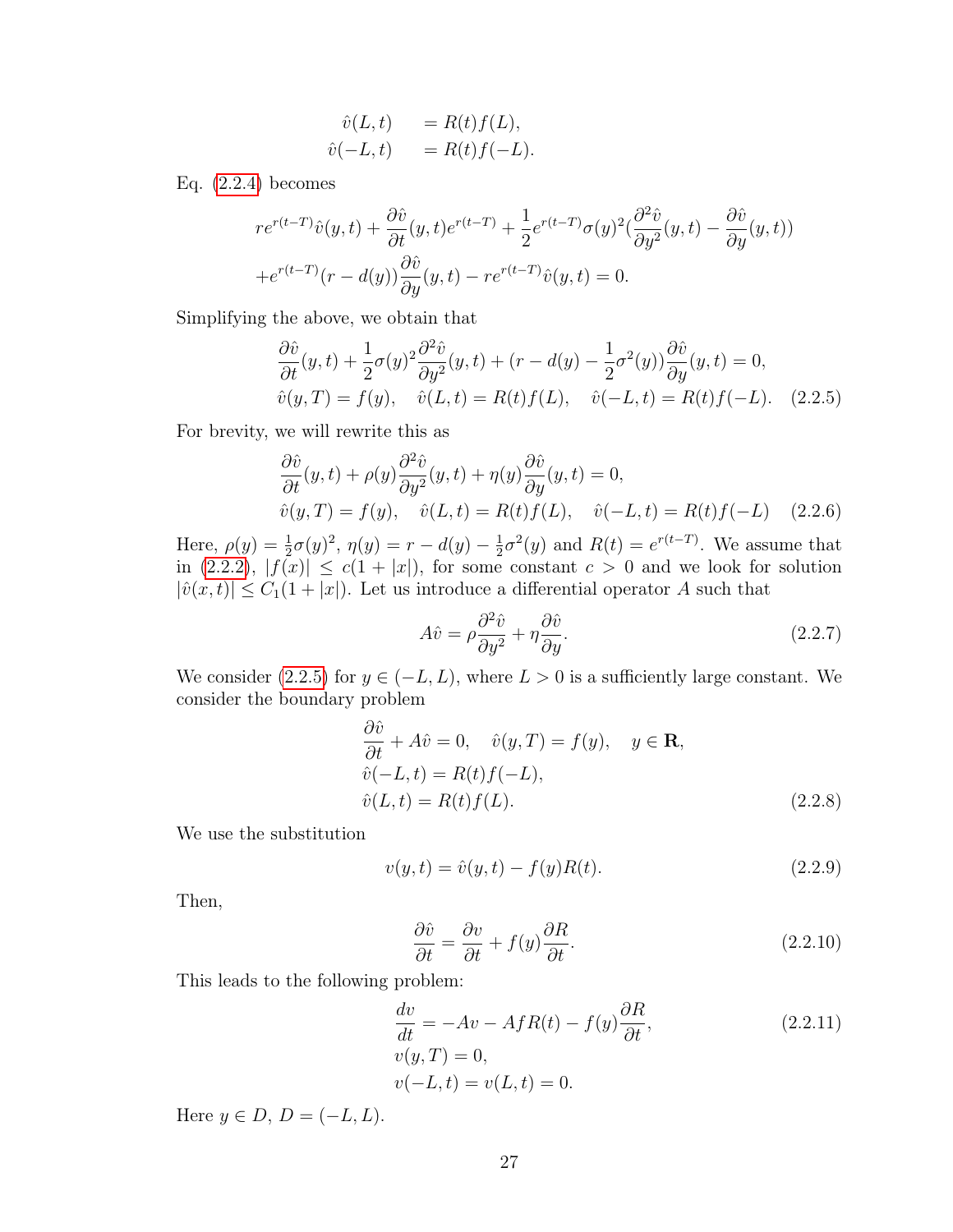$$
\begin{aligned}
\hat{v}(L,t) &= R(t)f(L), \\
\hat{v}(-L,t) &= R(t)f(-L).
\end{aligned}
$$

Eq. (2.2.4) becomes

$$
\begin{aligned}
&re^{r(t-T)}\hat{v}(y,t) + \frac{\partial \hat{v}}{\partial t}(y,t)e^{r(t-T)} + \frac{1}{2}e^{r(t-T)}\sigma(y)^2\left(\frac{\partial^2 \hat{v}}{\partial y^2}(y,t) - \frac{\partial \hat{v}}{\partial y}(y,t)\right) \\
&+ e^{r(t-T)}(r - d(y))\frac{\partial \hat{v}}{\partial y}(y,t) - re^{r(t-T)}\hat{v}(y,t) = 0.
\end{aligned}
$$

Simplifying the above, we obtain that

$$
\begin{aligned}
&\frac{\partial \hat{v}}{\partial t}(y,t) + \frac{1}{2}\sigma(y)^2\frac{\partial^2 \hat{v}}{\partial y^2}(y,t) + (r - d(y) - \frac{1}{2}\sigma^2(y))\frac{\partial \hat{v}}{\partial y}(y,t) = 0, \\
&\hat{v}(y,T) = f(y), \quad \hat{v}(L,t) = R(t)f(L), \quad \hat{v}(-L,t) = R(t)f(-L). \qquad (2.2.5)
\end{aligned}
$$

For brevity, we will rewrite this as

$$
\begin{aligned}
&\frac{\partial \hat{v}}{\partial t}(y,t) + \rho(y)\frac{\partial^2 \hat{v}}{\partial y^2}(y,t) + \eta(y)\frac{\partial \hat{v}}{\partial y}(y,t) = 0, \\
&\hat{v}(y,T) = f(y), \quad \hat{v}(L,t) = R(t)f(L), \quad \hat{v}(-L,t) = R(t)f(-L) \qquad (2.2.6)
\end{aligned}
$$

Here, $\rho(y) = \frac{1}{2}\sigma(y)^2$, $\eta(y) = r - d(y) - \frac{1}{2}\sigma^2(y)$ and $R(t) = e^{r(t-T)}$. We assume that in (2.2.2), $|f(x)| \leq c(1 + |x|)$, for some constant $c > 0$ and we look for solution $|\hat{v}(x,t)| \leq C_1(1 + |x|)$. Let us introduce a differential operator $A$ such that

$$
A\hat{v} = \rho\frac{\partial^2 \hat{v}}{\partial y^2} + \eta\frac{\partial \hat{v}}{\partial y}. \qquad (2.2.7)
$$

We consider (2.2.5) for $y \in (-L, L)$, where $L > 0$ is a sufficiently large constant. We consider the boundary problem

$$
\begin{aligned}
&\frac{\partial \hat{v}}{\partial t} + A\hat{v} = 0, \quad \hat{v}(y,T) = f(y), \quad y \in \mathbf{R}, \\
&\hat{v}(-L,t) = R(t)f(-L), \\
&\hat{v}(L,t) = R(t)f(L). \qquad (2.2.8)
\end{aligned}
$$

We use the substitution

$$
v(y,t) = \hat{v}(y,t) - f(y)R(t). \qquad (2.2.9)
$$

Then,

$$
\frac{\partial \hat{v}}{\partial t} = \frac{\partial v}{\partial t} + f(y)\frac{\partial R}{\partial t}. \qquad (2.2.10)
$$

This leads to the following problem:

$$
\begin{aligned}
&\frac{dv}{dt} = -Av - AfR(t) - f(y)\frac{\partial R}{\partial t}, \qquad (2.2.11) \\
&v(y,T) = 0, \\
&v(-L,t) = v(L,t) = 0.
\end{aligned}
$$

Here $y \in D$, $D = (-L, L)$.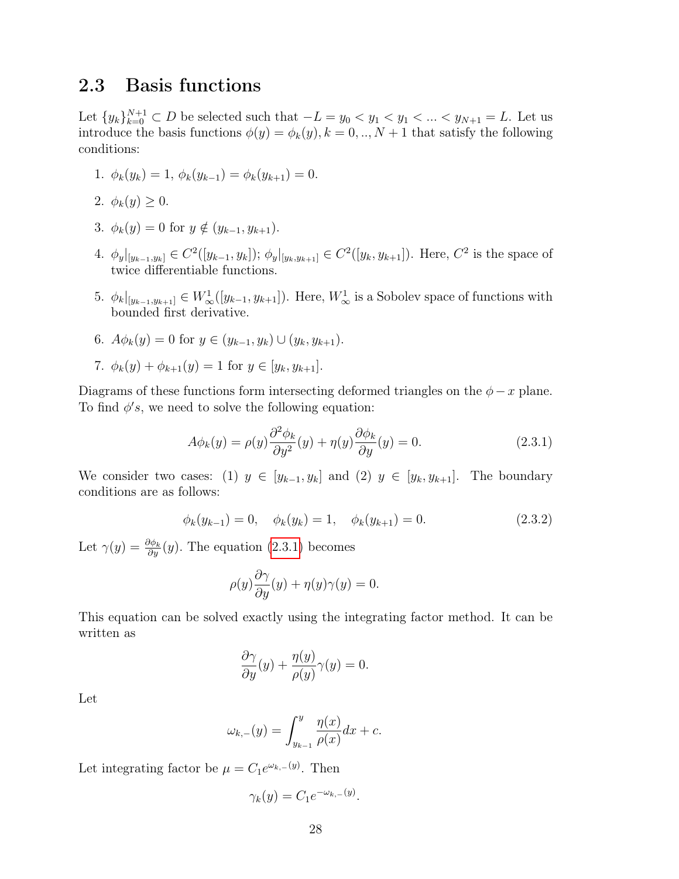## 2.3 Basis functions

Let $\{y_k\}_{k=0}^{N+1} \subset D$ be selected such that $-L = y_0 < y_1 < y_1 < ... < y_{N+1} = L$. Let us introduce the basis functions $\phi(y) = \phi_k(y), k = 0, .., N+1$ that satisfy the following conditions:

1. $\phi_k(y_k) = 1$, $\phi_k(y_{k-1}) = \phi_k(y_{k+1}) = 0$.
2. $\phi_k(y) \geq 0$.
3. $\phi_k(y) = 0$ for $y \notin (y_{k-1}, y_{k+1})$.
4. $\phi_y|_{[y_{k-1},y_k]} \in C^2([y_{k-1}, y_k])$; $\phi_y|_{[y_k,y_{k+1}]} \in C^2([y_k, y_{k+1}])$. Here, $C^2$ is the space of twice differentiable functions.
5. $\phi_k|_{[y_{k-1},y_{k+1}]} \in W^1_\infty([y_{k-1}, y_{k+1}])$. Here, $W^1_\infty$ is a Sobolev space of functions with bounded first derivative.
6. $A\phi_k(y) = 0$ for $y \in (y_{k-1}, y_k) \cup (y_k, y_{k+1})$.
7. $\phi_k(y) + \phi_{k+1}(y) = 1$ for $y \in [y_k, y_{k+1}]$.

Diagrams of these functions form intersecting deformed triangles on the $\phi - x$ plane. To find $\phi's$, we need to solve the following equation:

$$A\phi_k(y) = \rho(y)\frac{\partial^2 \phi_k}{\partial y^2}(y) + \eta(y)\frac{\partial \phi_k}{\partial y}(y) = 0. \tag{2.3.1}$$

We consider two cases: (1) $y \in [y_{k-1}, y_k]$ and (2) $y \in [y_k, y_{k+1}]$. The boundary conditions are as follows:

$$\phi_k(y_{k-1}) = 0, \quad \phi_k(y_k) = 1, \quad \phi_k(y_{k+1}) = 0. \tag{2.3.2}$$

Let $\gamma(y) = \frac{\partial \phi_k}{\partial y}(y)$. The equation (2.3.1) becomes

$$\rho(y)\frac{\partial \gamma}{\partial y}(y) + \eta(y)\gamma(y) = 0.$$

This equation can be solved exactly using the integrating factor method. It can be written as

$$\frac{\partial \gamma}{\partial y}(y) + \frac{\eta(y)}{\rho(y)}\gamma(y) = 0.$$

Let

$$\omega_{k,-}(y) = \int_{y_{k-1}}^{y} \frac{\eta(x)}{\rho(x)}dx + c.$$

Let integrating factor be $\mu = C_1 e^{\omega_{k,-}(y)}$. Then

$$\gamma_k(y) = C_1 e^{-\omega_{k,-}(y)}.$$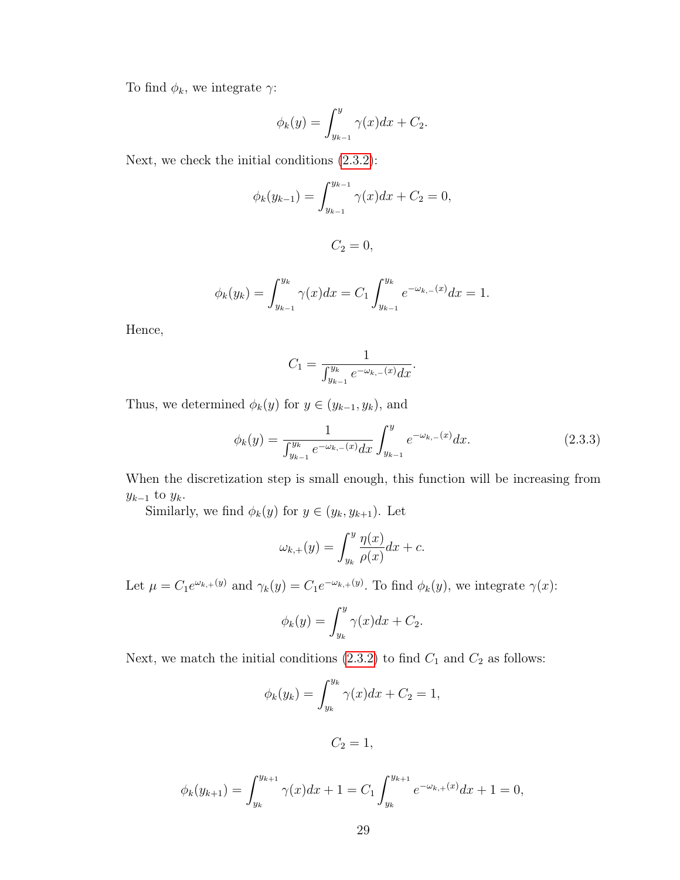To find $\phi_k$, we integrate $\gamma$:

$$\phi_k(y) = \int_{y_{k-1}}^{y} \gamma(x)dx + C_2.$$

Next, we check the initial conditions (2.3.2):

$$\phi_k(y_{k-1}) = \int_{y_{k-1}}^{y_{k-1}} \gamma(x)dx + C_2 = 0,$$

$$C_2 = 0,$$

$$\phi_k(y_k) = \int_{y_{k-1}}^{y_k} \gamma(x)dx = C_1 \int_{y_{k-1}}^{y_k} e^{-\omega_{k,-}(x)}dx = 1.$$

Hence,

$$C_1 = \frac{1}{\int_{y_{k-1}}^{y_k} e^{-\omega_{k,-}(x)}dx}.$$

Thus, we determined $\phi_k(y)$ for $y \in (y_{k-1}, y_k)$, and

$$\phi_k(y) = \frac{1}{\int_{y_{k-1}}^{y_k} e^{-\omega_{k,-}(x)}dx} \int_{y_{k-1}}^{y} e^{-\omega_{k,-}(x)}dx. \tag{2.3.3}$$

When the discretization step is small enough, this function will be increasing from $y_{k-1}$ to $y_k$.

Similarly, we find $\phi_k(y)$ for $y \in (y_k, y_{k+1})$. Let

$$\omega_{k,+}(y) = \int_{y_k}^{y} \frac{\eta(x)}{\rho(x)}dx + c.$$

Let $\mu = C_1 e^{\omega_{k,+}(y)}$ and $\gamma_k(y) = C_1 e^{-\omega_{k,+}(y)}$. To find $\phi_k(y)$, we integrate $\gamma(x)$:

$$\phi_k(y) = \int_{y_k}^{y} \gamma(x)dx + C_2.$$

Next, we match the initial conditions (2.3.2) to find $C_1$ and $C_2$ as follows:

$$\phi_k(y_k) = \int_{y_k}^{y_k} \gamma(x)dx + C_2 = 1,$$

$$C_2 = 1,$$

$$\phi_k(y_{k+1}) = \int_{y_k}^{y_{k+1}} \gamma(x)dx + 1 = C_1 \int_{y_k}^{y_{k+1}} e^{-\omega_{k,+}(x)}dx + 1 = 0,$$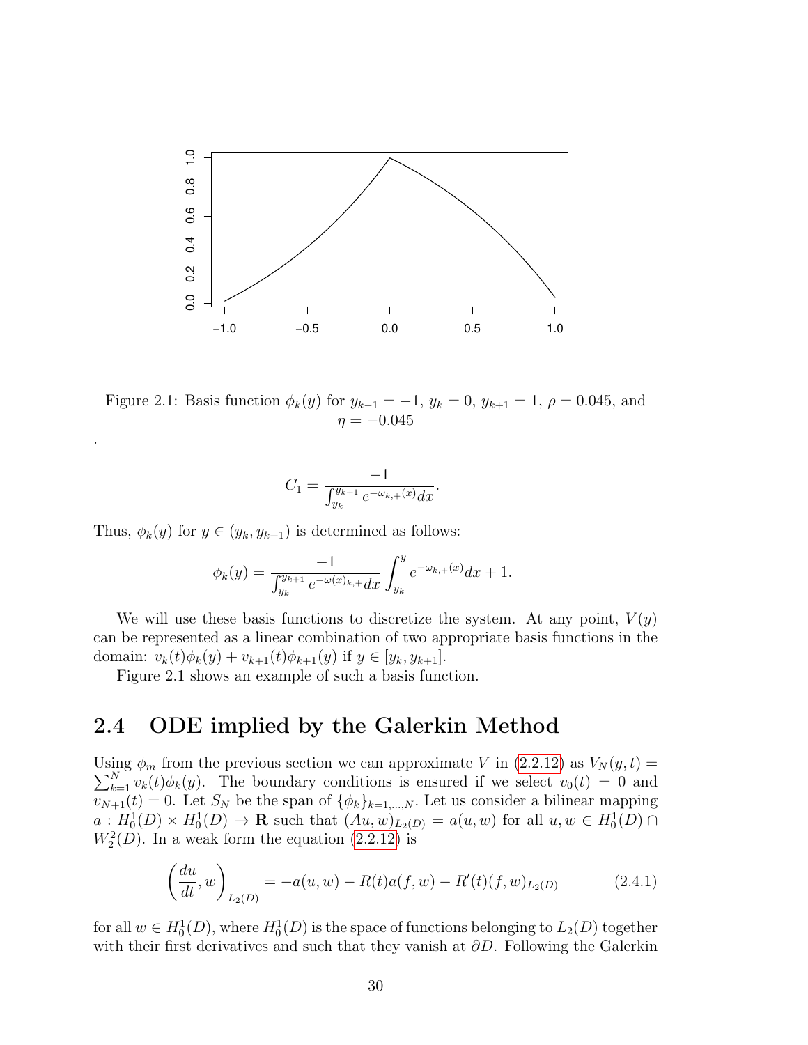Figure 2.1: Basis function $\phi_k(y)$ for $y_{k-1} = -1$, $y_k = 0$, $y_{k+1} = 1$, $\rho = 0.045$, and $\eta = -0.045$

.

$$C_1 = \frac{-1}{\int_{y_k}^{y_{k+1}} e^{-\omega_{k,+}(x)} dx}.$$

Thus, $\phi_k(y)$ for $y \in (y_k, y_{k+1})$ is determined as follows:

$$\phi_k(y) = \frac{-1}{\int_{y_k}^{y_{k+1}} e^{-\omega(x)_{k,+}} dx} \int_{y_k}^{y} e^{-\omega_{k,+}(x)} dx + 1.$$

We will use these basis functions to discretize the system. At any point, $V(y)$ can be represented as a linear combination of two appropriate basis functions in the domain: $v_k(t)\phi_k(y) + v_{k+1}(t)\phi_{k+1}(y)$ if $y \in [y_k, y_{k+1}]$.

Figure 2.1 shows an example of such a basis function.

## 2.4 ODE implied by the Galerkin Method

Using $\phi_m$ from the previous section we can approximate $V$ in (2.2.12) as $V_N(y,t) = \sum_{k=1}^{N} v_k(t)\phi_k(y)$. The boundary conditions is ensured if we select $v_0(t) = 0$ and $v_{N+1}(t) = 0$. Let $S_N$ be the span of $\{\phi_k\}_{k=1,\dots,N}$. Let us consider a bilinear mapping $a : H_0^1(D) \times H_0^1(D) \to \mathbf{R}$ such that $(Au, w)_{L_2(D)} = a(u, w)$ for all $u, w \in H_0^1(D) \cap W_2^2(D)$. In a weak form the equation (2.2.12) is

$$\left(\frac{du}{dt}, w\right)_{L_2(D)} = -a(u, w) - R(t)a(f, w) - R'(t)(f, w)_{L_2(D)} \tag{2.4.1}$$

for all $w \in H_0^1(D)$, where $H_0^1(D)$ is the space of functions belonging to $L_2(D)$ together with their first derivatives and such that they vanish at $\partial D$. Following the Galerkin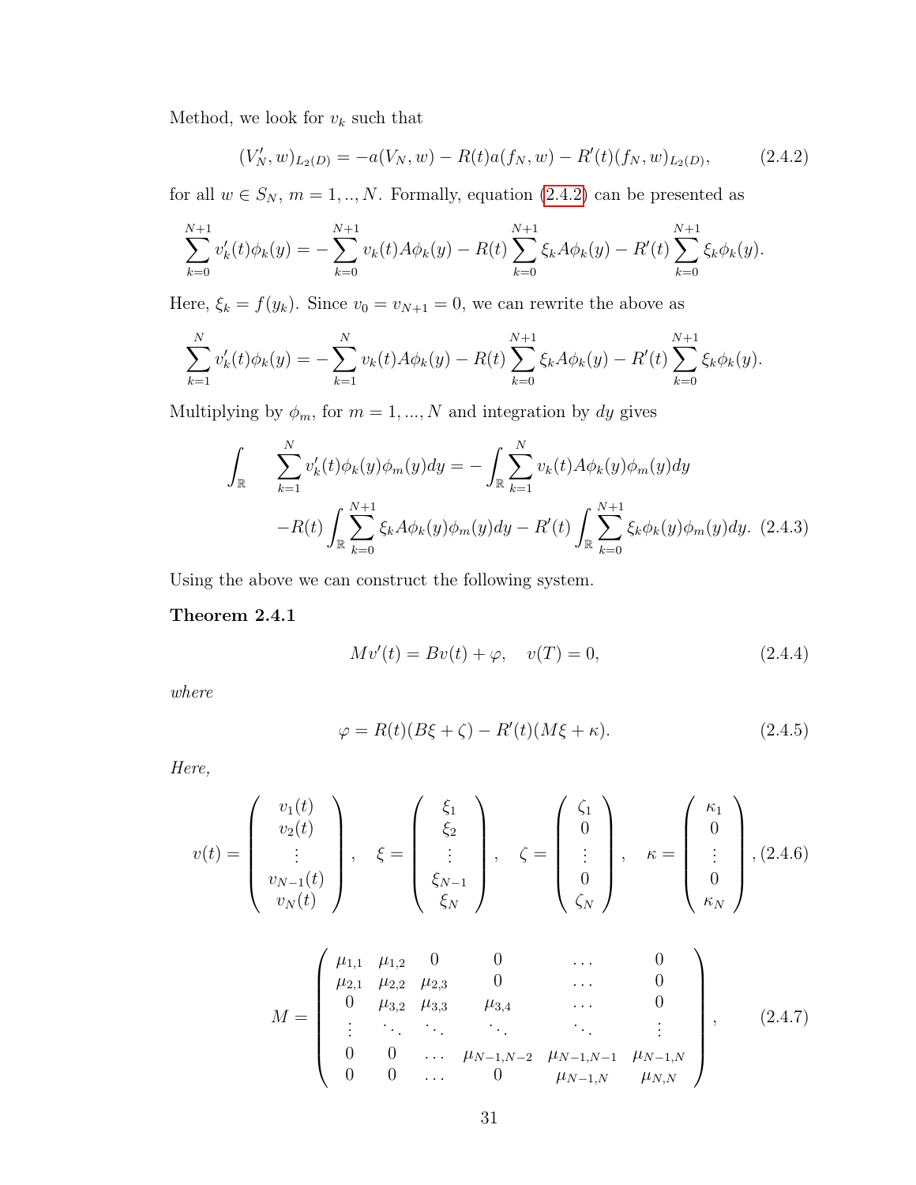Method, we look for $v_k$ such that

$$(V_N', w)_{L_2(D)} = -a(V_N, w) - R(t)a(f_N, w) - R'(t)(f_N, w)_{L_2(D)}, \tag{2.4.2}$$

for all $w \in S_N$, $m = 1, .., N$. Formally, equation (2.4.2) can be presented as

$$\sum_{k=0}^{N+1} v_k'(t)\phi_k(y) = -\sum_{k=0}^{N+1} v_k(t)A\phi_k(y) - R(t)\sum_{k=0}^{N+1} \xi_k A\phi_k(y) - R'(t)\sum_{k=0}^{N+1} \xi_k\phi_k(y).$$

Here, $\xi_k = f(y_k)$. Since $v_0 = v_{N+1} = 0$, we can rewrite the above as

$$\sum_{k=1}^{N} v_k'(t)\phi_k(y) = -\sum_{k=1}^{N} v_k(t)A\phi_k(y) - R(t)\sum_{k=0}^{N+1} \xi_k A\phi_k(y) - R'(t)\sum_{k=0}^{N+1} \xi_k\phi_k(y).$$

Multiplying by $\phi_m$, for $m = 1, ..., N$ and integration by $dy$ gives

$$\begin{aligned}\int_{\mathbb{R}} \quad \sum_{k=1}^{N} v_k'(t)\phi_k(y)\phi_m(y)dy &= -\int_{\mathbb{R}}\sum_{k=1}^{N} v_k(t)A\phi_k(y)\phi_m(y)dy \\ &-R(t)\int_{\mathbb{R}}\sum_{k=0}^{N+1} \xi_k A\phi_k(y)\phi_m(y)dy - R'(t)\int_{\mathbb{R}}\sum_{k=0}^{N+1} \xi_k\phi_k(y)\phi_m(y)dy. \end{aligned} \tag{2.4.3}$$

Using the above we can construct the following system.

**Theorem 2.4.1**

$$Mv'(t) = Bv(t) + \varphi, \quad v(T) = 0, \tag{2.4.4}$$

*where*

$$\varphi = R(t)(B\xi + \zeta) - R'(t)(M\xi + \kappa). \tag{2.4.5}$$

*Here,*

$$v(t) = \begin{pmatrix} v_1(t) \\ v_2(t) \\ \vdots \\ v_{N-1}(t) \\ v_N(t) \end{pmatrix}, \quad \xi = \begin{pmatrix} \xi_1 \\ \xi_2 \\ \vdots \\ \xi_{N-1} \\ \xi_N \end{pmatrix}, \quad \zeta = \begin{pmatrix} \zeta_1 \\ 0 \\ \vdots \\ 0 \\ \zeta_N \end{pmatrix}, \quad \kappa = \begin{pmatrix} \kappa_1 \\ 0 \\ \vdots \\ 0 \\ \kappa_N \end{pmatrix}, \tag{2.4.6}$$

$$M = \begin{pmatrix} \mu_{1,1} & \mu_{1,2} & 0 & 0 & \dots & 0 \\ \mu_{2,1} & \mu_{2,2} & \mu_{2,3} & 0 & \dots & 0 \\ 0 & \mu_{3,2} & \mu_{3,3} & \mu_{3,4} & \dots & 0 \\ \vdots & \ddots & \ddots & \ddots & \ddots & \vdots \\ 0 & 0 & \dots & \mu_{N-1,N-2} & \mu_{N-1,N-1} & \mu_{N-1,N} \\ 0 & 0 & \dots & 0 & \mu_{N-1,N} & \mu_{N,N} \end{pmatrix}, \tag{2.4.7}$$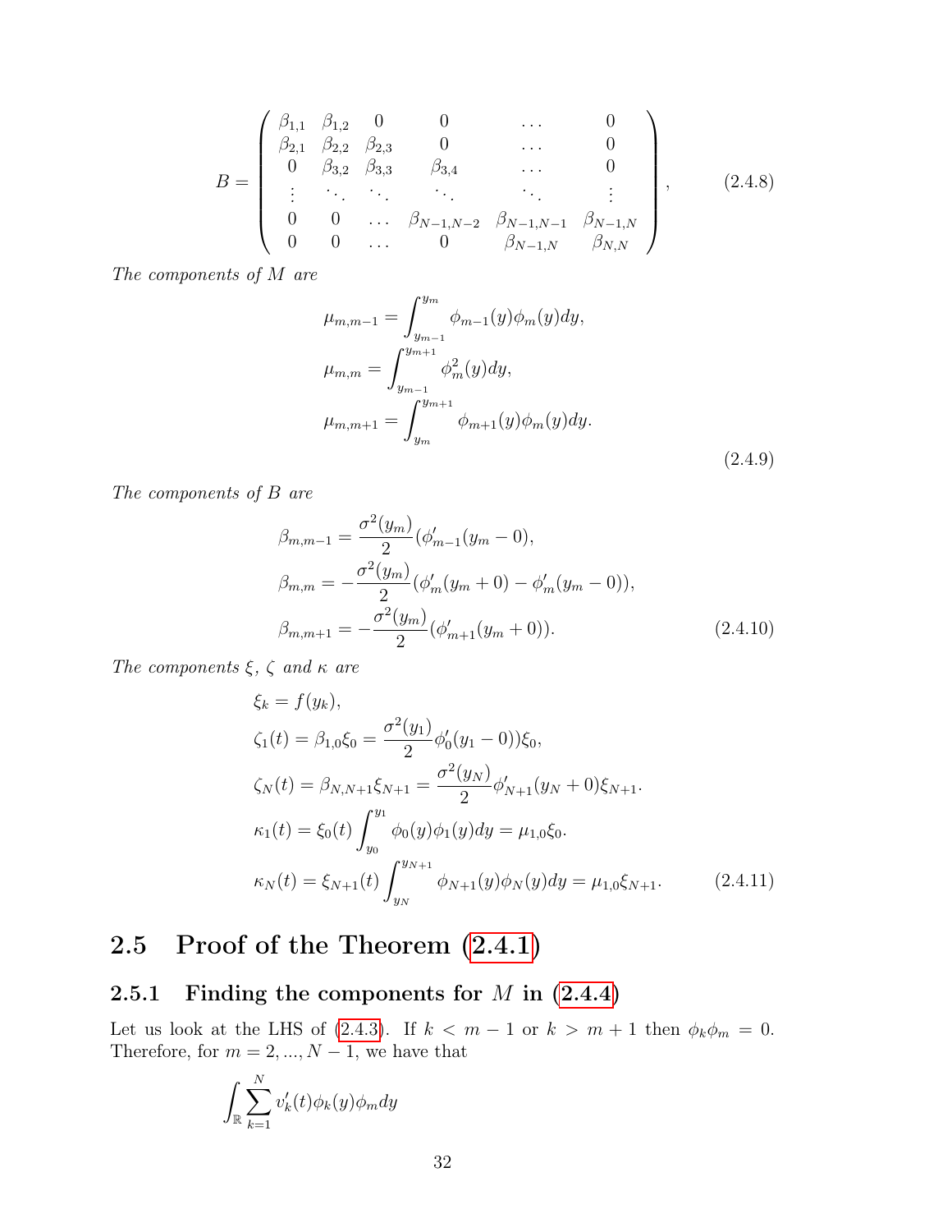$$
B = \begin{pmatrix}
\beta_{1,1} & \beta_{1,2} & 0 & 0 & \dots & 0 \\
\beta_{2,1} & \beta_{2,2} & \beta_{2,3} & 0 & \dots & 0 \\
0 & \beta_{3,2} & \beta_{3,3} & \beta_{3,4} & \dots & 0 \\
\vdots & \ddots & \ddots & \ddots & \ddots & \vdots \\
0 & 0 & \dots & \beta_{N-1,N-2} & \beta_{N-1,N-1} & \beta_{N-1,N} \\
0 & 0 & \dots & 0 & \beta_{N-1,N} & \beta_{N,N}
\end{pmatrix}, \tag{2.4.8}
$$

*The components of $M$ are*

$$
\begin{aligned}
\mu_{m,m-1} &= \int_{y_{m-1}}^{y_m} \phi_{m-1}(y)\phi_m(y)dy, \\
\mu_{m,m} &= \int_{y_{m-1}}^{y_{m+1}} \phi_m^2(y)dy, \\
\mu_{m,m+1} &= \int_{y_m}^{y_{m+1}} \phi_{m+1}(y)\phi_m(y)dy.
\end{aligned} \tag{2.4.9}
$$

*The components of $B$ are*

$$
\begin{aligned}
\beta_{m,m-1} &= \frac{\sigma^2(y_m)}{2}(\phi'_{m-1}(y_m - 0), \\
\beta_{m,m} &= -\frac{\sigma^2(y_m)}{2}(\phi'_m(y_m + 0) - \phi'_m(y_m - 0)), \\
\beta_{m,m+1} &= -\frac{\sigma^2(y_m)}{2}(\phi'_{m+1}(y_m + 0)).
\end{aligned} \tag{2.4.10}
$$

*The components $\xi$, $\zeta$ and $\kappa$ are*

$$
\begin{aligned}
\xi_k &= f(y_k), \\
\zeta_1(t) &= \beta_{1,0}\xi_0 = \frac{\sigma^2(y_1)}{2}\phi'_0(y_1 - 0))\xi_0, \\
\zeta_N(t) &= \beta_{N,N+1}\xi_{N+1} = \frac{\sigma^2(y_N)}{2}\phi'_{N+1}(y_N + 0)\xi_{N+1}. \\
\kappa_1(t) &= \xi_0(t)\int_{y_0}^{y_1} \phi_0(y)\phi_1(y)dy = \mu_{1,0}\xi_0. \\
\kappa_N(t) &= \xi_{N+1}(t)\int_{y_N}^{y_{N+1}} \phi_{N+1}(y)\phi_N(y)dy = \mu_{1,0}\xi_{N+1}.
\end{aligned} \tag{2.4.11}
$$

## 2.5 Proof of the Theorem (2.4.1)

### 2.5.1 Finding the components for $M$ in (2.4.4)

Let us look at the LHS of (2.4.3). If $k < m - 1$ or $k > m + 1$ then $\phi_k\phi_m = 0$. Therefore, for $m = 2, ..., N - 1$, we have that

$$
\int_{\mathbb{R}} \sum_{k=1}^{N} v'_k(t)\phi_k(y)\phi_m dy
$$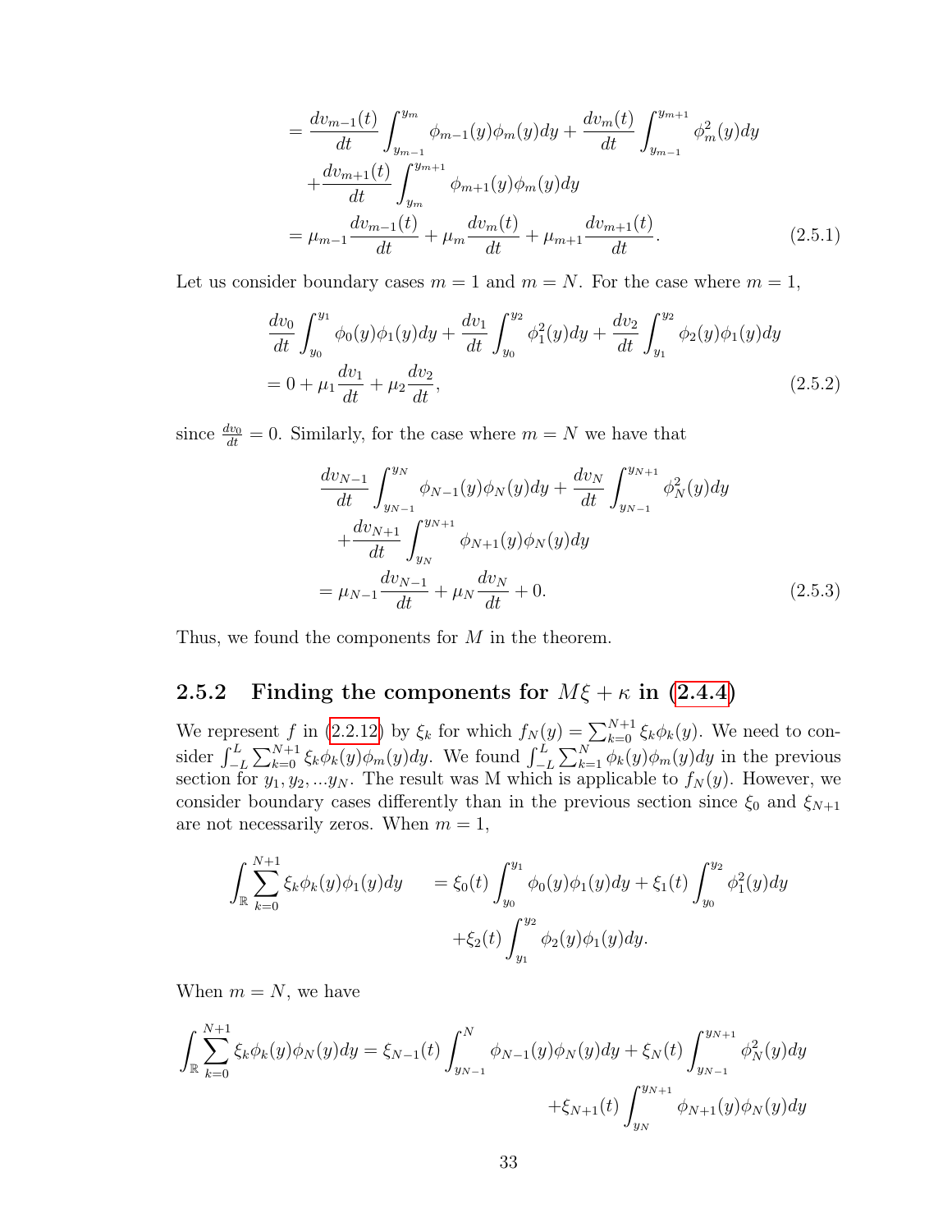$$
\begin{aligned}
&= \frac{dv_{m-1}(t)}{dt} \int_{y_{m-1}}^{y_m} \phi_{m-1}(y)\phi_m(y)dy + \frac{dv_m(t)}{dt} \int_{y_{m-1}}^{y_{m+1}} \phi_m^2(y)dy \\
&\quad + \frac{dv_{m+1}(t)}{dt} \int_{y_m}^{y_{m+1}} \phi_{m+1}(y)\phi_m(y)dy \\
&= \mu_{m-1} \frac{dv_{m-1}(t)}{dt} + \mu_m \frac{dv_m(t)}{dt} + \mu_{m+1} \frac{dv_{m+1}(t)}{dt}.
\end{aligned}
\tag{2.5.1}
$$

Let us consider boundary cases $m = 1$ and $m = N$. For the case where $m = 1$,

$$
\begin{aligned}
&\frac{dv_0}{dt} \int_{y_0}^{y_1} \phi_0(y)\phi_1(y)dy + \frac{dv_1}{dt} \int_{y_0}^{y_2} \phi_1^2(y)dy + \frac{dv_2}{dt} \int_{y_1}^{y_2} \phi_2(y)\phi_1(y)dy \\
&= 0 + \mu_1 \frac{dv_1}{dt} + \mu_2 \frac{dv_2}{dt},
\end{aligned}
\tag{2.5.2}
$$

since $\frac{dv_0}{dt} = 0$. Similarly, for the case where $m = N$ we have that

$$
\begin{aligned}
&\frac{dv_{N-1}}{dt} \int_{y_{N-1}}^{y_N} \phi_{N-1}(y)\phi_N(y)dy + \frac{dv_N}{dt} \int_{y_{N-1}}^{y_{N+1}} \phi_N^2(y)dy \\
&\quad + \frac{dv_{N+1}}{dt} \int_{y_N}^{y_{N+1}} \phi_{N+1}(y)\phi_N(y)dy \\
&= \mu_{N-1} \frac{dv_{N-1}}{dt} + \mu_N \frac{dv_N}{dt} + 0.
\end{aligned}
\tag{2.5.3}
$$

Thus, we found the components for $M$ in the theorem.

### 2.5.2 Finding the components for $M\xi + \kappa$ in (2.4.4)

We represent $f$ in (2.2.12) by $\xi_k$ for which $f_N(y) = \sum_{k=0}^{N+1} \xi_k \phi_k(y)$. We need to consider $\int_{-L}^{L} \sum_{k=0}^{N+1} \xi_k \phi_k(y)\phi_m(y)dy$. We found $\int_{-L}^{L} \sum_{k=1}^{N} \phi_k(y)\phi_m(y)dy$ in the previous section for $y_1, y_2, ...y_N$. The result was M which is applicable to $f_N(y)$. However, we consider boundary cases differently than in the previous section since $\xi_0$ and $\xi_{N+1}$ are not necessarily zeros. When $m = 1$,

$$
\begin{aligned}
\int_{\mathbb{R}} \sum_{k=0}^{N+1} \xi_k \phi_k(y)\phi_1(y)dy \quad &= \xi_0(t) \int_{y_0}^{y_1} \phi_0(y)\phi_1(y)dy + \xi_1(t) \int_{y_0}^{y_2} \phi_1^2(y)dy \\
&\quad + \xi_2(t) \int_{y_1}^{y_2} \phi_2(y)\phi_1(y)dy.
\end{aligned}
$$

When $m = N$, we have

$$
\begin{aligned}
\int_{\mathbb{R}} \sum_{k=0}^{N+1} \xi_k \phi_k(y)\phi_N(y)dy = \xi_{N-1}(t) \int_{y_{N-1}}^{N} \phi_{N-1}(y)\phi_N(y)dy + \xi_N(t) \int_{y_{N-1}}^{y_{N+1}} \phi_N^2(y)dy \\
+ \xi_{N+1}(t) \int_{y_N}^{y_{N+1}} \phi_{N+1}(y)\phi_N(y)dy
\end{aligned}
$$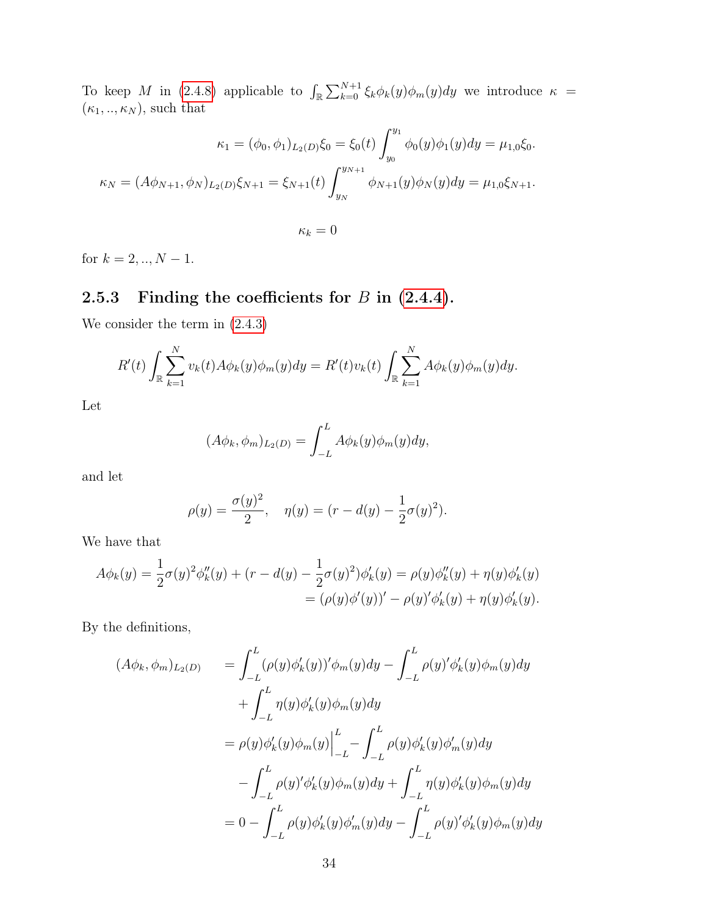To keep $M$ in (2.4.8) applicable to $\int_{\mathbb{R}} \sum_{k=0}^{N+1} \xi_k \phi_k(y)\phi_m(y)dy$ we introduce $\kappa = (\kappa_1, .., \kappa_N)$, such that

$$\kappa_1 = (\phi_0, \phi_1)_{L_2(D)}\xi_0 = \xi_0(t)\int_{y_0}^{y_1} \phi_0(y)\phi_1(y)dy = \mu_{1,0}\xi_0.$$

$$\kappa_N = (A\phi_{N+1}, \phi_N)_{L_2(D)}\xi_{N+1} = \xi_{N+1}(t)\int_{y_N}^{y_{N+1}} \phi_{N+1}(y)\phi_N(y)dy = \mu_{1,0}\xi_{N+1}.$$

$$\kappa_k = 0$$

for $k = 2, .., N-1$.

### 2.5.3 Finding the coefficients for $B$ in (2.4.4).

We consider the term in (2.4.3)

$$R'(t)\int_{\mathbb{R}} \sum_{k=1}^{N} v_k(t)A\phi_k(y)\phi_m(y)dy = R'(t)v_k(t)\int_{\mathbb{R}} \sum_{k=1}^{N} A\phi_k(y)\phi_m(y)dy.$$

Let

$$(A\phi_k, \phi_m)_{L_2(D)} = \int_{-L}^{L} A\phi_k(y)\phi_m(y)dy,$$

and let

$$\rho(y) = \frac{\sigma(y)^2}{2}, \quad \eta(y) = (r - d(y) - \frac{1}{2}\sigma(y)^2).$$

We have that

$$\begin{aligned} A\phi_k(y) = \frac{1}{2}\sigma(y)^2\phi_k''(y) + (r - d(y) - \frac{1}{2}\sigma(y)^2)\phi_k'(y) &= \rho(y)\phi_k''(y) + \eta(y)\phi_k'(y) \\ &= (\rho(y)\phi'(y))' - \rho(y)'\phi_k'(y) + \eta(y)\phi_k'(y). \end{aligned}$$

By the definitions,

$$\begin{aligned} (A\phi_k, \phi_m)_{L_2(D)} &= \int_{-L}^{L} (\rho(y)\phi_k'(y))'\phi_m(y)dy - \int_{-L}^{L} \rho(y)'\phi_k'(y)\phi_m(y)dy \\ &\quad + \int_{-L}^{L} \eta(y)\phi_k'(y)\phi_m(y)dy \\ &= \rho(y)\phi_k'(y)\phi_m(y)\Big|_{-L}^{L} - \int_{-L}^{L} \rho(y)\phi_k'(y)\phi_m'(y)dy \\ &\quad - \int_{-L}^{L} \rho(y)'\phi_k'(y)\phi_m(y)dy + \int_{-L}^{L} \eta(y)\phi_k'(y)\phi_m(y)dy \\ &= 0 - \int_{-L}^{L} \rho(y)\phi_k'(y)\phi_m'(y)dy - \int_{-L}^{L} \rho(y)'\phi_k'(y)\phi_m(y)dy \end{aligned}$$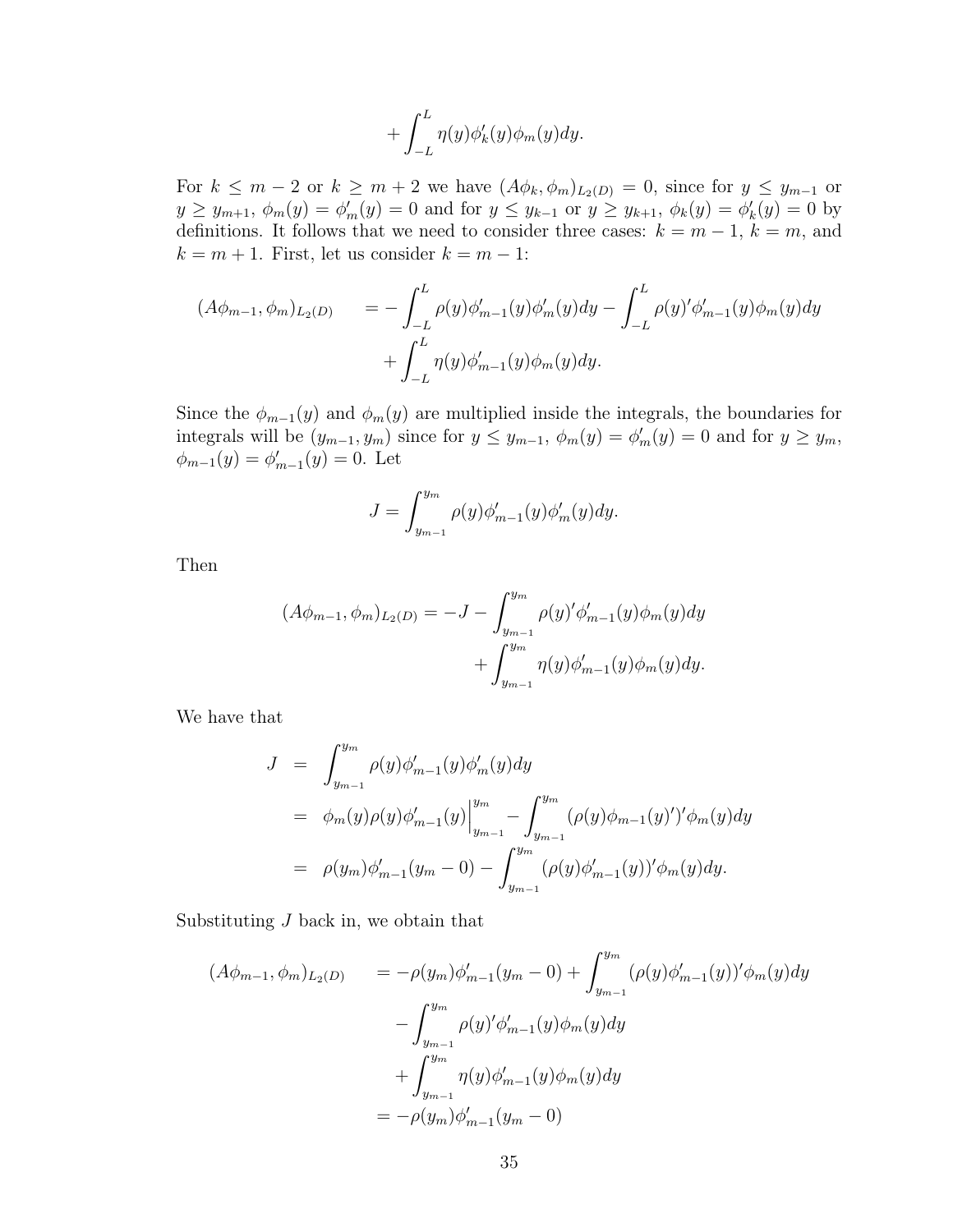$$+\int_{-L}^{L} \eta(y)\phi_k'(y)\phi_m(y)dy.$$

For $k \leq m-2$ or $k \geq m+2$ we have $(A\phi_k, \phi_m)_{L_2(D)} = 0$, since for $y \leq y_{m-1}$ or $y \geq y_{m+1}$, $\phi_m(y) = \phi_m'(y) = 0$ and for $y \leq y_{k-1}$ or $y \geq y_{k+1}$, $\phi_k(y) = \phi_k'(y) = 0$ by definitions. It follows that we need to consider three cases: $k = m-1$, $k = m$, and $k = m+1$. First, let us consider $k = m-1$:

$$\begin{aligned}(A\phi_{m-1}, \phi_m)_{L_2(D)} \quad &= -\int_{-L}^{L} \rho(y)\phi_{m-1}'(y)\phi_m'(y)dy - \int_{-L}^{L} \rho(y)'\phi_{m-1}'(y)\phi_m(y)dy \\ &\quad + \int_{-L}^{L} \eta(y)\phi_{m-1}'(y)\phi_m(y)dy.\end{aligned}$$

Since the $\phi_{m-1}(y)$ and $\phi_m(y)$ are multiplied inside the integrals, the boundaries for integrals will be $(y_{m-1}, y_m)$ since for $y \leq y_{m-1}$, $\phi_m(y) = \phi_m'(y) = 0$ and for $y \geq y_m$, $\phi_{m-1}(y) = \phi_{m-1}'(y) = 0$. Let

$$J = \int_{y_{m-1}}^{y_m} \rho(y)\phi_{m-1}'(y)\phi_m'(y)dy.$$

Then

$$\begin{aligned}(A\phi_{m-1}, \phi_m)_{L_2(D)} = -J &- \int_{y_{m-1}}^{y_m} \rho(y)'\phi_{m-1}'(y)\phi_m(y)dy \\ &+ \int_{y_{m-1}}^{y_m} \eta(y)\phi_{m-1}'(y)\phi_m(y)dy.\end{aligned}$$

We have that

$$\begin{aligned}J &= \int_{y_{m-1}}^{y_m} \rho(y)\phi_{m-1}'(y)\phi_m'(y)dy \\ &= \phi_m(y)\rho(y)\phi_{m-1}'(y)\Big|_{y_{m-1}}^{y_m} - \int_{y_{m-1}}^{y_m} (\rho(y)\phi_{m-1}(y)')'\phi_m(y)dy \\ &= \rho(y_m)\phi_{m-1}'(y_m - 0) - \int_{y_{m-1}}^{y_m} (\rho(y)\phi_{m-1}'(y))'\phi_m(y)dy.\end{aligned}$$

Substituting $J$ back in, we obtain that

$$\begin{aligned}(A\phi_{m-1}, \phi_m)_{L_2(D)} \quad &= -\rho(y_m)\phi_{m-1}'(y_m - 0) + \int_{y_{m-1}}^{y_m} (\rho(y)\phi_{m-1}'(y))'\phi_m(y)dy \\ &\quad - \int_{y_{m-1}}^{y_m} \rho(y)'\phi_{m-1}'(y)\phi_m(y)dy \\ &\quad + \int_{y_{m-1}}^{y_m} \eta(y)\phi_{m-1}'(y)\phi_m(y)dy \\ &= -\rho(y_m)\phi_{m-1}'(y_m - 0)\end{aligned}$$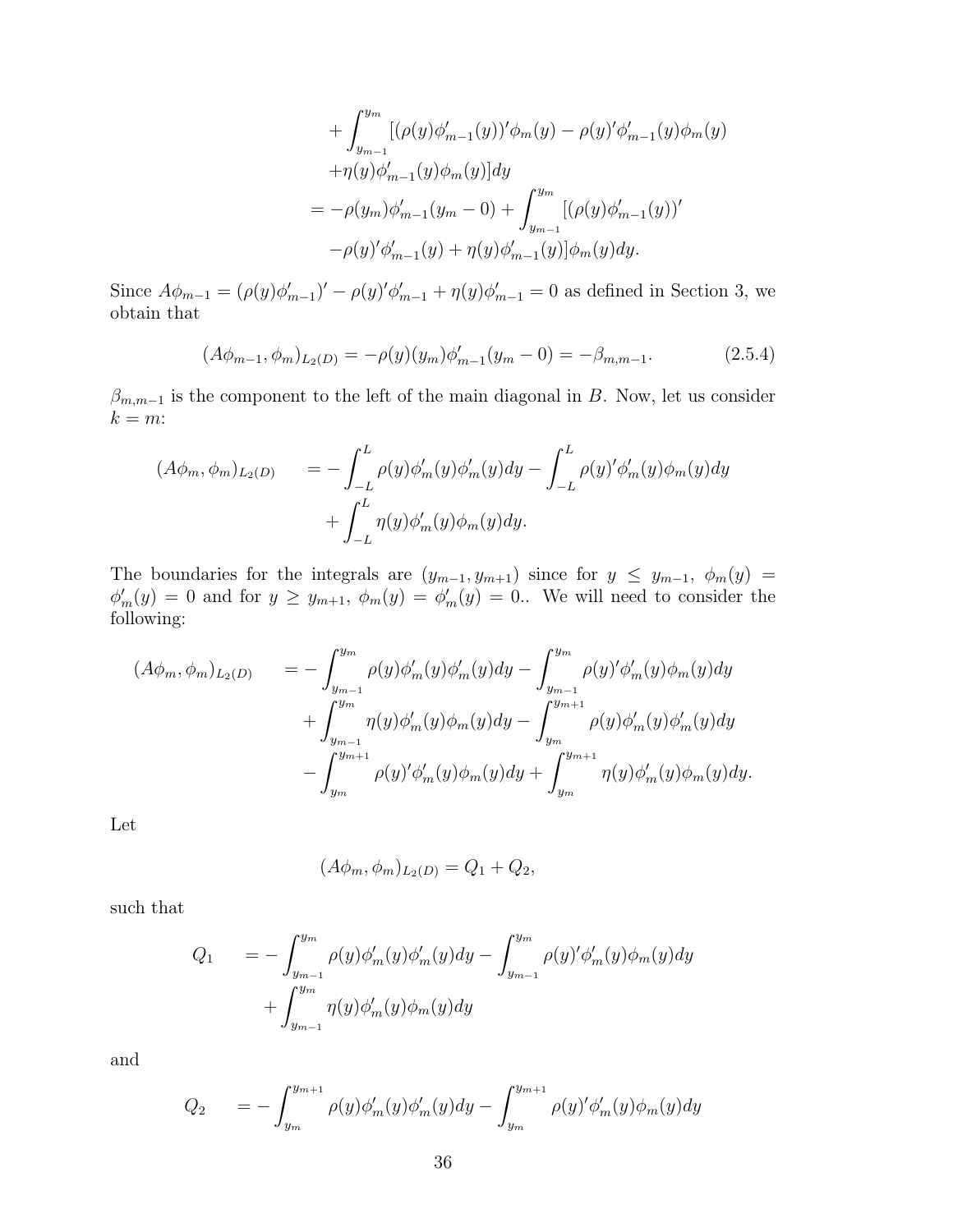$$
\begin{aligned}
&+\int_{y_{m-1}}^{y_m} [(\rho(y)\phi'_{m-1}(y))'\phi_m(y) - \rho(y)'\phi'_{m-1}(y)\phi_m(y) \\
&+\eta(y)\phi'_{m-1}(y)\phi_m(y)]dy \\
&= -\rho(y_m)\phi'_{m-1}(y_m - 0) + \int_{y_{m-1}}^{y_m} [(\rho(y)\phi'_{m-1}(y))' \\
&-\rho(y)'\phi'_{m-1}(y) + \eta(y)\phi'_{m-1}(y)]\phi_m(y)dy.
\end{aligned}
$$

Since $A\phi_{m-1} = (\rho(y)\phi'_{m-1})' - \rho(y)'\phi'_{m-1} + \eta(y)\phi'_{m-1} = 0$ as defined in Section 3, we obtain that

$$
(A\phi_{m-1}, \phi_m)_{L_2(D)} = -\rho(y)(y_m)\phi'_{m-1}(y_m - 0) = -\beta_{m,m-1}. \tag{2.5.4}
$$

$\beta_{m,m-1}$ is the component to the left of the main diagonal in $B$. Now, let us consider $k = m$:

$$
\begin{aligned}
(A\phi_m, \phi_m)_{L_2(D)} \quad &= -\int_{-L}^{L} \rho(y)\phi'_m(y)\phi'_m(y)dy - \int_{-L}^{L} \rho(y)'\phi'_m(y)\phi_m(y)dy \\
&+ \int_{-L}^{L} \eta(y)\phi'_m(y)\phi_m(y)dy.
\end{aligned}
$$

The boundaries for the integrals are $(y_{m-1}, y_{m+1})$ since for $y \le y_{m-1}$, $\phi_m(y) = \phi'_m(y) = 0$ and for $y \ge y_{m+1}$, $\phi_m(y) = \phi'_m(y) = 0$.. We will need to consider the following:

$$
\begin{aligned}
(A\phi_m, \phi_m)_{L_2(D)} \quad &= -\int_{y_{m-1}}^{y_m} \rho(y)\phi'_m(y)\phi'_m(y)dy - \int_{y_{m-1}}^{y_m} \rho(y)'\phi'_m(y)\phi_m(y)dy \\
&+ \int_{y_{m-1}}^{y_m} \eta(y)\phi'_m(y)\phi_m(y)dy - \int_{y_m}^{y_{m+1}} \rho(y)\phi'_m(y)\phi'_m(y)dy \\
&- \int_{y_m}^{y_{m+1}} \rho(y)'\phi'_m(y)\phi_m(y)dy + \int_{y_m}^{y_{m+1}} \eta(y)\phi'_m(y)\phi_m(y)dy.
\end{aligned}
$$

Let

$$
(A\phi_m, \phi_m)_{L_2(D)} = Q_1 + Q_2,
$$

such that

$$
\begin{aligned}
Q_1 \quad &= -\int_{y_{m-1}}^{y_m} \rho(y)\phi'_m(y)\phi'_m(y)dy - \int_{y_{m-1}}^{y_m} \rho(y)'\phi'_m(y)\phi_m(y)dy \\
&+ \int_{y_{m-1}}^{y_m} \eta(y)\phi'_m(y)\phi_m(y)dy
\end{aligned}
$$

and

$$
Q_2 \quad = -\int_{y_m}^{y_{m+1}} \rho(y)\phi'_m(y)\phi'_m(y)dy - \int_{y_m}^{y_{m+1}} \rho(y)'\phi'_m(y)\phi_m(y)dy
$$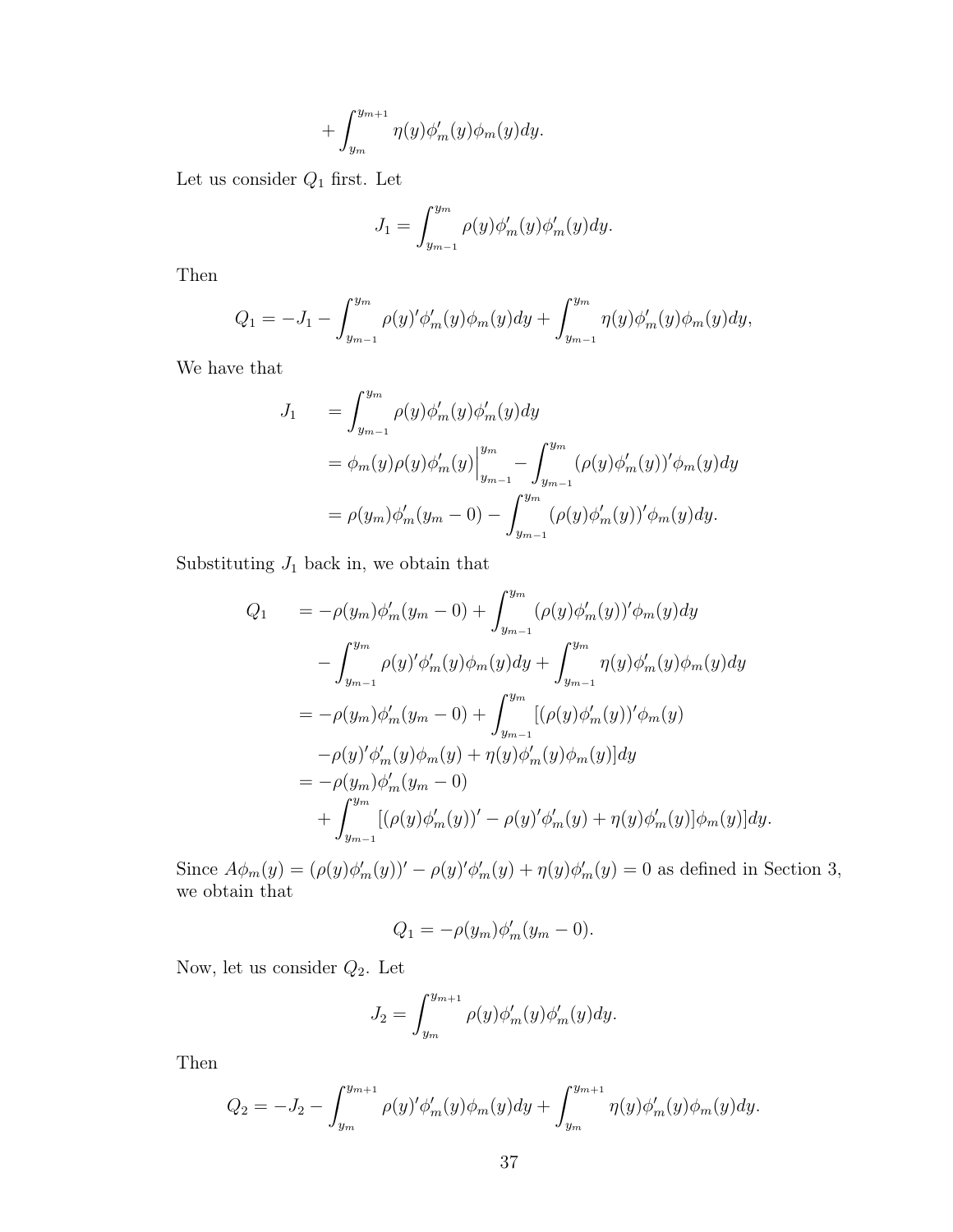$$+\int_{y_m}^{y_{m+1}} \eta(y)\phi_m'(y)\phi_m(y)dy.$$

Let us consider $Q_1$ first. Let

$$J_1 = \int_{y_{m-1}}^{y_m} \rho(y)\phi_m'(y)\phi_m'(y)dy.$$

Then

$$Q_1 = -J_1 - \int_{y_{m-1}}^{y_m} \rho(y)'\phi_m'(y)\phi_m(y)dy + \int_{y_{m-1}}^{y_m} \eta(y)\phi_m'(y)\phi_m(y)dy,$$

We have that

$$\begin{aligned}
J_1 \quad &= \int_{y_{m-1}}^{y_m} \rho(y)\phi_m'(y)\phi_m'(y)dy \\
&= \phi_m(y)\rho(y)\phi_m'(y)\Big|_{y_{m-1}}^{y_m} - \int_{y_{m-1}}^{y_m} (\rho(y)\phi_m'(y))'\phi_m(y)dy \\
&= \rho(y_m)\phi_m'(y_m - 0) - \int_{y_{m-1}}^{y_m} (\rho(y)\phi_m'(y))'\phi_m(y)dy.
\end{aligned}$$

Substituting $J_1$ back in, we obtain that

$$\begin{aligned}
Q_1 \quad &= -\rho(y_m)\phi_m'(y_m - 0) + \int_{y_{m-1}}^{y_m} (\rho(y)\phi_m'(y))'\phi_m(y)dy \\
&\quad - \int_{y_{m-1}}^{y_m} \rho(y)'\phi_m'(y)\phi_m(y)dy + \int_{y_{m-1}}^{y_m} \eta(y)\phi_m'(y)\phi_m(y)dy \\
&= -\rho(y_m)\phi_m'(y_m - 0) + \int_{y_{m-1}}^{y_m} [(\rho(y)\phi_m'(y))'\phi_m(y) \\
&\quad -\rho(y)'\phi_m'(y)\phi_m(y) + \eta(y)\phi_m'(y)\phi_m(y)]dy \\
&= -\rho(y_m)\phi_m'(y_m - 0) \\
&\quad + \int_{y_{m-1}}^{y_m} [(\rho(y)\phi_m'(y))' - \rho(y)'\phi_m'(y) + \eta(y)\phi_m'(y)]\phi_m(y)]dy.
\end{aligned}$$

Since $A\phi_m(y) = (\rho(y)\phi_m'(y))' - \rho(y)'\phi_m'(y) + \eta(y)\phi_m'(y) = 0$ as defined in Section 3, we obtain that

$$Q_1 = -\rho(y_m)\phi_m'(y_m - 0).$$

Now, let us consider $Q_2$. Let

$$J_2 = \int_{y_m}^{y_{m+1}} \rho(y)\phi_m'(y)\phi_m'(y)dy.$$

Then

$$Q_2 = -J_2 - \int_{y_m}^{y_{m+1}} \rho(y)'\phi_m'(y)\phi_m(y)dy + \int_{y_m}^{y_{m+1}} \eta(y)\phi_m'(y)\phi_m(y)dy.$$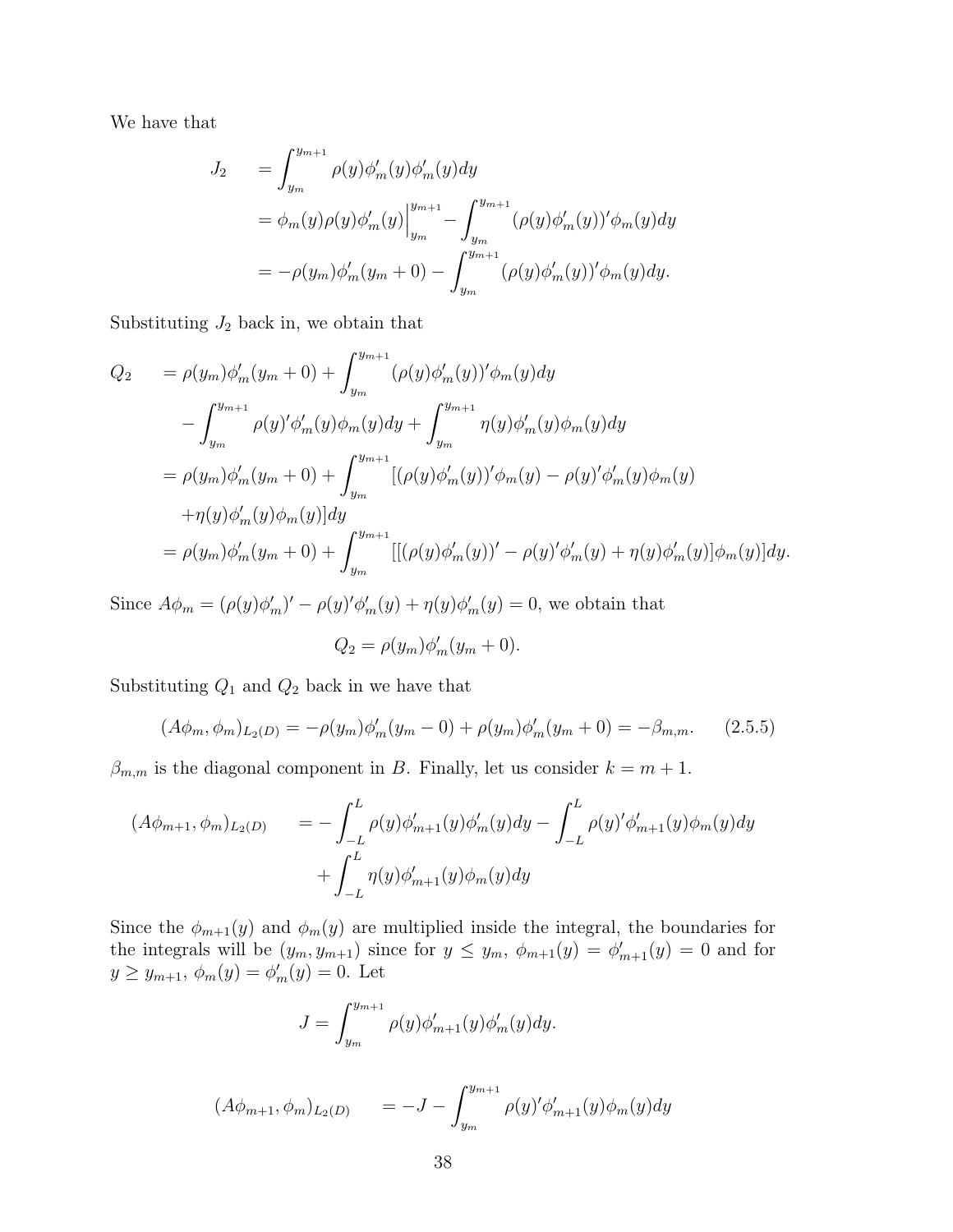We have that

$$
\begin{aligned}
J_2 \quad &= \int_{y_m}^{y_{m+1}} \rho(y)\phi_m'(y)\phi_m'(y)dy \\
&= \phi_m(y)\rho(y)\phi_m'(y)\Big|_{y_m}^{y_{m+1}} - \int_{y_m}^{y_{m+1}} (\rho(y)\phi_m'(y))'\phi_m(y)dy \\
&= -\rho(y_m)\phi_m'(y_m+0) - \int_{y_m}^{y_{m+1}} (\rho(y)\phi_m'(y))'\phi_m(y)dy.
\end{aligned}
$$

Substituting $J_2$ back in, we obtain that

$$
\begin{aligned}
Q_2 \quad &= \rho(y_m)\phi_m'(y_m+0) + \int_{y_m}^{y_{m+1}} (\rho(y)\phi_m'(y))'\phi_m(y)dy \\
&\quad - \int_{y_m}^{y_{m+1}} \rho(y)'\phi_m'(y)\phi_m(y)dy + \int_{y_m}^{y_{m+1}} \eta(y)\phi_m'(y)\phi_m(y)dy \\
&= \rho(y_m)\phi_m'(y_m+0) + \int_{y_m}^{y_{m+1}} [(\rho(y)\phi_m'(y))'\phi_m(y) - \rho(y)'\phi_m'(y)\phi_m(y) \\
&\quad + \eta(y)\phi_m'(y)\phi_m(y)]dy \\
&= \rho(y_m)\phi_m'(y_m+0) + \int_{y_m}^{y_{m+1}} [[(\rho(y)\phi_m'(y))' - \rho(y)'\phi_m'(y) + \eta(y)\phi_m'(y)]\phi_m(y)]dy.
\end{aligned}
$$

Since $A\phi_m = (\rho(y)\phi_m')' - \rho(y)'\phi_m'(y) + \eta(y)\phi_m'(y) = 0$, we obtain that

$$
Q_2 = \rho(y_m)\phi_m'(y_m+0).
$$

Substituting $Q_1$ and $Q_2$ back in we have that

$$
(A\phi_m, \phi_m)_{L_2(D)} = -\rho(y_m)\phi_m'(y_m-0) + \rho(y_m)\phi_m'(y_m+0) = -\beta_{m,m}. \qquad (2.5.5)
$$

$\beta_{m,m}$ is the diagonal component in $B$. Finally, let us consider $k = m+1$.

$$
\begin{aligned}
(A\phi_{m+1}, \phi_m)_{L_2(D)} \quad &= -\int_{-L}^{L} \rho(y)\phi_{m+1}'(y)\phi_m'(y)dy - \int_{-L}^{L} \rho(y)'\phi_{m+1}'(y)\phi_m(y)dy \\
&\quad + \int_{-L}^{L} \eta(y)\phi_{m+1}'(y)\phi_m(y)dy
\end{aligned}
$$

Since the $\phi_{m+1}(y)$ and $\phi_m(y)$ are multiplied inside the integral, the boundaries for the integrals will be $(y_m, y_{m+1})$ since for $y \le y_m$, $\phi_{m+1}(y) = \phi_{m+1}'(y) = 0$ and for $y \ge y_{m+1}$, $\phi_m(y) = \phi_m'(y) = 0$. Let

$$
J = \int_{y_m}^{y_{m+1}} \rho(y)\phi_{m+1}'(y)\phi_m'(y)dy.
$$

$$
(A\phi_{m+1}, \phi_m)_{L_2(D)} \quad = -J - \int_{y_m}^{y_{m+1}} \rho(y)'\phi_{m+1}'(y)\phi_m(y)dy
$$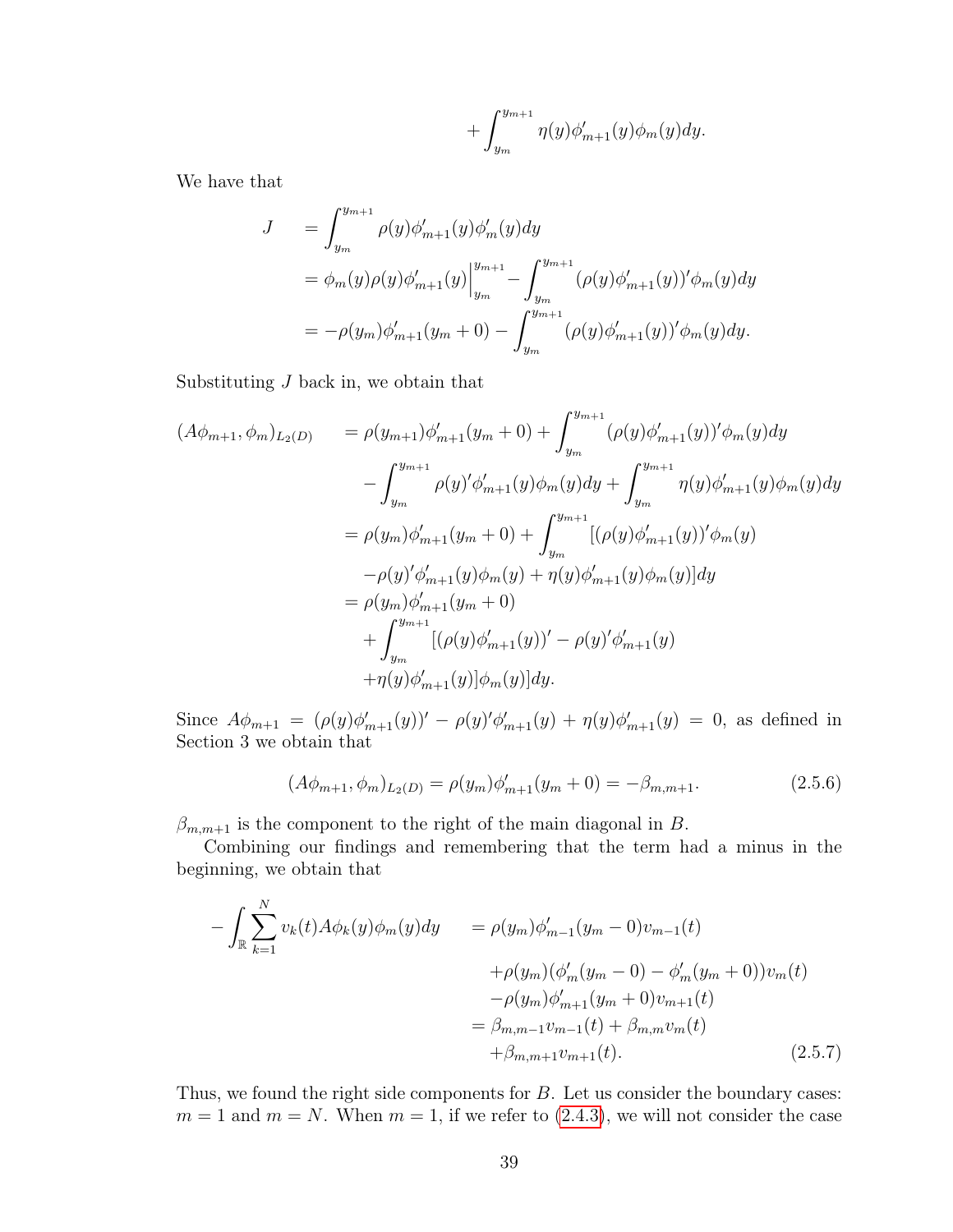$$+\int_{y_m}^{y_{m+1}} \eta(y)\phi'_{m+1}(y)\phi_m(y)dy.$$

We have that

$$\begin{aligned}
J &= \int_{y_m}^{y_{m+1}} \rho(y)\phi'_{m+1}(y)\phi'_m(y)dy \\
&= \phi_m(y)\rho(y)\phi'_{m+1}(y)\Big|_{y_m}^{y_{m+1}} - \int_{y_m}^{y_{m+1}} (\rho(y)\phi'_{m+1}(y))'\phi_m(y)dy \\
&= -\rho(y_m)\phi'_{m+1}(y_m+0) - \int_{y_m}^{y_{m+1}} (\rho(y)\phi'_{m+1}(y))'\phi_m(y)dy.
\end{aligned}$$

Substituting $J$ back in, we obtain that

$$\begin{aligned}
(A\phi_{m+1}, \phi_m)_{L_2(D)} &= \rho(y_{m+1})\phi'_{m+1}(y_m+0) + \int_{y_m}^{y_{m+1}} (\rho(y)\phi'_{m+1}(y))'\phi_m(y)dy \\
&\quad - \int_{y_m}^{y_{m+1}} \rho(y)'\phi'_{m+1}(y)\phi_m(y)dy + \int_{y_m}^{y_{m+1}} \eta(y)\phi'_{m+1}(y)\phi_m(y)dy \\
&= \rho(y_m)\phi'_{m+1}(y_m+0) + \int_{y_m}^{y_{m+1}} [(\rho(y)\phi'_{m+1}(y))'\phi_m(y) \\
&\quad -\rho(y)'\phi'_{m+1}(y)\phi_m(y) + \eta(y)\phi'_{m+1}(y)\phi_m(y)]dy \\
&= \rho(y_m)\phi'_{m+1}(y_m+0) \\
&\quad + \int_{y_m}^{y_{m+1}} [(\rho(y)\phi'_{m+1}(y))' - \rho(y)'\phi'_{m+1}(y) \\
&\quad +\eta(y)\phi'_{m+1}(y)]\phi_m(y)]dy.
\end{aligned}$$

Since $A\phi_{m+1} = (\rho(y)\phi'_{m+1}(y))' - \rho(y)'\phi'_{m+1}(y) + \eta(y)\phi'_{m+1}(y) = 0$, as defined in Section 3 we obtain that

$$(A\phi_{m+1}, \phi_m)_{L_2(D)} = \rho(y_m)\phi'_{m+1}(y_m+0) = -\beta_{m,m+1}. \tag{2.5.6}$$

$\beta_{m,m+1}$ is the component to the right of the main diagonal in $B$.

Combining our findings and remembering that the term had a minus in the beginning, we obtain that

$$\begin{aligned}
-\int_{\mathbb{R}} \sum_{k=1}^{N} v_k(t)A\phi_k(y)\phi_m(y)dy &= \rho(y_m)\phi'_{m-1}(y_m-0)v_{m-1}(t) \\
&\quad +\rho(y_m)(\phi'_m(y_m-0) - \phi'_m(y_m+0))v_m(t) \\
&\quad -\rho(y_m)\phi'_{m+1}(y_m+0)v_{m+1}(t) \\
&= \beta_{m,m-1}v_{m-1}(t) + \beta_{m,m}v_m(t) \\
&\quad +\beta_{m,m+1}v_{m+1}(t).
\end{aligned} \tag{2.5.7}$$

Thus, we found the right side components for $B$. Let us consider the boundary cases: $m = 1$ and $m = N$. When $m = 1$, if we refer to (2.4.3), we will not consider the case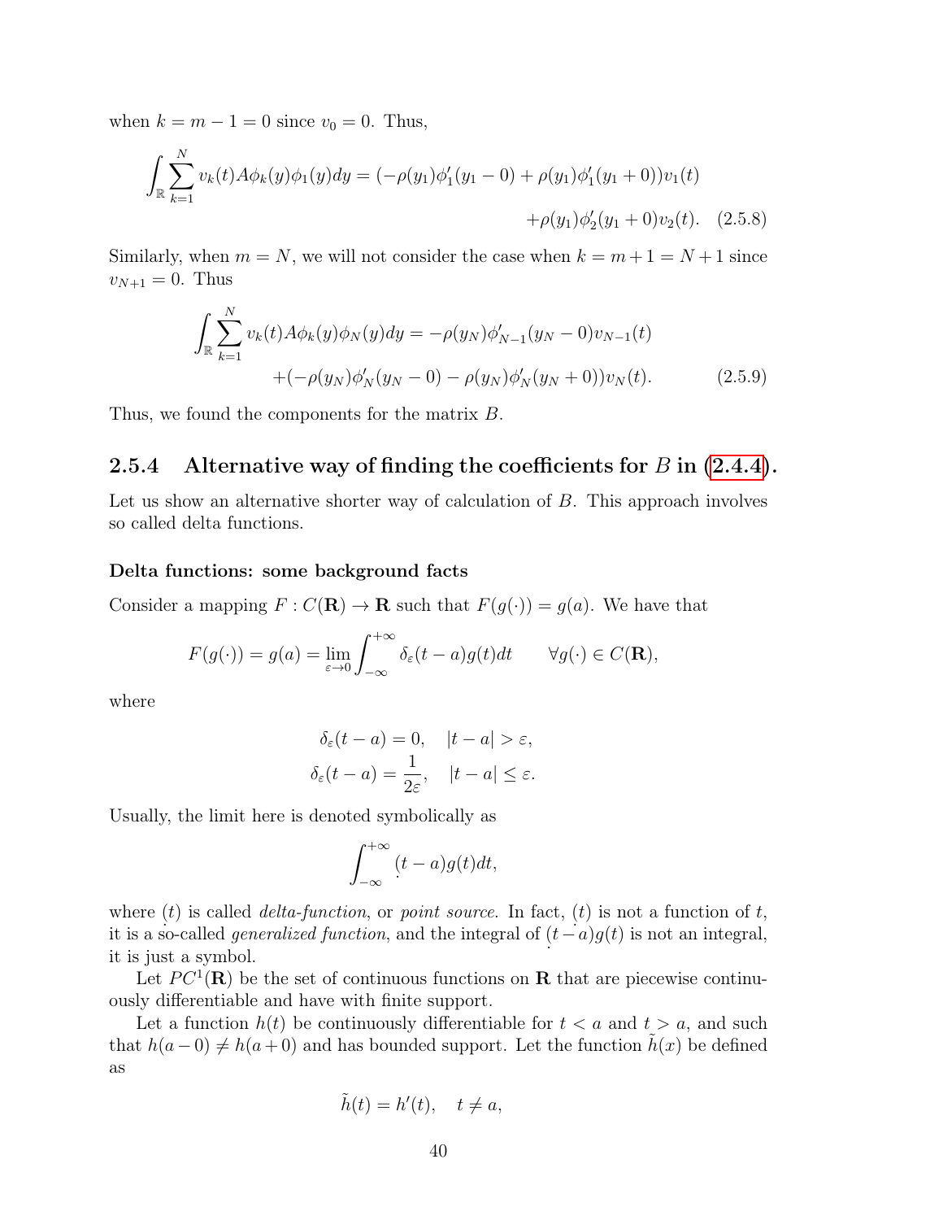when $k = m - 1 = 0$ since $v_0 = 0$. Thus,

$$\int_{\mathbb{R}} \sum_{k=1}^{N} v_k(t) A\phi_k(y)\phi_1(y)dy = (-\rho(y_1)\phi_1'(y_1 - 0) + \rho(y_1)\phi_1'(y_1 + 0))v_1(t) + \rho(y_1)\phi_2'(y_1 + 0)v_2(t). \quad (2.5.8)$$

Similarly, when $m = N$, we will not consider the case when $k = m+1 = N+1$ since $v_{N+1} = 0$. Thus

$$\int_{\mathbb{R}} \sum_{k=1}^{N} v_k(t) A\phi_k(y)\phi_N(y)dy = -\rho(y_N)\phi_{N-1}'(y_N - 0)v_{N-1}(t) + (-\rho(y_N)\phi_N'(y_N - 0) - \rho(y_N)\phi_N'(y_N + 0))v_N(t). \quad (2.5.9)$$

Thus, we found the components for the matrix $B$.

### 2.5.4 Alternative way of finding the coefficients for $B$ in (2.4.4).

Let us show an alternative shorter way of calculation of $B$. This approach involves so called delta functions.

#### Delta functions: some background facts

Consider a mapping $F : C(\mathbf{R}) \to \mathbf{R}$ such that $F(g(\cdot)) = g(a)$. We have that

$$F(g(\cdot)) = g(a) = \lim_{\varepsilon \to 0} \int_{-\infty}^{+\infty} \delta_\varepsilon(t - a)g(t)dt \qquad \forall g(\cdot) \in C(\mathbf{R}),$$

where

$$\delta_\varepsilon(t - a) = 0, \quad |t - a| > \varepsilon,$$
$$\delta_\varepsilon(t - a) = \frac{1}{2\varepsilon}, \quad |t - a| \le \varepsilon.$$

Usually, the limit here is denoted symbolically as

$$\int_{-\infty}^{+\infty} (t - a)g(t)dt,$$

where $(t)$ is called *delta-function*, or *point source*. In fact, $(t)$ is not a function of $t$, it is a so-called *generalized function*, and the integral of $(t - a)g(t)$ is not an integral, it is just a symbol.

Let $PC^1(\mathbf{R})$ be the set of continuous functions on $\mathbf{R}$ that are piecewise continuously differentiable and have with finite support.

Let a function $h(t)$ be continuously differentiable for $t < a$ and $t > a$, and such that $h(a - 0) \neq h(a + 0)$ and has bounded support. Let the function $\tilde{h}(x)$ be defined as

$$\tilde{h}(t) = h'(t), \quad t \neq a,$$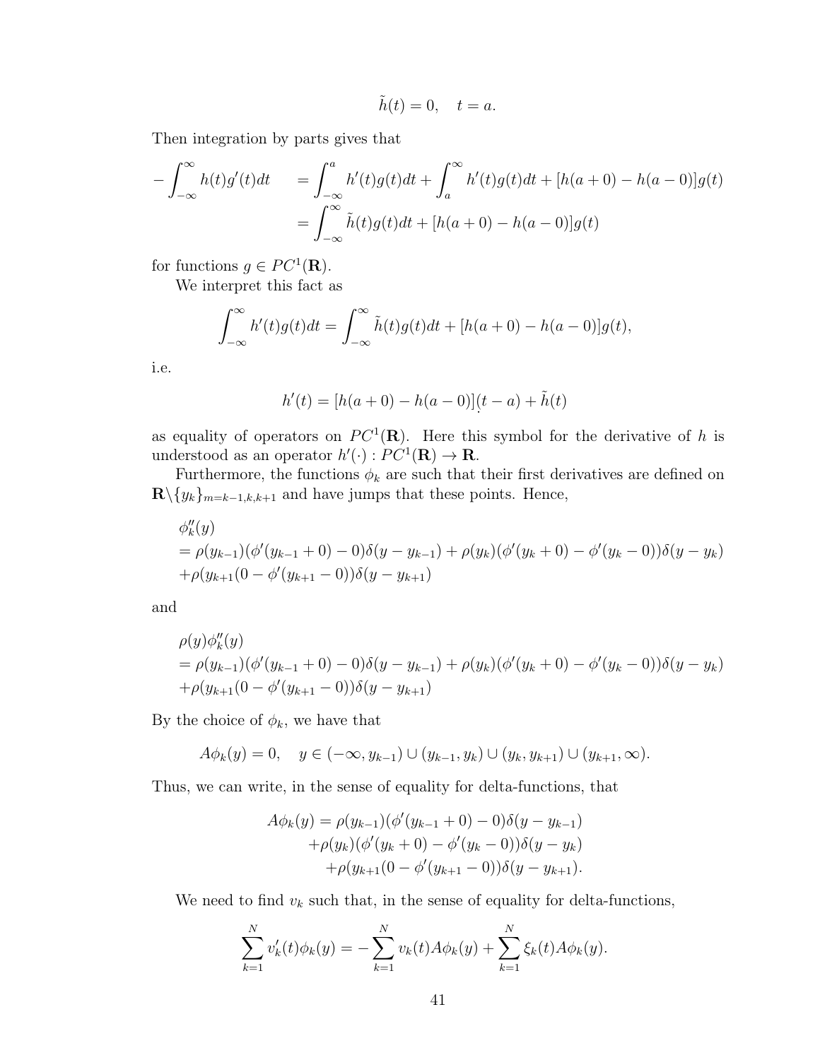$$\tilde{h}(t) = 0, \quad t = a.$$

Then integration by parts gives that

$$\begin{aligned}
-\int_{-\infty}^{\infty} h(t)g'(t)dt \quad &= \int_{-\infty}^{a} h'(t)g(t)dt + \int_{a}^{\infty} h'(t)g(t)dt + [h(a+0) - h(a-0)]g(t) \\
&= \int_{-\infty}^{\infty} \tilde{h}(t)g(t)dt + [h(a+0) - h(a-0)]g(t)
\end{aligned}$$

for functions $g \in PC^1(\mathbf{R})$.

We interpret this fact as

$$\int_{-\infty}^{\infty} h'(t)g(t)dt = \int_{-\infty}^{\infty} \tilde{h}(t)g(t)dt + [h(a+0) - h(a-0)]g(t),$$

i.e.

$$h'(t) = [h(a+0) - h(a-0)](t-a) + \tilde{h}(t)$$

as equality of operators on $PC^1(\mathbf{R})$. Here this symbol for the derivative of $h$ is understood as an operator $h'(\cdot) : PC^1(\mathbf{R}) \to \mathbf{R}$.

Furthermore, the functions $\phi_k$ are such that their first derivatives are defined on $\mathbf{R}\backslash\{y_k\}_{m=k-1,k,k+1}$ and have jumps that these points. Hence,

$$\begin{aligned}
&\phi_k''(y) \\
&= \rho(y_{k-1})(\phi'(y_{k-1}+0) - 0)\delta(y - y_{k-1}) + \rho(y_k)(\phi'(y_k+0) - \phi'(y_k-0))\delta(y - y_k) \\
&+\rho(y_{k+1}(0 - \phi'(y_{k+1}-0))\delta(y - y_{k+1})
\end{aligned}$$

and

$$\begin{aligned}
&\rho(y)\phi_k''(y) \\
&= \rho(y_{k-1})(\phi'(y_{k-1}+0) - 0)\delta(y - y_{k-1}) + \rho(y_k)(\phi'(y_k+0) - \phi'(y_k-0))\delta(y - y_k) \\
&+\rho(y_{k+1}(0 - \phi'(y_{k+1}-0))\delta(y - y_{k+1})
\end{aligned}$$

By the choice of $\phi_k$, we have that

$$A\phi_k(y) = 0, \quad y \in (-\infty, y_{k-1}) \cup (y_{k-1}, y_k) \cup (y_k, y_{k+1}) \cup (y_{k+1}, \infty).$$

Thus, we can write, in the sense of equality for delta-functions, that

$$\begin{aligned}
A\phi_k(y) = &\rho(y_{k-1})(\phi'(y_{k-1}+0) - 0)\delta(y - y_{k-1}) \\
&+\rho(y_k)(\phi'(y_k+0) - \phi'(y_k-0))\delta(y - y_k) \\
&+\rho(y_{k+1}(0 - \phi'(y_{k+1}-0))\delta(y - y_{k+1}).
\end{aligned}$$

We need to find $v_k$ such that, in the sense of equality for delta-functions,

$$\sum_{k=1}^{N} v_k'(t)\phi_k(y) = -\sum_{k=1}^{N} v_k(t)A\phi_k(y) + \sum_{k=1}^{N} \xi_k(t)A\phi_k(y).$$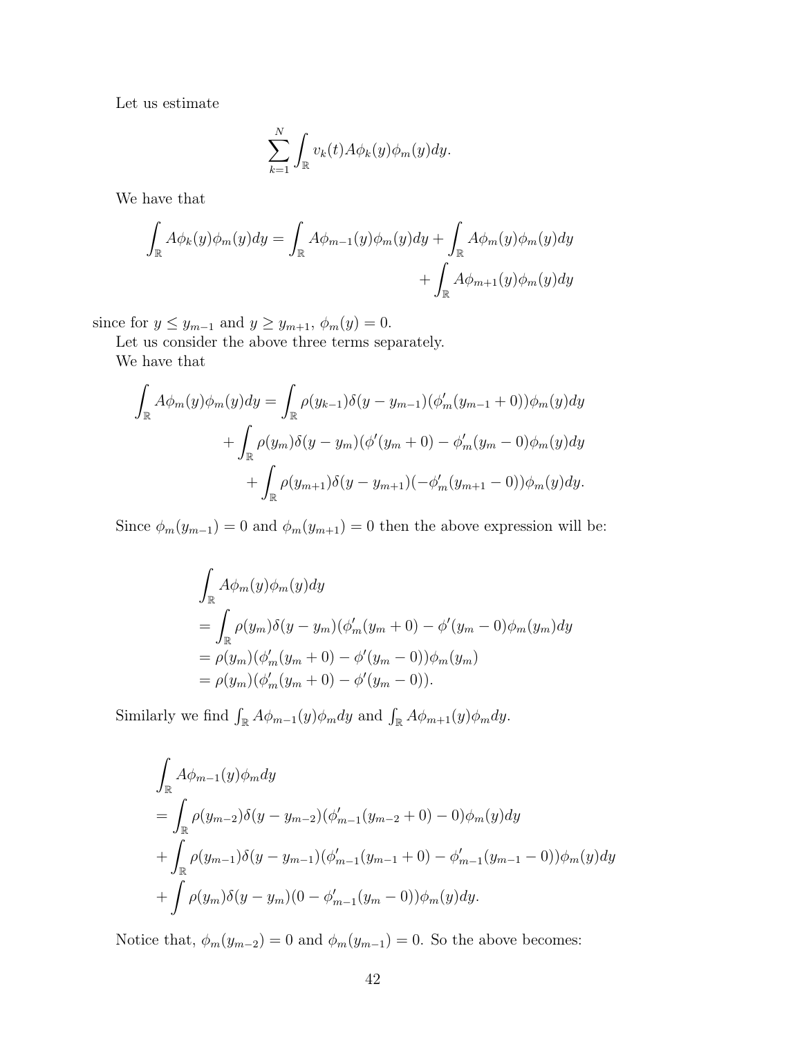Let us estimate

$$\sum_{k=1}^{N} \int_{\mathbb{R}} v_k(t) A\phi_k(y)\phi_m(y)dy.$$

We have that

$$\int_{\mathbb{R}} A\phi_k(y)\phi_m(y)dy = \int_{\mathbb{R}} A\phi_{m-1}(y)\phi_m(y)dy + \int_{\mathbb{R}} A\phi_m(y)\phi_m(y)dy + \int_{\mathbb{R}} A\phi_{m+1}(y)\phi_m(y)dy$$

since for $y \leq y_{m-1}$ and $y \geq y_{m+1}$, $\phi_m(y) = 0$.

Let us consider the above three terms separately.

We have that

$$\begin{aligned}
\int_{\mathbb{R}} A\phi_m(y)\phi_m(y)dy &= \int_{\mathbb{R}} \rho(y_{k-1})\delta(y - y_{m-1})(\phi'_m(y_{m-1} + 0))\phi_m(y)dy \\
&+ \int_{\mathbb{R}} \rho(y_m)\delta(y - y_m)(\phi'(y_m + 0) - \phi'_m(y_m - 0)\phi_m(y)dy \\
&+ \int_{\mathbb{R}} \rho(y_{m+1})\delta(y - y_{m+1})(-\phi'_m(y_{m+1} - 0))\phi_m(y)dy.
\end{aligned}$$

Since $\phi_m(y_{m-1}) = 0$ and $\phi_m(y_{m+1}) = 0$ then the above expression will be:

$$\begin{aligned}
&\int_{\mathbb{R}} A\phi_m(y)\phi_m(y)dy \\
&= \int_{\mathbb{R}} \rho(y_m)\delta(y - y_m)(\phi'_m(y_m + 0) - \phi'(y_m - 0)\phi_m(y_m)dy \\
&= \rho(y_m)(\phi'_m(y_m + 0) - \phi'(y_m - 0))\phi_m(y_m) \\
&= \rho(y_m)(\phi'_m(y_m + 0) - \phi'(y_m - 0)).
\end{aligned}$$

Similarly we find $\int_{\mathbb{R}} A\phi_{m-1}(y)\phi_m dy$ and $\int_{\mathbb{R}} A\phi_{m+1}(y)\phi_m dy$.

$$\begin{aligned}
&\int_{\mathbb{R}} A\phi_{m-1}(y)\phi_m dy \\
&= \int_{\mathbb{R}} \rho(y_{m-2})\delta(y - y_{m-2})(\phi'_{m-1}(y_{m-2} + 0) - 0)\phi_m(y)dy \\
&+ \int_{\mathbb{R}} \rho(y_{m-1})\delta(y - y_{m-1})(\phi'_{m-1}(y_{m-1} + 0) - \phi'_{m-1}(y_{m-1} - 0))\phi_m(y)dy \\
&+ \int \rho(y_m)\delta(y - y_m)(0 - \phi'_{m-1}(y_m - 0))\phi_m(y)dy.
\end{aligned}$$

Notice that, $\phi_m(y_{m-2}) = 0$ and $\phi_m(y_{m-1}) = 0$. So the above becomes: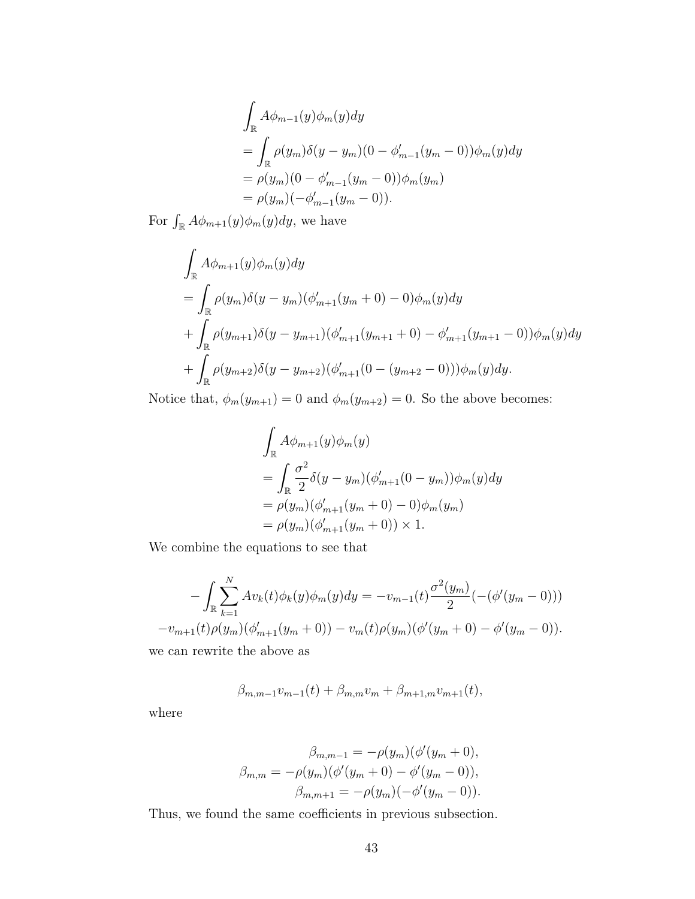$$
\begin{aligned}
&\int_{\mathbb{R}} A\phi_{m-1}(y)\phi_m(y)dy \\
&= \int_{\mathbb{R}} \rho(y_m)\delta(y-y_m)(0-\phi'_{m-1}(y_m-0))\phi_m(y)dy \\
&= \rho(y_m)(0-\phi'_{m-1}(y_m-0))\phi_m(y_m) \\
&= \rho(y_m)(-\phi'_{m-1}(y_m-0)).
\end{aligned}
$$

For $\int_{\mathbb{R}} A\phi_{m+1}(y)\phi_m(y)dy$, we have

$$
\begin{aligned}
&\int_{\mathbb{R}} A\phi_{m+1}(y)\phi_m(y)dy \\
&= \int_{\mathbb{R}} \rho(y_m)\delta(y-y_m)(\phi'_{m+1}(y_m+0)-0)\phi_m(y)dy \\
&+ \int_{\mathbb{R}} \rho(y_{m+1})\delta(y-y_{m+1})(\phi'_{m+1}(y_{m+1}+0)-\phi'_{m+1}(y_{m+1}-0))\phi_m(y)dy \\
&+ \int_{\mathbb{R}} \rho(y_{m+2})\delta(y-y_{m+2})(\phi'_{m+1}(0-(y_{m+2}-0)))\phi_m(y)dy.
\end{aligned}
$$

Notice that, $\phi_m(y_{m+1}) = 0$ and $\phi_m(y_{m+2}) = 0$. So the above becomes:

$$
\begin{aligned}
&\int_{\mathbb{R}} A\phi_{m+1}(y)\phi_m(y) \\
&= \int_{\mathbb{R}} \frac{\sigma^2}{2}\delta(y-y_m)(\phi'_{m+1}(0-y_m))\phi_m(y)dy \\
&= \rho(y_m)(\phi'_{m+1}(y_m+0)-0)\phi_m(y_m) \\
&= \rho(y_m)(\phi'_{m+1}(y_m+0)) \times 1.
\end{aligned}
$$

We combine the equations to see that

$$
\begin{aligned}
-\int_{\mathbb{R}} \sum_{k=1}^{N} Av_k(t)\phi_k(y)\phi_m(y)dy &= -v_{m-1}(t)\frac{\sigma^2(y_m)}{2}(-(\phi'(y_m-0))) \\
-v_{m+1}(t)\rho(y_m)(\phi'_{m+1}(y_m+0)) &- v_m(t)\rho(y_m)(\phi'(y_m+0)-\phi'(y_m-0)).
\end{aligned}
$$

we can rewrite the above as

$$
\beta_{m,m-1}v_{m-1}(t) + \beta_{m,m}v_m + \beta_{m+1,m}v_{m+1}(t),
$$

where

$$
\begin{aligned}
\beta_{m,m-1} &= -\rho(y_m)(\phi'(y_m+0), \\
\beta_{m,m} &= -\rho(y_m)(\phi'(y_m+0)-\phi'(y_m-0)), \\
\beta_{m,m+1} &= -\rho(y_m)(-\phi'(y_m-0)).
\end{aligned}
$$

Thus, we found the same coefficients in previous subsection.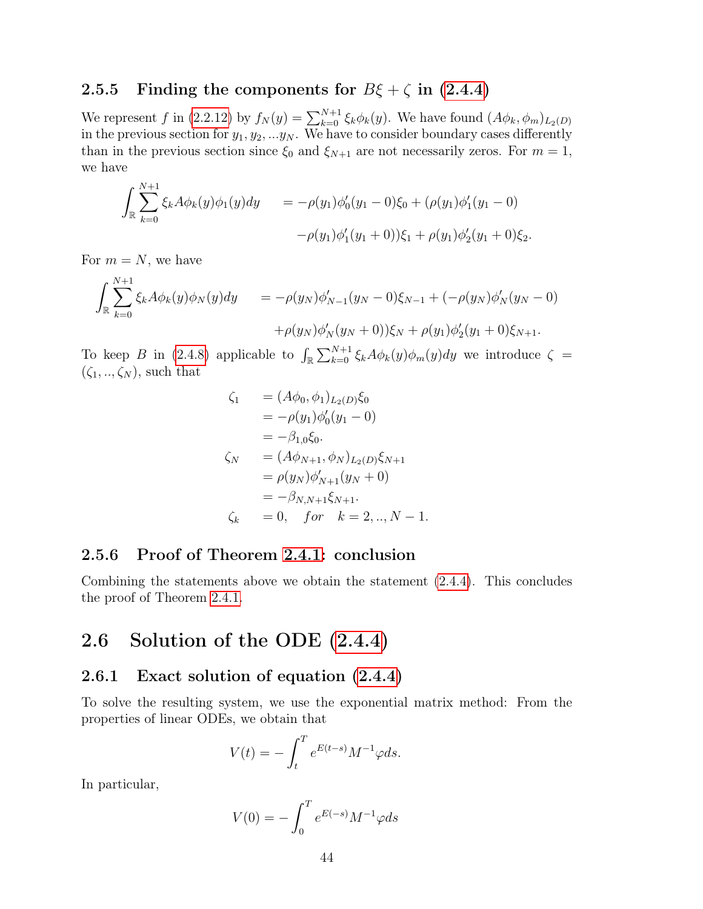### 2.5.5 Finding the components for $B\xi + \zeta$ in (2.4.4)

We represent $f$ in (2.2.12) by $f_N(y) = \sum_{k=0}^{N+1} \xi_k \phi_k(y)$. We have found $(A\phi_k, \phi_m)_{L_2(D)}$ in the previous section for $y_1, y_2, ...y_N$. We have to consider boundary cases differently than in the previous section since $\xi_0$ and $\xi_{N+1}$ are not necessarily zeros. For $m = 1$, we have

$$\begin{aligned}\int_{\mathbb{R}} \sum_{k=0}^{N+1} \xi_k A\phi_k(y)\phi_1(y)dy \quad &= -\rho(y_1)\phi_0'(y_1 - 0)\xi_0 + (\rho(y_1)\phi_1'(y_1 - 0) \\ &\quad -\rho(y_1)\phi_1'(y_1 + 0))\xi_1 + \rho(y_1)\phi_2'(y_1 + 0)\xi_2.\end{aligned}$$

For $m = N$, we have

$$\begin{aligned}\int_{\mathbb{R}} \sum_{k=0}^{N+1} \xi_k A\phi_k(y)\phi_N(y)dy \quad &= -\rho(y_N)\phi_{N-1}'(y_N - 0)\xi_{N-1} + (-\rho(y_N)\phi_N'(y_N - 0) \\ &\quad +\rho(y_N)\phi_N'(y_N + 0))\xi_N + \rho(y_1)\phi_2'(y_1 + 0)\xi_{N+1}.\end{aligned}$$

To keep $B$ in (2.4.8) applicable to $\int_{\mathbb{R}} \sum_{k=0}^{N+1} \xi_k A\phi_k(y)\phi_m(y)dy$ we introduce $\zeta = (\zeta_1, .., \zeta_N)$, such that

$$\begin{aligned}\zeta_1 \quad &= (A\phi_0, \phi_1)_{L_2(D)}\xi_0 \\ &= -\rho(y_1)\phi_0'(y_1 - 0) \\ &= -\beta_{1,0}\xi_0. \\ \zeta_N \quad &= (A\phi_{N+1}, \phi_N)_{L_2(D)}\xi_{N+1} \\ &= \rho(y_N)\phi_{N+1}'(y_N + 0) \\ &= -\beta_{N,N+1}\xi_{N+1}. \\ \zeta_k \quad &= 0, \quad for \quad k = 2, .., N-1.\end{aligned}$$

### 2.5.6 Proof of Theorem 2.4.1: conclusion

Combining the statements above we obtain the statement (2.4.4). This concludes the proof of Theorem 2.4.1.

## 2.6 Solution of the ODE (2.4.4)

### 2.6.1 Exact solution of equation (2.4.4)

To solve the resulting system, we use the exponential matrix method: From the properties of linear ODEs, we obtain that

$$V(t) = -\int_t^T e^{E(t-s)} M^{-1}\varphi ds.$$

In particular,

$$V(0) = -\int_0^T e^{E(-s)} M^{-1}\varphi ds$$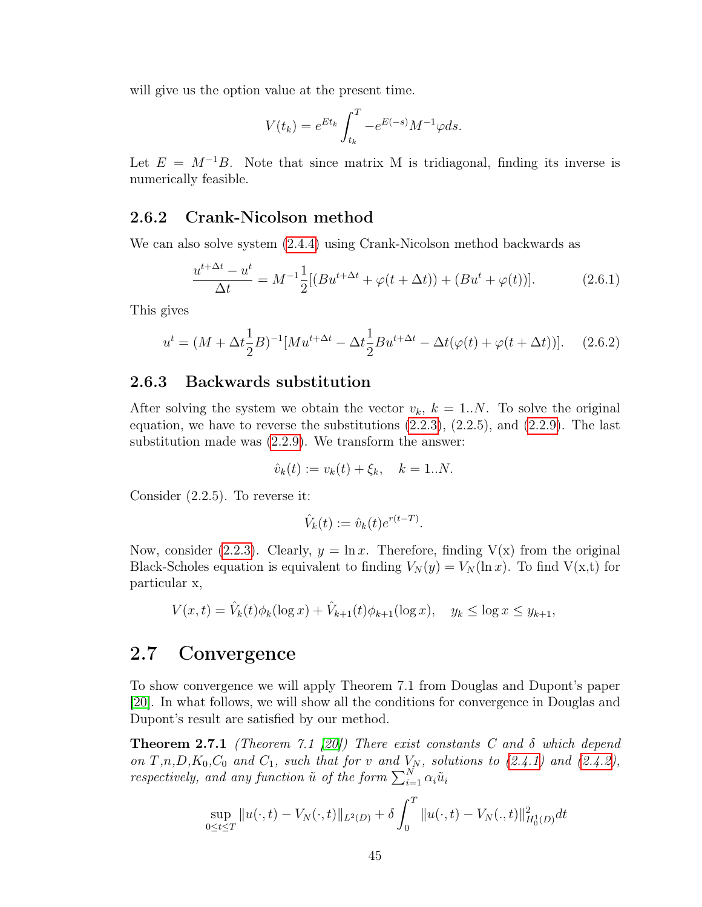will give us the option value at the present time.

$$V(t_k) = e^{Et_k} \int_{t_k}^{T} -e^{E(-s)} M^{-1} \varphi ds.$$

Let $E = M^{-1}B$. Note that since matrix M is tridiagonal, finding its inverse is numerically feasible.

### 2.6.2 Crank-Nicolson method

We can also solve system (2.4.4) using Crank-Nicolson method backwards as

$$\frac{u^{t+\Delta t} - u^t}{\Delta t} = M^{-1}\frac{1}{2}[(Bu^{t+\Delta t} + \varphi(t+\Delta t)) + (Bu^t + \varphi(t))]. \tag{2.6.1}$$

This gives

$$u^t = (M + \Delta t \frac{1}{2} B)^{-1}[Mu^{t+\Delta t} - \Delta t \frac{1}{2} Bu^{t+\Delta t} - \Delta t(\varphi(t) + \varphi(t+\Delta t))]. \tag{2.6.2}$$

### 2.6.3 Backwards substitution

After solving the system we obtain the vector $v_k$, $k = 1..N$. To solve the original equation, we have to reverse the substitutions (2.2.3), (2.2.5), and (2.2.9). The last substitution made was (2.2.9). We transform the answer:

$$\hat{v}_k(t) := v_k(t) + \xi_k, \quad k = 1..N.$$

Consider (2.2.5). To reverse it:

$$\hat{V}_k(t) := \hat{v}_k(t) e^{r(t-T)}.$$

Now, consider (2.2.3). Clearly, $y = \ln x$. Therefore, finding V(x) from the original Black-Scholes equation is equivalent to finding $V_N(y) = V_N(\ln x)$. To find V(x,t) for particular x,

$$V(x,t) = \hat{V}_k(t)\phi_k(\log x) + \hat{V}_{k+1}(t)\phi_{k+1}(\log x), \quad y_k \le \log x \le y_{k+1},$$

## 2.7 Convergence

To show convergence we will apply Theorem 7.1 from Douglas and Dupont's paper [20]. In what follows, we will show all the conditions for convergence in Douglas and Dupont's result are satisfied by our method.

**Theorem 2.7.1** *(Theorem 7.1 [20]) There exist constants C and $\delta$ which depend on T,n,D,$K_0$,$C_0$ and $C_1$, such that for v and $V_N$, solutions to (2.4.1) and (2.4.2), respectively, and any function $\tilde{u}$ of the form $\sum_{i=1}^{N} \alpha_i \tilde{u}_i$*

$$\sup_{0\le t\le T} \|u(\cdot,t) - V_N(\cdot,t)\|_{L^2(D)} + \delta \int_0^T \|u(\cdot,t) - V_N(.,t)\|^2_{H_0^1(D)} dt$$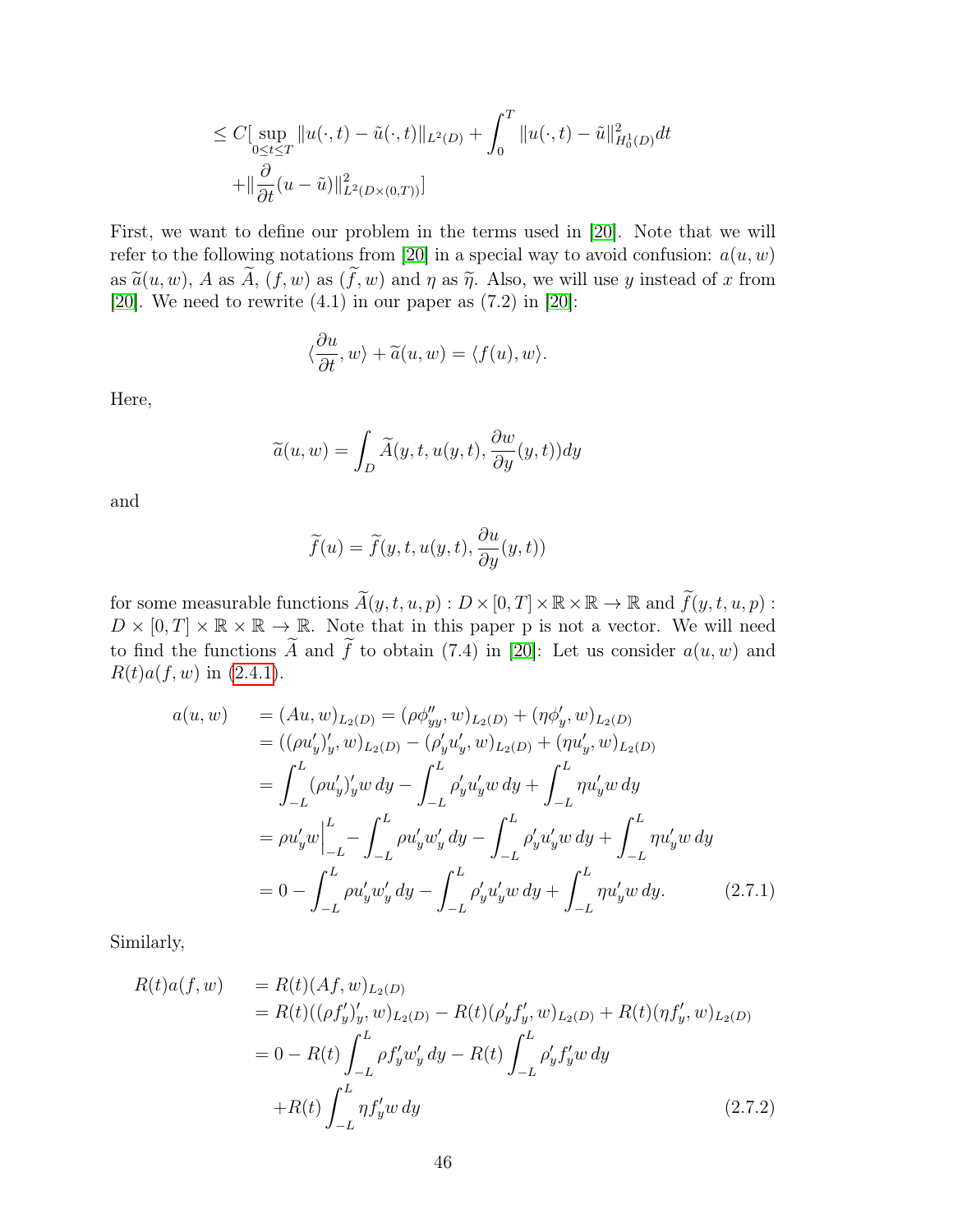$$
\leq C[\sup_{0\leq t\leq T}\|u(\cdot,t)-\tilde{u}(\cdot,t)\|_{L^2(D)}+\int_0^T\|u(\cdot,t)-\tilde{u}\|^2_{H_0^1(D)}dt
$$
$$
+\|\frac{\partial}{\partial t}(u-\tilde{u})\|^2_{L^2(D\times(0,T))}]
$$

First, we want to define our problem in the terms used in [20]. Note that we will refer to the following notations from [20] in a special way to avoid confusion: $a(u,w)$ as $\widetilde{a}(u,w)$, $A$ as $\widetilde{A}$, $(f,w)$ as $(\widetilde{f},w)$ and $\eta$ as $\widetilde{\eta}$. Also, we will use $y$ instead of $x$ from [20]. We need to rewrite (4.1) in our paper as (7.2) in [20]:

$$
\langle\frac{\partial u}{\partial t},w\rangle+\widetilde{a}(u,w)=\langle f(u),w\rangle.
$$

Here,

$$
\widetilde{a}(u,w)=\int_D\widetilde{A}(y,t,u(y,t),\frac{\partial w}{\partial y}(y,t))dy
$$

and

$$
\widetilde{f}(u)=\widetilde{f}(y,t,u(y,t),\frac{\partial u}{\partial y}(y,t))
$$

for some measurable functions $\widetilde{A}(y,t,u,p):D\times[0,T]\times\mathbb{R}\times\mathbb{R}\to\mathbb{R}$ and $\widetilde{f}(y,t,u,p):D\times[0,T]\times\mathbb{R}\times\mathbb{R}\to\mathbb{R}$. Note that in this paper p is not a vector. We will need to find the functions $\widetilde{A}$ and $\widetilde{f}$ to obtain (7.4) in [20]: Let us consider $a(u,w)$ and $R(t)a(f,w)$ in (2.4.1).

$$
\begin{aligned}
a(u,w) &= (Au,w)_{L_2(D)}=(\rho\phi''_{yy},w)_{L_2(D)}+(\eta\phi'_y,w)_{L_2(D)}\\
&= ((\rho u'_y)'_y,w)_{L_2(D)}-(\rho'_yu'_y,w)_{L_2(D)}+(\eta u'_y,w)_{L_2(D)}\\
&= \int_{-L}^{L}(\rho u'_y)'_yw\,dy-\int_{-L}^{L}\rho'_yu'_yw\,dy+\int_{-L}^{L}\eta u'_yw\,dy\\
&= \rho u'_yw\Big|_{-L}^{L}-\int_{-L}^{L}\rho u'_yw'_y\,dy-\int_{-L}^{L}\rho'_yu'_yw\,dy+\int_{-L}^{L}\eta u'_yw\,dy\\
&= 0-\int_{-L}^{L}\rho u'_yw'_y\,dy-\int_{-L}^{L}\rho'_yu'_yw\,dy+\int_{-L}^{L}\eta u'_yw\,dy. \qquad (2.7.1)
\end{aligned}
$$

Similarly,

$$
\begin{aligned}
R(t)a(f,w) &= R(t)(Af,w)_{L_2(D)}\\
&= R(t)((\rho f'_y)'_y,w)_{L_2(D)}-R(t)(\rho'_yf'_y,w)_{L_2(D)}+R(t)(\eta f'_y,w)_{L_2(D)}\\
&= 0-R(t)\int_{-L}^{L}\rho f'_yw'_y\,dy-R(t)\int_{-L}^{L}\rho'_yf'_yw\,dy\\
&\quad+R(t)\int_{-L}^{L}\eta f'_yw\,dy \qquad (2.7.2)
\end{aligned}
$$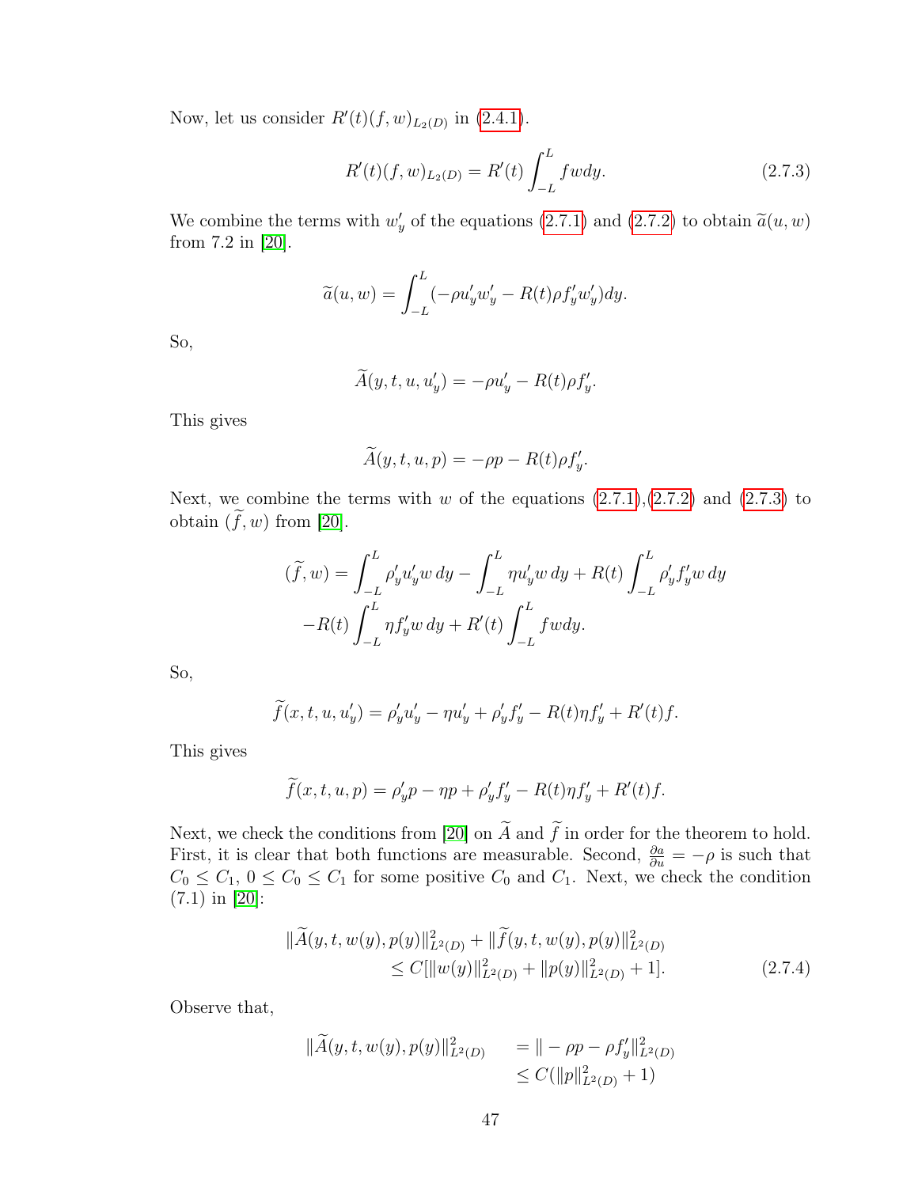Now, let us consider $R'(t)(f, w)_{L_2(D)}$ in (2.4.1).

$$R'(t)(f, w)_{L_2(D)} = R'(t) \int_{-L}^{L} fw dy. \tag{2.7.3}$$

We combine the terms with $w'_y$ of the equations (2.7.1) and (2.7.2) to obtain $\widetilde{a}(u, w)$ from 7.2 in [20].

$$\widetilde{a}(u, w) = \int_{-L}^{L} (-\rho u'_y w'_y - R(t)\rho f'_y w'_y) dy.$$

So,

$$\widetilde{A}(y, t, u, u'_y) = -\rho u'_y - R(t)\rho f'_y.$$

This gives

$$\widetilde{A}(y, t, u, p) = -\rho p - R(t)\rho f'_y.$$

Next, we combine the terms with $w$ of the equations (2.7.1),(2.7.2) and (2.7.3) to obtain $(\widetilde{f}, w)$ from [20].

$$\begin{aligned}
(\widetilde{f}, w) = & \int_{-L}^{L} \rho'_y u'_y w \, dy - \int_{-L}^{L} \eta u'_y w \, dy + R(t) \int_{-L}^{L} \rho'_y f'_y w \, dy \\
& - R(t) \int_{-L}^{L} \eta f'_y w \, dy + R'(t) \int_{-L}^{L} f w dy.
\end{aligned}$$

So,

$$\widetilde{f}(x, t, u, u'_y) = \rho'_y u'_y - \eta u'_y + \rho'_y f'_y - R(t)\eta f'_y + R'(t) f.$$

This gives

$$\widetilde{f}(x, t, u, p) = \rho'_y p - \eta p + \rho'_y f'_y - R(t)\eta f'_y + R'(t) f.$$

Next, we check the conditions from [20] on $\widetilde{A}$ and $\widetilde{f}$ in order for the theorem to hold. First, it is clear that both functions are measurable. Second, $\frac{\partial a}{\partial u} = -\rho$ is such that $C_0 \leq C_1$, $0 \leq C_0 \leq C_1$ for some positive $C_0$ and $C_1$. Next, we check the condition (7.1) in [20]:

$$\begin{aligned}
\|\widetilde{A}(y, t, w(y), p(y)\|^2_{L^2(D)} + \|\widetilde{f}(y, t, w(y), p(y)\|^2_{L^2(D)} \\
\leq C[\|w(y)\|^2_{L^2(D)} + \|p(y)\|^2_{L^2(D)} + 1].
\end{aligned} \tag{2.7.4}$$

Observe that,

$$\begin{aligned}
\|\widetilde{A}(y, t, w(y), p(y)\|^2_{L^2(D)} &= \| - \rho p - \rho f'_y\|^2_{L^2(D)} \\
&\leq C(\|p\|^2_{L^2(D)} + 1)
\end{aligned}$$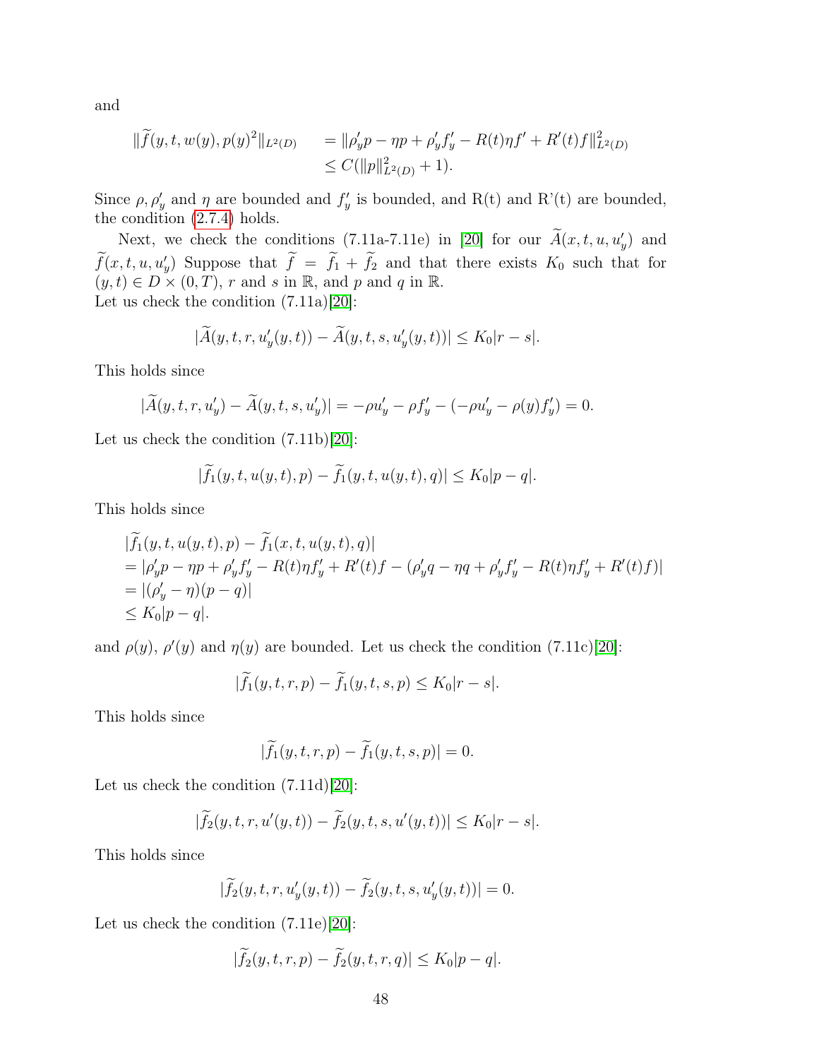and

$$
\begin{aligned}
\|\widetilde{f}(y,t,w(y),p(y)^2\|_{L^2(D)} \quad &= \|\rho_y' p - \eta p + \rho_y' f_y' - R(t)\eta f' + R'(t) f\|^2_{L^2(D)} \\
&\leq C(\|p\|^2_{L^2(D)} + 1).
\end{aligned}
$$

Since $\rho, \rho_y'$ and $\eta$ are bounded and $f_y'$ is bounded, and R(t) and R'(t) are bounded, the condition (2.7.4) holds.

Next, we check the conditions (7.11a-7.11e) in [20] for our $\widetilde{A}(x,t,u,u_y')$ and $\widetilde{f}(x,t,u,u_y')$ Suppose that $\widetilde{f} = \widetilde{f}_1 + \widetilde{f}_2$ and that there exists $K_0$ such that for $(y,t) \in D \times (0,T)$, $r$ and $s$ in $\mathbb{R}$, and $p$ and $q$ in $\mathbb{R}$.
Let us check the condition (7.11a)[20]:

$$
|\widetilde{A}(y,t,r,u_y'(y,t)) - \widetilde{A}(y,t,s,u_y'(y,t))| \leq K_0|r-s|.
$$

This holds since

$$
|\widetilde{A}(y,t,r,u_y') - \widetilde{A}(y,t,s,u_y')| = -\rho u_y' - \rho f_y' - (-\rho u_y' - \rho(y) f_y') = 0.
$$

Let us check the condition (7.11b)[20]:

$$
|\widetilde{f}_1(y,t,u(y,t),p) - \widetilde{f}_1(y,t,u(y,t),q)| \leq K_0|p-q|.
$$

This holds since

$$
\begin{aligned}
&|\widetilde{f}_1(y,t,u(y,t),p) - \widetilde{f}_1(x,t,u(y,t),q)| \\
&= |\rho_y' p - \eta p + \rho_y' f_y' - R(t)\eta f_y' + R'(t) f - (\rho_y' q - \eta q + \rho_y' f_y' - R(t)\eta f_y' + R'(t) f)| \\
&= |(\rho_y' - \eta)(p-q)| \\
&\leq K_0|p-q|.
\end{aligned}
$$

and $\rho(y)$, $\rho'(y)$ and $\eta(y)$ are bounded. Let us check the condition (7.11c)[20]:

$$
|\widetilde{f}_1(y,t,r,p) - \widetilde{f}_1(y,t,s,p) \leq K_0|r-s|.
$$

This holds since

$$
|\widetilde{f}_1(y,t,r,p) - \widetilde{f}_1(y,t,s,p)| = 0.
$$

Let us check the condition (7.11d)[20]:

$$
|\widetilde{f}_2(y,t,r,u'(y,t)) - \widetilde{f}_2(y,t,s,u'(y,t))| \leq K_0|r-s|.
$$

This holds since

$$
|\widetilde{f}_2(y,t,r,u_y'(y,t)) - \widetilde{f}_2(y,t,s,u_y'(y,t))| = 0.
$$

Let us check the condition (7.11e)[20]:

$$
|\widetilde{f}_2(y,t,r,p) - \widetilde{f}_2(y,t,r,q)| \leq K_0|p-q|.
$$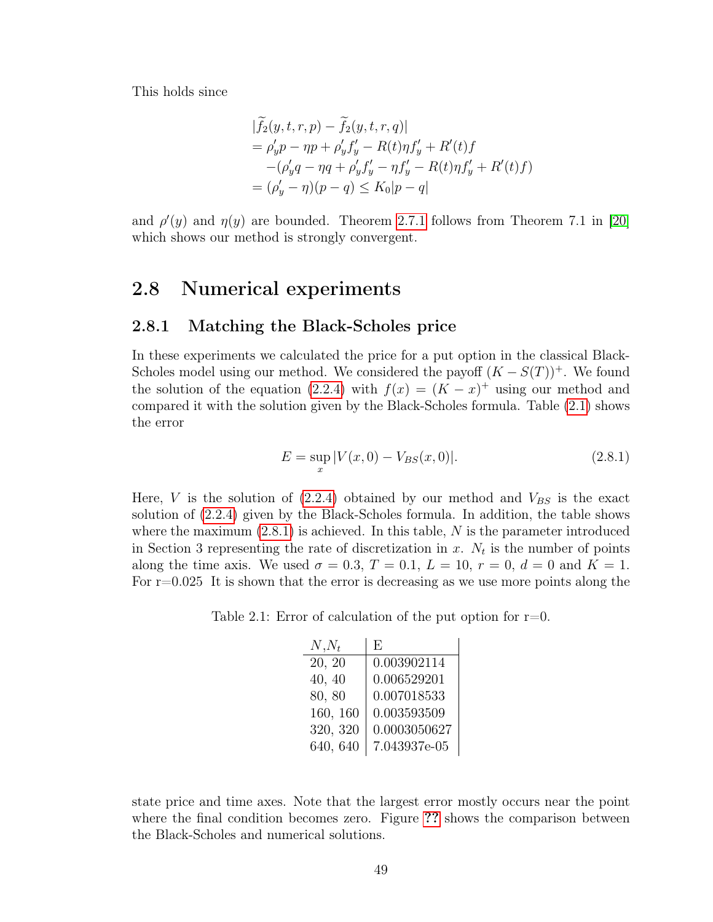This holds since

$$
\begin{aligned}
&|\widetilde{f}_2(y,t,r,p) - \widetilde{f}_2(y,t,r,q)| \\
&= \rho'_y p - \eta p + \rho'_y f'_y - R(t)\eta f'_y + R'(t) f \\
&\quad -(\rho'_y q - \eta q + \rho'_y f'_y - \eta f'_y - R(t)\eta f'_y + R'(t) f) \\
&= (\rho'_y - \eta)(p - q) \leq K_0 |p - q|
\end{aligned}
$$

and $\rho'(y)$ and $\eta(y)$ are bounded. Theorem 2.7.1 follows from Theorem 7.1 in [20] which shows our method is strongly convergent.

## 2.8 Numerical experiments

### 2.8.1 Matching the Black-Scholes price

In these experiments we calculated the price for a put option in the classical Black-Scholes model using our method. We considered the payoff $(K - S(T))^+$. We found the solution of the equation (2.2.4) with $f(x) = (K - x)^+$ using our method and compared it with the solution given by the Black-Scholes formula. Table (2.1) shows the error

$$
E = \sup_x |V(x,0) - V_{BS}(x,0)|. \tag{2.8.1}
$$

Here, $V$ is the solution of (2.2.4) obtained by our method and $V_{BS}$ is the exact solution of (2.2.4) given by the Black-Scholes formula. In addition, the table shows where the maximum (2.8.1) is achieved. In this table, $N$ is the parameter introduced in Section 3 representing the rate of discretization in $x$. $N_t$ is the number of points along the time axis. We used $\sigma = 0.3$, $T = 0.1$, $L = 10$, $r = 0$, $d = 0$ and $K = 1$. For r=0.025 It is shown that the error is decreasing as we use more points along the state price and time axes. Note that the largest error mostly occurs near the point where the final condition becomes zero. Figure ?? shows the comparison between the Black-Scholes and numerical solutions.

Table 2.1: Error of calculation of the put option for r=0.

| $N$,$N_t$ | E |
|---|---|
| 20, 20 | 0.003902114 |
| 40, 40 | 0.006529201 |
| 80, 80 | 0.007018533 |
| 160, 160 | 0.003593509 |
| 320, 320 | 0.0003050627 |
| 640, 640 | 7.043937e-05 |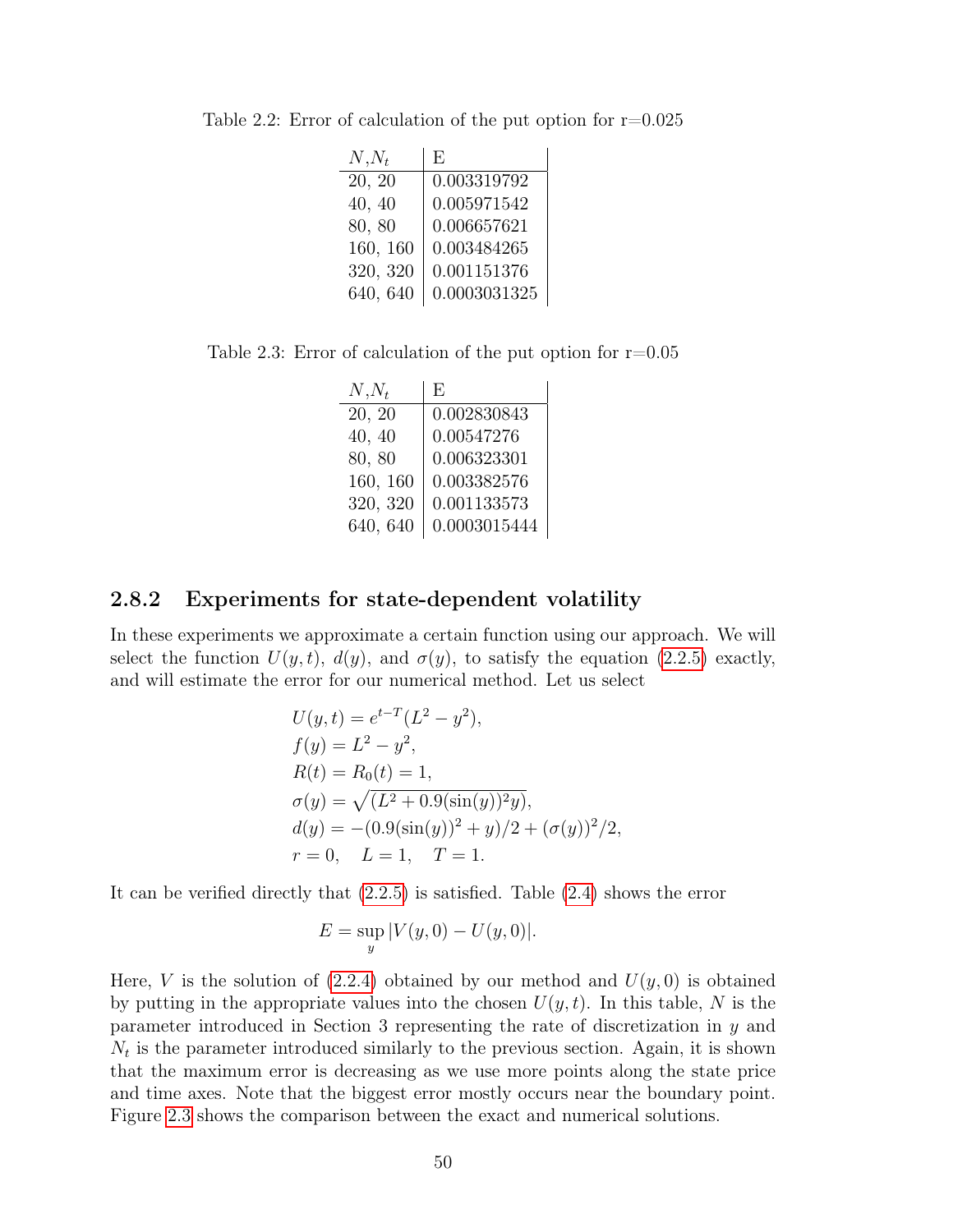Table 2.2: Error of calculation of the put option for r=0.025

| $N$,$N_t$ | E |
|---|---|
| 20, 20 | 0.003319792 |
| 40, 40 | 0.005971542 |
| 80, 80 | 0.006657621 |
| 160, 160 | 0.003484265 |
| 320, 320 | 0.001151376 |
| 640, 640 | 0.0003031325 |

Table 2.3: Error of calculation of the put option for r=0.05

| $N$,$N_t$ | E |
|---|---|
| 20, 20 | 0.002830843 |
| 40, 40 | 0.00547276 |
| 80, 80 | 0.006323301 |
| 160, 160 | 0.003382576 |
| 320, 320 | 0.001133573 |
| 640, 640 | 0.0003015444 |

### 2.8.2 Experiments for state-dependent volatility

In these experiments we approximate a certain function using our approach. We will select the function $U(y,t)$, $d(y)$, and $\sigma(y)$, to satisfy the equation (2.2.5) exactly, and will estimate the error for our numerical method. Let us select

$$
\begin{aligned}
&U(y,t) = e^{t-T}(L^2 - y^2),\\
&f(y) = L^2 - y^2,\\
&R(t) = R_0(t) = 1,\\
&\sigma(y) = \sqrt{(L^2 + 0.9(\sin(y))^2 y)},\\
&d(y) = -(0.9(\sin(y))^2 + y)/2 + (\sigma(y))^2/2,\\
&r = 0, \quad L = 1, \quad T = 1.
\end{aligned}
$$

It can be verified directly that (2.2.5) is satisfied. Table (2.4) shows the error

$$E = \sup_y |V(y,0) - U(y,0)|.$$

Here, $V$ is the solution of (2.2.4) obtained by our method and $U(y,0)$ is obtained by putting in the appropriate values into the chosen $U(y,t)$. In this table, $N$ is the parameter introduced in Section 3 representing the rate of discretization in $y$ and $N_t$ is the parameter introduced similarly to the previous section. Again, it is shown that the maximum error is decreasing as we use more points along the state price and time axes. Note that the biggest error mostly occurs near the boundary point. Figure 2.3 shows the comparison between the exact and numerical solutions.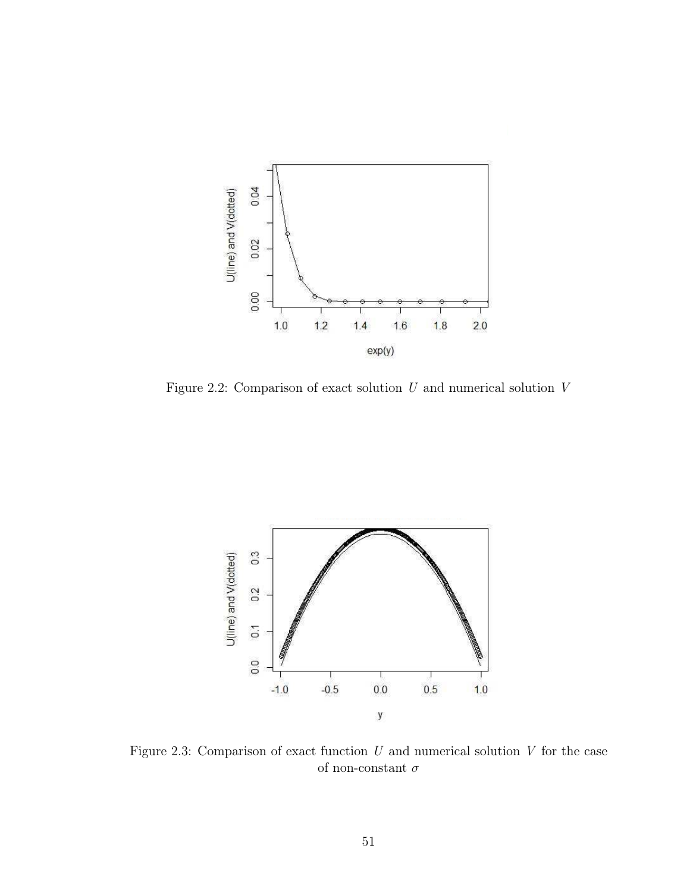Figure 2.2: Comparison of exact solution $U$ and numerical solution $V$

Figure 2.3: Comparison of exact function $U$ and numerical solution $V$ for the case of non-constant $\sigma$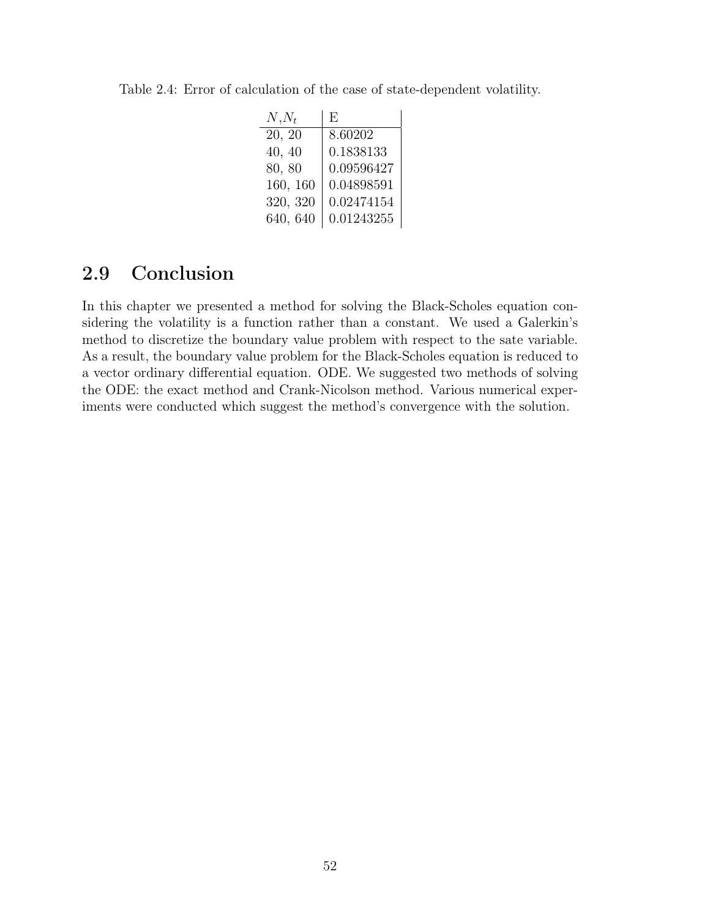Table 2.4: Error of calculation of the case of state-dependent volatility.

| $N$,$N_t$ | E |
|---|---|
| 20, 20 | 8.60202 |
| 40, 40 | 0.1838133 |
| 80, 80 | 0.09596427 |
| 160, 160 | 0.04898591 |
| 320, 320 | 0.02474154 |
| 640, 640 | 0.01243255 |

## 2.9 Conclusion

In this chapter we presented a method for solving the Black-Scholes equation considering the volatility is a function rather than a constant. We used a Galerkin's method to discretize the boundary value problem with respect to the sate variable. As a result, the boundary value problem for the Black-Scholes equation is reduced to a vector ordinary differential equation. ODE. We suggested two methods of solving the ODE: the exact method and Crank-Nicolson method. Various numerical experiments were conducted which suggest the method's convergence with the solution.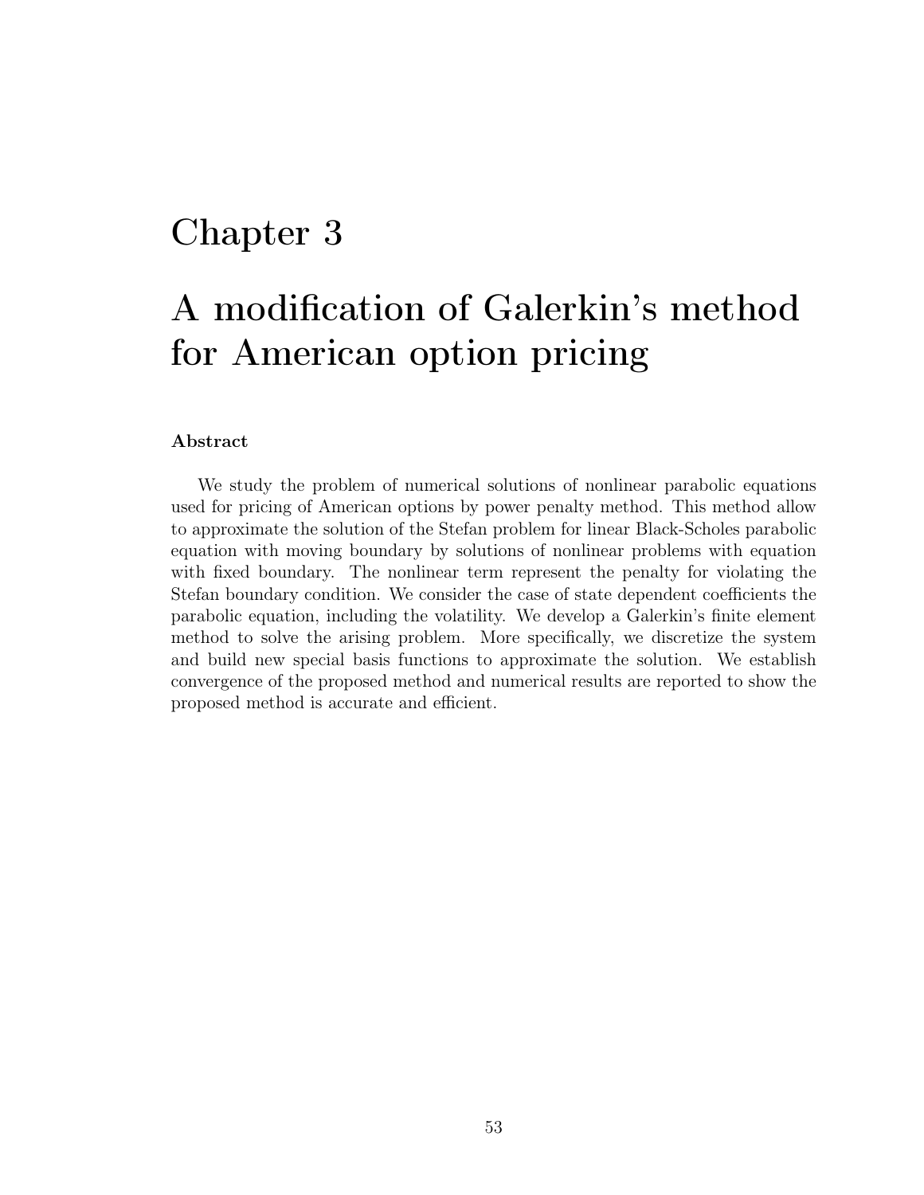# Chapter 3

# A modification of Galerkin's method for American option pricing

### Abstract

We study the problem of numerical solutions of nonlinear parabolic equations used for pricing of American options by power penalty method. This method allow to approximate the solution of the Stefan problem for linear Black-Scholes parabolic equation with moving boundary by solutions of nonlinear problems with equation with fixed boundary. The nonlinear term represent the penalty for violating the Stefan boundary condition. We consider the case of state dependent coefficients the parabolic equation, including the volatility. We develop a Galerkin's finite element method to solve the arising problem. More specifically, we discretize the system and build new special basis functions to approximate the solution. We establish convergence of the proposed method and numerical results are reported to show the proposed method is accurate and efficient.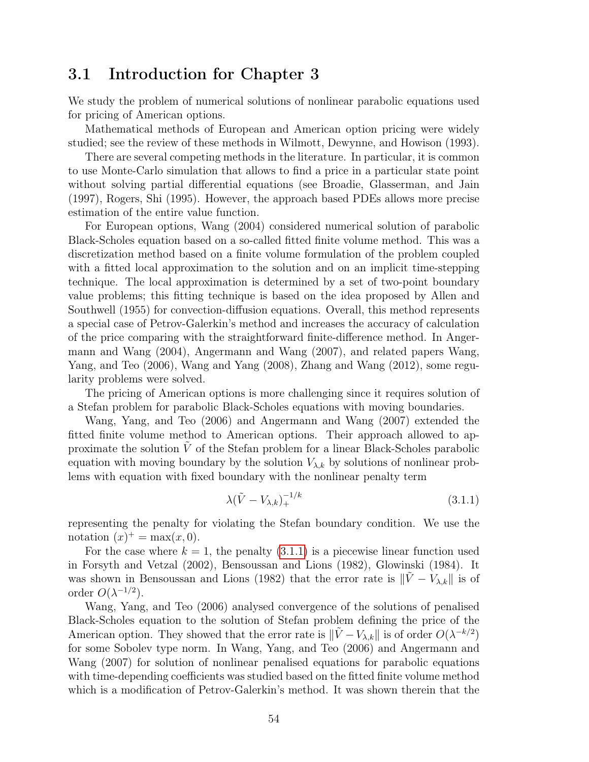## 3.1 Introduction for Chapter 3

We study the problem of numerical solutions of nonlinear parabolic equations used for pricing of American options.

Mathematical methods of European and American option pricing were widely studied; see the review of these methods in Wilmott, Dewynne, and Howison (1993).

There are several competing methods in the literature. In particular, it is common to use Monte-Carlo simulation that allows to find a price in a particular state point without solving partial differential equations (see Broadie, Glasserman, and Jain (1997), Rogers, Shi (1995). However, the approach based PDEs allows more precise estimation of the entire value function.

For European options, Wang (2004) considered numerical solution of parabolic Black-Scholes equation based on a so-called fitted finite volume method. This was a discretization method based on a finite volume formulation of the problem coupled with a fitted local approximation to the solution and on an implicit time-stepping technique. The local approximation is determined by a set of two-point boundary value problems; this fitting technique is based on the idea proposed by Allen and Southwell (1955) for convection-diffusion equations. Overall, this method represents a special case of Petrov-Galerkin's method and increases the accuracy of calculation of the price comparing with the straightforward finite-difference method. In Angermann and Wang (2004), Angermann and Wang (2007), and related papers Wang, Yang, and Teo (2006), Wang and Yang (2008), Zhang and Wang (2012), some regularity problems were solved.

The pricing of American options is more challenging since it requires solution of a Stefan problem for parabolic Black-Scholes equations with moving boundaries.

Wang, Yang, and Teo (2006) and Angermann and Wang (2007) extended the fitted finite volume method to American options. Their approach allowed to approximate the solution $\tilde{V}$ of the Stefan problem for a linear Black-Scholes parabolic equation with moving boundary by the solution $V_{\lambda,k}$ by solutions of nonlinear problems with equation with fixed boundary with the nonlinear penalty term

$$\lambda(\tilde{V} - V_{\lambda,k})_{+}^{-1/k} \tag{3.1.1}$$

representing the penalty for violating the Stefan boundary condition. We use the notation $(x)^{+} = \max(x, 0)$.

For the case where $k = 1$, the penalty (3.1.1) is a piecewise linear function used in Forsyth and Vetzal (2002), Bensoussan and Lions (1982), Glowinski (1984). It was shown in Bensoussan and Lions (1982) that the error rate is $\|\tilde{V} - V_{\lambda,k}\|$ is of order $O(\lambda^{-1/2})$.

Wang, Yang, and Teo (2006) analysed convergence of the solutions of penalised Black-Scholes equation to the solution of Stefan problem defining the price of the American option. They showed that the error rate is $\|\tilde{V} - V_{\lambda,k}\|$ is of order $O(\lambda^{-k/2})$ for some Sobolev type norm. In Wang, Yang, and Teo (2006) and Angermann and Wang (2007) for solution of nonlinear penalised equations for parabolic equations with time-depending coefficients was studied based on the fitted finite volume method which is a modification of Petrov-Galerkin's method. It was shown therein that the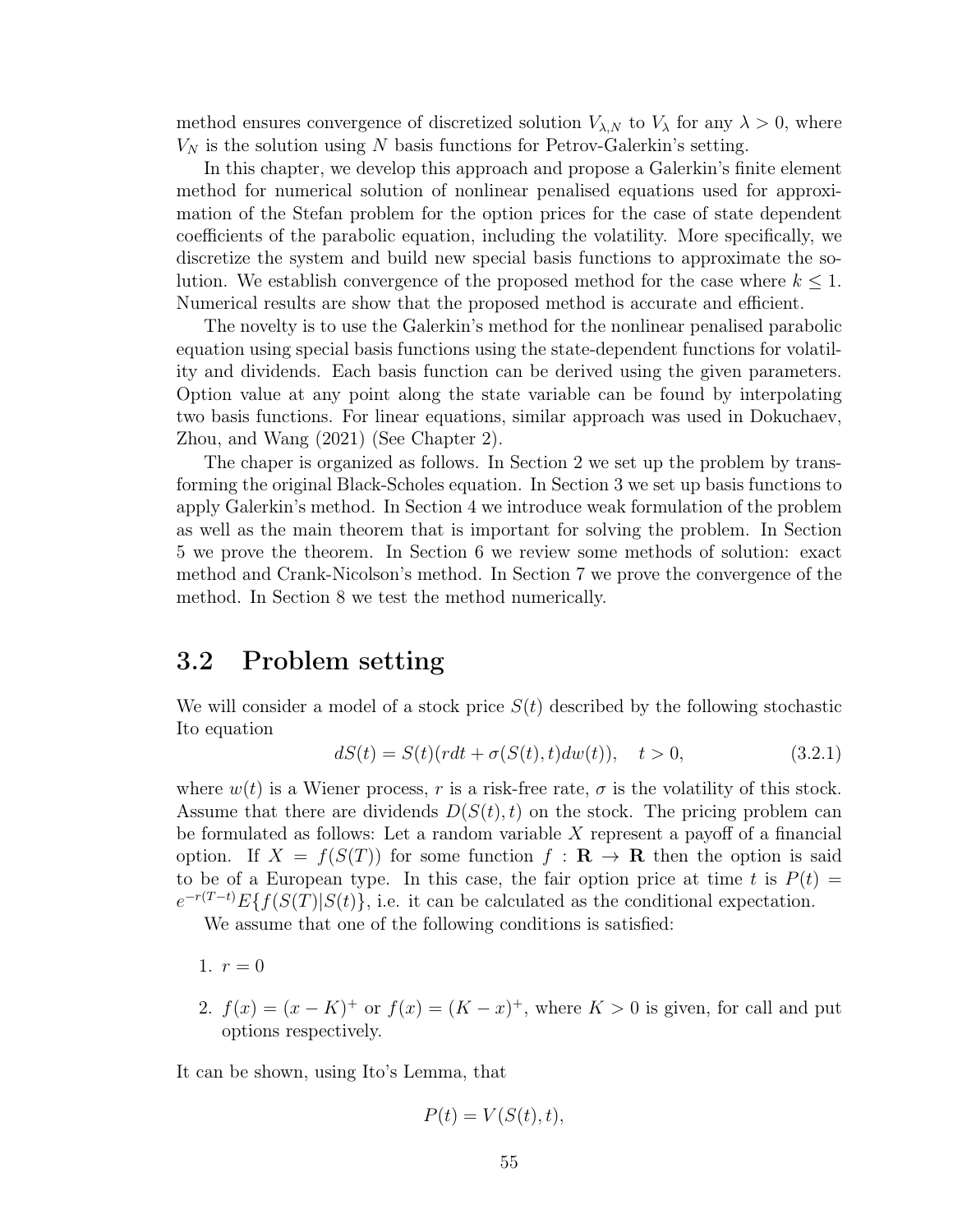method ensures convergence of discretized solution $V_{\lambda,N}$ to $V_\lambda$ for any $\lambda > 0$, where $V_N$ is the solution using $N$ basis functions for Petrov-Galerkin's setting.

In this chapter, we develop this approach and propose a Galerkin's finite element method for numerical solution of nonlinear penalised equations used for approximation of the Stefan problem for the option prices for the case of state dependent coefficients of the parabolic equation, including the volatility. More specifically, we discretize the system and build new special basis functions to approximate the solution. We establish convergence of the proposed method for the case where $k \leq 1$. Numerical results are show that the proposed method is accurate and efficient.

The novelty is to use the Galerkin's method for the nonlinear penalised parabolic equation using special basis functions using the state-dependent functions for volatility and dividends. Each basis function can be derived using the given parameters. Option value at any point along the state variable can be found by interpolating two basis functions. For linear equations, similar approach was used in Dokuchaev, Zhou, and Wang (2021) (See Chapter 2).

The chaper is organized as follows. In Section 2 we set up the problem by transforming the original Black-Scholes equation. In Section 3 we set up basis functions to apply Galerkin's method. In Section 4 we introduce weak formulation of the problem as well as the main theorem that is important for solving the problem. In Section 5 we prove the theorem. In Section 6 we review some methods of solution: exact method and Crank-Nicolson's method. In Section 7 we prove the convergence of the method. In Section 8 we test the method numerically.

## 3.2 Problem setting

We will consider a model of a stock price $S(t)$ described by the following stochastic Ito equation

$$dS(t) = S(t)(rdt + \sigma(S(t), t)dw(t)), \quad t > 0, \tag{3.2.1}$$

where $w(t)$ is a Wiener process, $r$ is a risk-free rate, $\sigma$ is the volatility of this stock. Assume that there are dividends $D(S(t), t)$ on the stock. The pricing problem can be formulated as follows: Let a random variable $X$ represent a payoff of a financial option. If $X = f(S(T))$ for some function $f : \mathbf{R} \to \mathbf{R}$ then the option is said to be of a European type. In this case, the fair option price at time $t$ is $P(t) = e^{-r(T-t)}E\{f(S(T)|S(t)\}$, i.e. it can be calculated as the conditional expectation.

We assume that one of the following conditions is satisfied:

1. $r = 0$
2. $f(x) = (x - K)^+$ or $f(x) = (K - x)^+$, where $K > 0$ is given, for call and put options respectively.

It can be shown, using Ito's Lemma, that

$$P(t) = V(S(t), t),$$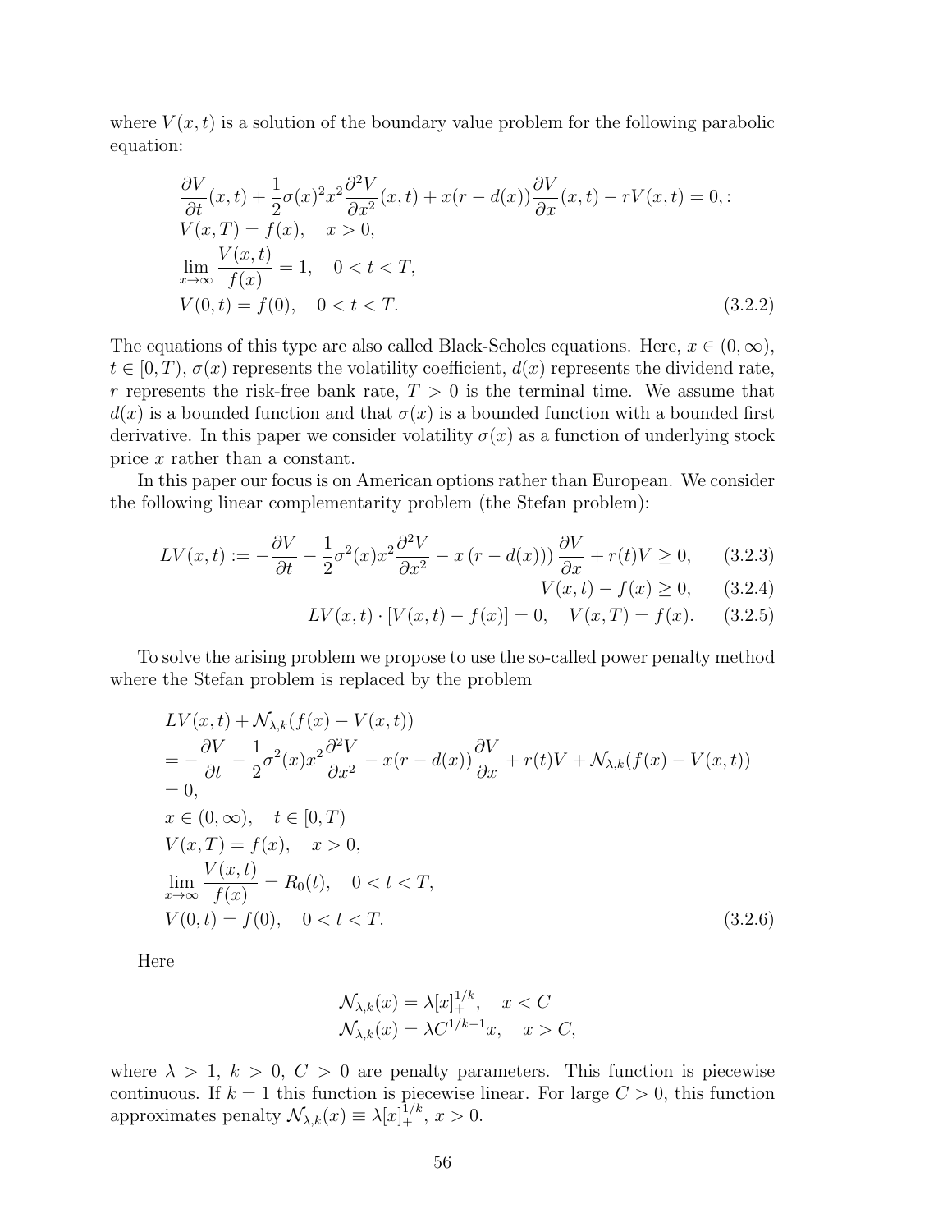where $V(x,t)$ is a solution of the boundary value problem for the following parabolic equation:

$$
\begin{aligned}
&\frac{\partial V}{\partial t}(x,t) + \frac{1}{2}\sigma(x)^2 x^2 \frac{\partial^2 V}{\partial x^2}(x,t) + x(r - d(x))\frac{\partial V}{\partial x}(x,t) - rV(x,t) = 0, : \\
&V(x,T) = f(x), \quad x > 0, \\
&\lim_{x\to\infty} \frac{V(x,t)}{f(x)} = 1, \quad 0 < t < T, \\
&V(0,t) = f(0), \quad 0 < t < T. \qquad (3.2.2)
\end{aligned}
$$

The equations of this type are also called Black-Scholes equations. Here, $x \in (0,\infty)$, $t \in [0,T)$, $\sigma(x)$ represents the volatility coefficient, $d(x)$ represents the dividend rate, $r$ represents the risk-free bank rate, $T > 0$ is the terminal time. We assume that $d(x)$ is a bounded function and that $\sigma(x)$ is a bounded function with a bounded first derivative. In this paper we consider volatility $\sigma(x)$ as a function of underlying stock price $x$ rather than a constant.

In this paper our focus is on American options rather than European. We consider the following linear complementarity problem (the Stefan problem):

$$
LV(x,t) := -\frac{\partial V}{\partial t} - \frac{1}{2}\sigma^2(x)x^2\frac{\partial^2 V}{\partial x^2} - x\left(r - d(x)\right)\frac{\partial V}{\partial x} + r(t)V \geq 0, \qquad (3.2.3)
$$

$$
V(x,t) - f(x) \geq 0, \qquad (3.2.4)
$$

$$
LV(x,t)\cdot[V(x,t) - f(x)] = 0, \quad V(x,T) = f(x). \qquad (3.2.5)
$$

To solve the arising problem we propose to use the so-called power penalty method where the Stefan problem is replaced by the problem

$$
\begin{aligned}
&LV(x,t) + \mathcal{N}_{\lambda,k}(f(x) - V(x,t)) \\
&= -\frac{\partial V}{\partial t} - \frac{1}{2}\sigma^2(x)x^2\frac{\partial^2 V}{\partial x^2} - x(r - d(x))\frac{\partial V}{\partial x} + r(t)V + \mathcal{N}_{\lambda,k}(f(x) - V(x,t)) \\
&= 0, \\
&x \in (0,\infty), \quad t \in [0,T) \\
&V(x,T) = f(x), \quad x > 0, \\
&\lim_{x\to\infty}\frac{V(x,t)}{f(x)} = R_0(t), \quad 0 < t < T, \\
&V(0,t) = f(0), \quad 0 < t < T. \qquad (3.2.6)
\end{aligned}
$$

Here

$$
\begin{aligned}
&\mathcal{N}_{\lambda,k}(x) = \lambda[x]_+^{1/k}, \quad x < C \\
&\mathcal{N}_{\lambda,k}(x) = \lambda C^{1/k-1}x, \quad x > C,
\end{aligned}
$$

where $\lambda > 1$, $k > 0$, $C > 0$ are penalty parameters. This function is piecewise continuous. If $k = 1$ this function is piecewise linear. For large $C > 0$, this function approximates penalty $\mathcal{N}_{\lambda,k}(x) \equiv \lambda[x]_+^{1/k}$, $x > 0$.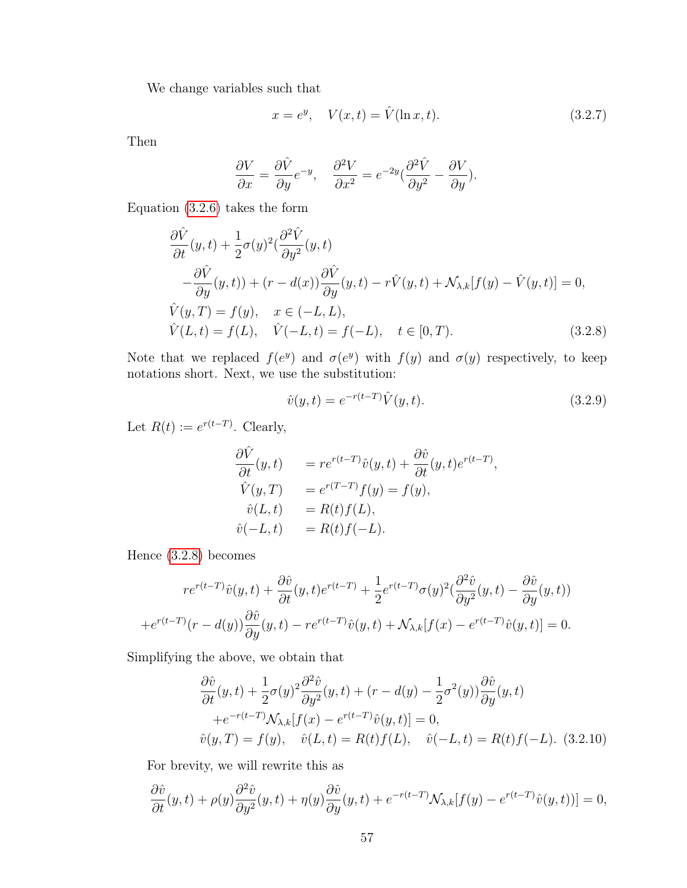We change variables such that

$$x = e^y, \quad V(x,t) = \hat{V}(\ln x, t). \tag{3.2.7}$$

Then

$$\frac{\partial V}{\partial x} = \frac{\partial \hat{V}}{\partial y} e^{-y}, \quad \frac{\partial^2 V}{\partial x^2} = e^{-2y}(\frac{\partial^2 \hat{V}}{\partial y^2} - \frac{\partial V}{\partial y}).$$

Equation (3.2.6) takes the form

$$\begin{aligned}
&\frac{\partial \hat{V}}{\partial t}(y,t) + \frac{1}{2}\sigma(y)^2(\frac{\partial^2 \hat{V}}{\partial y^2}(y,t) \\
&\quad - \frac{\partial \hat{V}}{\partial y}(y,t)) + (r - d(x))\frac{\partial \hat{V}}{\partial y}(y,t) - r\hat{V}(y,t) + \mathcal{N}_{\lambda,k}[f(y) - \hat{V}(y,t)] = 0, \\
&\hat{V}(y,T) = f(y), \quad x \in (-L, L), \\
&\hat{V}(L,t) = f(L), \quad \hat{V}(-L,t) = f(-L), \quad t \in [0,T).
\end{aligned} \tag{3.2.8}$$

Note that we replaced $f(e^y)$ and $\sigma(e^y)$ with $f(y)$ and $\sigma(y)$ respectively, to keep notations short. Next, we use the substitution:

$$\hat{v}(y,t) = e^{-r(t-T)}\hat{V}(y,t). \tag{3.2.9}$$

Let $R(t) := e^{r(t-T)}$. Clearly,

$$\begin{aligned}
\frac{\partial \hat{V}}{\partial t}(y,t) \quad &= re^{r(t-T)}\hat{v}(y,t) + \frac{\partial \hat{v}}{\partial t}(y,t)e^{r(t-T)}, \\
\hat{V}(y,T) \quad &= e^{r(T-T)}f(y) = f(y), \\
\hat{v}(L,t) \quad &= R(t)f(L), \\
\hat{v}(-L,t) \quad &= R(t)f(-L).
\end{aligned}$$

Hence (3.2.8) becomes

$$\begin{aligned}
re^{r(t-T)}\hat{v}(y,t) + \frac{\partial \hat{v}}{\partial t}(y,t)e^{r(t-T)} + \frac{1}{2}e^{r(t-T)}\sigma(y)^2(\frac{\partial^2 \hat{v}}{\partial y^2}(y,t) - \frac{\partial \hat{v}}{\partial y}(y,t)) \\
+ e^{r(t-T)}(r - d(y))\frac{\partial \hat{v}}{\partial y}(y,t) - re^{r(t-T)}\hat{v}(y,t) + \mathcal{N}_{\lambda,k}[f(x) - e^{r(t-T)}\hat{v}(y,t)] = 0.
\end{aligned}$$

Simplifying the above, we obtain that

$$\begin{aligned}
&\frac{\partial \hat{v}}{\partial t}(y,t) + \frac{1}{2}\sigma(y)^2\frac{\partial^2 \hat{v}}{\partial y^2}(y,t) + (r - d(y) - \frac{1}{2}\sigma^2(y))\frac{\partial \hat{v}}{\partial y}(y,t) \\
&\quad + e^{-r(t-T)}\mathcal{N}_{\lambda,k}[f(x) - e^{r(t-T)}\hat{v}(y,t)] = 0, \\
&\hat{v}(y,T) = f(y), \quad \hat{v}(L,t) = R(t)f(L), \quad \hat{v}(-L,t) = R(t)f(-L).
\end{aligned} \tag{3.2.10}$$

For brevity, we will rewrite this as

$$\frac{\partial \hat{v}}{\partial t}(y,t) + \rho(y)\frac{\partial^2 \hat{v}}{\partial y^2}(y,t) + \eta(y)\frac{\partial \hat{v}}{\partial y}(y,t) + e^{-r(t-T)}\mathcal{N}_{\lambda,k}[f(y) - e^{r(t-T)}\hat{v}(y,t))] = 0,$$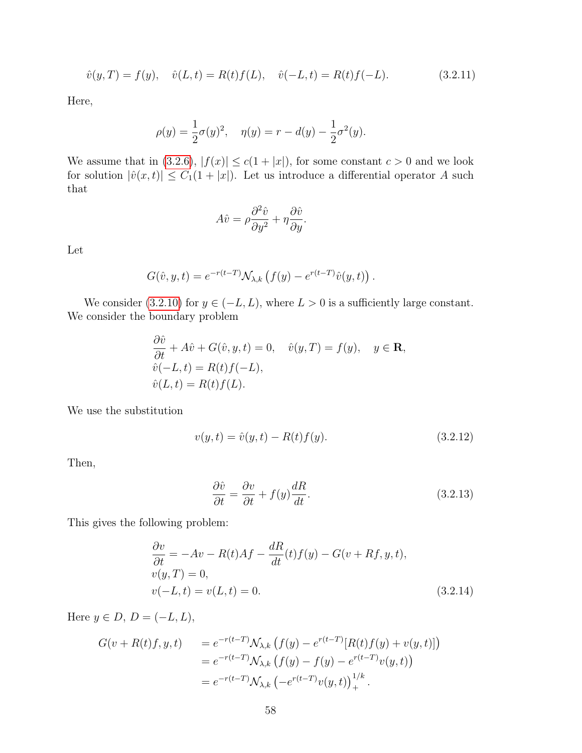$$\hat{v}(y,T) = f(y), \quad \hat{v}(L,t) = R(t)f(L), \quad \hat{v}(-L,t) = R(t)f(-L). \tag{3.2.11}$$

Here,

$$\rho(y) = \frac{1}{2}\sigma(y)^2, \quad \eta(y) = r - d(y) - \frac{1}{2}\sigma^2(y).$$

We assume that in (3.2.6), $|f(x)| \le c(1+|x|)$, for some constant $c > 0$ and we look for solution $|\hat{v}(x,t)| \le C_1(1+|x|)$. Let us introduce a differential operator $A$ such that

$$A\hat{v} = \rho\frac{\partial^2 \hat{v}}{\partial y^2} + \eta\frac{\partial \hat{v}}{\partial y}.$$

Let

$$G(\hat{v}, y, t) = e^{-r(t-T)}\mathcal{N}_{\lambda,k}\left(f(y) - e^{r(t-T)}\hat{v}(y,t)\right).$$

We consider (3.2.10) for $y \in (-L, L)$, where $L > 0$ is a sufficiently large constant. We consider the boundary problem

$$\begin{aligned}
&\frac{\partial \hat{v}}{\partial t} + A\hat{v} + G(\hat{v}, y, t) = 0, \quad \hat{v}(y,T) = f(y), \quad y \in \mathbf{R},\\
&\hat{v}(-L,t) = R(t)f(-L),\\
&\hat{v}(L,t) = R(t)f(L).
\end{aligned}$$

We use the substitution

$$v(y,t) = \hat{v}(y,t) - R(t)f(y). \tag{3.2.12}$$

Then,

$$\frac{\partial \hat{v}}{\partial t} = \frac{\partial v}{\partial t} + f(y)\frac{dR}{dt}. \tag{3.2.13}$$

This gives the following problem:

$$\begin{aligned}
&\frac{\partial v}{\partial t} = -Av - R(t)Af - \frac{dR}{dt}(t)f(y) - G(v + Rf, y, t),\\
&v(y,T) = 0,\\
&v(-L,t) = v(L,t) = 0.
\end{aligned} \tag{3.2.14}$$

Here $y \in D$, $D = (-L, L)$,

$$\begin{aligned}
G(v + R(t)f, y, t) \quad &= e^{-r(t-T)}\mathcal{N}_{\lambda,k}\left(f(y) - e^{r(t-T)}[R(t)f(y) + v(y,t)]\right)\\
&= e^{-r(t-T)}\mathcal{N}_{\lambda,k}\left(f(y) - f(y) - e^{r(t-T)}v(y,t)\right)\\
&= e^{-r(t-T)}\mathcal{N}_{\lambda,k}\left(-e^{r(t-T)}v(y,t)\right)_+^{1/k}.
\end{aligned}$$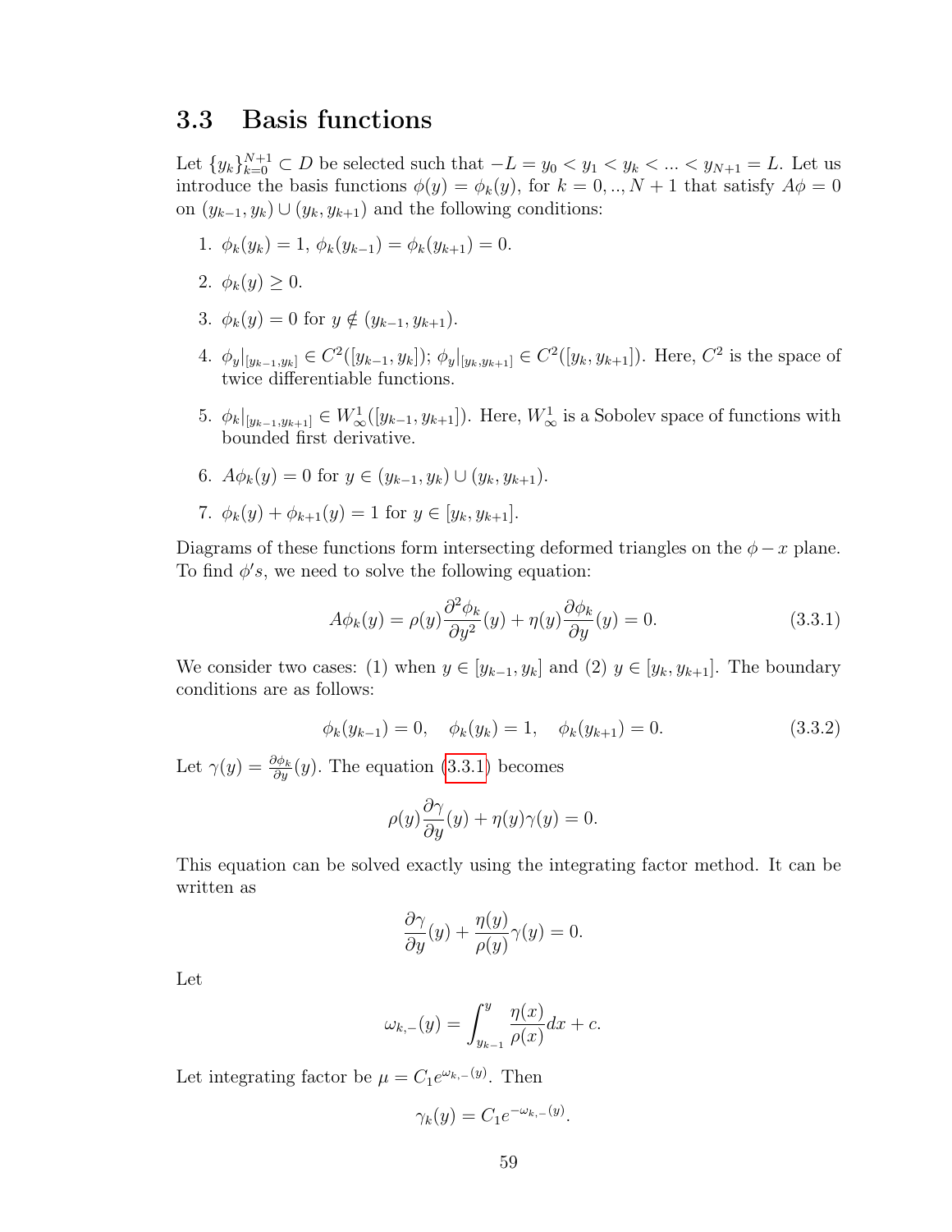## 3.3 Basis functions

Let $\{y_k\}_{k=0}^{N+1} \subset D$ be selected such that $-L = y_0 < y_1 < y_k < ... < y_{N+1} = L$. Let us introduce the basis functions $\phi(y) = \phi_k(y)$, for $k = 0, .., N+1$ that satisfy $A\phi = 0$ on $(y_{k-1}, y_k) \cup (y_k, y_{k+1})$ and the following conditions:

1. $\phi_k(y_k) = 1$, $\phi_k(y_{k-1}) = \phi_k(y_{k+1}) = 0$.
2. $\phi_k(y) \geq 0$.
3. $\phi_k(y) = 0$ for $y \notin (y_{k-1}, y_{k+1})$.
4. $\phi_y|_{[y_{k-1},y_k]} \in C^2([y_{k-1}, y_k])$; $\phi_y|_{[y_k,y_{k+1}]} \in C^2([y_k, y_{k+1}])$. Here, $C^2$ is the space of twice differentiable functions.
5. $\phi_k|_{[y_{k-1},y_{k+1}]} \in W_\infty^1([y_{k-1}, y_{k+1}])$. Here, $W_\infty^1$ is a Sobolev space of functions with bounded first derivative.
6. $A\phi_k(y) = 0$ for $y \in (y_{k-1}, y_k) \cup (y_k, y_{k+1})$.
7. $\phi_k(y) + \phi_{k+1}(y) = 1$ for $y \in [y_k, y_{k+1}]$.

Diagrams of these functions form intersecting deformed triangles on the $\phi - x$ plane. To find $\phi's$, we need to solve the following equation:

$$A\phi_k(y) = \rho(y)\frac{\partial^2 \phi_k}{\partial y^2}(y) + \eta(y)\frac{\partial \phi_k}{\partial y}(y) = 0. \tag{3.3.1}$$

We consider two cases: (1) when $y \in [y_{k-1}, y_k]$ and (2) $y \in [y_k, y_{k+1}]$. The boundary conditions are as follows:

$$\phi_k(y_{k-1}) = 0, \quad \phi_k(y_k) = 1, \quad \phi_k(y_{k+1}) = 0. \tag{3.3.2}$$

Let $\gamma(y) = \frac{\partial \phi_k}{\partial y}(y)$. The equation (3.3.1) becomes

$$\rho(y)\frac{\partial \gamma}{\partial y}(y) + \eta(y)\gamma(y) = 0.$$

This equation can be solved exactly using the integrating factor method. It can be written as

$$\frac{\partial \gamma}{\partial y}(y) + \frac{\eta(y)}{\rho(y)}\gamma(y) = 0.$$

Let

$$\omega_{k,-}(y) = \int_{y_{k-1}}^{y} \frac{\eta(x)}{\rho(x)}dx + c.$$

Let integrating factor be $\mu = C_1 e^{\omega_{k,-}(y)}$. Then

$$\gamma_k(y) = C_1 e^{-\omega_{k,-}(y)}.$$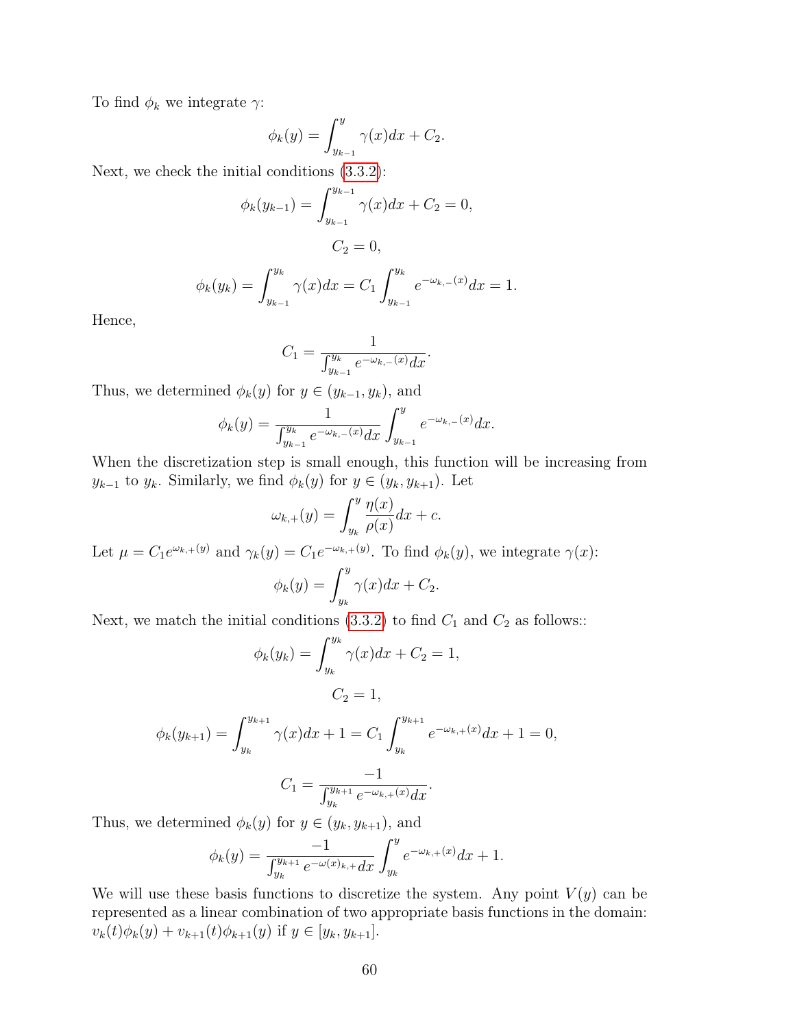To find $\phi_k$ we integrate $\gamma$:

$$\phi_k(y) = \int_{y_{k-1}}^{y} \gamma(x)dx + C_2.$$

Next, we check the initial conditions (3.3.2):

$$\phi_k(y_{k-1}) = \int_{y_{k-1}}^{y_{k-1}} \gamma(x)dx + C_2 = 0,$$

$$C_2 = 0,$$

$$\phi_k(y_k) = \int_{y_{k-1}}^{y_k} \gamma(x)dx = C_1 \int_{y_{k-1}}^{y_k} e^{-\omega_{k,-}(x)}dx = 1.$$

Hence,

$$C_1 = \frac{1}{\int_{y_{k-1}}^{y_k} e^{-\omega_{k,-}(x)}dx}.$$

Thus, we determined $\phi_k(y)$ for $y \in (y_{k-1}, y_k)$, and

$$\phi_k(y) = \frac{1}{\int_{y_{k-1}}^{y_k} e^{-\omega_{k,-}(x)}dx} \int_{y_{k-1}}^{y} e^{-\omega_{k,-}(x)}dx.$$

When the discretization step is small enough, this function will be increasing from $y_{k-1}$ to $y_k$. Similarly, we find $\phi_k(y)$ for $y \in (y_k, y_{k+1})$. Let

$$\omega_{k,+}(y) = \int_{y_k}^{y} \frac{\eta(x)}{\rho(x)}dx + c.$$

Let $\mu = C_1 e^{\omega_{k,+}(y)}$ and $\gamma_k(y) = C_1 e^{-\omega_{k,+}(y)}$. To find $\phi_k(y)$, we integrate $\gamma(x)$:

$$\phi_k(y) = \int_{y_k}^{y} \gamma(x)dx + C_2.$$

Next, we match the initial conditions (3.3.2) to find $C_1$ and $C_2$ as follows::

$$\phi_k(y_k) = \int_{y_k}^{y_k} \gamma(x)dx + C_2 = 1,$$

$$C_2 = 1,$$

$$\phi_k(y_{k+1}) = \int_{y_k}^{y_{k+1}} \gamma(x)dx + 1 = C_1 \int_{y_k}^{y_{k+1}} e^{-\omega_{k,+}(x)}dx + 1 = 0,$$

$$C_1 = \frac{-1}{\int_{y_k}^{y_{k+1}} e^{-\omega_{k,+}(x)}dx}.$$

Thus, we determined $\phi_k(y)$ for $y \in (y_k, y_{k+1})$, and

$$\phi_k(y) = \frac{-1}{\int_{y_k}^{y_{k+1}} e^{-\omega(x)_{k,+}}dx} \int_{y_k}^{y} e^{-\omega_{k,+}(x)}dx + 1.$$

We will use these basis functions to discretize the system. Any point $V(y)$ can be represented as a linear combination of two appropriate basis functions in the domain: $v_k(t)\phi_k(y) + v_{k+1}(t)\phi_{k+1}(y)$ if $y \in [y_k, y_{k+1}]$.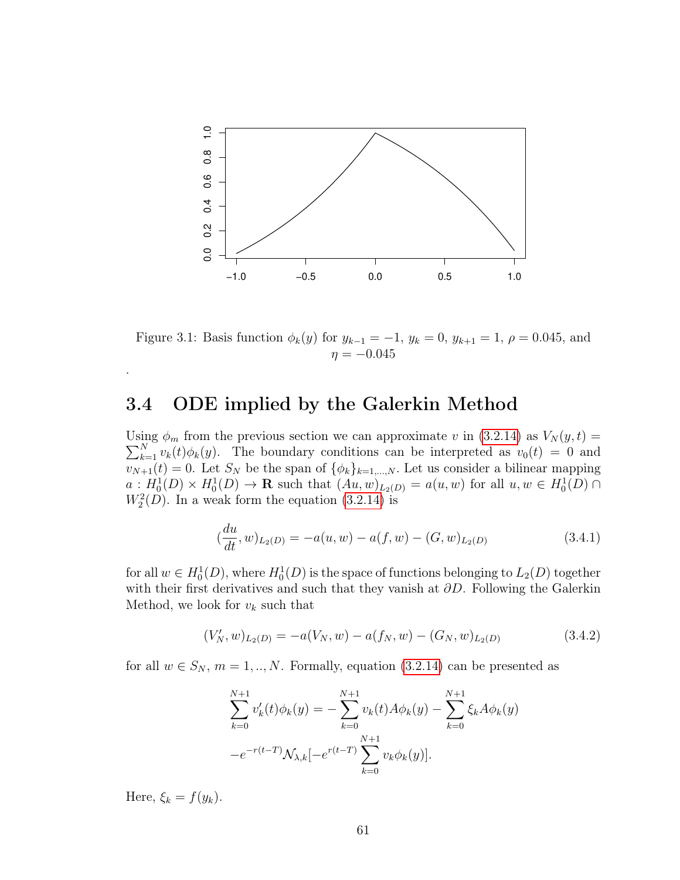Figure 3.1: Basis function $\phi_k(y)$ for $y_{k-1} = -1$, $y_k = 0$, $y_{k+1} = 1$, $\rho = 0.045$, and $\eta = -0.045$

.

## 3.4 ODE implied by the Galerkin Method

Using $\phi_m$ from the previous section we can approximate $v$ in (3.2.14) as $V_N(y,t) = \sum_{k=1}^{N} v_k(t)\phi_k(y)$. The boundary conditions can be interpreted as $v_0(t) = 0$ and $v_{N+1}(t) = 0$. Let $S_N$ be the span of $\{\phi_k\}_{k=1,\dots,N}$. Let us consider a bilinear mapping $a : H_0^1(D) \times H_0^1(D) \to \mathbf{R}$ such that $(Au, w)_{L_2(D)} = a(u, w)$ for all $u, w \in H_0^1(D) \cap W_2^2(D)$. In a weak form the equation (3.2.14) is

$$
(\frac{du}{dt}, w)_{L_2(D)} = -a(u, w) - a(f, w) - (G, w)_{L_2(D)} \tag{3.4.1}
$$

for all $w \in H_0^1(D)$, where $H_0^1(D)$ is the space of functions belonging to $L_2(D)$ together with their first derivatives and such that they vanish at $\partial D$. Following the Galerkin Method, we look for $v_k$ such that

$$
(V_N', w)_{L_2(D)} = -a(V_N, w) - a(f_N, w) - (G_N, w)_{L_2(D)} \tag{3.4.2}
$$

for all $w \in S_N$, $m = 1, .., N$. Formally, equation (3.2.14) can be presented as

$$
\sum_{k=0}^{N+1} v_k'(t)\phi_k(y) = -\sum_{k=0}^{N+1} v_k(t) A\phi_k(y) - \sum_{k=0}^{N+1} \xi_k A\phi_k(y)
$$
$$
-e^{-r(t-T)} \mathcal{N}_{\lambda,k}[-e^{r(t-T)} \sum_{k=0}^{N+1} v_k \phi_k(y)].
$$

Here, $\xi_k = f(y_k)$.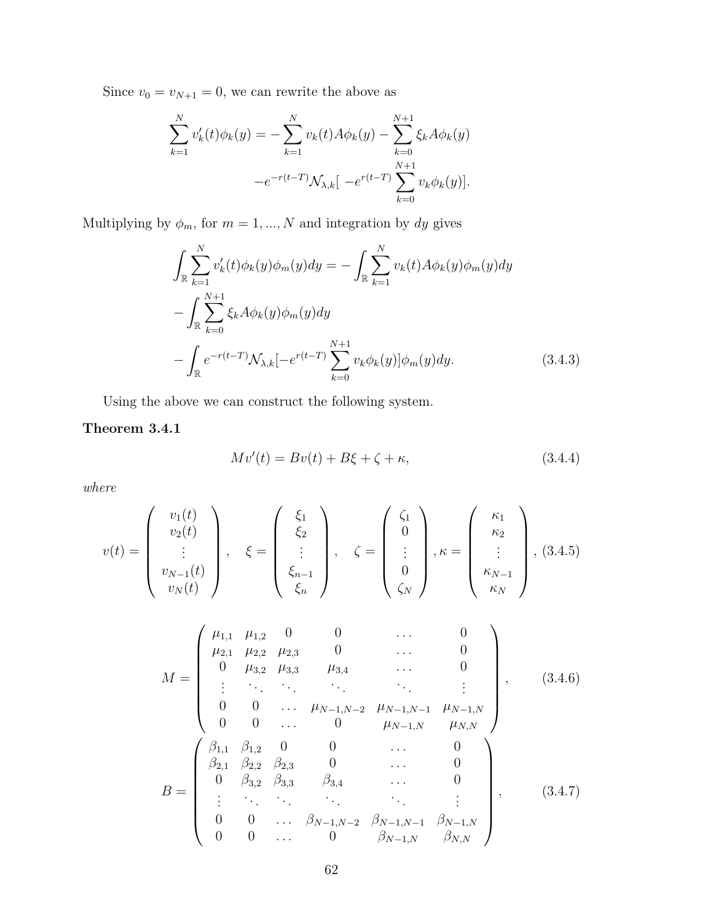Since $v_0 = v_{N+1} = 0$, we can rewrite the above as

$$\sum_{k=1}^{N} v_k'(t)\phi_k(y) = -\sum_{k=1}^{N} v_k(t)A\phi_k(y) - \sum_{k=0}^{N+1} \xi_k A\phi_k(y)$$
$$-e^{-r(t-T)}\mathcal{N}_{\lambda,k}[\ -e^{r(t-T)}\sum_{k=0}^{N+1} v_k\phi_k(y)].$$

Multiplying by $\phi_m$, for $m = 1, ..., N$ and integration by $dy$ gives

$$\int_{\mathbb{R}} \sum_{k=1}^{N} v_k'(t)\phi_k(y)\phi_m(y)dy = -\int_{\mathbb{R}} \sum_{k=1}^{N} v_k(t)A\phi_k(y)\phi_m(y)dy$$
$$-\int_{\mathbb{R}} \sum_{k=0}^{N+1} \xi_k A\phi_k(y)\phi_m(y)dy$$
$$-\int_{\mathbb{R}} e^{-r(t-T)}\mathcal{N}_{\lambda,k}[-e^{r(t-T)}\sum_{k=0}^{N+1} v_k\phi_k(y)]\phi_m(y)dy. \tag{3.4.3}$$

Using the above we can construct the following system.

**Theorem 3.4.1**

$$Mv'(t) = Bv(t) + B\xi + \zeta + \kappa, \tag{3.4.4}$$

*where*

$$v(t) = \begin{pmatrix} v_1(t) \\ v_2(t) \\ \vdots \\ v_{N-1}(t) \\ v_N(t) \end{pmatrix}, \quad \xi = \begin{pmatrix} \xi_1 \\ \xi_2 \\ \vdots \\ \xi_{n-1} \\ \xi_n \end{pmatrix}, \quad \zeta = \begin{pmatrix} \zeta_1 \\ 0 \\ \vdots \\ 0 \\ \zeta_N \end{pmatrix}, \kappa = \begin{pmatrix} \kappa_1 \\ \kappa_2 \\ \vdots \\ \kappa_{N-1} \\ \kappa_N \end{pmatrix}, \tag{3.4.5}$$

$$M = \begin{pmatrix} \mu_{1,1} & \mu_{1,2} & 0 & 0 & \dots & 0 \\ \mu_{2,1} & \mu_{2,2} & \mu_{2,3} & 0 & \dots & 0 \\ 0 & \mu_{3,2} & \mu_{3,3} & \mu_{3,4} & \dots & 0 \\ \vdots & \ddots & \ddots & \ddots & \ddots & \vdots \\ 0 & 0 & \dots & \mu_{N-1,N-2} & \mu_{N-1,N-1} & \mu_{N-1,N} \\ 0 & 0 & \dots & 0 & \mu_{N-1,N} & \mu_{N,N} \end{pmatrix}, \tag{3.4.6}$$

$$B = \begin{pmatrix} \beta_{1,1} & \beta_{1,2} & 0 & 0 & \dots & 0 \\ \beta_{2,1} & \beta_{2,2} & \beta_{2,3} & 0 & \dots & 0 \\ 0 & \beta_{3,2} & \beta_{3,3} & \beta_{3,4} & \dots & 0 \\ \vdots & \ddots & \ddots & \ddots & \ddots & \vdots \\ 0 & 0 & \dots & \beta_{N-1,N-2} & \beta_{N-1,N-1} & \beta_{N-1,N} \\ 0 & 0 & \dots & 0 & \beta_{N-1,N} & \beta_{N,N} \end{pmatrix}, \tag{3.4.7}$$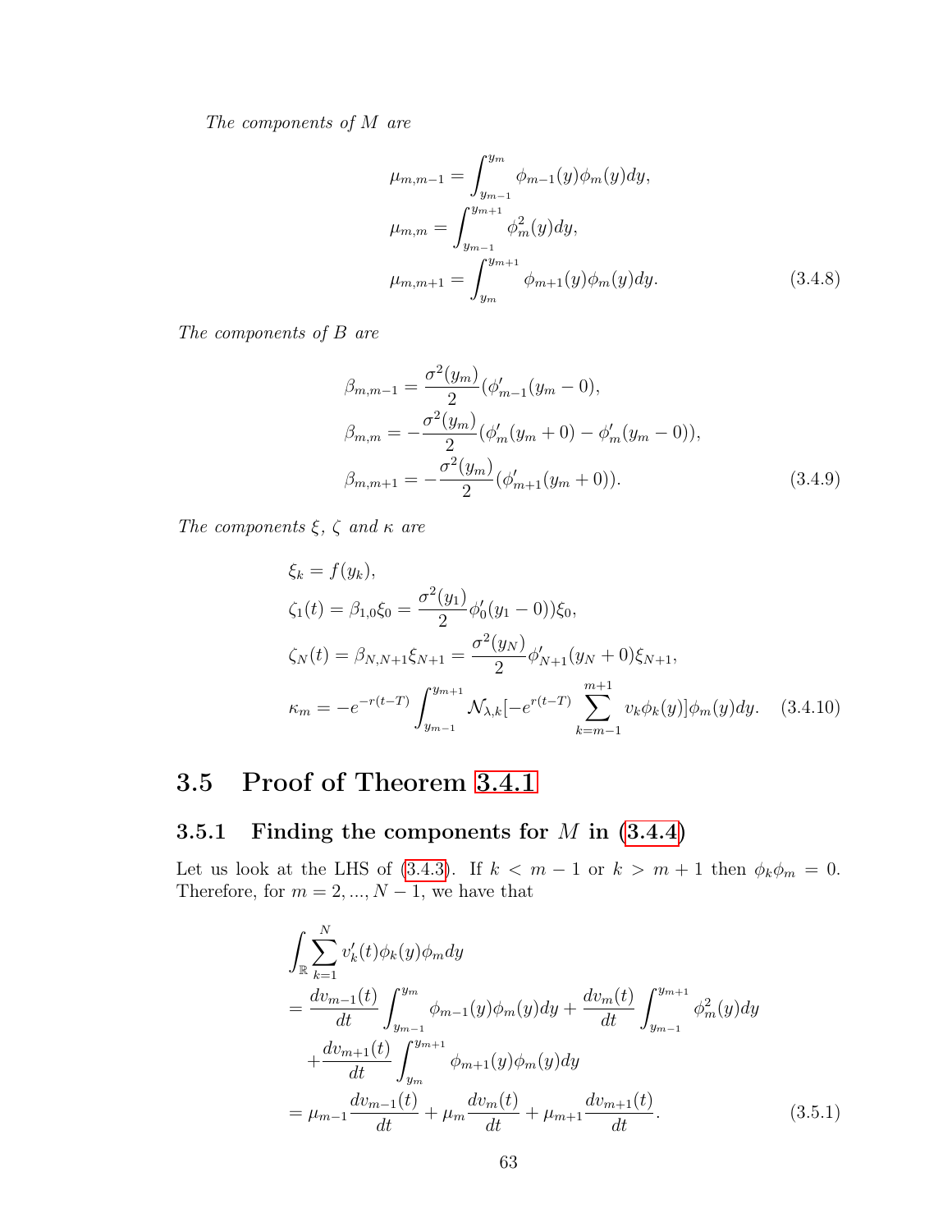*The components of $M$ are*

$$
\begin{aligned}
\mu_{m,m-1} &= \int_{y_{m-1}}^{y_m} \phi_{m-1}(y)\phi_m(y)dy, \\
\mu_{m,m} &= \int_{y_{m-1}}^{y_{m+1}} \phi_m^2(y)dy, \\
\mu_{m,m+1} &= \int_{y_m}^{y_{m+1}} \phi_{m+1}(y)\phi_m(y)dy.
\end{aligned} \tag{3.4.8}
$$

*The components of $B$ are*

$$
\begin{aligned}
\beta_{m,m-1} &= \frac{\sigma^2(y_m)}{2}(\phi'_{m-1}(y_m - 0), \\
\beta_{m,m} &= -\frac{\sigma^2(y_m)}{2}(\phi'_m(y_m + 0) - \phi'_m(y_m - 0)), \\
\beta_{m,m+1} &= -\frac{\sigma^2(y_m)}{2}(\phi'_{m+1}(y_m + 0)).
\end{aligned} \tag{3.4.9}
$$

*The components $\xi$, $\zeta$ and $\kappa$ are*

$$
\begin{aligned}
\xi_k &= f(y_k), \\
\zeta_1(t) &= \beta_{1,0}\xi_0 = \frac{\sigma^2(y_1)}{2}\phi'_0(y_1 - 0))\xi_0, \\
\zeta_N(t) &= \beta_{N,N+1}\xi_{N+1} = \frac{\sigma^2(y_N)}{2}\phi'_{N+1}(y_N + 0)\xi_{N+1}, \\
\kappa_m &= -e^{-r(t-T)} \int_{y_{m-1}}^{y_{m+1}} \mathcal{N}_{\lambda,k}[-e^{r(t-T)} \sum_{k=m-1}^{m+1} v_k \phi_k(y)]\phi_m(y)dy.
\end{aligned} \tag{3.4.10}
$$

## 3.5 Proof of Theorem 3.4.1

### 3.5.1 Finding the components for $M$ in (3.4.4)

Let us look at the LHS of (3.4.3). If $k < m-1$ or $k > m+1$ then $\phi_k \phi_m = 0$. Therefore, for $m = 2, ..., N-1$, we have that

$$
\begin{aligned}
&\int_{\mathbb{R}} \sum_{k=1}^{N} v'_k(t)\phi_k(y)\phi_m dy \\
&= \frac{dv_{m-1}(t)}{dt} \int_{y_{m-1}}^{y_m} \phi_{m-1}(y)\phi_m(y)dy + \frac{dv_m(t)}{dt} \int_{y_{m-1}}^{y_{m+1}} \phi_m^2(y)dy \\
&\quad + \frac{dv_{m+1}(t)}{dt} \int_{y_m}^{y_{m+1}} \phi_{m+1}(y)\phi_m(y)dy \\
&= \mu_{m-1}\frac{dv_{m-1}(t)}{dt} + \mu_m \frac{dv_m(t)}{dt} + \mu_{m+1}\frac{dv_{m+1}(t)}{dt}.
\end{aligned} \tag{3.5.1}
$$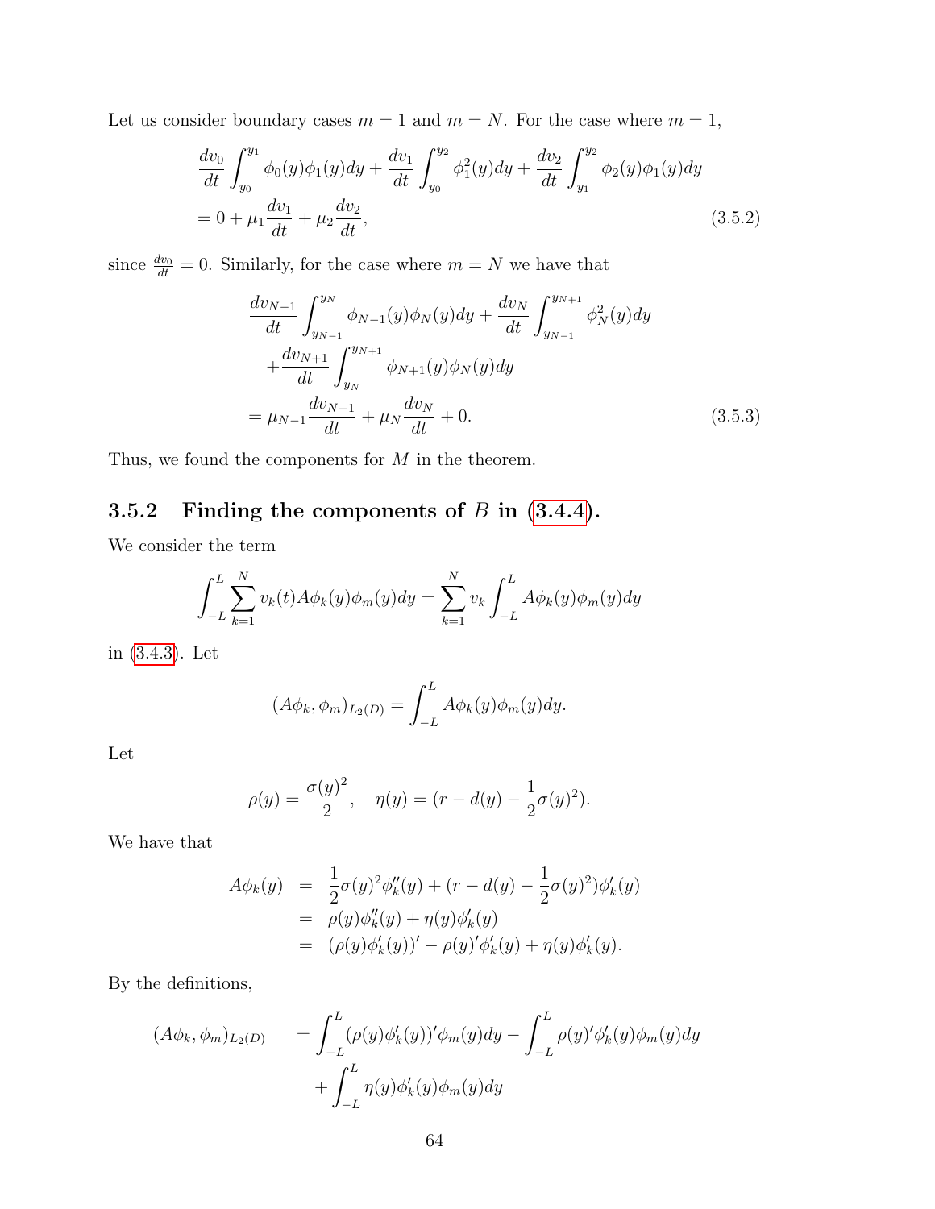Let us consider boundary cases $m = 1$ and $m = N$. For the case where $m = 1$,

$$
\begin{aligned}
&\frac{dv_0}{dt}\int_{y_0}^{y_1}\phi_0(y)\phi_1(y)dy + \frac{dv_1}{dt}\int_{y_0}^{y_2}\phi_1^2(y)dy + \frac{dv_2}{dt}\int_{y_1}^{y_2}\phi_2(y)\phi_1(y)dy \\
&= 0 + \mu_1\frac{dv_1}{dt} + \mu_2\frac{dv_2}{dt},
\end{aligned}
\tag{3.5.2}
$$

since $\frac{dv_0}{dt} = 0$. Similarly, for the case where $m = N$ we have that

$$
\begin{aligned}
&\frac{dv_{N-1}}{dt}\int_{y_{N-1}}^{y_N}\phi_{N-1}(y)\phi_N(y)dy + \frac{dv_N}{dt}\int_{y_{N-1}}^{y_{N+1}}\phi_N^2(y)dy \\
&+\frac{dv_{N+1}}{dt}\int_{y_N}^{y_{N+1}}\phi_{N+1}(y)\phi_N(y)dy \\
&= \mu_{N-1}\frac{dv_{N-1}}{dt} + \mu_N\frac{dv_N}{dt} + 0.
\end{aligned}
\tag{3.5.3}
$$

Thus, we found the components for $M$ in the theorem.

### 3.5.2 Finding the components of $B$ in (3.4.4).

We consider the term

$$
\int_{-L}^{L}\sum_{k=1}^{N} v_k(t)A\phi_k(y)\phi_m(y)dy = \sum_{k=1}^{N} v_k\int_{-L}^{L}A\phi_k(y)\phi_m(y)dy
$$

in (3.4.3). Let

$$
(A\phi_k, \phi_m)_{L_2(D)} = \int_{-L}^{L}A\phi_k(y)\phi_m(y)dy.
$$

Let

$$
\rho(y) = \frac{\sigma(y)^2}{2}, \quad \eta(y) = (r - d(y) - \frac{1}{2}\sigma(y)^2).
$$

We have that

$$
\begin{aligned}
A\phi_k(y) &= \frac{1}{2}\sigma(y)^2\phi_k''(y) + (r - d(y) - \frac{1}{2}\sigma(y)^2)\phi_k'(y) \\
&= \rho(y)\phi_k''(y) + \eta(y)\phi_k'(y) \\
&= (\rho(y)\phi_k'(y))' - \rho(y)'\phi_k'(y) + \eta(y)\phi_k'(y).
\end{aligned}
$$

By the definitions,

$$
\begin{aligned}
(A\phi_k, \phi_m)_{L_2(D)} &= \int_{-L}^{L}(\rho(y)\phi_k'(y))'\phi_m(y)dy - \int_{-L}^{L}\rho(y)'\phi_k'(y)\phi_m(y)dy \\
&\quad + \int_{-L}^{L}\eta(y)\phi_k'(y)\phi_m(y)dy
\end{aligned}
$$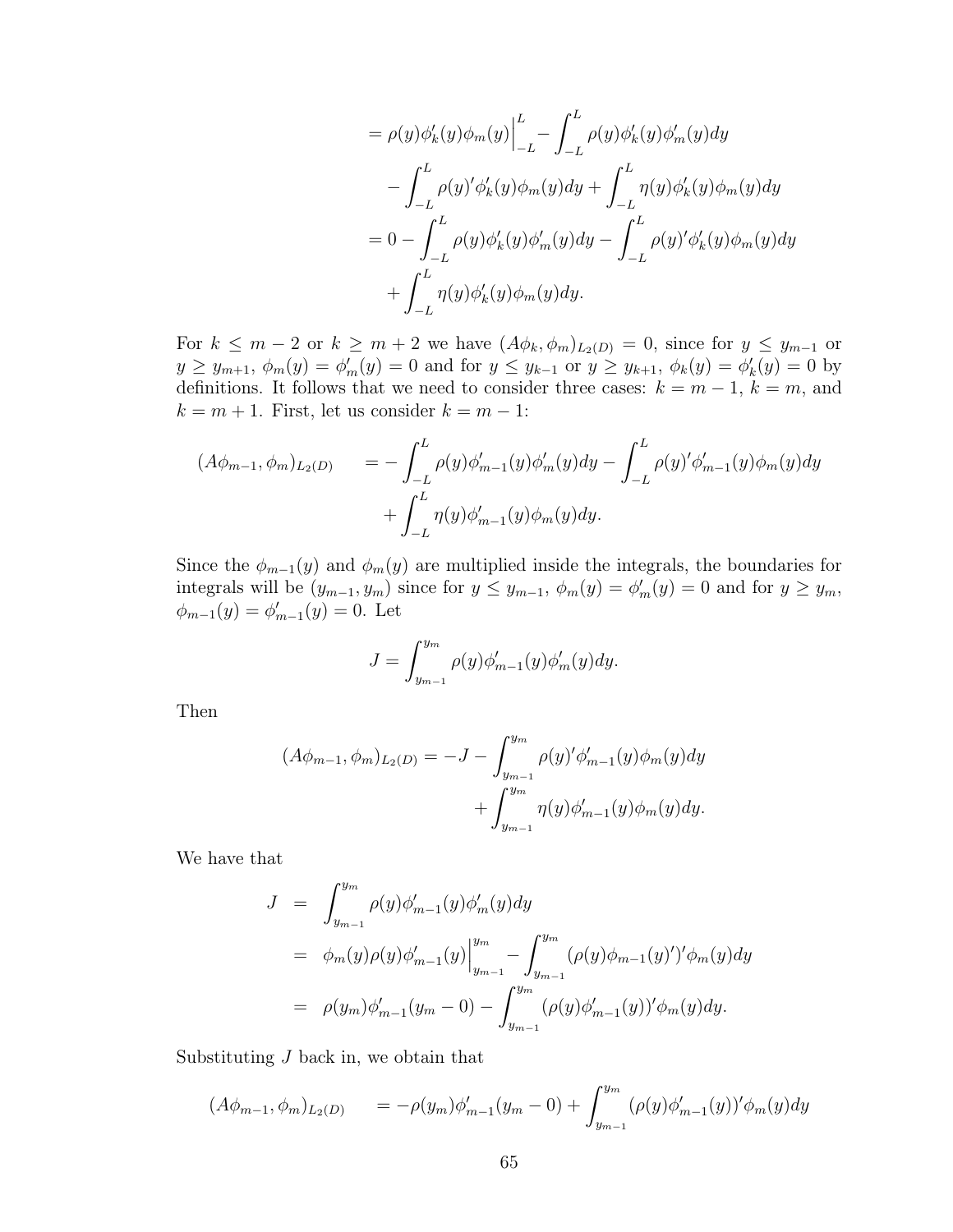$$
\begin{aligned}
&= \rho(y)\phi_k'(y)\phi_m(y)\Big|_{-L}^{L} - \int_{-L}^{L} \rho(y)\phi_k'(y)\phi_m'(y)dy \\
&\quad - \int_{-L}^{L} \rho(y)'\phi_k'(y)\phi_m(y)dy + \int_{-L}^{L} \eta(y)\phi_k'(y)\phi_m(y)dy \\
&= 0 - \int_{-L}^{L} \rho(y)\phi_k'(y)\phi_m'(y)dy - \int_{-L}^{L} \rho(y)'\phi_k'(y)\phi_m(y)dy \\
&\quad + \int_{-L}^{L} \eta(y)\phi_k'(y)\phi_m(y)dy.
\end{aligned}
$$

For $k \leq m-2$ or $k \geq m+2$ we have $(A\phi_k, \phi_m)_{L_2(D)} = 0$, since for $y \leq y_{m-1}$ or $y \geq y_{m+1}$, $\phi_m(y) = \phi_m'(y) = 0$ and for $y \leq y_{k-1}$ or $y \geq y_{k+1}$, $\phi_k(y) = \phi_k'(y) = 0$ by definitions. It follows that we need to consider three cases: $k = m-1$, $k = m$, and $k = m+1$. First, let us consider $k = m-1$:

$$
\begin{aligned}
(A\phi_{m-1}, \phi_m)_{L_2(D)} \quad &= -\int_{-L}^{L} \rho(y)\phi_{m-1}'(y)\phi_m'(y)dy - \int_{-L}^{L} \rho(y)'\phi_{m-1}'(y)\phi_m(y)dy \\
&\quad + \int_{-L}^{L} \eta(y)\phi_{m-1}'(y)\phi_m(y)dy.
\end{aligned}
$$

Since the $\phi_{m-1}(y)$ and $\phi_m(y)$ are multiplied inside the integrals, the boundaries for integrals will be $(y_{m-1}, y_m)$ since for $y \leq y_{m-1}$, $\phi_m(y) = \phi_m'(y) = 0$ and for $y \geq y_m$, $\phi_{m-1}(y) = \phi_{m-1}'(y) = 0$. Let

$$
J = \int_{y_{m-1}}^{y_m} \rho(y)\phi_{m-1}'(y)\phi_m'(y)dy.
$$

Then

$$
\begin{aligned}
(A\phi_{m-1}, \phi_m)_{L_2(D)} = -J &- \int_{y_{m-1}}^{y_m} \rho(y)'\phi_{m-1}'(y)\phi_m(y)dy \\
&+ \int_{y_{m-1}}^{y_m} \eta(y)\phi_{m-1}'(y)\phi_m(y)dy.
\end{aligned}
$$

We have that

$$
\begin{aligned}
J &= \int_{y_{m-1}}^{y_m} \rho(y)\phi_{m-1}'(y)\phi_m'(y)dy \\
&= \phi_m(y)\rho(y)\phi_{m-1}'(y)\Big|_{y_{m-1}}^{y_m} - \int_{y_{m-1}}^{y_m} (\rho(y)\phi_{m-1}(y)')'\phi_m(y)dy \\
&= \rho(y_m)\phi_{m-1}'(y_m - 0) - \int_{y_{m-1}}^{y_m} (\rho(y)\phi_{m-1}'(y))'\phi_m(y)dy.
\end{aligned}
$$

Substituting $J$ back in, we obtain that

$$
(A\phi_{m-1}, \phi_m)_{L_2(D)} \quad = -\rho(y_m)\phi_{m-1}'(y_m - 0) + \int_{y_{m-1}}^{y_m} (\rho(y)\phi_{m-1}'(y))'\phi_m(y)dy
$$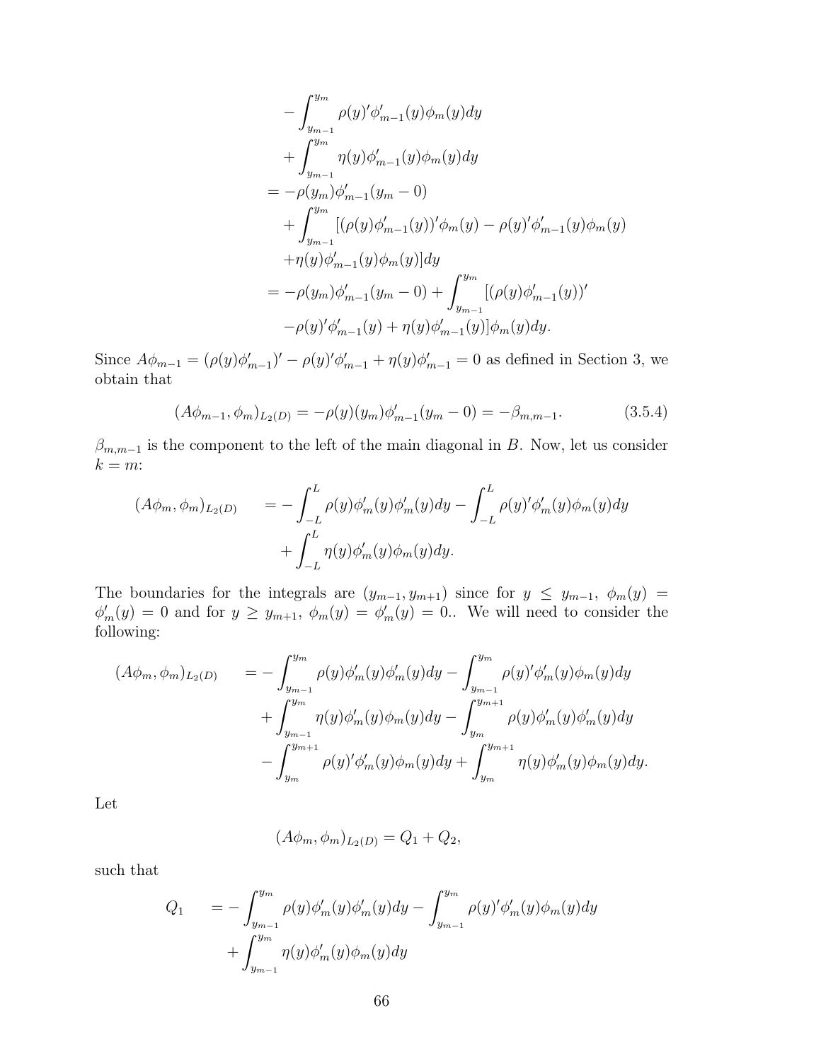$$
\begin{aligned}
&- \int_{y_{m-1}}^{y_m} \rho(y)' \phi'_{m-1}(y) \phi_m(y) dy \\
&+ \int_{y_{m-1}}^{y_m} \eta(y) \phi'_{m-1}(y) \phi_m(y) dy \\
&= -\rho(y_m) \phi'_{m-1}(y_m - 0) \\
&+ \int_{y_{m-1}}^{y_m} [(\rho(y) \phi'_{m-1}(y))' \phi_m(y) - \rho(y)' \phi'_{m-1}(y) \phi_m(y) \\
&+ \eta(y) \phi'_{m-1}(y) \phi_m(y)] dy \\
&= -\rho(y_m) \phi'_{m-1}(y_m - 0) + \int_{y_{m-1}}^{y_m} [(\rho(y) \phi'_{m-1}(y))' \\
&- \rho(y)' \phi'_{m-1}(y) + \eta(y) \phi'_{m-1}(y)] \phi_m(y) dy.
\end{aligned}
$$

Since $A\phi_{m-1} = (\rho(y)\phi'_{m-1})' - \rho(y)'\phi'_{m-1} + \eta(y)\phi'_{m-1} = 0$ as defined in Section 3, we obtain that

$$
(A\phi_{m-1}, \phi_m)_{L_2(D)} = -\rho(y)(y_m)\phi'_{m-1}(y_m - 0) = -\beta_{m,m-1}. \tag{3.5.4}
$$

$\beta_{m,m-1}$ is the component to the left of the main diagonal in $B$. Now, let us consider $k = m$:

$$
\begin{aligned}
(A\phi_m, \phi_m)_{L_2(D)} \quad &= - \int_{-L}^{L} \rho(y) \phi'_m(y) \phi'_m(y) dy - \int_{-L}^{L} \rho(y)' \phi'_m(y) \phi_m(y) dy \\
&+ \int_{-L}^{L} \eta(y) \phi'_m(y) \phi_m(y) dy.
\end{aligned}
$$

The boundaries for the integrals are $(y_{m-1}, y_{m+1})$ since for $y \leq y_{m-1}$, $\phi_m(y) = \phi'_m(y) = 0$ and for $y \geq y_{m+1}$, $\phi_m(y) = \phi'_m(y) = 0$.. We will need to consider the following:

$$
\begin{aligned}
(A\phi_m, \phi_m)_{L_2(D)} \quad &= - \int_{y_{m-1}}^{y_m} \rho(y) \phi'_m(y) \phi'_m(y) dy - \int_{y_{m-1}}^{y_m} \rho(y)' \phi'_m(y) \phi_m(y) dy \\
&+ \int_{y_{m-1}}^{y_m} \eta(y) \phi'_m(y) \phi_m(y) dy - \int_{y_m}^{y_{m+1}} \rho(y) \phi'_m(y) \phi'_m(y) dy \\
&- \int_{y_m}^{y_{m+1}} \rho(y)' \phi'_m(y) \phi_m(y) dy + \int_{y_m}^{y_{m+1}} \eta(y) \phi'_m(y) \phi_m(y) dy.
\end{aligned}
$$

Let

$$
(A\phi_m, \phi_m)_{L_2(D)} = Q_1 + Q_2,
$$

such that

$$
\begin{aligned}
Q_1 \quad &= - \int_{y_{m-1}}^{y_m} \rho(y) \phi'_m(y) \phi'_m(y) dy - \int_{y_{m-1}}^{y_m} \rho(y)' \phi'_m(y) \phi_m(y) dy \\
&+ \int_{y_{m-1}}^{y_m} \eta(y) \phi'_m(y) \phi_m(y) dy
\end{aligned}
$$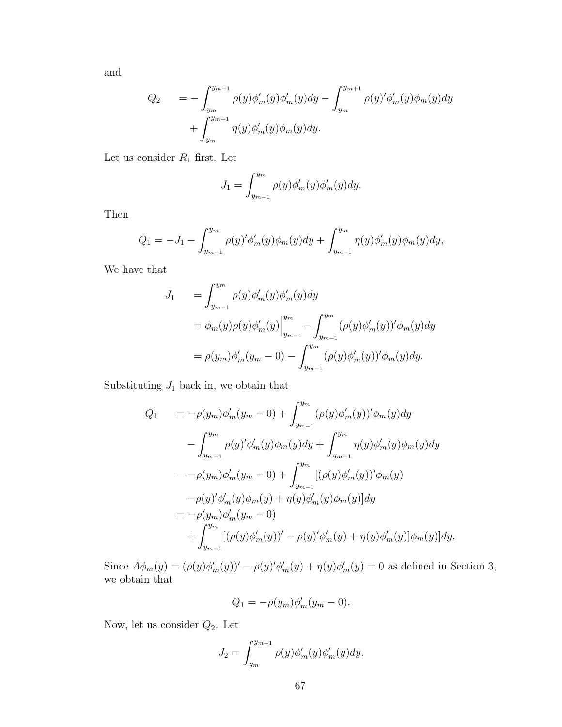and

$$
\begin{aligned}
Q_2 \quad &= -\int_{y_m}^{y_{m+1}} \rho(y)\phi_m'(y)\phi_m'(y)dy - \int_{y_m}^{y_{m+1}} \rho(y)'\phi_m'(y)\phi_m(y)dy \\
&\quad + \int_{y_m}^{y_{m+1}} \eta(y)\phi_m'(y)\phi_m(y)dy.
\end{aligned}
$$

Let us consider $R_1$ first. Let

$$
J_1 = \int_{y_{m-1}}^{y_m} \rho(y)\phi_m'(y)\phi_m'(y)dy.
$$

Then

$$
Q_1 = -J_1 - \int_{y_{m-1}}^{y_m} \rho(y)'\phi_m'(y)\phi_m(y)dy + \int_{y_{m-1}}^{y_m} \eta(y)\phi_m'(y)\phi_m(y)dy,
$$

We have that

$$
\begin{aligned}
J_1 \quad &= \int_{y_{m-1}}^{y_m} \rho(y)\phi_m'(y)\phi_m'(y)dy \\
&= \phi_m(y)\rho(y)\phi_m'(y)\Big|_{y_{m-1}}^{y_m} - \int_{y_{m-1}}^{y_m} (\rho(y)\phi_m'(y))'\phi_m(y)dy \\
&= \rho(y_m)\phi_m'(y_m - 0) - \int_{y_{m-1}}^{y_m} (\rho(y)\phi_m'(y))'\phi_m(y)dy.
\end{aligned}
$$

Substituting $J_1$ back in, we obtain that

$$
\begin{aligned}
Q_1 \quad &= -\rho(y_m)\phi_m'(y_m - 0) + \int_{y_{m-1}}^{y_m} (\rho(y)\phi_m'(y))'\phi_m(y)dy \\
&\quad - \int_{y_{m-1}}^{y_m} \rho(y)'\phi_m'(y)\phi_m(y)dy + \int_{y_{m-1}}^{y_m} \eta(y)\phi_m'(y)\phi_m(y)dy \\
&= -\rho(y_m)\phi_m'(y_m - 0) + \int_{y_{m-1}}^{y_m} [(\rho(y)\phi_m'(y))'\phi_m(y) \\
&\quad - \rho(y)'\phi_m'(y)\phi_m(y) + \eta(y)\phi_m'(y)\phi_m(y)]dy \\
&= -\rho(y_m)\phi_m'(y_m - 0) \\
&\quad + \int_{y_{m-1}}^{y_m} [(\rho(y)\phi_m'(y))' - \rho(y)'\phi_m'(y) + \eta(y)\phi_m'(y)]\phi_m(y)]dy.
\end{aligned}
$$

Since $A\phi_m(y) = (\rho(y)\phi_m'(y))' - \rho(y)'\phi_m'(y) + \eta(y)\phi_m'(y) = 0$ as defined in Section 3, we obtain that

$$
Q_1 = -\rho(y_m)\phi_m'(y_m - 0).
$$

Now, let us consider $Q_2$. Let

$$
J_2 = \int_{y_m}^{y_{m+1}} \rho(y)\phi_m'(y)\phi_m'(y)dy.
$$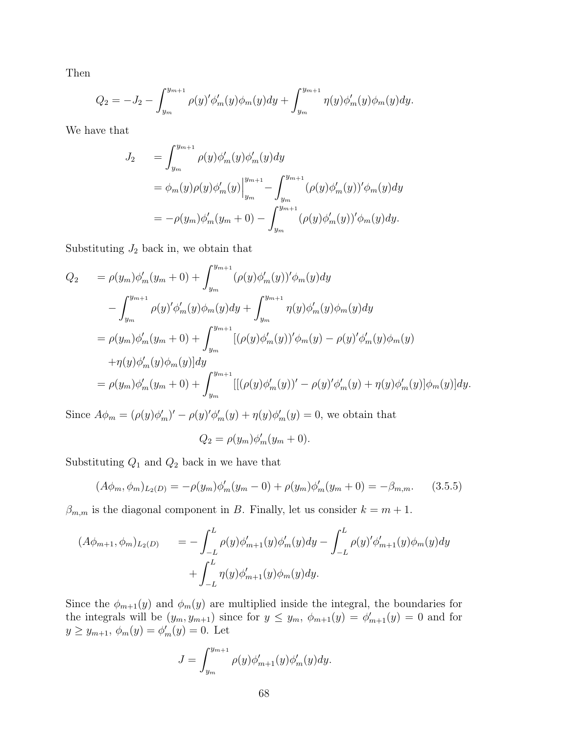Then

$$Q_2 = -J_2 - \int_{y_m}^{y_{m+1}} \rho(y)'\phi_m'(y)\phi_m(y)dy + \int_{y_m}^{y_{m+1}} \eta(y)\phi_m'(y)\phi_m(y)dy.$$

We have that

$$\begin{aligned} J_2 &= \int_{y_m}^{y_{m+1}} \rho(y)\phi_m'(y)\phi_m'(y)dy \\ &= \phi_m(y)\rho(y)\phi_m'(y)\Big|_{y_m}^{y_{m+1}} - \int_{y_m}^{y_{m+1}} (\rho(y)\phi_m'(y))'\phi_m(y)dy \\ &= -\rho(y_m)\phi_m'(y_m+0) - \int_{y_m}^{y_{m+1}} (\rho(y)\phi_m'(y))'\phi_m(y)dy. \end{aligned}$$

Substituting $J_2$ back in, we obtain that

$$\begin{aligned} Q_2 &= \rho(y_m)\phi_m'(y_m+0) + \int_{y_m}^{y_{m+1}} (\rho(y)\phi_m'(y))'\phi_m(y)dy \\ &\quad - \int_{y_m}^{y_{m+1}} \rho(y)'\phi_m'(y)\phi_m(y)dy + \int_{y_m}^{y_{m+1}} \eta(y)\phi_m'(y)\phi_m(y)dy \\ &= \rho(y_m)\phi_m'(y_m+0) + \int_{y_m}^{y_{m+1}} [(\rho(y)\phi_m'(y))'\phi_m(y) - \rho(y)'\phi_m'(y)\phi_m(y) \\ &\quad +\eta(y)\phi_m'(y)\phi_m(y)]dy \\ &= \rho(y_m)\phi_m'(y_m+0) + \int_{y_m}^{y_{m+1}} [[(\rho(y)\phi_m'(y))' - \rho(y)'\phi_m'(y) + \eta(y)\phi_m'(y)]\phi_m(y)]dy. \end{aligned}$$

Since $A\phi_m = (\rho(y)\phi_m')' - \rho(y)'\phi_m'(y) + \eta(y)\phi_m'(y) = 0$, we obtain that

$$Q_2 = \rho(y_m)\phi_m'(y_m+0).$$

Substituting $Q_1$ and $Q_2$ back in we have that

$$(A\phi_m, \phi_m)_{L_2(D)} = -\rho(y_m)\phi_m'(y_m-0) + \rho(y_m)\phi_m'(y_m+0) = -\beta_{m,m}. \qquad (3.5.5)$$

$\beta_{m,m}$ is the diagonal component in $B$. Finally, let us consider $k = m+1$.

$$\begin{aligned} (A\phi_{m+1}, \phi_m)_{L_2(D)} &= -\int_{-L}^{L} \rho(y)\phi_{m+1}'(y)\phi_m'(y)dy - \int_{-L}^{L} \rho(y)'\phi_{m+1}'(y)\phi_m(y)dy \\ &\quad + \int_{-L}^{L} \eta(y)\phi_{m+1}'(y)\phi_m(y)dy. \end{aligned}$$

Since the $\phi_{m+1}(y)$ and $\phi_m(y)$ are multiplied inside the integral, the boundaries for the integrals will be $(y_m, y_{m+1})$ since for $y \le y_m$, $\phi_{m+1}(y) = \phi_{m+1}'(y) = 0$ and for $y \ge y_{m+1}$, $\phi_m(y) = \phi_m'(y) = 0$. Let

$$J = \int_{y_m}^{y_{m+1}} \rho(y)\phi_{m+1}'(y)\phi_m'(y)dy.$$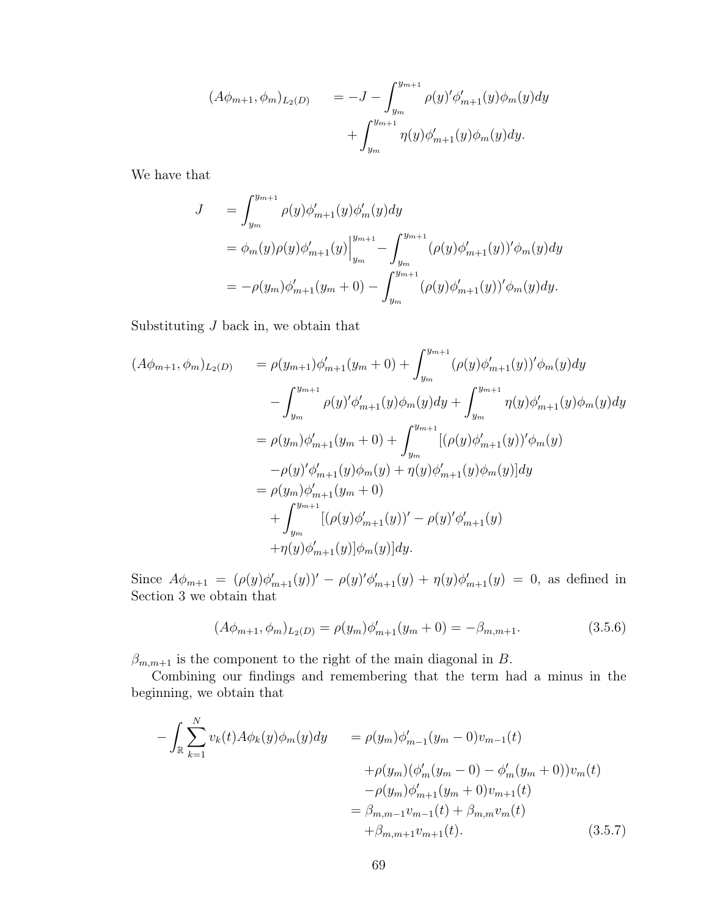$$
\begin{aligned}
(A\phi_{m+1}, \phi_m)_{L_2(D)} \quad &= -J - \int_{y_m}^{y_{m+1}} \rho(y)'\phi'_{m+1}(y)\phi_m(y)dy \\
&\quad + \int_{y_m}^{y_{m+1}} \eta(y)\phi'_{m+1}(y)\phi_m(y)dy.
\end{aligned}
$$

We have that

$$
\begin{aligned}
J \quad &= \int_{y_m}^{y_{m+1}} \rho(y)\phi'_{m+1}(y)\phi'_m(y)dy \\
&= \phi_m(y)\rho(y)\phi'_{m+1}(y)\Big|_{y_m}^{y_{m+1}} - \int_{y_m}^{y_{m+1}} (\rho(y)\phi'_{m+1}(y))'\phi_m(y)dy \\
&= -\rho(y_m)\phi'_{m+1}(y_m+0) - \int_{y_m}^{y_{m+1}} (\rho(y)\phi'_{m+1}(y))'\phi_m(y)dy.
\end{aligned}
$$

Substituting $J$ back in, we obtain that

$$
\begin{aligned}
(A\phi_{m+1}, \phi_m)_{L_2(D)} \quad &= \rho(y_{m+1})\phi'_{m+1}(y_m+0) + \int_{y_m}^{y_{m+1}} (\rho(y)\phi'_{m+1}(y))'\phi_m(y)dy \\
&\quad - \int_{y_m}^{y_{m+1}} \rho(y)'\phi'_{m+1}(y)\phi_m(y)dy + \int_{y_m}^{y_{m+1}} \eta(y)\phi'_{m+1}(y)\phi_m(y)dy \\
&= \rho(y_m)\phi'_{m+1}(y_m+0) + \int_{y_m}^{y_{m+1}} [(\rho(y)\phi'_{m+1}(y))'\phi_m(y) \\
&\quad -\rho(y)'\phi'_{m+1}(y)\phi_m(y) + \eta(y)\phi'_{m+1}(y)\phi_m(y)]dy \\
&= \rho(y_m)\phi'_{m+1}(y_m+0) \\
&\quad + \int_{y_m}^{y_{m+1}} [(\rho(y)\phi'_{m+1}(y))' - \rho(y)'\phi'_{m+1}(y) \\
&\quad +\eta(y)\phi'_{m+1}(y)]\phi_m(y)]dy.
\end{aligned}
$$

Since $A\phi_{m+1} = (\rho(y)\phi'_{m+1}(y))' - \rho(y)'\phi'_{m+1}(y) + \eta(y)\phi'_{m+1}(y) = 0$, as defined in Section 3 we obtain that

$$
(A\phi_{m+1}, \phi_m)_{L_2(D)} = \rho(y_m)\phi'_{m+1}(y_m+0) = -\beta_{m,m+1}. \tag{3.5.6}
$$

$\beta_{m,m+1}$ is the component to the right of the main diagonal in $B$.

Combining our findings and remembering that the term had a minus in the beginning, we obtain that

$$
\begin{aligned}
-\int_{\mathbb{R}} \sum_{k=1}^{N} v_k(t)A\phi_k(y)\phi_m(y)dy \quad &= \rho(y_m)\phi'_{m-1}(y_m-0)v_{m-1}(t) \\
&\quad +\rho(y_m)(\phi'_m(y_m-0) - \phi'_m(y_m+0))v_m(t) \\
&\quad -\rho(y_m)\phi'_{m+1}(y_m+0)v_{m+1}(t) \\
&= \beta_{m,m-1}v_{m-1}(t) + \beta_{m,m}v_m(t) \\
&\quad +\beta_{m,m+1}v_{m+1}(t).
\end{aligned} \tag{3.5.7}
$$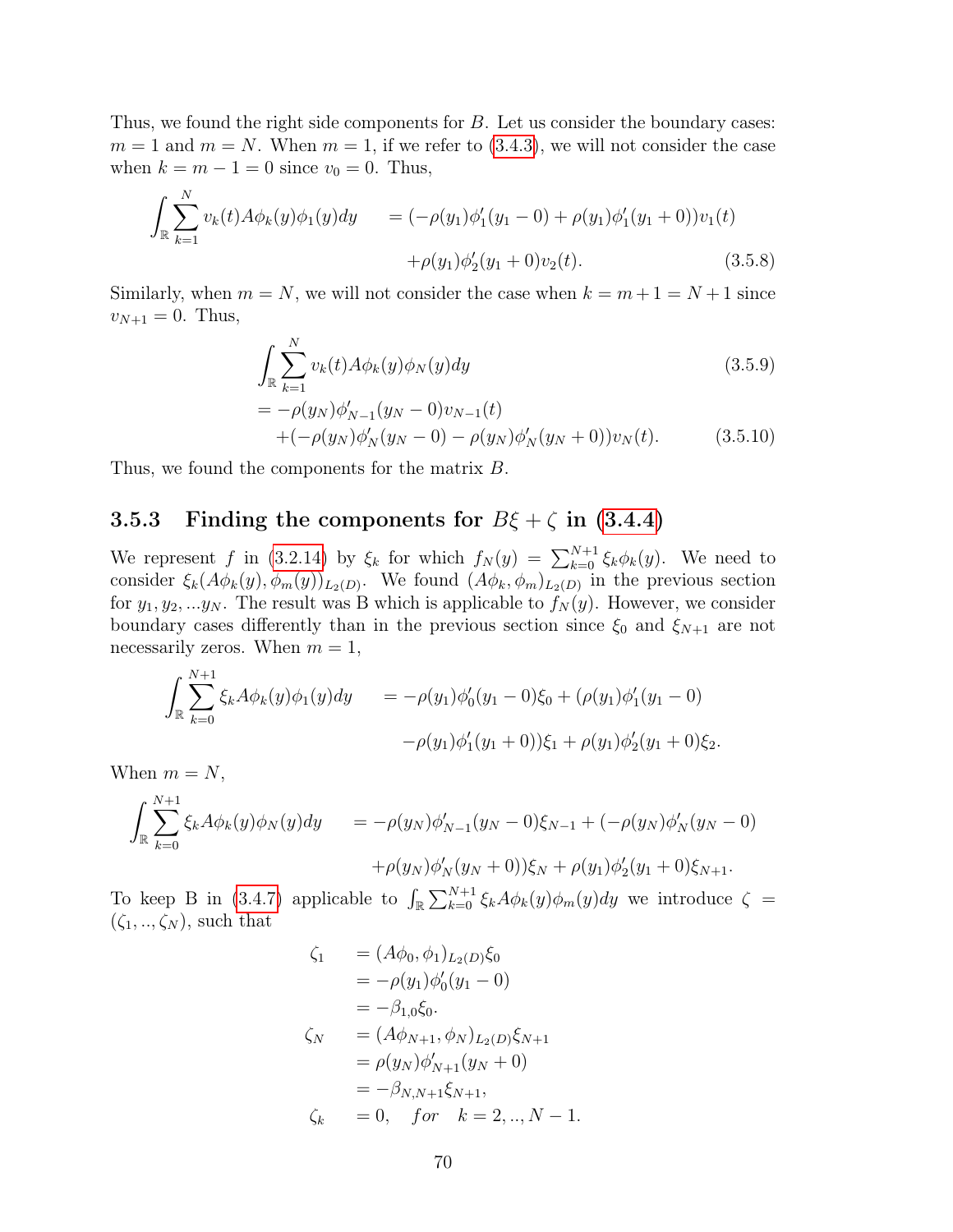Thus, we found the right side components for $B$. Let us consider the boundary cases: $m = 1$ and $m = N$. When $m = 1$, if we refer to (3.4.3), we will not consider the case when $k = m - 1 = 0$ since $v_0 = 0$. Thus,

$$
\begin{aligned}
\int_{\mathbb{R}} \sum_{k=1}^{N} v_k(t) A\phi_k(y)\phi_1(y)dy \quad &= (-\rho(y_1)\phi_1'(y_1 - 0) + \rho(y_1)\phi_1'(y_1 + 0))v_1(t) \\
&\quad + \rho(y_1)\phi_2'(y_1 + 0)v_2(t). \qquad (3.5.8)
\end{aligned}
$$

Similarly, when $m = N$, we will not consider the case when $k = m + 1 = N + 1$ since $v_{N+1} = 0$. Thus,

$$
\begin{aligned}
&\int_{\mathbb{R}} \sum_{k=1}^{N} v_k(t) A\phi_k(y)\phi_N(y)dy \qquad (3.5.9)\\
&= -\rho(y_N)\phi_{N-1}'(y_N - 0)v_{N-1}(t) \\
&\quad + (-\rho(y_N)\phi_N'(y_N - 0) - \rho(y_N)\phi_N'(y_N + 0))v_N(t). \qquad (3.5.10)
\end{aligned}
$$

Thus, we found the components for the matrix $B$.

### 3.5.3 Finding the components for $B\xi + \zeta$ in (3.4.4)

We represent $f$ in (3.2.14) by $\xi_k$ for which $f_N(y) = \sum_{k=0}^{N+1} \xi_k \phi_k(y)$. We need to consider $\xi_k(A\phi_k(y), \phi_m(y))_{L_2(D)}$. We found $(A\phi_k, \phi_m)_{L_2(D)}$ in the previous section for $y_1, y_2, ...y_N$. The result was B which is applicable to $f_N(y)$. However, we consider boundary cases differently than in the previous section since $\xi_0$ and $\xi_{N+1}$ are not necessarily zeros. When $m = 1$,

$$
\begin{aligned}
\int_{\mathbb{R}} \sum_{k=0}^{N+1} \xi_k A\phi_k(y)\phi_1(y)dy \quad &= -\rho(y_1)\phi_0'(y_1 - 0)\xi_0 + (\rho(y_1)\phi_1'(y_1 - 0) \\
&\quad - \rho(y_1)\phi_1'(y_1 + 0))\xi_1 + \rho(y_1)\phi_2'(y_1 + 0)\xi_2.
\end{aligned}
$$

When $m = N$,

$$
\begin{aligned}
\int_{\mathbb{R}} \sum_{k=0}^{N+1} \xi_k A\phi_k(y)\phi_N(y)dy \quad &= -\rho(y_N)\phi_{N-1}'(y_N - 0)\xi_{N-1} + (-\rho(y_N)\phi_N'(y_N - 0) \\
&\quad + \rho(y_N)\phi_N'(y_N + 0))\xi_N + \rho(y_1)\phi_2'(y_1 + 0)\xi_{N+1}.
\end{aligned}
$$

To keep B in (3.4.7) applicable to $\int_{\mathbb{R}} \sum_{k=0}^{N+1} \xi_k A\phi_k(y)\phi_m(y)dy$ we introduce $\zeta = (\zeta_1, .., \zeta_N)$, such that

$$
\begin{aligned}
\zeta_1 \quad &= (A\phi_0, \phi_1)_{L_2(D)}\xi_0 \\
&= -\rho(y_1)\phi_0'(y_1 - 0) \\
&= -\beta_{1,0}\xi_0. \\
\zeta_N \quad &= (A\phi_{N+1}, \phi_N)_{L_2(D)}\xi_{N+1} \\
&= \rho(y_N)\phi_{N+1}'(y_N + 0) \\
&= -\beta_{N,N+1}\xi_{N+1}, \\
\zeta_k \quad &= 0, \quad for \quad k = 2, .., N - 1.
\end{aligned}
$$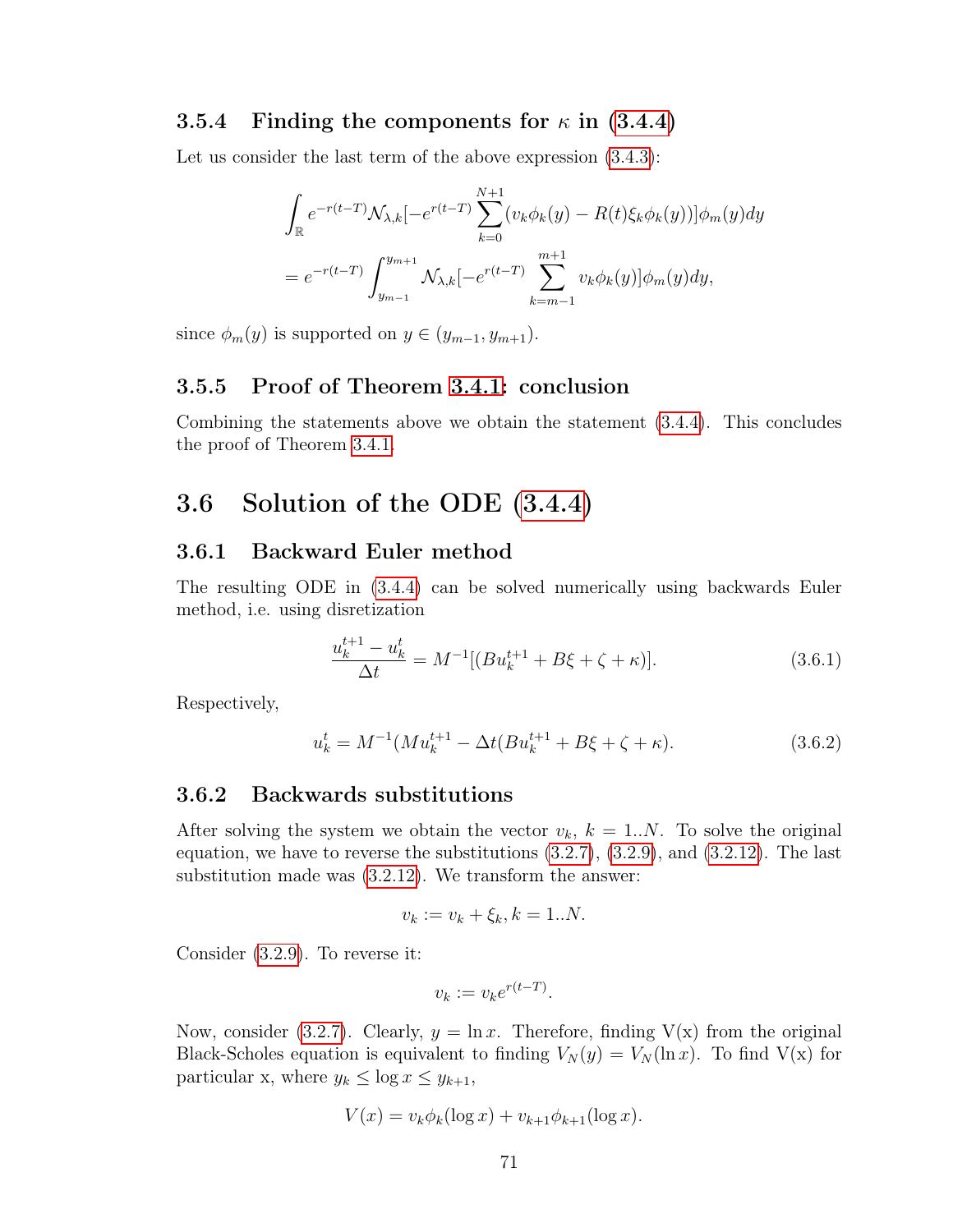### 3.5.4 Finding the components for $\kappa$ in (3.4.4)

Let us consider the last term of the above expression (3.4.3):

$$\int_{\mathbb{R}} e^{-r(t-T)} \mathcal{N}_{\lambda,k}[-e^{r(t-T)} \sum_{k=0}^{N+1} (v_k \phi_k(y) - R(t)\xi_k \phi_k(y))] \phi_m(y) dy$$

$$= e^{-r(t-T)} \int_{y_{m-1}}^{y_{m+1}} \mathcal{N}_{\lambda,k}[-e^{r(t-T)} \sum_{k=m-1}^{m+1} v_k \phi_k(y)] \phi_m(y) dy,$$

since $\phi_m(y)$ is supported on $y \in (y_{m-1}, y_{m+1})$.

### 3.5.5 Proof of Theorem 3.4.1: conclusion

Combining the statements above we obtain the statement (3.4.4). This concludes the proof of Theorem 3.4.1.

## 3.6 Solution of the ODE (3.4.4)

### 3.6.1 Backward Euler method

The resulting ODE in (3.4.4) can be solved numerically using backwards Euler method, i.e. using disretization

$$\frac{u_k^{t+1} - u_k^t}{\Delta t} = M^{-1}[(Bu_k^{t+1} + B\xi + \zeta + \kappa)]. \tag{3.6.1}$$

Respectively,

$$u_k^t = M^{-1}(Mu_k^{t+1} - \Delta t(Bu_k^{t+1} + B\xi + \zeta + \kappa). \tag{3.6.2}$$

### 3.6.2 Backwards substitutions

After solving the system we obtain the vector $v_k$, $k = 1..N$. To solve the original equation, we have to reverse the substitutions (3.2.7), (3.2.9), and (3.2.12). The last substitution made was (3.2.12). We transform the answer:

$$v_k := v_k + \xi_k, k = 1..N.$$

Consider (3.2.9). To reverse it:

$$v_k := v_k e^{r(t-T)}.$$

Now, consider (3.2.7). Clearly, $y = \ln x$. Therefore, finding V(x) from the original Black-Scholes equation is equivalent to finding $V_N(y) = V_N(\ln x)$. To find V(x) for particular x, where $y_k \le \log x \le y_{k+1}$,

$$V(x) = v_k \phi_k(\log x) + v_{k+1} \phi_{k+1}(\log x).$$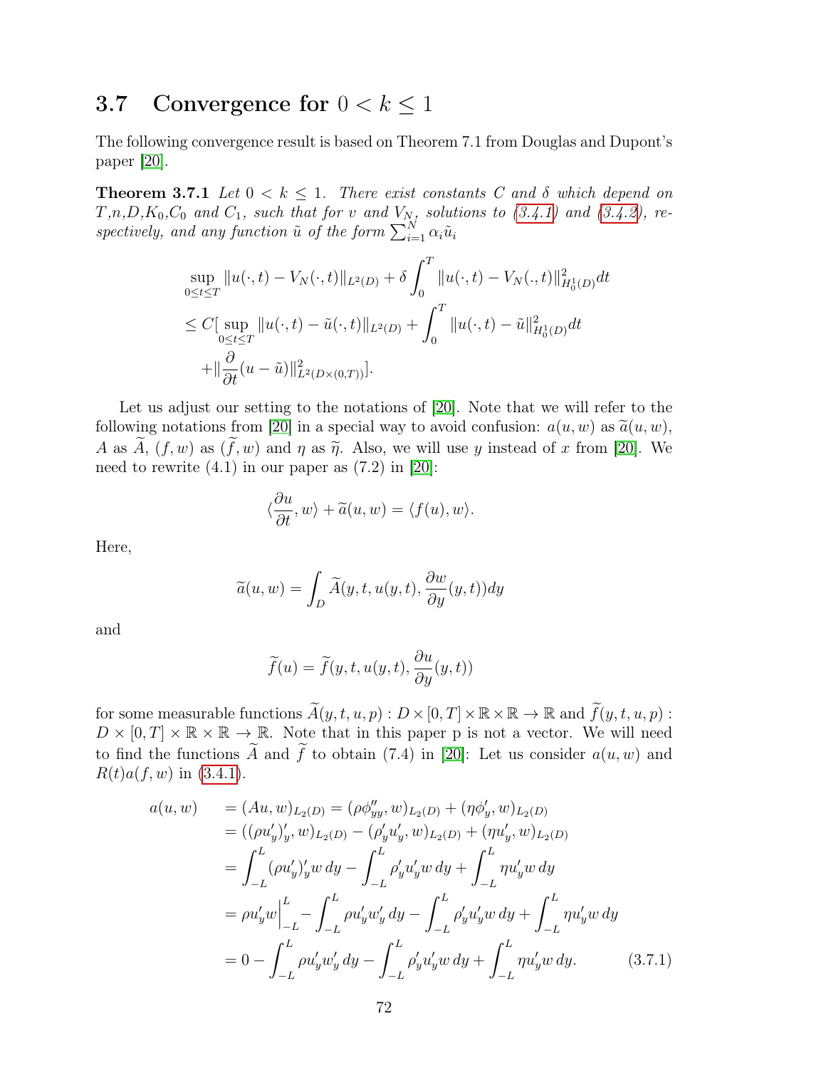## 3.7 Convergence for $0 < k \leq 1$

The following convergence result is based on Theorem 7.1 from Douglas and Dupont's paper [20].

**Theorem 3.7.1** *Let $0 < k \leq 1$. There exist constants $C$ and $\delta$ which depend on $T$,$n$,$D$,$K_0$,$C_0$ and $C_1$, such that for $v$ and $V_N$, solutions to (3.4.1) and (3.4.2), respectively, and any function $\tilde{u}$ of the form $\sum_{i=1}^{N} \alpha_i \tilde{u}_i$*

$$
\begin{aligned}
&\sup_{0\leq t\leq T} \|u(\cdot,t) - V_N(\cdot,t)\|_{L^2(D)} + \delta \int_0^T \|u(\cdot,t) - V_N(.,t)\|^2_{H_0^1(D)} dt \\
&\leq C[\sup_{0\leq t\leq T} \|u(\cdot,t) - \tilde{u}(\cdot,t)\|_{L^2(D)} + \int_0^T \|u(\cdot,t) - \tilde{u}\|^2_{H_0^1(D)} dt \\
&\quad + \|\frac{\partial}{\partial t}(u - \tilde{u})\|^2_{L^2(D\times(0,T))}].
\end{aligned}
$$

Let us adjust our setting to the notations of [20]. Note that we will refer to the following notations from [20] in a special way to avoid confusion: $a(u,w)$ as $\widetilde{a}(u,w)$, $A$ as $\widetilde{A}$, $(f,w)$ as $(\widetilde{f},w)$ and $\eta$ as $\widetilde{\eta}$. Also, we will use $y$ instead of $x$ from [20]. We need to rewrite (4.1) in our paper as (7.2) in [20]:

$$
\langle \frac{\partial u}{\partial t}, w\rangle + \widetilde{a}(u,w) = \langle f(u), w\rangle.
$$

Here,

$$
\widetilde{a}(u,w) = \int_D \widetilde{A}(y,t,u(y,t),\frac{\partial w}{\partial y}(y,t))dy
$$

and

$$
\widetilde{f}(u) = \widetilde{f}(y,t,u(y,t),\frac{\partial u}{\partial y}(y,t))
$$

for some measurable functions $\widetilde{A}(y,t,u,p) : D \times [0,T] \times \mathbb{R} \times \mathbb{R} \to \mathbb{R}$ and $\widetilde{f}(y,t,u,p) : D \times [0,T] \times \mathbb{R} \times \mathbb{R} \to \mathbb{R}$. Note that in this paper p is not a vector. We will need to find the functions $\widetilde{A}$ and $\widetilde{f}$ to obtain (7.4) in [20]: Let us consider $a(u,w)$ and $R(t)a(f,w)$ in (3.4.1).

$$
\begin{aligned}
a(u,w) \quad &= (Au,w)_{L_2(D)} = (\rho\phi''_{yy},w)_{L_2(D)} + (\eta\phi'_y,w)_{L_2(D)} \\
&= ((\rho u'_y)'_y,w)_{L_2(D)} - (\rho'_y u'_y,w)_{L_2(D)} + (\eta u'_y,w)_{L_2(D)} \\
&= \int_{-L}^{L} (\rho u'_y)'_y w\, dy - \int_{-L}^{L} \rho'_y u'_y w\, dy + \int_{-L}^{L} \eta u'_y w\, dy \\
&= \rho u'_y w\Big|_{-L}^{L} - \int_{-L}^{L} \rho u'_y w'_y\, dy - \int_{-L}^{L} \rho'_y u'_y w\, dy + \int_{-L}^{L} \eta u'_y w\, dy \\
&= 0 - \int_{-L}^{L} \rho u'_y w'_y\, dy - \int_{-L}^{L} \rho'_y u'_y w\, dy + \int_{-L}^{L} \eta u'_y w\, dy. \qquad (3.7.1)
\end{aligned}
$$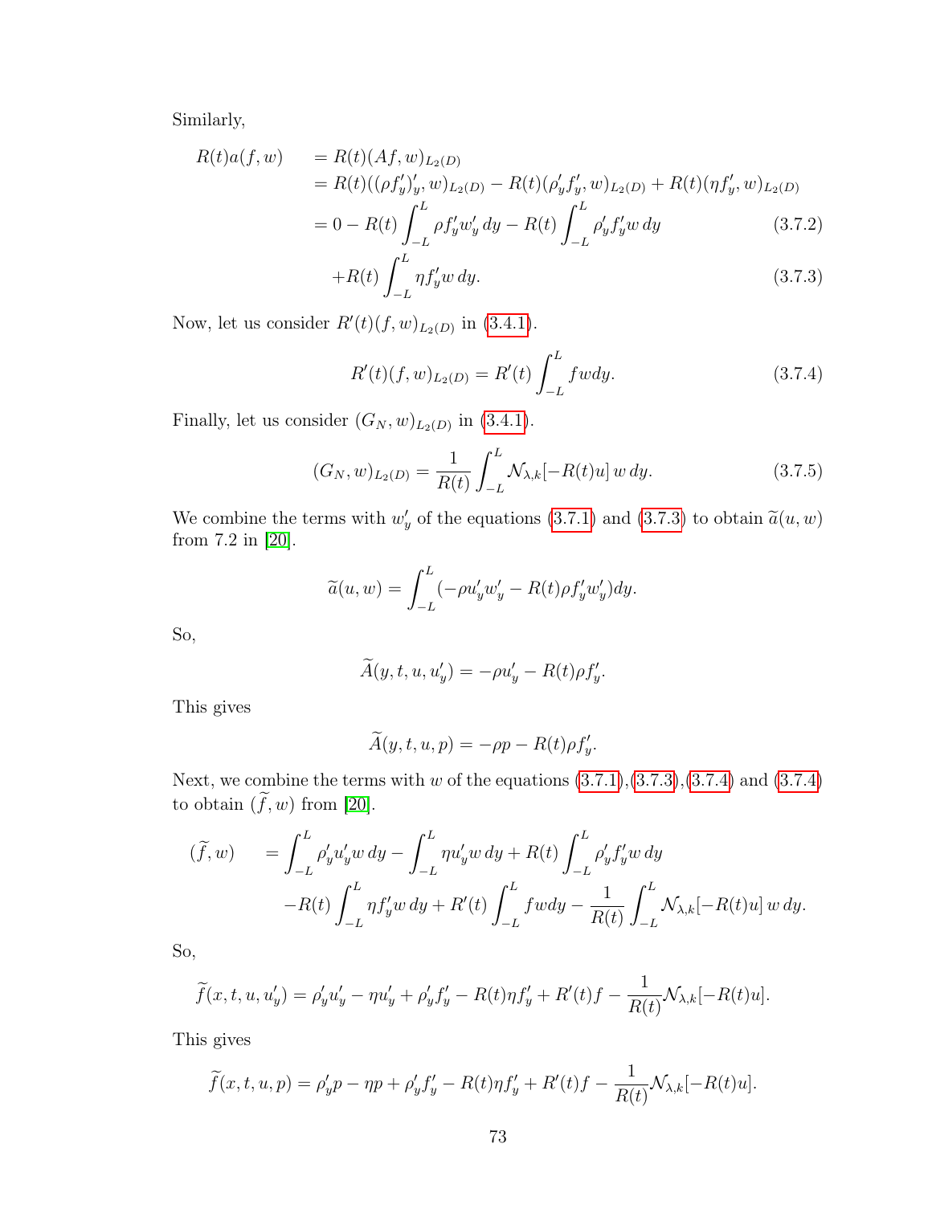Similarly,

$$
\begin{aligned}
R(t)a(f,w) \quad &= R(t)(Af,w)_{L_2(D)} \\
&= R(t)((\rho f'_y)'_y, w)_{L_2(D)} - R(t)(\rho'_y f'_y, w)_{L_2(D)} + R(t)(\eta f'_y, w)_{L_2(D)} \\
&= 0 - R(t)\int_{-L}^{L} \rho f'_y w'_y \, dy - R(t)\int_{-L}^{L} \rho'_y f'_y w \, dy \qquad (3.7.2) \\
&\quad + R(t)\int_{-L}^{L} \eta f'_y w \, dy. \qquad (3.7.3)
\end{aligned}
$$

Now, let us consider $R'(t)(f,w)_{L_2(D)}$ in (3.4.1).

$$
R'(t)(f,w)_{L_2(D)} = R'(t)\int_{-L}^{L} fw dy. \tag{3.7.4}
$$

Finally, let us consider $(G_N, w)_{L_2(D)}$ in (3.4.1).

$$
(G_N, w)_{L_2(D)} = \frac{1}{R(t)}\int_{-L}^{L} \mathcal{N}_{\lambda,k}[-R(t)u] \, w \, dy. \tag{3.7.5}
$$

We combine the terms with $w'_y$ of the equations (3.7.1) and (3.7.3) to obtain $\widetilde{a}(u,w)$ from 7.2 in [20].

$$
\widetilde{a}(u,w) = \int_{-L}^{L} (-\rho u'_y w'_y - R(t)\rho f'_y w'_y) dy.
$$

So,

$$
\widetilde{A}(y,t,u,u'_y) = -\rho u'_y - R(t)\rho f'_y.
$$

This gives

$$
\widetilde{A}(y,t,u,p) = -\rho p - R(t)\rho f'_y.
$$

Next, we combine the terms with $w$ of the equations (3.7.1),(3.7.3),(3.7.4) and (3.7.4) to obtain $(\widetilde{f}, w)$ from [20].

$$
\begin{aligned}
(\widetilde{f}, w) \quad &= \int_{-L}^{L} \rho'_y u'_y w \, dy - \int_{-L}^{L} \eta u'_y w \, dy + R(t)\int_{-L}^{L} \rho'_y f'_y w \, dy \\
&\quad - R(t)\int_{-L}^{L} \eta f'_y w \, dy + R'(t)\int_{-L}^{L} fw dy - \frac{1}{R(t)}\int_{-L}^{L} \mathcal{N}_{\lambda,k}[-R(t)u] \, w \, dy.
\end{aligned}
$$

So,

$$
\widetilde{f}(x,t,u,u'_y) = \rho'_y u'_y - \eta u'_y + \rho'_y f'_y - R(t)\eta f'_y + R'(t)f - \frac{1}{R(t)}\mathcal{N}_{\lambda,k}[-R(t)u].
$$

This gives

$$
\widetilde{f}(x,t,u,p) = \rho'_y p - \eta p + \rho'_y f'_y - R(t)\eta f'_y + R'(t)f - \frac{1}{R(t)}\mathcal{N}_{\lambda,k}[-R(t)u].
$$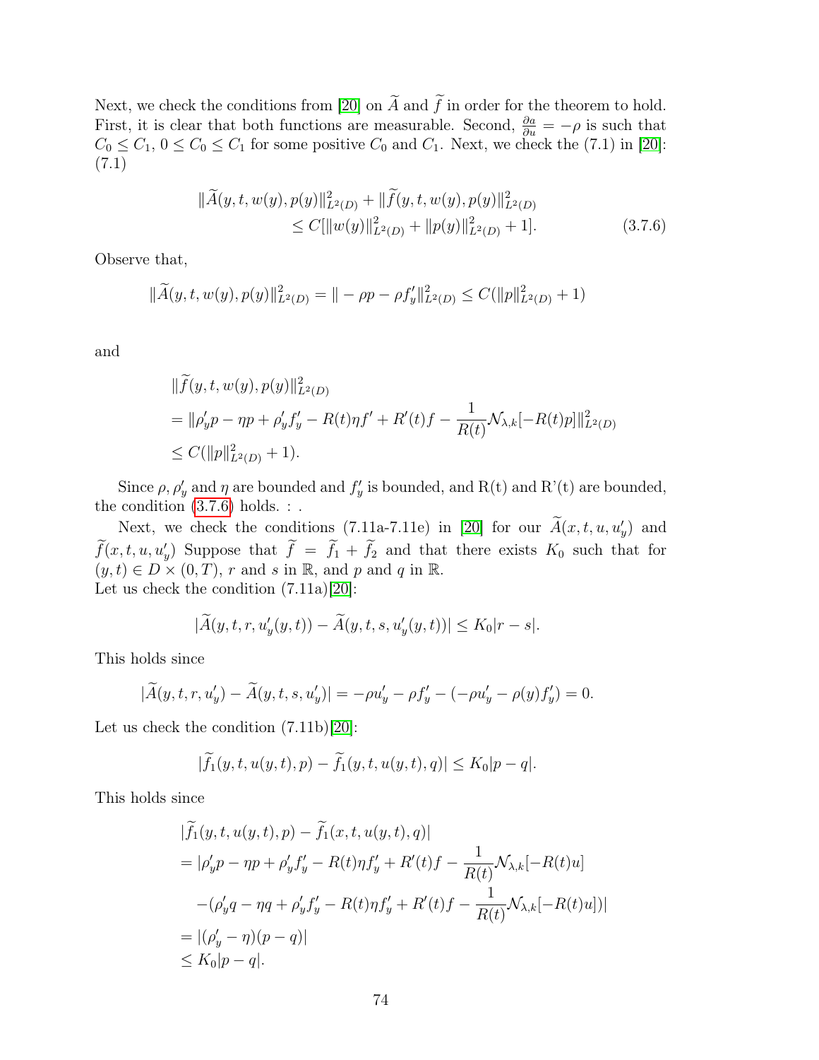Next, we check the conditions from [20] on $\widetilde{A}$ and $\widetilde{f}$ in order for the theorem to hold. First, it is clear that both functions are measurable. Second, $\frac{\partial a}{\partial u} = -\rho$ is such that $C_0 \leq C_1$, $0 \leq C_0 \leq C_1$ for some positive $C_0$ and $C_1$. Next, we check the (7.1) in [20]: (7.1)

$$
\begin{aligned}
\|\widetilde{A}(y,t,w(y),p(y)\|^2_{L^2(D)} + \|\widetilde{f}(y,t,w(y),p(y)\|^2_{L^2(D)} \\
\leq C[\|w(y)\|^2_{L^2(D)} + \|p(y)\|^2_{L^2(D)} + 1].
\end{aligned}
\tag{3.7.6}
$$

Observe that,

$$
\|\widetilde{A}(y,t,w(y),p(y)\|^2_{L^2(D)} = \| - \rho p - \rho f'_y\|^2_{L^2(D)} \leq C(\|p\|^2_{L^2(D)} + 1)
$$

and

$$
\begin{aligned}
&\|\widetilde{f}(y,t,w(y),p(y)\|^2_{L^2(D)} \\
&= \|\rho'_y p - \eta p + \rho'_y f'_y - R(t)\eta f' + R'(t) f - \frac{1}{R(t)}\mathcal{N}_{\lambda,k}[-R(t)p]\|^2_{L^2(D)} \\
&\leq C(\|p\|^2_{L^2(D)} + 1).
\end{aligned}
$$

Since $\rho, \rho'_y$ and $\eta$ are bounded and $f'_y$ is bounded, and R(t) and R'(t) are bounded, the condition (3.7.6) holds. : .

Next, we check the conditions (7.11a-7.11e) in [20] for our $\widetilde{A}(x,t,u,u'_y)$ and $\widetilde{f}(x,t,u,u'_y)$ Suppose that $\widetilde{f} = \widetilde{f}_1 + \widetilde{f}_2$ and that there exists $K_0$ such that for $(y,t) \in D \times (0,T)$, $r$ and $s$ in $\mathbb{R}$, and $p$ and $q$ in $\mathbb{R}$.
Let us check the condition (7.11a)[20]:

$$
|\widetilde{A}(y,t,r,u'_y(y,t)) - \widetilde{A}(y,t,s,u'_y(y,t))| \leq K_0|r-s|.
$$

This holds since

$$
|\widetilde{A}(y,t,r,u'_y) - \widetilde{A}(y,t,s,u'_y)| = -\rho u'_y - \rho f'_y - (-\rho u'_y - \rho(y) f'_y) = 0.
$$

Let us check the condition (7.11b)[20]:

$$
|\widetilde{f}_1(y,t,u(y,t),p) - \widetilde{f}_1(y,t,u(y,t),q)| \leq K_0|p-q|.
$$

This holds since

$$
\begin{aligned}
&|\widetilde{f}_1(y,t,u(y,t),p) - \widetilde{f}_1(x,t,u(y,t),q)| \\
&= |\rho'_y p - \eta p + \rho'_y f'_y - R(t)\eta f'_y + R'(t) f - \frac{1}{R(t)}\mathcal{N}_{\lambda,k}[-R(t)u] \\
&\quad -(\rho'_y q - \eta q + \rho'_y f'_y - R(t)\eta f'_y + R'(t) f - \frac{1}{R(t)}\mathcal{N}_{\lambda,k}[-R(t)u])| \\
&= |(\rho'_y - \eta)(p-q)| \\
&\leq K_0|p-q|.
\end{aligned}
$$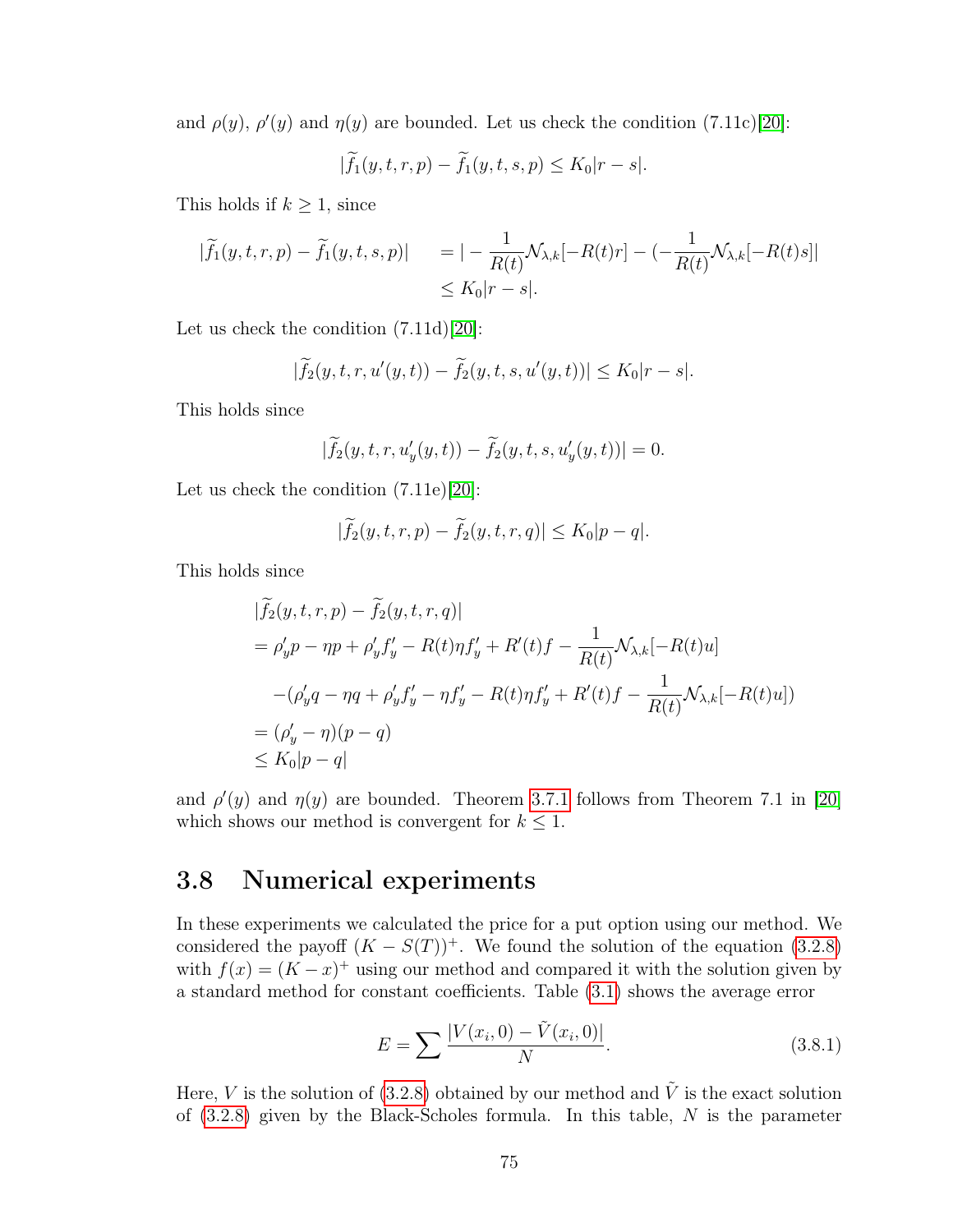and $\rho(y)$, $\rho'(y)$ and $\eta(y)$ are bounded. Let us check the condition (7.11c)[20]:

$$|\widetilde{f}_1(y,t,r,p) - \widetilde{f}_1(y,t,s,p) \leq K_0|r-s|.$$

This holds if $k \geq 1$, since

$$\begin{aligned}
|\widetilde{f}_1(y,t,r,p) - \widetilde{f}_1(y,t,s,p)| \quad &= |-\frac{1}{R(t)}\mathcal{N}_{\lambda,k}[-R(t)r] - (-\frac{1}{R(t)}\mathcal{N}_{\lambda,k}[-R(t)s]| \\
&\leq K_0|r-s|.
\end{aligned}$$

Let us check the condition (7.11d)[20]:

$$|\widetilde{f}_2(y,t,r,u'(y,t)) - \widetilde{f}_2(y,t,s,u'(y,t))| \leq K_0|r-s|.$$

This holds since

$$|\widetilde{f}_2(y,t,r,u'_y(y,t)) - \widetilde{f}_2(y,t,s,u'_y(y,t))| = 0.$$

Let us check the condition (7.11e)[20]:

$$|\widetilde{f}_2(y,t,r,p) - \widetilde{f}_2(y,t,r,q)| \leq K_0|p-q|.$$

This holds since

$$\begin{aligned}
&|\widetilde{f}_2(y,t,r,p) - \widetilde{f}_2(y,t,r,q)| \\
&= \rho'_y p - \eta p + \rho'_y f'_y - R(t)\eta f'_y + R'(t)f - \frac{1}{R(t)}\mathcal{N}_{\lambda,k}[-R(t)u] \\
&\quad -(\rho'_y q - \eta q + \rho'_y f'_y - \eta f'_y - R(t)\eta f'_y + R'(t)f - \frac{1}{R(t)}\mathcal{N}_{\lambda,k}[-R(t)u]) \\
&= (\rho'_y - \eta)(p-q) \\
&\leq K_0|p-q|
\end{aligned}$$

and $\rho'(y)$ and $\eta(y)$ are bounded. Theorem 3.7.1 follows from Theorem 7.1 in [20] which shows our method is convergent for $k \leq 1$.

## 3.8 Numerical experiments

In these experiments we calculated the price for a put option using our method. We considered the payoff $(K - S(T))^+$. We found the solution of the equation (3.2.8) with $f(x) = (K-x)^+$ using our method and compared it with the solution given by a standard method for constant coefficients. Table (3.1) shows the average error

$$E = \sum \frac{|V(x_i,0) - \tilde{V}(x_i,0)|}{N}. \tag{3.8.1}$$

Here, $V$ is the solution of (3.2.8) obtained by our method and $\tilde{V}$ is the exact solution of (3.2.8) given by the Black-Scholes formula. In this table, $N$ is the parameter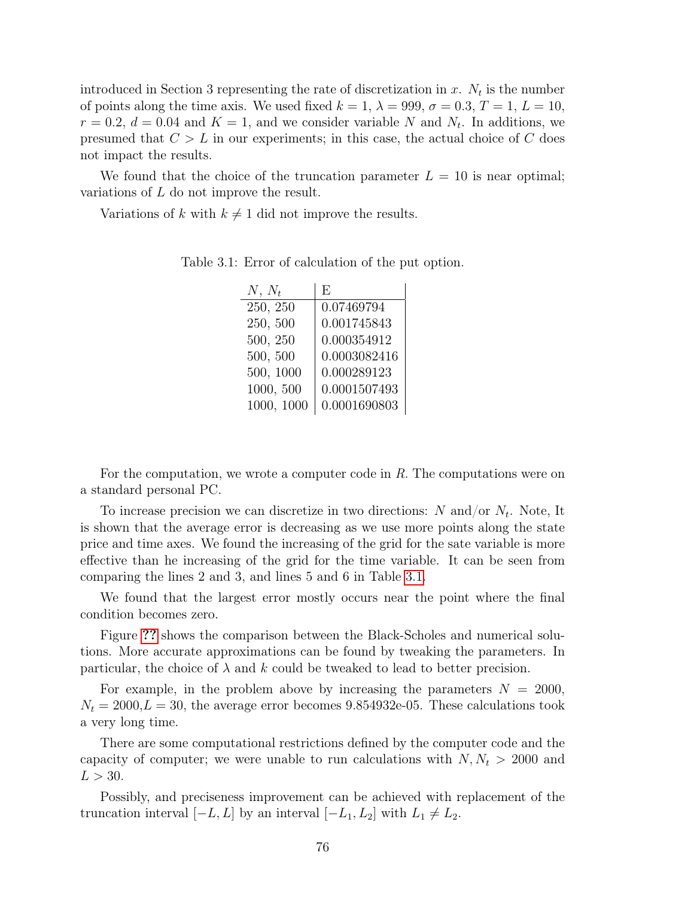introduced in Section 3 representing the rate of discretization in $x$. $N_t$ is the number of points along the time axis. We used fixed $k = 1$, $\lambda = 999$, $\sigma = 0.3$, $T = 1$, $L = 10$, $r = 0.2$, $d = 0.04$ and $K = 1$, and we consider variable $N$ and $N_t$. In additions, we presumed that $C > L$ in our experiments; in this case, the actual choice of $C$ does not impact the results.

We found that the choice of the truncation parameter $L = 10$ is near optimal; variations of $L$ do not improve the result.

Variations of $k$ with $k \neq 1$ did not improve the results.

Table 3.1: Error of calculation of the put option.

| $N$, $N_t$ | E |
|---|---|
| 250, 250 | 0.07469794 |
| 250, 500 | 0.001745843 |
| 500, 250 | 0.000354912 |
| 500, 500 | 0.0003082416 |
| 500, 1000 | 0.000289123 |
| 1000, 500 | 0.0001507493 |
| 1000, 1000 | 0.0001690803 |

For the computation, we wrote a computer code in *R*. The computations were on a standard personal PC.

To increase precision we can discretize in two directions: $N$ and/or $N_t$. Note, It is shown that the average error is decreasing as we use more points along the state price and time axes. We found the increasing of the grid for the sate variable is more effective than he increasing of the grid for the time variable. It can be seen from comparing the lines 2 and 3, and lines 5 and 6 in Table 3.1.

We found that the largest error mostly occurs near the point where the final condition becomes zero.

Figure ?? shows the comparison between the Black-Scholes and numerical solutions. More accurate approximations can be found by tweaking the parameters. In particular, the choice of $\lambda$ and $k$ could be tweaked to lead to better precision.

For example, in the problem above by increasing the parameters $N = 2000$, $N_t = 2000$,$L = 30$, the average error becomes 9.854932e-05. These calculations took a very long time.

There are some computational restrictions defined by the computer code and the capacity of computer; we were unable to run calculations with $N, N_t > 2000$ and $L > 30$.

Possibly, and preciseness improvement can be achieved with replacement of the truncation interval $[-L, L]$ by an interval $[-L_1, L_2]$ with $L_1 \neq L_2$.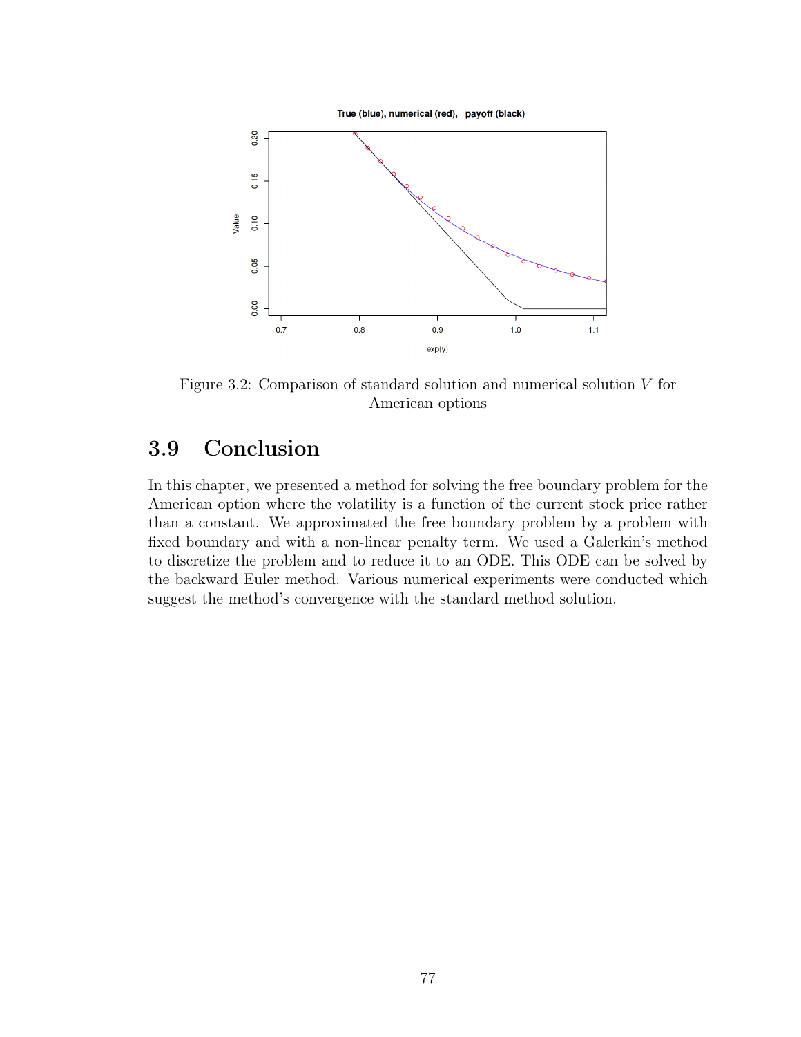Figure 3.2: Comparison of standard solution and numerical solution $V$ for American options

## 3.9 Conclusion

In this chapter, we presented a method for solving the free boundary problem for the American option where the volatility is a function of the current stock price rather than a constant. We approximated the free boundary problem by a problem with fixed boundary and with a non-linear penalty term. We used a Galerkin's method to discretize the problem and to reduce it to an ODE. This ODE can be solved by the backward Euler method. Various numerical experiments were conducted which suggest the method's convergence with the standard method solution.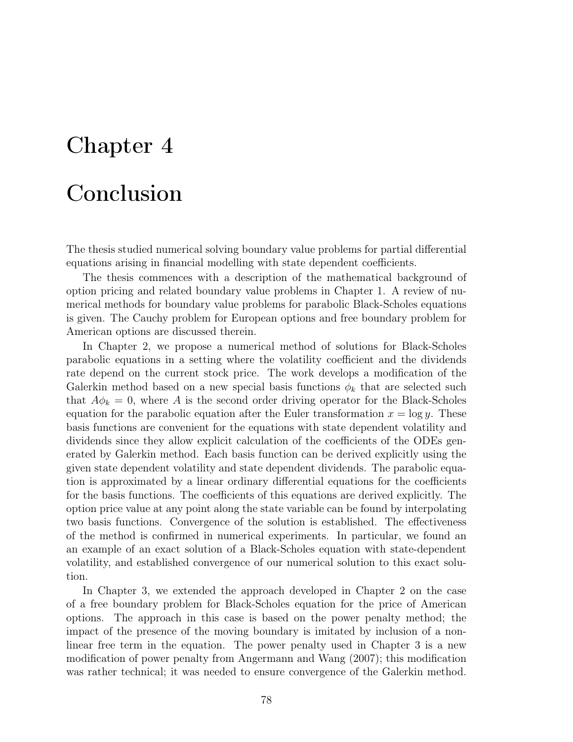# Chapter 4

# Conclusion

The thesis studied numerical solving boundary value problems for partial differential equations arising in financial modelling with state dependent coefficients.

The thesis commences with a description of the mathematical background of option pricing and related boundary value problems in Chapter 1. A review of numerical methods for boundary value problems for parabolic Black-Scholes equations is given. The Cauchy problem for European options and free boundary problem for American options are discussed therein.

In Chapter 2, we propose a numerical method of solutions for Black-Scholes parabolic equations in a setting where the volatility coefficient and the dividends rate depend on the current stock price. The work develops a modification of the Galerkin method based on a new special basis functions $\phi_k$ that are selected such that $A\phi_k = 0$, where $A$ is the second order driving operator for the Black-Scholes equation for the parabolic equation after the Euler transformation $x = \log y$. These basis functions are convenient for the equations with state dependent volatility and dividends since they allow explicit calculation of the coefficients of the ODEs generated by Galerkin method. Each basis function can be derived explicitly using the given state dependent volatility and state dependent dividends. The parabolic equation is approximated by a linear ordinary differential equations for the coefficients for the basis functions. The coefficients of this equations are derived explicitly. The option price value at any point along the state variable can be found by interpolating two basis functions. Convergence of the solution is established. The effectiveness of the method is confirmed in numerical experiments. In particular, we found an an example of an exact solution of a Black-Scholes equation with state-dependent volatility, and established convergence of our numerical solution to this exact solution.

In Chapter 3, we extended the approach developed in Chapter 2 on the case of a free boundary problem for Black-Scholes equation for the price of American options. The approach in this case is based on the power penalty method; the impact of the presence of the moving boundary is imitated by inclusion of a nonlinear free term in the equation. The power penalty used in Chapter 3 is a new modification of power penalty from Angermann and Wang (2007); this modification was rather technical; it was needed to ensure convergence of the Galerkin method.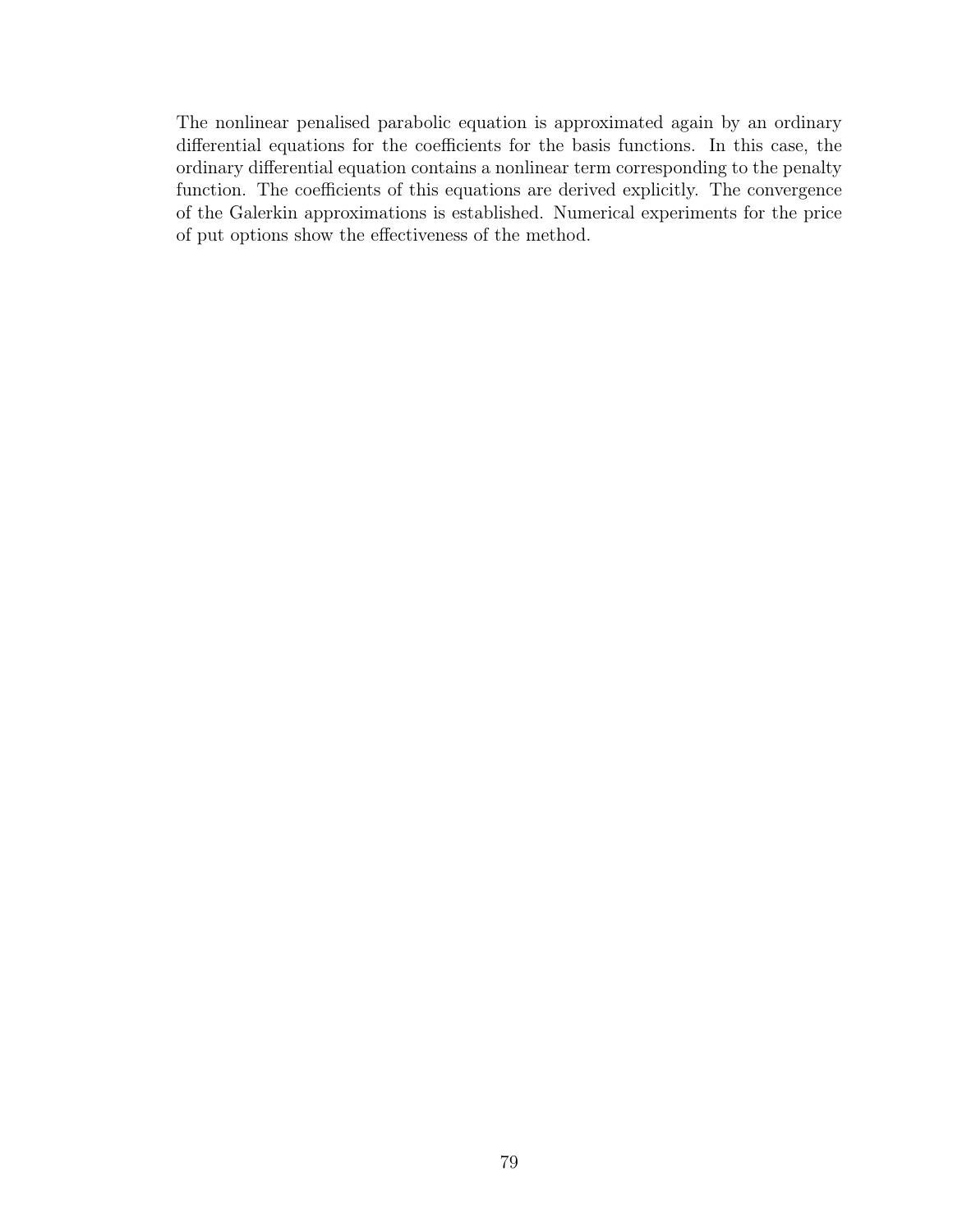The nonlinear penalised parabolic equation is approximated again by an ordinary differential equations for the coefficients for the basis functions. In this case, the ordinary differential equation contains a nonlinear term corresponding to the penalty function. The coefficients of this equations are derived explicitly. The convergence of the Galerkin approximations is established. Numerical experiments for the price of put options show the effectiveness of the method.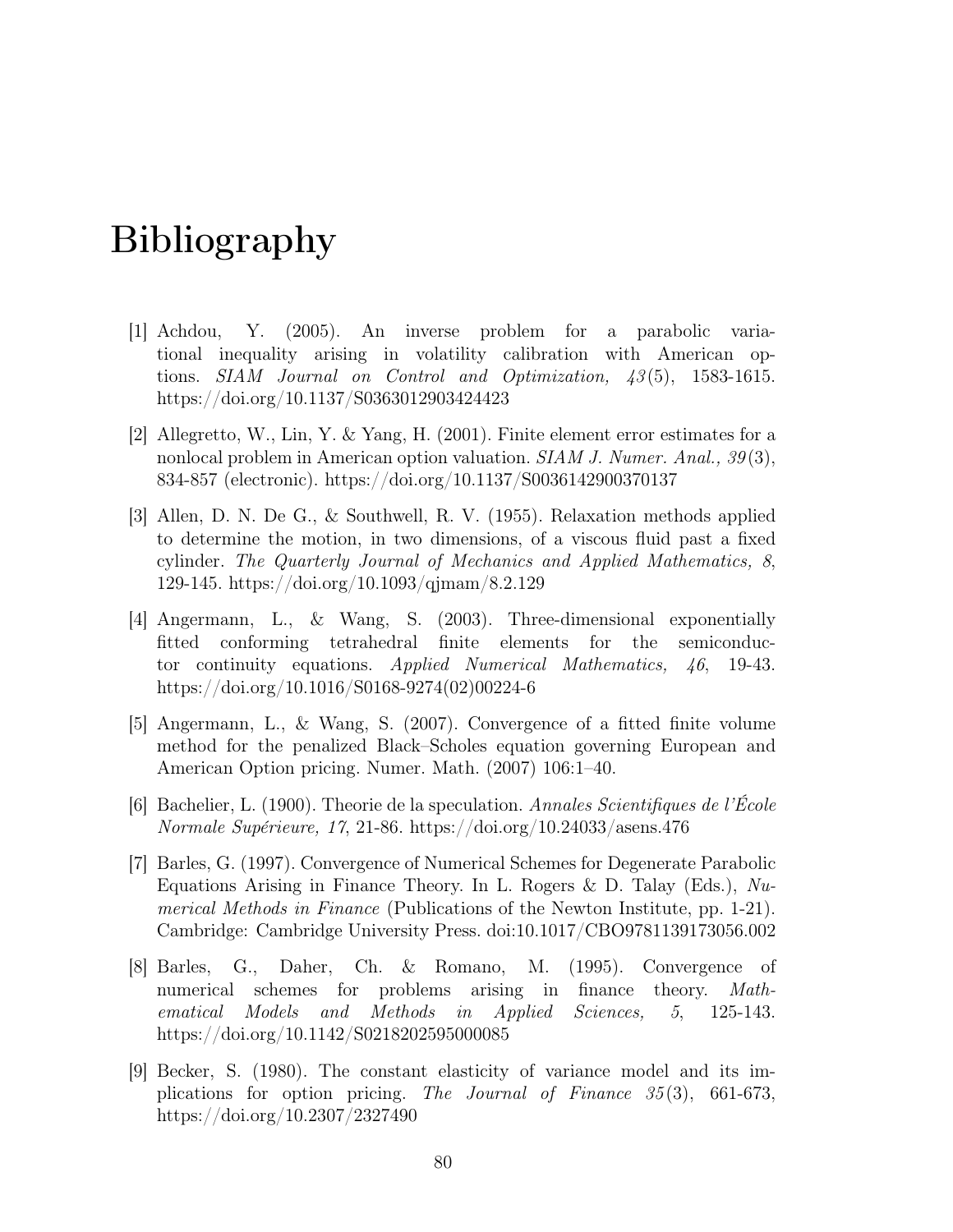# Bibliography

[1] Achdou, Y. (2005). An inverse problem for a parabolic variational inequality arising in volatility calibration with American options. *SIAM Journal on Control and Optimization, 43*(5), 1583-1615. https://doi.org/10.1137/S0363012903424423

[2] Allegretto, W., Lin, Y. & Yang, H. (2001). Finite element error estimates for a nonlocal problem in American option valuation. *SIAM J. Numer. Anal., 39*(3), 834-857 (electronic). https://doi.org/10.1137/S0036142900370137

[3] Allen, D. N. De G., & Southwell, R. V. (1955). Relaxation methods applied to determine the motion, in two dimensions, of a viscous fluid past a fixed cylinder. *The Quarterly Journal of Mechanics and Applied Mathematics, 8*, 129-145. https://doi.org/10.1093/qjmam/8.2.129

[4] Angermann, L., & Wang, S. (2003). Three-dimensional exponentially fitted conforming tetrahedral finite elements for the semiconductor continuity equations. *Applied Numerical Mathematics, 46*, 19-43. https://doi.org/10.1016/S0168-9274(02)00224-6

[5] Angermann, L., & Wang, S. (2007). Convergence of a fitted finite volume method for the penalized Black–Scholes equation governing European and American Option pricing. Numer. Math. (2007) 106:1–40.

[6] Bachelier, L. (1900). Theorie de la speculation. *Annales Scientifiques de l'École Normale Supérieure, 17*, 21-86. https://doi.org/10.24033/asens.476

[7] Barles, G. (1997). Convergence of Numerical Schemes for Degenerate Parabolic Equations Arising in Finance Theory. In L. Rogers & D. Talay (Eds.), *Numerical Methods in Finance* (Publications of the Newton Institute, pp. 1-21). Cambridge: Cambridge University Press. doi:10.1017/CBO9781139173056.002

[8] Barles, G., Daher, Ch. & Romano, M. (1995). Convergence of numerical schemes for problems arising in finance theory. *Mathematical Models and Methods in Applied Sciences, 5*, 125-143. https://doi.org/10.1142/S0218202595000085

[9] Becker, S. (1980). The constant elasticity of variance model and its implications for option pricing. *The Journal of Finance 35*(3), 661-673, https://doi.org/10.2307/2327490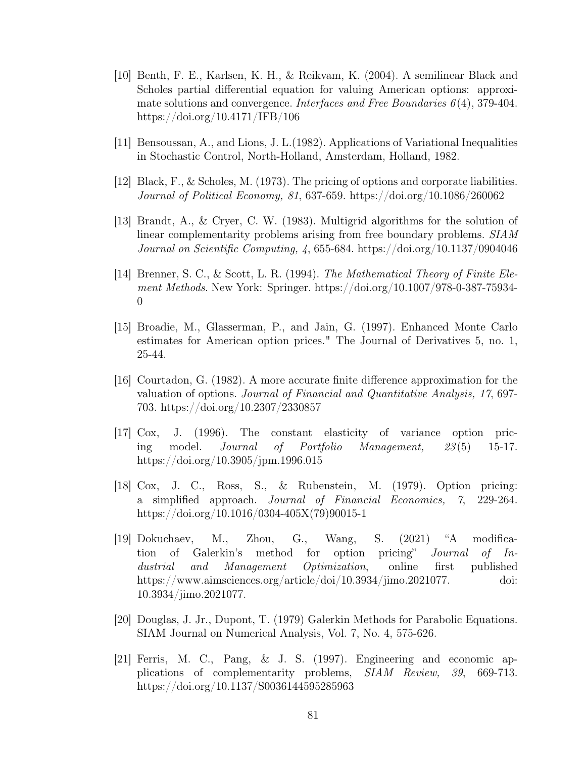[10] Benth, F. E., Karlsen, K. H., & Reikvam, K. (2004). A semilinear Black and Scholes partial differential equation for valuing American options: approximate solutions and convergence. *Interfaces and Free Boundaries 6*(4), 379-404. https://doi.org/10.4171/IFB/106

[11] Bensoussan, A., and Lions, J. L.(1982). Applications of Variational Inequalities in Stochastic Control, North-Holland, Amsterdam, Holland, 1982.

[12] Black, F., & Scholes, M. (1973). The pricing of options and corporate liabilities. *Journal of Political Economy, 81*, 637-659. https://doi.org/10.1086/260062

[13] Brandt, A., & Cryer, C. W. (1983). Multigrid algorithms for the solution of linear complementarity problems arising from free boundary problems. *SIAM Journal on Scientific Computing, 4*, 655-684. https://doi.org/10.1137/0904046

[14] Brenner, S. C., & Scott, L. R. (1994). *The Mathematical Theory of Finite Element Methods*. New York: Springer. https://doi.org/10.1007/978-0-387-75934-0

[15] Broadie, M., Glasserman, P., and Jain, G. (1997). Enhanced Monte Carlo estimates for American option prices." The Journal of Derivatives 5, no. 1, 25-44.

[16] Courtadon, G. (1982). A more accurate finite difference approximation for the valuation of options. *Journal of Financial and Quantitative Analysis, 17*, 697-703. https://doi.org/10.2307/2330857

[17] Cox, J. (1996). The constant elasticity of variance option pricing model. *Journal of Portfolio Management, 23*(5) 15-17. https://doi.org/10.3905/jpm.1996.015

[18] Cox, J. C., Ross, S., & Rubenstein, M. (1979). Option pricing: a simplified approach. *Journal of Financial Economics, 7*, 229-264. https://doi.org/10.1016/0304-405X(79)90015-1

[19] Dokuchaev, M., Zhou, G., Wang, S. (2021) "A modification of Galerkin's method for option pricing" *Journal of Industrial and Management Optimization*, online first published https://www.aimsciences.org/article/doi/10.3934/jimo.2021077. doi: 10.3934/jimo.2021077.

[20] Douglas, J. Jr., Dupont, T. (1979) Galerkin Methods for Parabolic Equations. SIAM Journal on Numerical Analysis, Vol. 7, No. 4, 575-626.

[21] Ferris, M. C., Pang, & J. S. (1997). Engineering and economic applications of complementarity problems, *SIAM Review, 39*, 669-713. https://doi.org/10.1137/S0036144595285963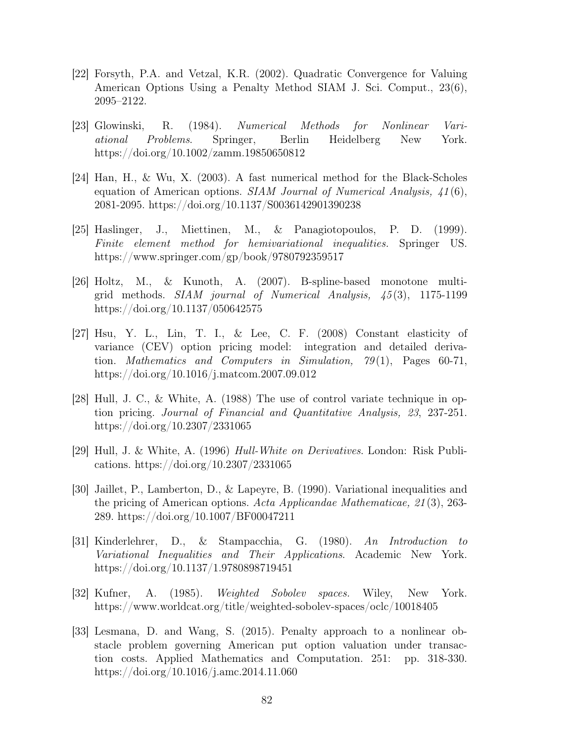[22] Forsyth, P.A. and Vetzal, K.R. (2002). Quadratic Convergence for Valuing American Options Using a Penalty Method SIAM J. Sci. Comput., 23(6), 2095–2122.

[23] Glowinski, R. (1984). *Numerical Methods for Nonlinear Variational Problems*. Springer, Berlin Heidelberg New York. https://doi.org/10.1002/zamm.19850650812

[24] Han, H., & Wu, X. (2003). A fast numerical method for the Black-Scholes equation of American options. *SIAM Journal of Numerical Analysis, 41*(6), 2081-2095. https://doi.org/10.1137/S0036142901390238

[25] Haslinger, J., Miettinen, M., & Panagiotopoulos, P. D. (1999). *Finite element method for hemivariational inequalities.* Springer US. https://www.springer.com/gp/book/9780792359517

[26] Holtz, M., & Kunoth, A. (2007). B-spline-based monotone multigrid methods. *SIAM journal of Numerical Analysis, 45*(3), 1175-1199 https://doi.org/10.1137/050642575

[27] Hsu, Y. L., Lin, T. I., & Lee, C. F. (2008) Constant elasticity of variance (CEV) option pricing model: integration and detailed derivation. *Mathematics and Computers in Simulation, 79*(1), Pages 60-71, https://doi.org/10.1016/j.matcom.2007.09.012

[28] Hull, J. C., & White, A. (1988) The use of control variate technique in option pricing. *Journal of Financial and Quantitative Analysis, 23*, 237-251. https://doi.org/10.2307/2331065

[29] Hull, J. & White, A. (1996) *Hull-White on Derivatives*. London: Risk Publications. https://doi.org/10.2307/2331065

[30] Jaillet, P., Lamberton, D., & Lapeyre, B. (1990). Variational inequalities and the pricing of American options. *Acta Applicandae Mathematicae, 21*(3), 263-289. https://doi.org/10.1007/BF00047211

[31] Kinderlehrer, D., & Stampacchia, G. (1980). *An Introduction to Variational Inequalities and Their Applications*. Academic New York. https://doi.org/10.1137/1.9780898719451

[32] Kufner, A. (1985). *Weighted Sobolev spaces.* Wiley, New York. https://www.worldcat.org/title/weighted-sobolev-spaces/oclc/10018405

[33] Lesmana, D. and Wang, S. (2015). Penalty approach to a nonlinear obstacle problem governing American put option valuation under transaction costs. Applied Mathematics and Computation. 251: pp. 318-330. https://doi.org/10.1016/j.amc.2014.11.060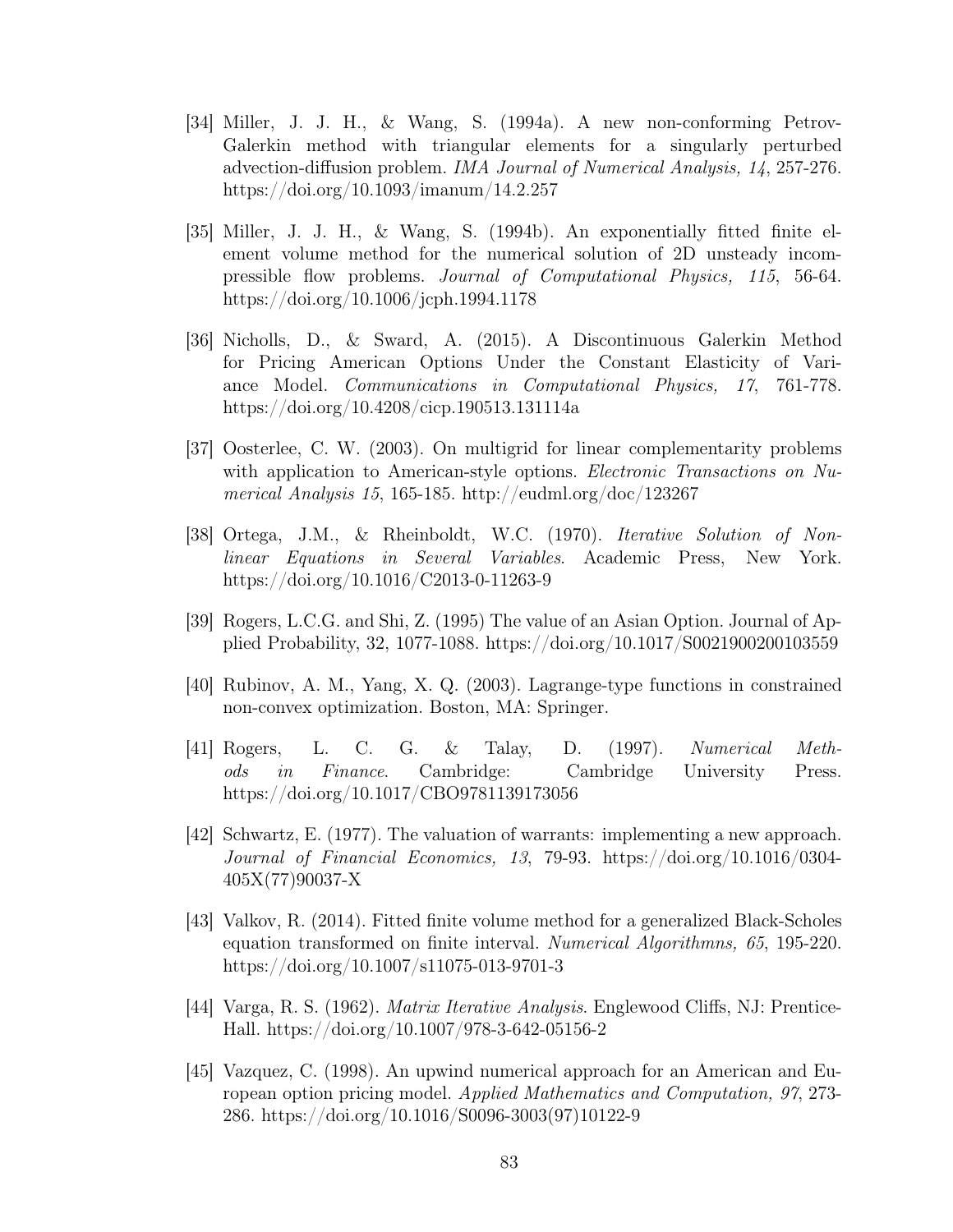[34] Miller, J. J. H., & Wang, S. (1994a). A new non-conforming Petrov-Galerkin method with triangular elements for a singularly perturbed advection-diffusion problem. *IMA Journal of Numerical Analysis, 14*, 257-276. https://doi.org/10.1093/imanum/14.2.257

[35] Miller, J. J. H., & Wang, S. (1994b). An exponentially fitted finite element volume method for the numerical solution of 2D unsteady incompressible flow problems. *Journal of Computational Physics, 115*, 56-64. https://doi.org/10.1006/jcph.1994.1178

[36] Nicholls, D., & Sward, A. (2015). A Discontinuous Galerkin Method for Pricing American Options Under the Constant Elasticity of Variance Model. *Communications in Computational Physics, 17*, 761-778. https://doi.org/10.4208/cicp.190513.131114a

[37] Oosterlee, C. W. (2003). On multigrid for linear complementarity problems with application to American-style options. *Electronic Transactions on Numerical Analysis 15*, 165-185. http://eudml.org/doc/123267

[38] Ortega, J.M., & Rheinboldt, W.C. (1970). *Iterative Solution of Nonlinear Equations in Several Variables*. Academic Press, New York. https://doi.org/10.1016/C2013-0-11263-9

[39] Rogers, L.C.G. and Shi, Z. (1995) The value of an Asian Option. Journal of Applied Probability, 32, 1077-1088. https://doi.org/10.1017/S0021900200103559

[40] Rubinov, A. M., Yang, X. Q. (2003). Lagrange-type functions in constrained non-convex optimization. Boston, MA: Springer.

[41] Rogers, L. C. G. & Talay, D. (1997). *Numerical Methods in Finance*. Cambridge: Cambridge University Press. https://doi.org/10.1017/CBO9781139173056

[42] Schwartz, E. (1977). The valuation of warrants: implementing a new approach. *Journal of Financial Economics, 13*, 79-93. https://doi.org/10.1016/0304-405X(77)90037-X

[43] Valkov, R. (2014). Fitted finite volume method for a generalized Black-Scholes equation transformed on finite interval. *Numerical Algorithmns, 65*, 195-220. https://doi.org/10.1007/s11075-013-9701-3

[44] Varga, R. S. (1962). *Matrix Iterative Analysis*. Englewood Cliffs, NJ: Prentice-Hall. https://doi.org/10.1007/978-3-642-05156-2

[45] Vazquez, C. (1998). An upwind numerical approach for an American and European option pricing model. *Applied Mathematics and Computation, 97*, 273-286. https://doi.org/10.1016/S0096-3003(97)10122-9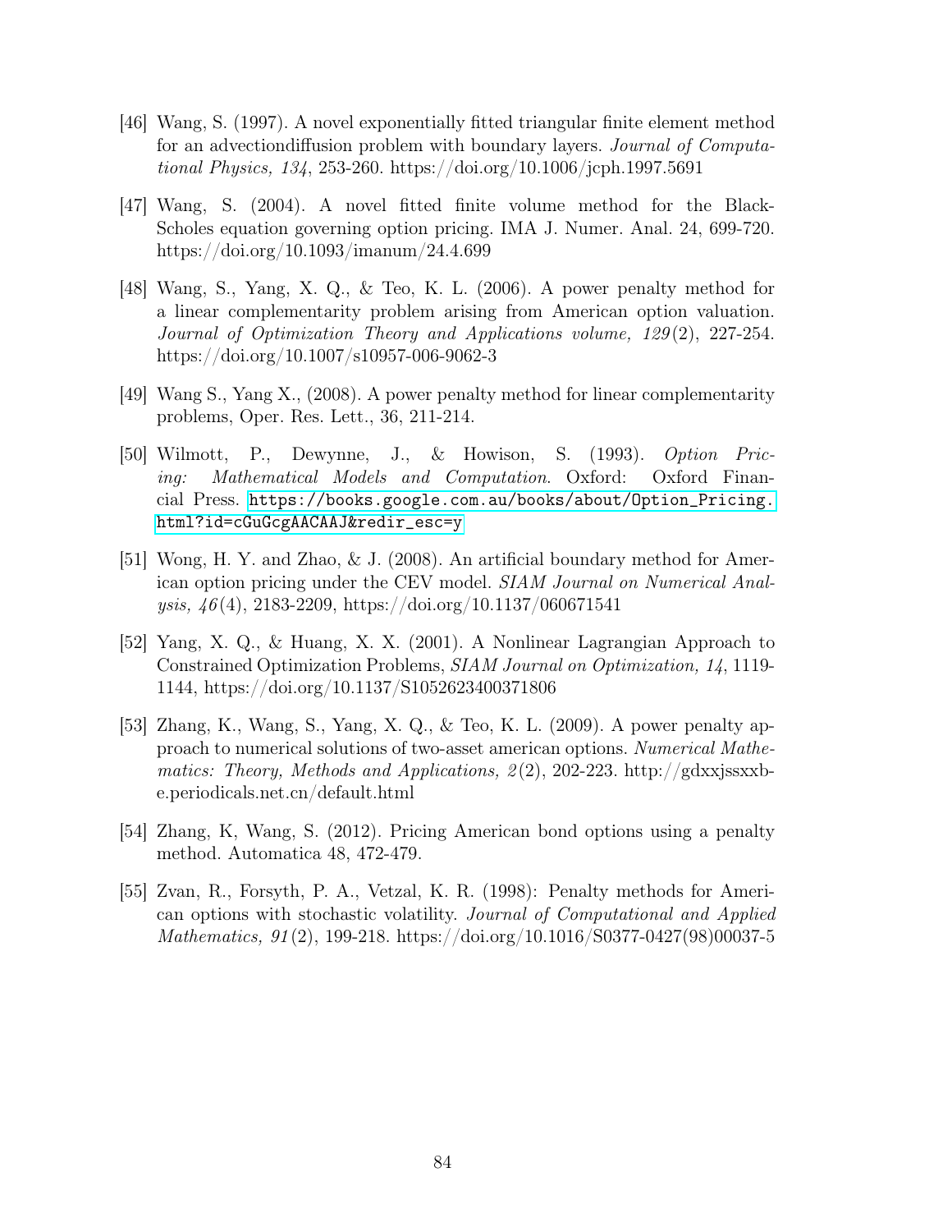[46] Wang, S. (1997). A novel exponentially fitted triangular finite element method for an advectiondiffusion problem with boundary layers. *Journal of Computational Physics, 134*, 253-260. https://doi.org/10.1006/jcph.1997.5691

[47] Wang, S. (2004). A novel fitted finite volume method for the Black-Scholes equation governing option pricing. IMA J. Numer. Anal. 24, 699-720. https://doi.org/10.1093/imanum/24.4.699

[48] Wang, S., Yang, X. Q., & Teo, K. L. (2006). A power penalty method for a linear complementarity problem arising from American option valuation. *Journal of Optimization Theory and Applications volume, 129*(2), 227-254. https://doi.org/10.1007/s10957-006-9062-3

[49] Wang S., Yang X., (2008). A power penalty method for linear complementarity problems, Oper. Res. Lett., 36, 211-214.

[50] Wilmott, P., Dewynne, J., & Howison, S. (1993). *Option Pricing: Mathematical Models and Computation*. Oxford: Oxford Financial Press. https://books.google.com.au/books/about/Option_Pricing.html?id=cGuGcgAACAAJ&redir_esc=y

[51] Wong, H. Y. and Zhao, & J. (2008). An artificial boundary method for American option pricing under the CEV model. *SIAM Journal on Numerical Analysis, 46*(4), 2183-2209, https://doi.org/10.1137/060671541

[52] Yang, X. Q., & Huang, X. X. (2001). A Nonlinear Lagrangian Approach to Constrained Optimization Problems, *SIAM Journal on Optimization, 14*, 1119-1144, https://doi.org/10.1137/S1052623400371806

[53] Zhang, K., Wang, S., Yang, X. Q., & Teo, K. L. (2009). A power penalty approach to numerical solutions of two-asset american options. *Numerical Mathematics: Theory, Methods and Applications, 2*(2), 202-223. http://gdxxjssxxbe.periodicals.net.cn/default.html

[54] Zhang, K, Wang, S. (2012). Pricing American bond options using a penalty method. Automatica 48, 472-479.

[55] Zvan, R., Forsyth, P. A., Vetzal, K. R. (1998): Penalty methods for American options with stochastic volatility. *Journal of Computational and Applied Mathematics, 91*(2), 199-218. https://doi.org/10.1016/S0377-0427(98)00037-5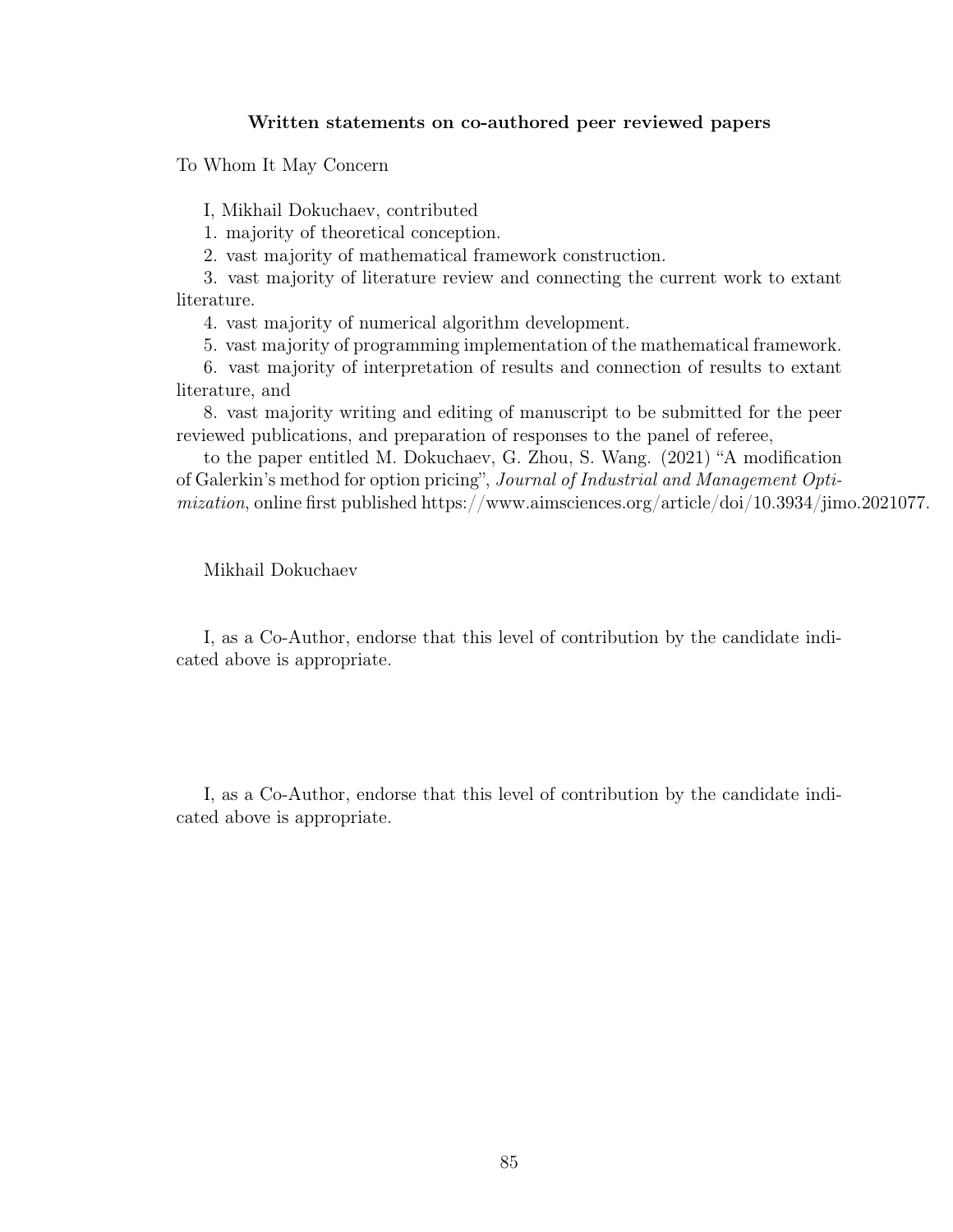**Written statements on co-authored peer reviewed papers**

To Whom It May Concern

I, Mikhail Dokuchaev, contributed

1. majority of theoretical conception.
2. vast majority of mathematical framework construction.
3. vast majority of literature review and connecting the current work to extant literature.
4. vast majority of numerical algorithm development.
5. vast majority of programming implementation of the mathematical framework.
6. vast majority of interpretation of results and connection of results to extant literature, and

8. vast majority writing and editing of manuscript to be submitted for the peer reviewed publications, and preparation of responses to the panel of referee,

to the paper entitled M. Dokuchaev, G. Zhou, S. Wang. (2021) "A modification of Galerkin's method for option pricing", *Journal of Industrial and Management Optimization*, online first published https://www.aimsciences.org/article/doi/10.3934/jimo.2021077.

Mikhail Dokuchaev

I, as a Co-Author, endorse that this level of contribution by the candidate indicated above is appropriate.

I, as a Co-Author, endorse that this level of contribution by the candidate indicated above is appropriate.